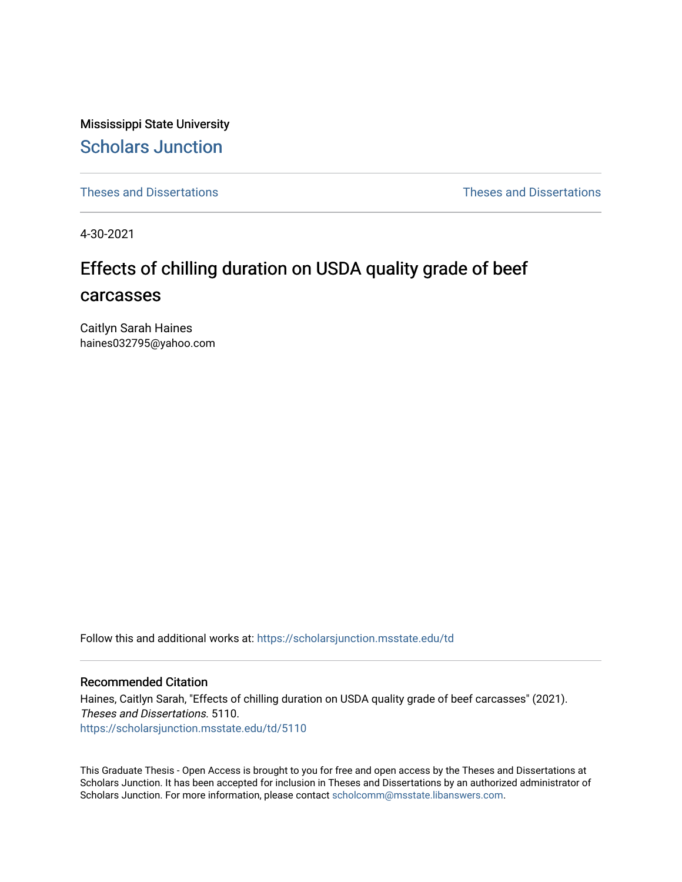Mississippi State University

# Scholars Junction

Theses and Dissertations

Theses and Dissertations

4-30-2021

## Effects of chilling duration on USDA quality grade of beef carcasses

Caitlyn Sarah Haines
haines032795@yahoo.com

Follow this and additional works at: https://scholarsjunction.msstate.edu/td

### Recommended Citation

Haines, Caitlyn Sarah, "Effects of chilling duration on USDA quality grade of beef carcasses" (2021). *Theses and Dissertations*. 5110.
https://scholarsjunction.msstate.edu/td/5110

This Graduate Thesis - Open Access is brought to you for free and open access by the Theses and Dissertations at Scholars Junction. It has been accepted for inclusion in Theses and Dissertations by an authorized administrator of Scholars Junction. For more information, please contact scholcomm@msstate.libanswers.com.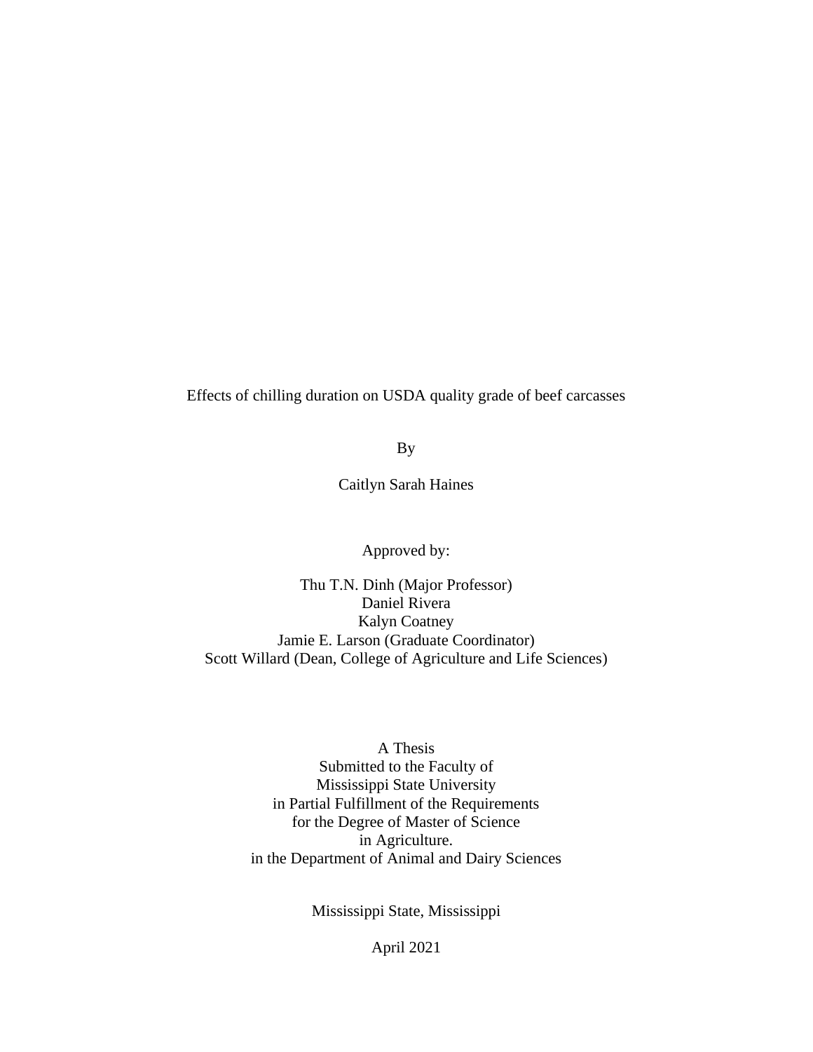Effects of chilling duration on USDA quality grade of beef carcasses

By

Caitlyn Sarah Haines

Approved by:

Thu T.N. Dinh (Major Professor)
Daniel Rivera
Kalyn Coatney
Jamie E. Larson (Graduate Coordinator)
Scott Willard (Dean, College of Agriculture and Life Sciences)

A Thesis
Submitted to the Faculty of
Mississippi State University
in Partial Fulfillment of the Requirements
for the Degree of Master of Science
in Agriculture.
in the Department of Animal and Dairy Sciences

Mississippi State, Mississippi

April 2021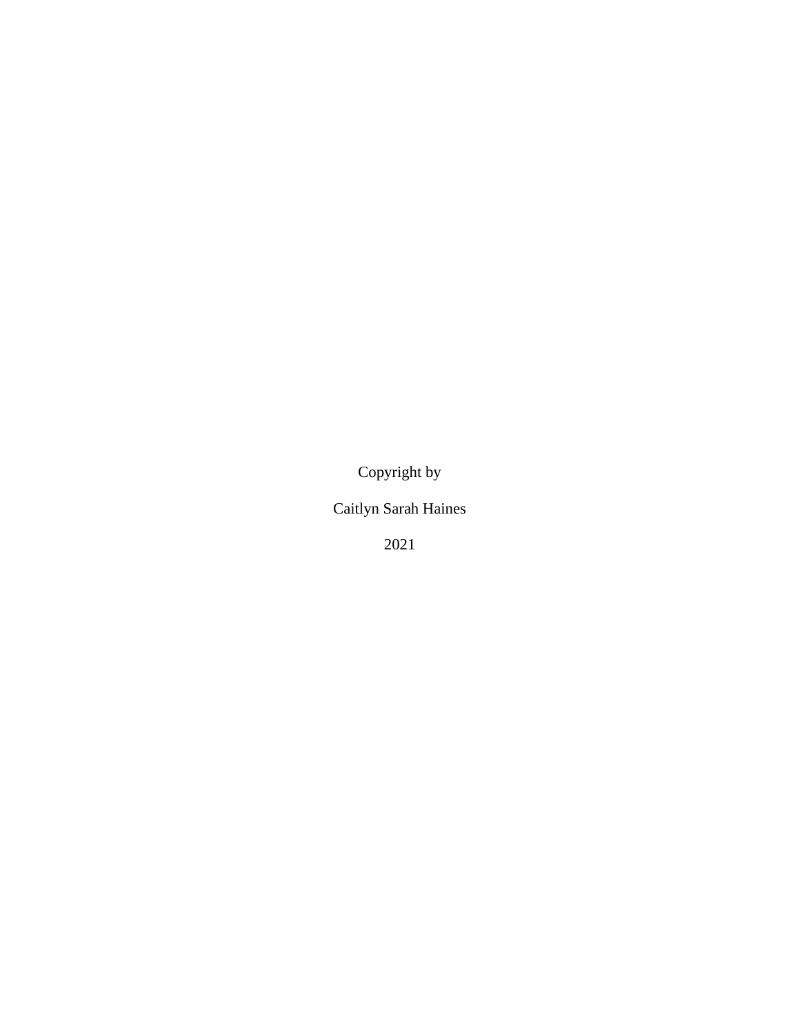Copyright by

Caitlyn Sarah Haines

2021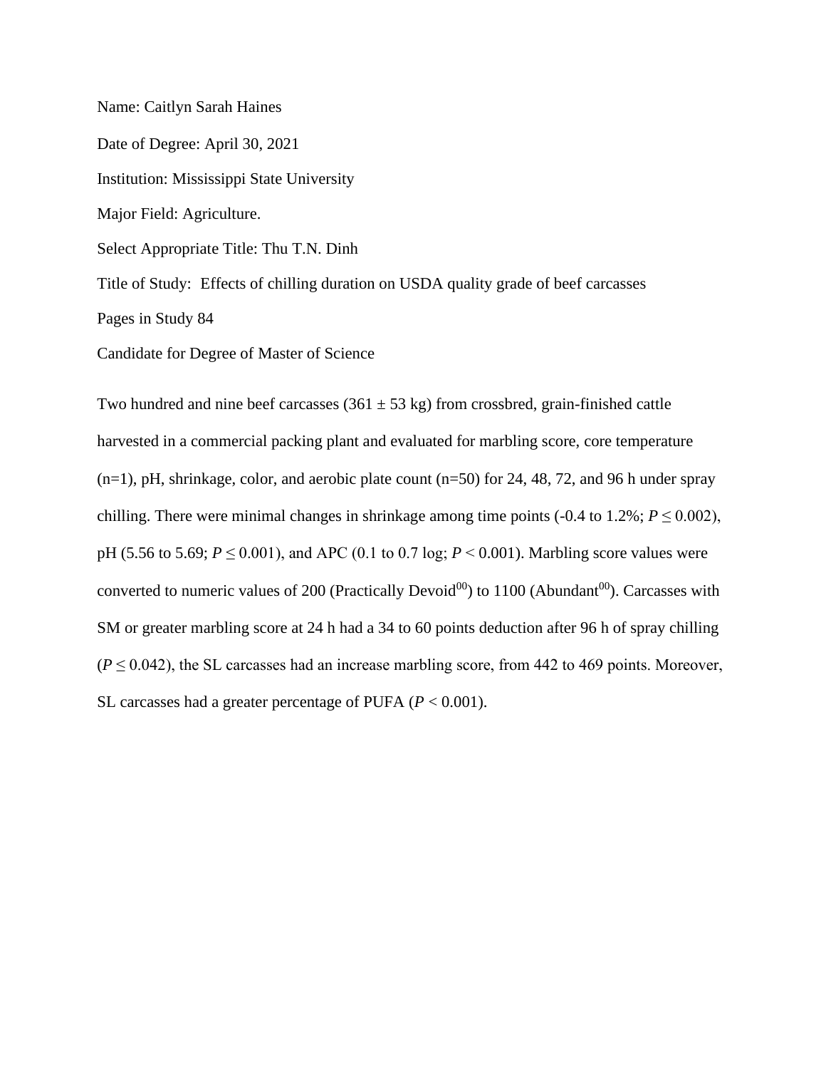Name: Caitlyn Sarah Haines

Date of Degree: April 30, 2021

Institution: Mississippi State University

Major Field: Agriculture.

Select Appropriate Title: Thu T.N. Dinh

Title of Study: Effects of chilling duration on USDA quality grade of beef carcasses

Pages in Study 84

Candidate for Degree of Master of Science

Two hundred and nine beef carcasses (361 ± 53 kg) from crossbred, grain-finished cattle harvested in a commercial packing plant and evaluated for marbling score, core temperature (n=1), pH, shrinkage, color, and aerobic plate count (n=50) for 24, 48, 72, and 96 h under spray chilling. There were minimal changes in shrinkage among time points (-0.4 to 1.2%; $P \leq 0.002$), pH (5.56 to 5.69; $P \leq 0.001$), and APC (0.1 to 0.7 log; $P < 0.001$). Marbling score values were converted to numeric values of 200 (Practically Devoid$^{00}$) to 1100 (Abundant$^{00}$). Carcasses with SM or greater marbling score at 24 h had a 34 to 60 points deduction after 96 h of spray chilling ($P \leq 0.042$), the SL carcasses had an increase marbling score, from 442 to 469 points. Moreover, SL carcasses had a greater percentage of PUFA ($P < 0.001$).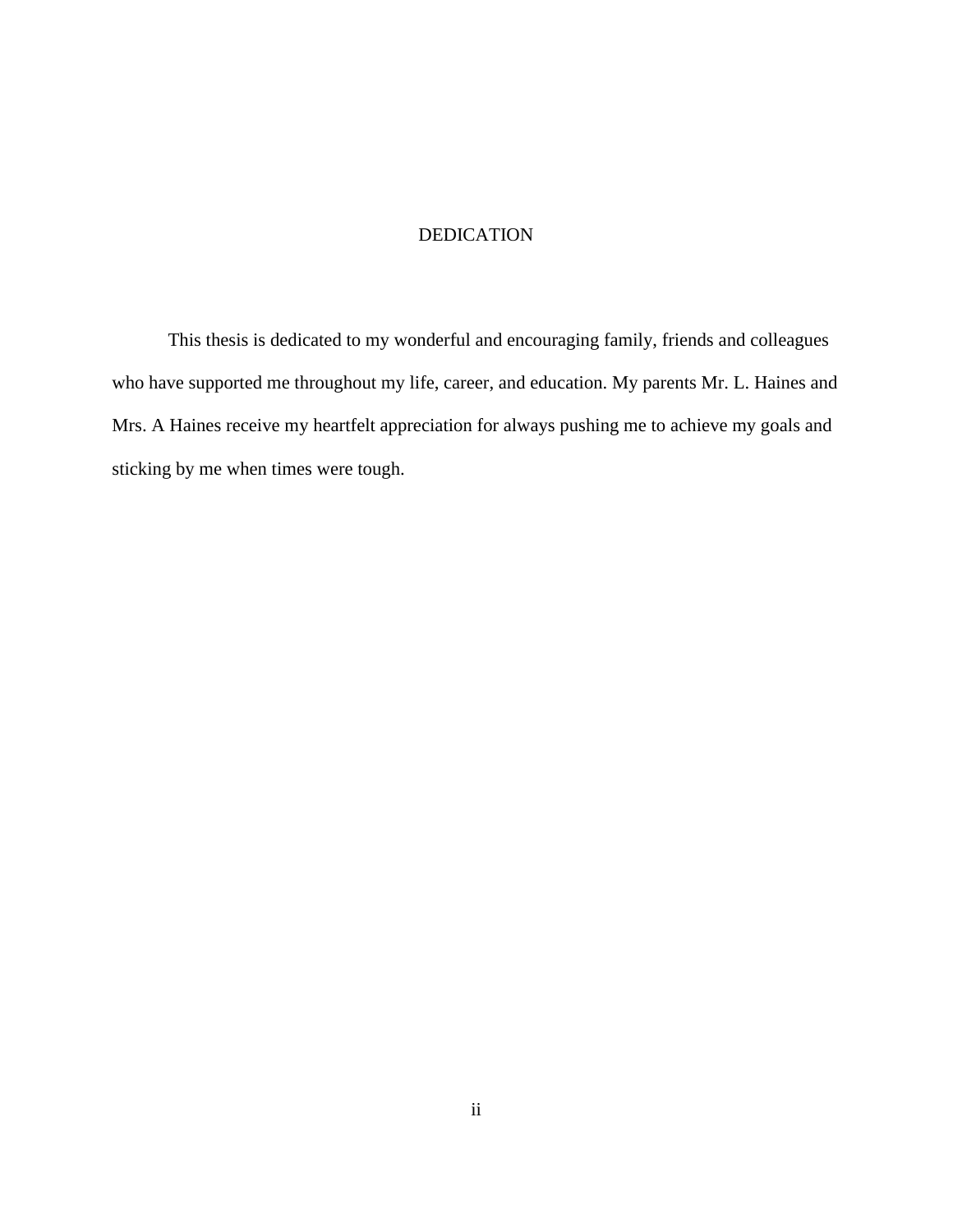# DEDICATION

This thesis is dedicated to my wonderful and encouraging family, friends and colleagues who have supported me throughout my life, career, and education. My parents Mr. L. Haines and Mrs. A Haines receive my heartfelt appreciation for always pushing me to achieve my goals and sticking by me when times were tough.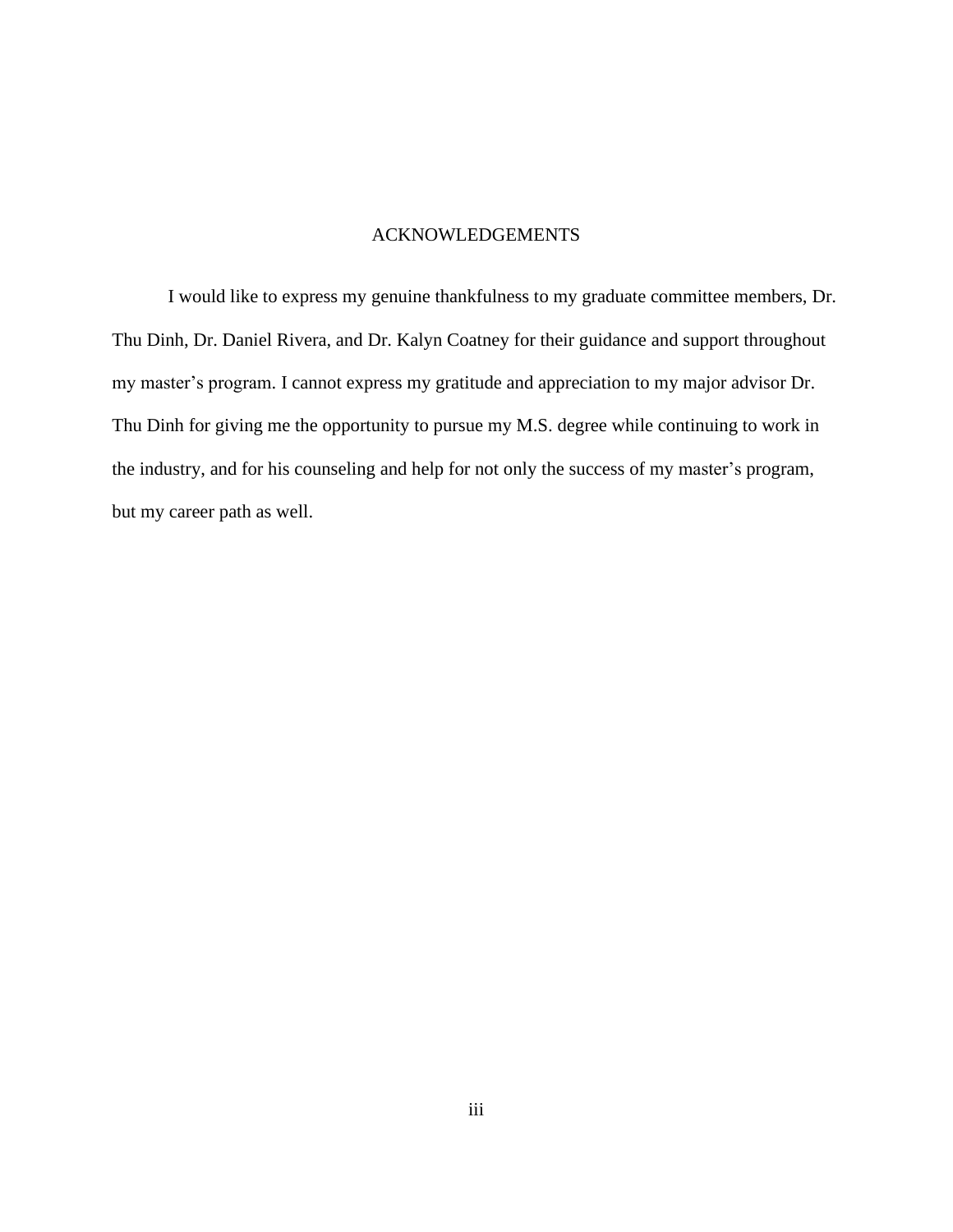# ACKNOWLEDGEMENTS

I would like to express my genuine thankfulness to my graduate committee members, Dr. Thu Dinh, Dr. Daniel Rivera, and Dr. Kalyn Coatney for their guidance and support throughout my master's program. I cannot express my gratitude and appreciation to my major advisor Dr. Thu Dinh for giving me the opportunity to pursue my M.S. degree while continuing to work in the industry, and for his counseling and help for not only the success of my master's program, but my career path as well.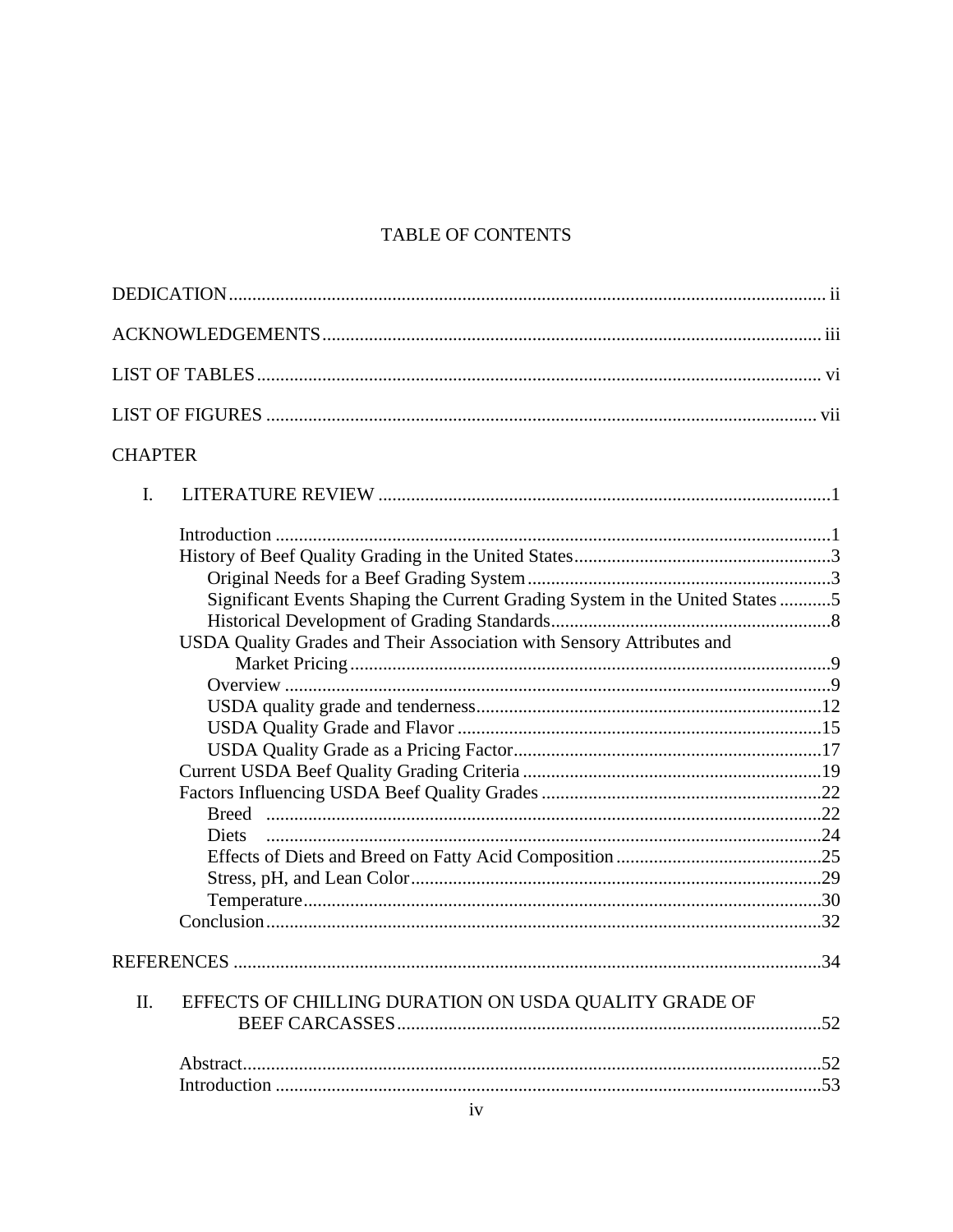# TABLE OF CONTENTS

DEDICATION ii

ACKNOWLEDGEMENTS iii

LIST OF TABLES vi

LIST OF FIGURES vii

CHAPTER

I. LITERATURE REVIEW 1

- Introduction 1
- History of Beef Quality Grading in the United States 3
  - Original Needs for a Beef Grading System 3
  - Significant Events Shaping the Current Grading System in the United States 5
  - Historical Development of Grading Standards 8
- USDA Quality Grades and Their Association with Sensory Attributes and Market Pricing 9
  - Overview 9
  - USDA quality grade and tenderness 12
  - USDA Quality Grade and Flavor 15
  - USDA Quality Grade as a Pricing Factor 17
- Current USDA Beef Quality Grading Criteria 19
- Factors Influencing USDA Beef Quality Grades 22
  - Breed 22
  - Diets 24
  - Effects of Diets and Breed on Fatty Acid Composition 25
  - Stress, pH, and Lean Color 29
  - Temperature 30
- Conclusion 32

REFERENCES 34

II. EFFECTS OF CHILLING DURATION ON USDA QUALITY GRADE OF BEEF CARCASSES 52

- Abstract 52
- Introduction 53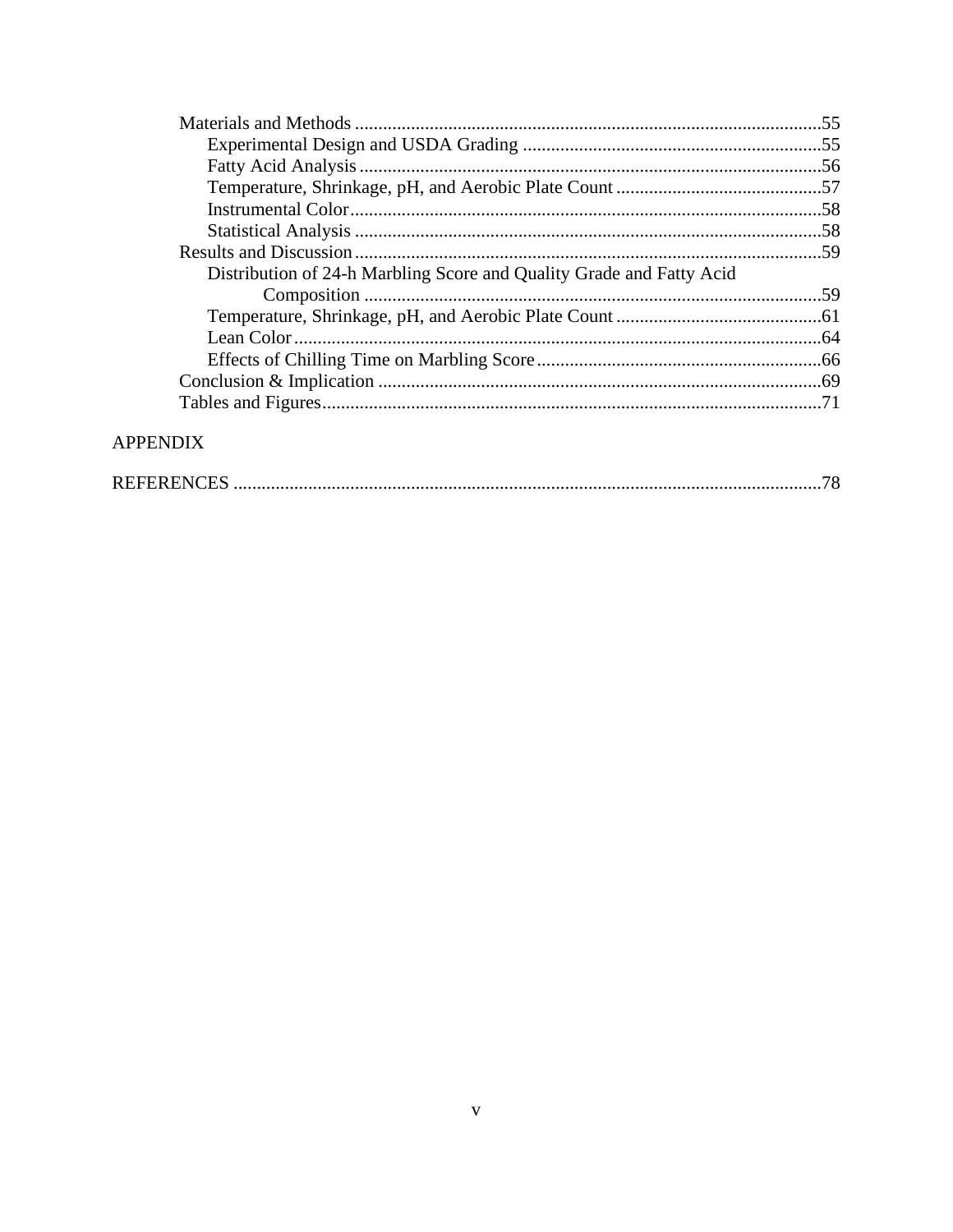Materials and Methods ....................................................................................................55
  Experimental Design and USDA Grading ................................................................55
  Fatty Acid Analysis ...................................................................................................56
  Temperature, Shrinkage, pH, and Aerobic Plate Count ............................................57
  Instrumental Color .....................................................................................................58
  Statistical Analysis ....................................................................................................58
Results and Discussion ....................................................................................................59
  Distribution of 24-h Marbling Score and Quality Grade and Fatty Acid Composition ..................................................................................................59
  Temperature, Shrinkage, pH, and Aerobic Plate Count ............................................61
  Lean Color .................................................................................................................64
  Effects of Chilling Time on Marbling Score .............................................................66
Conclusion & Implication ...............................................................................................69
Tables and Figures ...........................................................................................................71

APPENDIX

REFERENCES ..................................................................................................................78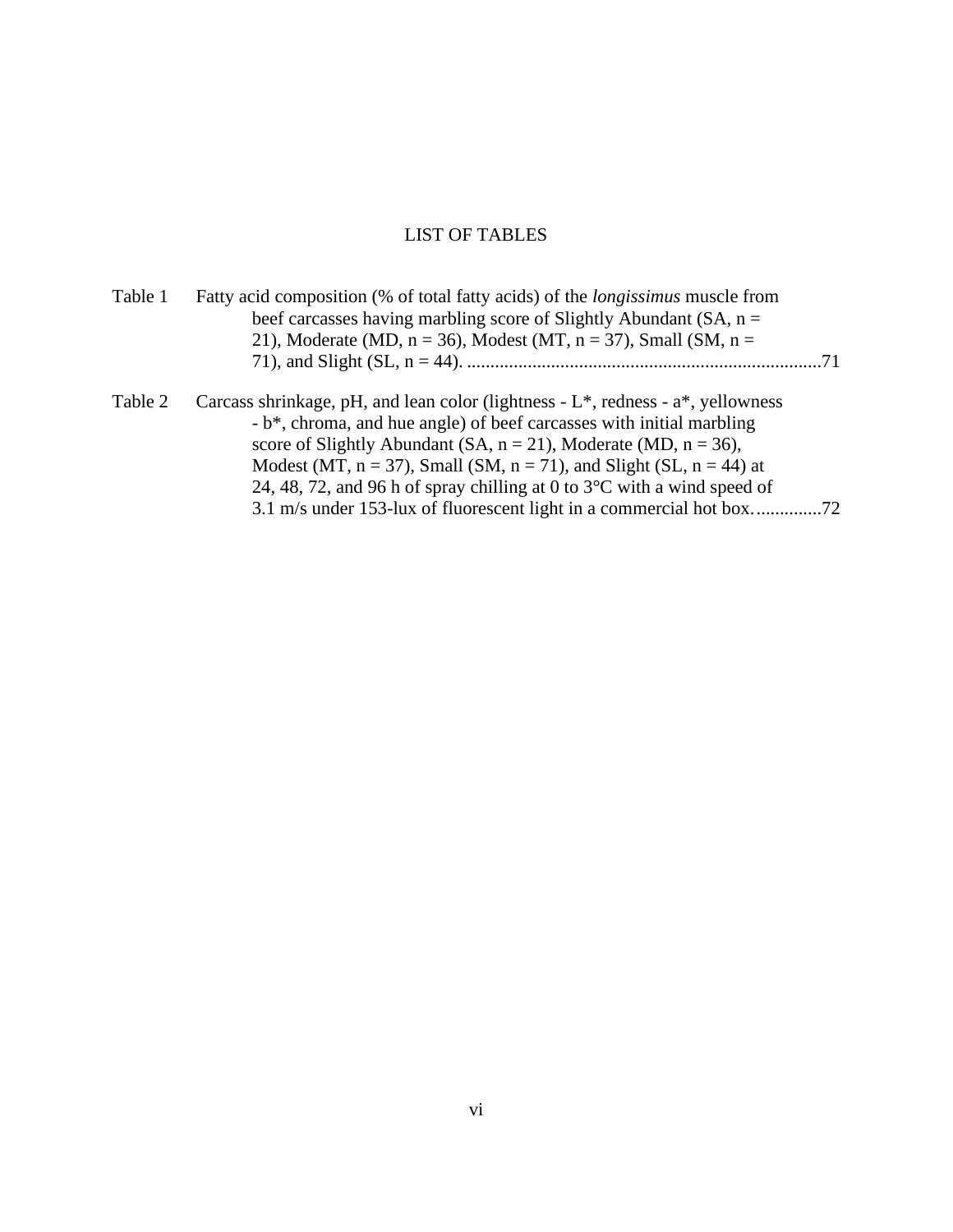# LIST OF TABLES

Table 1 Fatty acid composition (% of total fatty acids) of the *longissimus* muscle from beef carcasses having marbling score of Slightly Abundant (SA, n = 21), Moderate (MD, n = 36), Modest (MT, n = 37), Small (SM, n = 71), and Slight (SL, n = 44). ............................................................................71

Table 2 Carcass shrinkage, pH, and lean color (lightness - L*, redness - a*, yellowness - b*, chroma, and hue angle) of beef carcasses with initial marbling score of Slightly Abundant (SA, n = 21), Moderate (MD, n = 36), Modest (MT, n = 37), Small (SM, n = 71), and Slight (SL, n = 44) at 24, 48, 72, and 96 h of spray chilling at 0 to 3°C with a wind speed of 3.1 m/s under 153-lux of fluorescent light in a commercial hot box...............72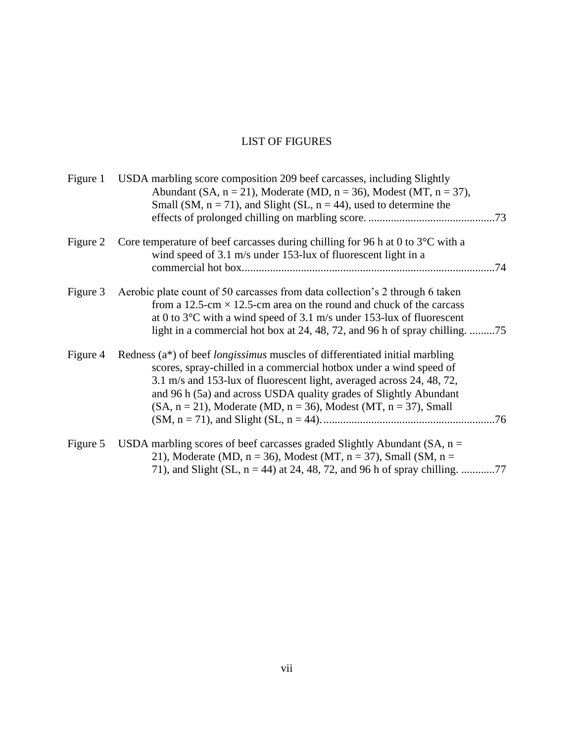# LIST OF FIGURES

Figure 1 USDA marbling score composition 209 beef carcasses, including Slightly Abundant (SA, n = 21), Moderate (MD, n = 36), Modest (MT, n = 37), Small (SM, n = 71), and Slight (SL, n = 44), used to determine the effects of prolonged chilling on marbling score. ............................................73

Figure 2 Core temperature of beef carcasses during chilling for 96 h at 0 to 3°C with a wind speed of 3.1 m/s under 153-lux of fluorescent light in a commercial hot box.........................................................................................74

Figure 3 Aerobic plate count of 50 carcasses from data collection's 2 through 6 taken from a 12.5-cm × 12.5-cm area on the round and chuck of the carcass at 0 to 3°C with a wind speed of 3.1 m/s under 153-lux of fluorescent light in a commercial hot box at 24, 48, 72, and 96 h of spray chilling. .........75

Figure 4 Redness (a*) of beef *longissimus* muscles of differentiated initial marbling scores, spray-chilled in a commercial hotbox under a wind speed of 3.1 m/s and 153-lux of fluorescent light, averaged across 24, 48, 72, and 96 h (5a) and across USDA quality grades of Slightly Abundant (SA, n = 21), Moderate (MD, n = 36), Modest (MT, n = 37), Small (SM, n = 71), and Slight (SL, n = 44).............................................................76

Figure 5 USDA marbling scores of beef carcasses graded Slightly Abundant (SA, n = 21), Moderate (MD, n = 36), Modest (MT, n = 37), Small (SM, n = 71), and Slight (SL, n = 44) at 24, 48, 72, and 96 h of spray chilling. ............77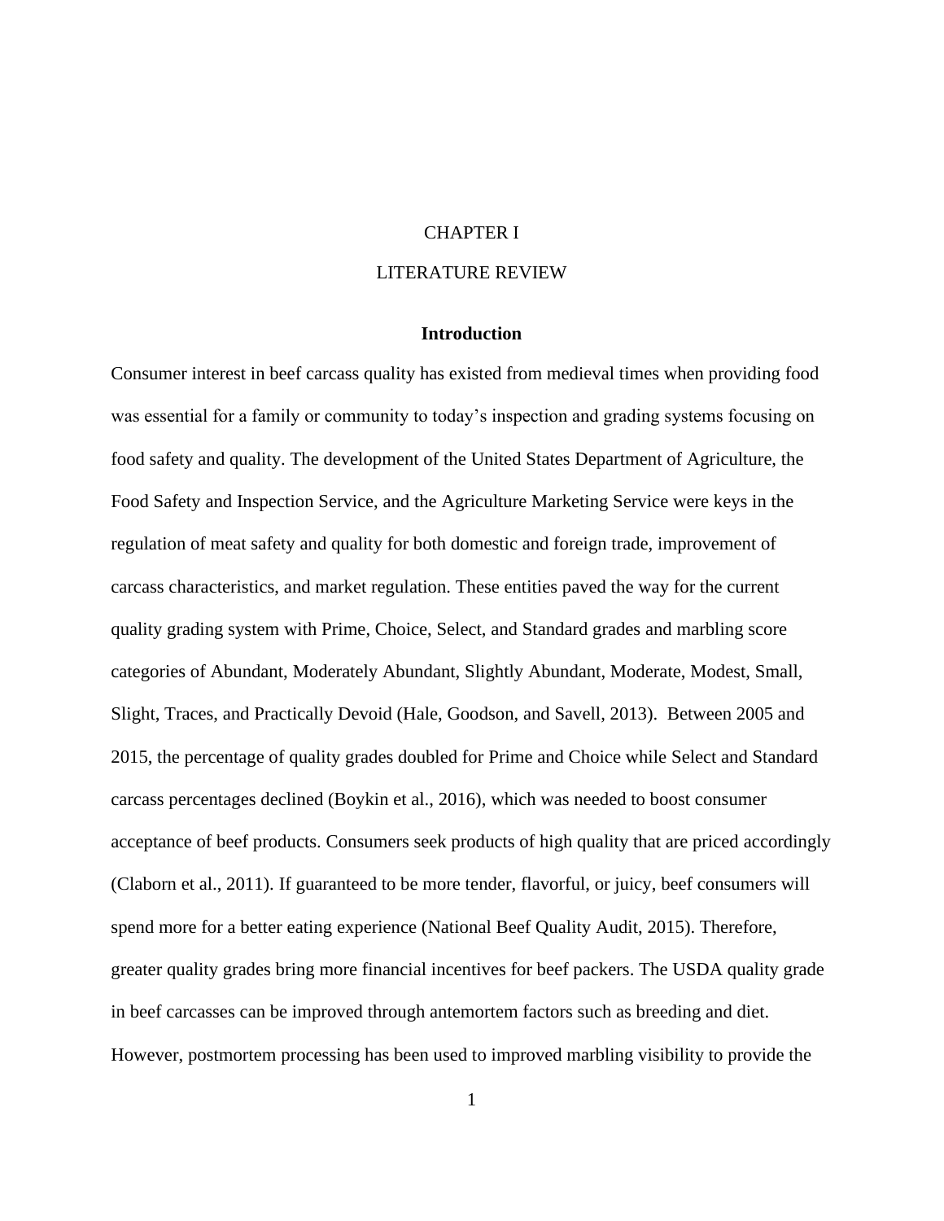# CHAPTER I

# LITERATURE REVIEW

### Introduction

Consumer interest in beef carcass quality has existed from medieval times when providing food was essential for a family or community to today's inspection and grading systems focusing on food safety and quality. The development of the United States Department of Agriculture, the Food Safety and Inspection Service, and the Agriculture Marketing Service were keys in the regulation of meat safety and quality for both domestic and foreign trade, improvement of carcass characteristics, and market regulation. These entities paved the way for the current quality grading system with Prime, Choice, Select, and Standard grades and marbling score categories of Abundant, Moderately Abundant, Slightly Abundant, Moderate, Modest, Small, Slight, Traces, and Practically Devoid (Hale, Goodson, and Savell, 2013). Between 2005 and 2015, the percentage of quality grades doubled for Prime and Choice while Select and Standard carcass percentages declined (Boykin et al., 2016), which was needed to boost consumer acceptance of beef products. Consumers seek products of high quality that are priced accordingly (Claborn et al., 2011). If guaranteed to be more tender, flavorful, or juicy, beef consumers will spend more for a better eating experience (National Beef Quality Audit, 2015). Therefore, greater quality grades bring more financial incentives for beef packers. The USDA quality grade in beef carcasses can be improved through antemortem factors such as breeding and diet. However, postmortem processing has been used to improved marbling visibility to provide the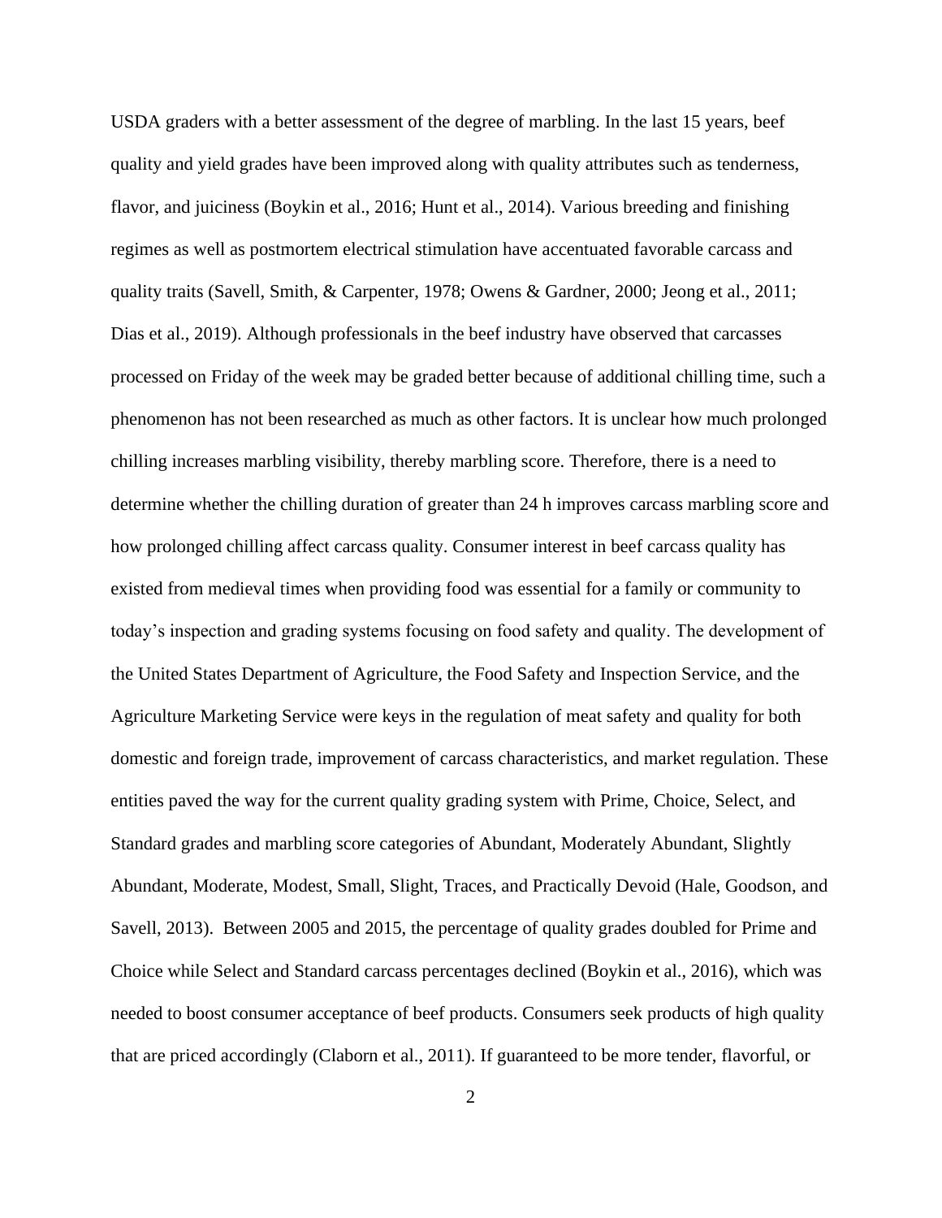USDA graders with a better assessment of the degree of marbling. In the last 15 years, beef quality and yield grades have been improved along with quality attributes such as tenderness, flavor, and juiciness (Boykin et al., 2016; Hunt et al., 2014). Various breeding and finishing regimes as well as postmortem electrical stimulation have accentuated favorable carcass and quality traits (Savell, Smith, & Carpenter, 1978; Owens & Gardner, 2000; Jeong et al., 2011; Dias et al., 2019). Although professionals in the beef industry have observed that carcasses processed on Friday of the week may be graded better because of additional chilling time, such a phenomenon has not been researched as much as other factors. It is unclear how much prolonged chilling increases marbling visibility, thereby marbling score. Therefore, there is a need to determine whether the chilling duration of greater than 24 h improves carcass marbling score and how prolonged chilling affect carcass quality. Consumer interest in beef carcass quality has existed from medieval times when providing food was essential for a family or community to today's inspection and grading systems focusing on food safety and quality. The development of the United States Department of Agriculture, the Food Safety and Inspection Service, and the Agriculture Marketing Service were keys in the regulation of meat safety and quality for both domestic and foreign trade, improvement of carcass characteristics, and market regulation. These entities paved the way for the current quality grading system with Prime, Choice, Select, and Standard grades and marbling score categories of Abundant, Moderately Abundant, Slightly Abundant, Moderate, Modest, Small, Slight, Traces, and Practically Devoid (Hale, Goodson, and Savell, 2013). Between 2005 and 2015, the percentage of quality grades doubled for Prime and Choice while Select and Standard carcass percentages declined (Boykin et al., 2016), which was needed to boost consumer acceptance of beef products. Consumers seek products of high quality that are priced accordingly (Claborn et al., 2011). If guaranteed to be more tender, flavorful, or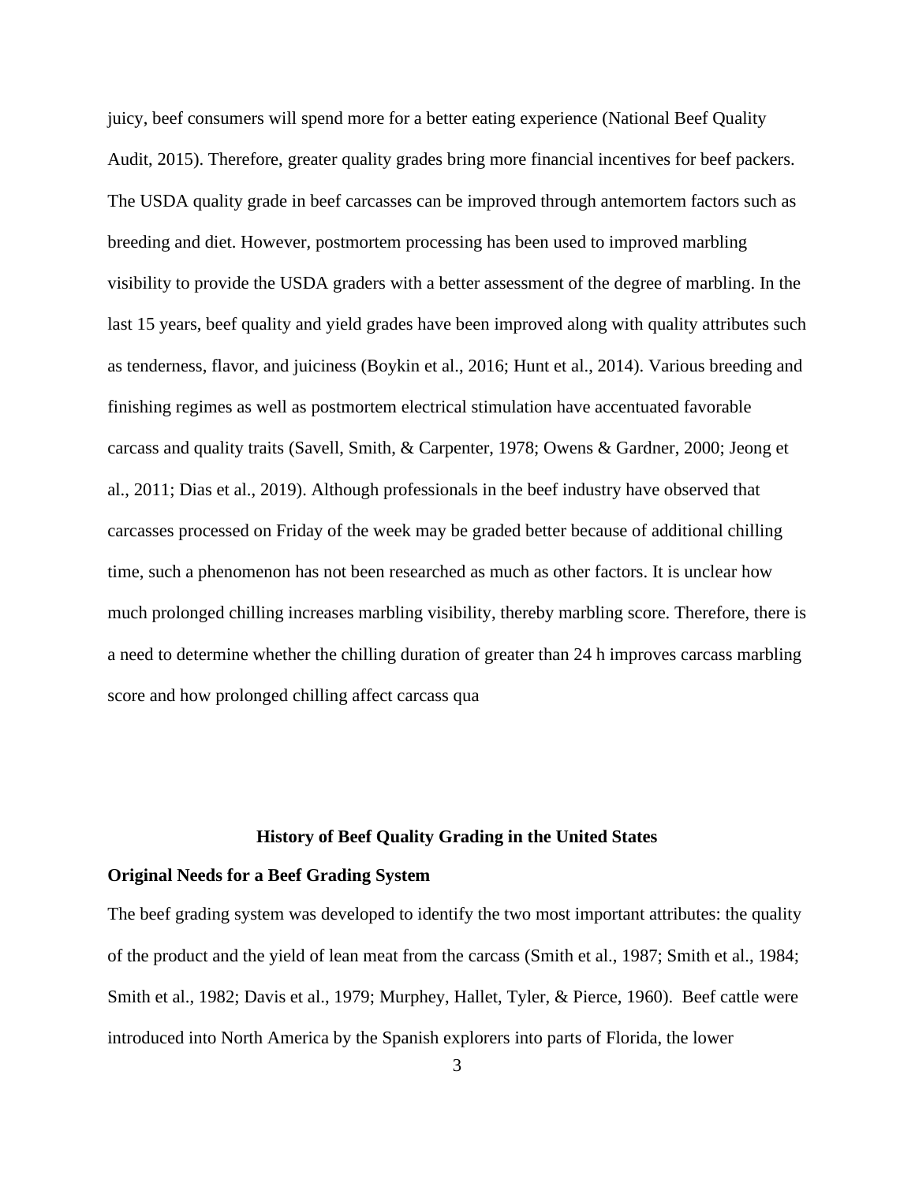juicy, beef consumers will spend more for a better eating experience (National Beef Quality Audit, 2015). Therefore, greater quality grades bring more financial incentives for beef packers. The USDA quality grade in beef carcasses can be improved through antemortem factors such as breeding and diet. However, postmortem processing has been used to improved marbling visibility to provide the USDA graders with a better assessment of the degree of marbling. In the last 15 years, beef quality and yield grades have been improved along with quality attributes such as tenderness, flavor, and juiciness (Boykin et al., 2016; Hunt et al., 2014). Various breeding and finishing regimes as well as postmortem electrical stimulation have accentuated favorable carcass and quality traits (Savell, Smith, & Carpenter, 1978; Owens & Gardner, 2000; Jeong et al., 2011; Dias et al., 2019). Although professionals in the beef industry have observed that carcasses processed on Friday of the week may be graded better because of additional chilling time, such a phenomenon has not been researched as much as other factors. It is unclear how much prolonged chilling increases marbling visibility, thereby marbling score. Therefore, there is a need to determine whether the chilling duration of greater than 24 h improves carcass marbling score and how prolonged chilling affect carcass qua

## History of Beef Quality Grading in the United States

### Original Needs for a Beef Grading System

The beef grading system was developed to identify the two most important attributes: the quality of the product and the yield of lean meat from the carcass (Smith et al., 1987; Smith et al., 1984; Smith et al., 1982; Davis et al., 1979; Murphey, Hallet, Tyler, & Pierce, 1960). Beef cattle were introduced into North America by the Spanish explorers into parts of Florida, the lower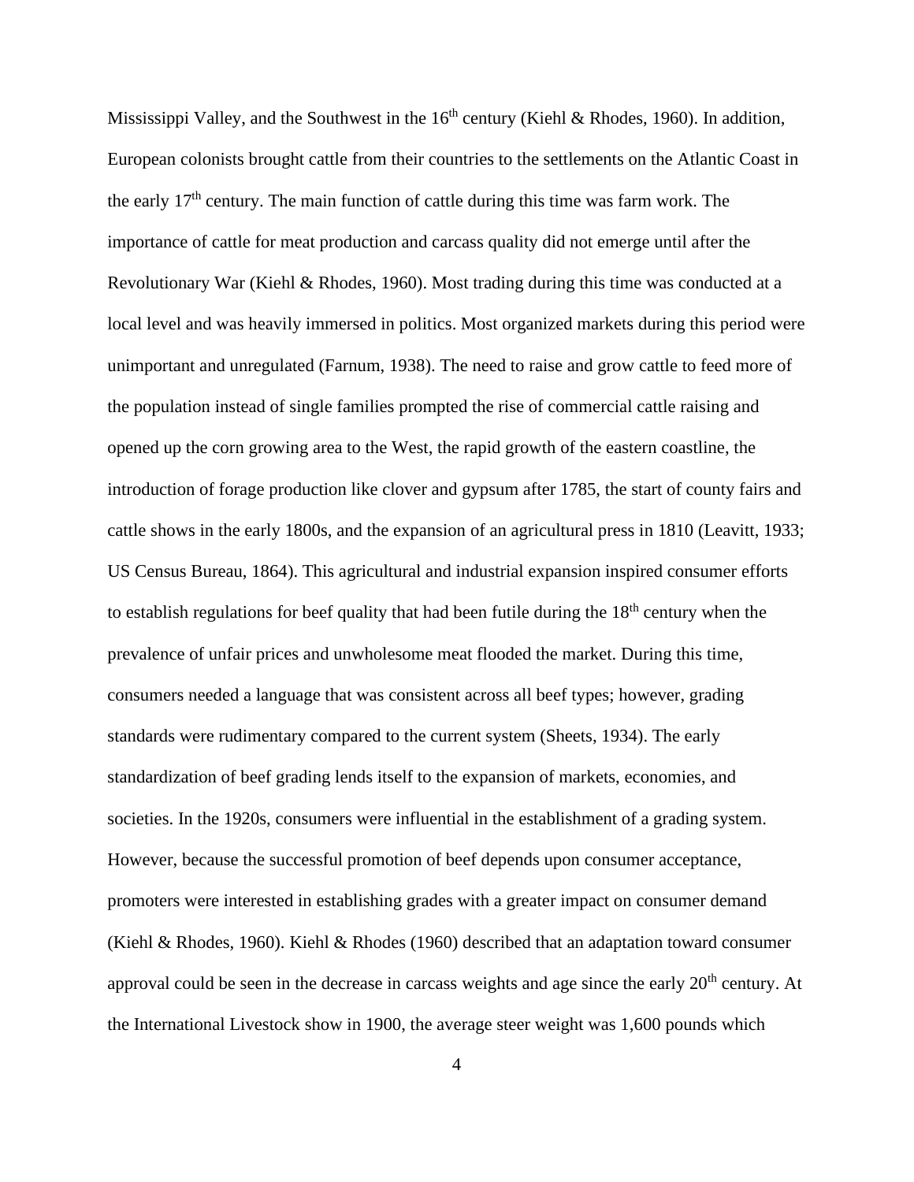Mississippi Valley, and the Southwest in the 16th century (Kiehl & Rhodes, 1960). In addition, European colonists brought cattle from their countries to the settlements on the Atlantic Coast in the early 17th century. The main function of cattle during this time was farm work. The importance of cattle for meat production and carcass quality did not emerge until after the Revolutionary War (Kiehl & Rhodes, 1960). Most trading during this time was conducted at a local level and was heavily immersed in politics. Most organized markets during this period were unimportant and unregulated (Farnum, 1938). The need to raise and grow cattle to feed more of the population instead of single families prompted the rise of commercial cattle raising and opened up the corn growing area to the West, the rapid growth of the eastern coastline, the introduction of forage production like clover and gypsum after 1785, the start of county fairs and cattle shows in the early 1800s, and the expansion of an agricultural press in 1810 (Leavitt, 1933; US Census Bureau, 1864). This agricultural and industrial expansion inspired consumer efforts to establish regulations for beef quality that had been futile during the 18th century when the prevalence of unfair prices and unwholesome meat flooded the market. During this time, consumers needed a language that was consistent across all beef types; however, grading standards were rudimentary compared to the current system (Sheets, 1934). The early standardization of beef grading lends itself to the expansion of markets, economies, and societies. In the 1920s, consumers were influential in the establishment of a grading system. However, because the successful promotion of beef depends upon consumer acceptance, promoters were interested in establishing grades with a greater impact on consumer demand (Kiehl & Rhodes, 1960). Kiehl & Rhodes (1960) described that an adaptation toward consumer approval could be seen in the decrease in carcass weights and age since the early 20th century. At the International Livestock show in 1900, the average steer weight was 1,600 pounds which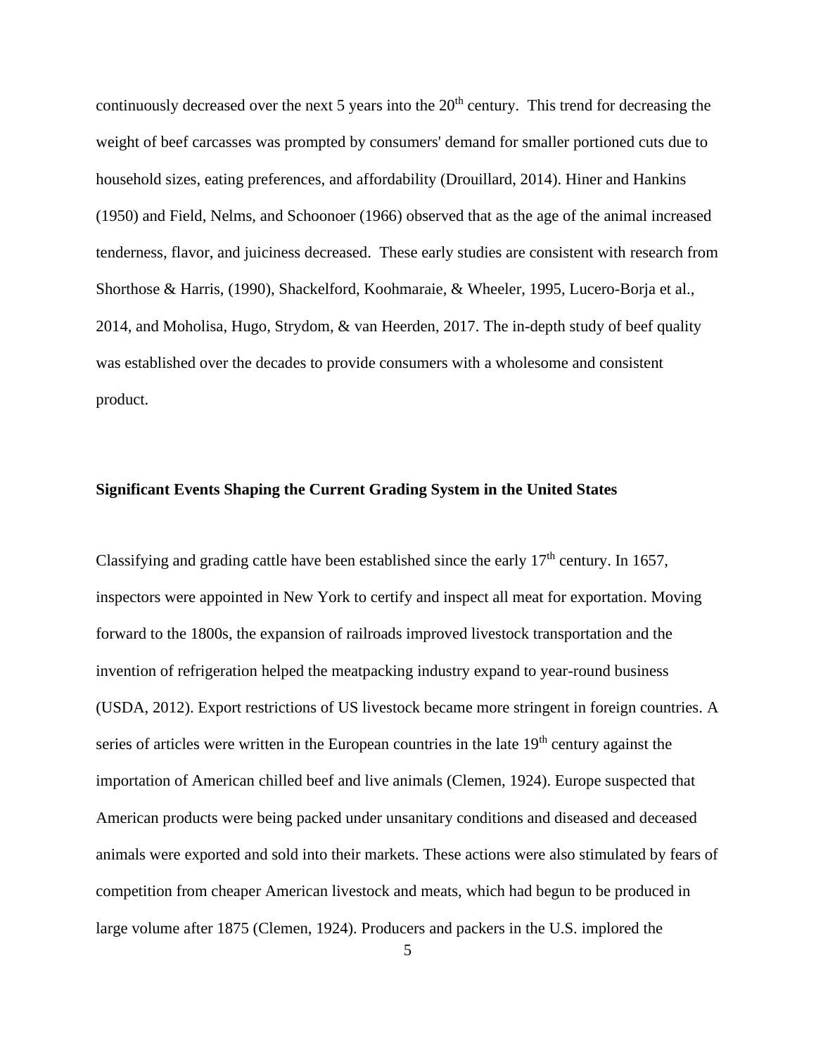continuously decreased over the next 5 years into the 20th century. This trend for decreasing the weight of beef carcasses was prompted by consumers' demand for smaller portioned cuts due to household sizes, eating preferences, and affordability (Drouillard, 2014). Hiner and Hankins (1950) and Field, Nelms, and Schoonoer (1966) observed that as the age of the animal increased tenderness, flavor, and juiciness decreased. These early studies are consistent with research from Shorthose & Harris, (1990), Shackelford, Koohmaraie, & Wheeler, 1995, Lucero-Borja et al., 2014, and Moholisa, Hugo, Strydom, & van Heerden, 2017. The in-depth study of beef quality was established over the decades to provide consumers with a wholesome and consistent product.

**Significant Events Shaping the Current Grading System in the United States**

Classifying and grading cattle have been established since the early 17th century. In 1657, inspectors were appointed in New York to certify and inspect all meat for exportation. Moving forward to the 1800s, the expansion of railroads improved livestock transportation and the invention of refrigeration helped the meatpacking industry expand to year-round business (USDA, 2012). Export restrictions of US livestock became more stringent in foreign countries. A series of articles were written in the European countries in the late 19th century against the importation of American chilled beef and live animals (Clemen, 1924). Europe suspected that American products were being packed under unsanitary conditions and diseased and deceased animals were exported and sold into their markets. These actions were also stimulated by fears of competition from cheaper American livestock and meats, which had begun to be produced in large volume after 1875 (Clemen, 1924). Producers and packers in the U.S. implored the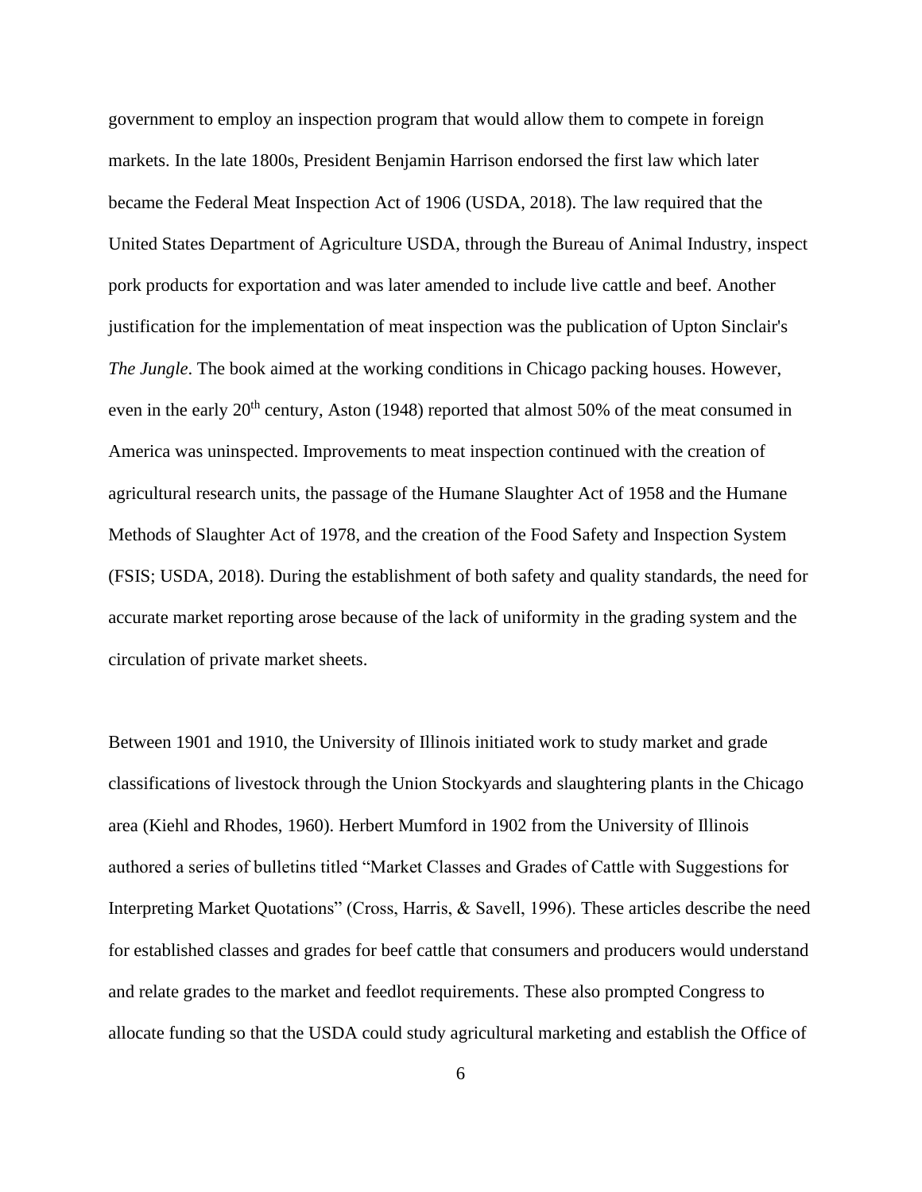government to employ an inspection program that would allow them to compete in foreign markets. In the late 1800s, President Benjamin Harrison endorsed the first law which later became the Federal Meat Inspection Act of 1906 (USDA, 2018). The law required that the United States Department of Agriculture USDA, through the Bureau of Animal Industry, inspect pork products for exportation and was later amended to include live cattle and beef. Another justification for the implementation of meat inspection was the publication of Upton Sinclair's *The Jungle*. The book aimed at the working conditions in Chicago packing houses. However, even in the early 20th century, Aston (1948) reported that almost 50% of the meat consumed in America was uninspected. Improvements to meat inspection continued with the creation of agricultural research units, the passage of the Humane Slaughter Act of 1958 and the Humane Methods of Slaughter Act of 1978, and the creation of the Food Safety and Inspection System (FSIS; USDA, 2018). During the establishment of both safety and quality standards, the need for accurate market reporting arose because of the lack of uniformity in the grading system and the circulation of private market sheets.

Between 1901 and 1910, the University of Illinois initiated work to study market and grade classifications of livestock through the Union Stockyards and slaughtering plants in the Chicago area (Kiehl and Rhodes, 1960). Herbert Mumford in 1902 from the University of Illinois authored a series of bulletins titled "Market Classes and Grades of Cattle with Suggestions for Interpreting Market Quotations" (Cross, Harris, & Savell, 1996). These articles describe the need for established classes and grades for beef cattle that consumers and producers would understand and relate grades to the market and feedlot requirements. These also prompted Congress to allocate funding so that the USDA could study agricultural marketing and establish the Office of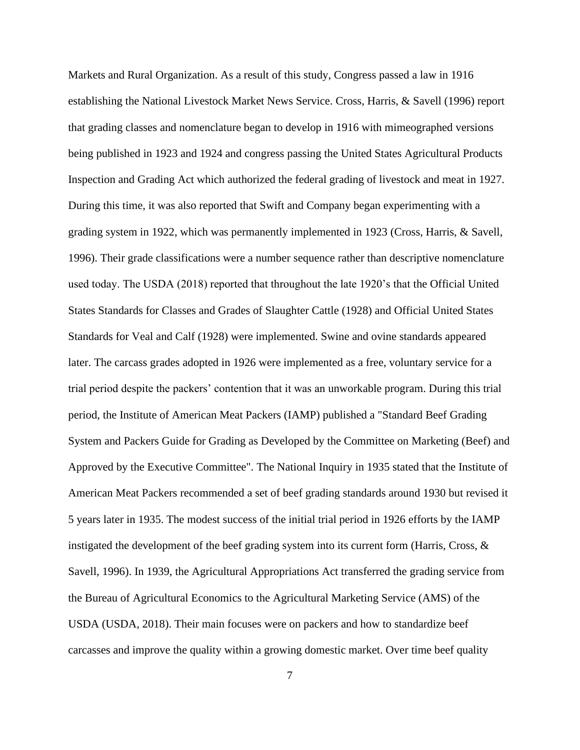Markets and Rural Organization. As a result of this study, Congress passed a law in 1916 establishing the National Livestock Market News Service. Cross, Harris, & Savell (1996) report that grading classes and nomenclature began to develop in 1916 with mimeographed versions being published in 1923 and 1924 and congress passing the United States Agricultural Products Inspection and Grading Act which authorized the federal grading of livestock and meat in 1927. During this time, it was also reported that Swift and Company began experimenting with a grading system in 1922, which was permanently implemented in 1923 (Cross, Harris, & Savell, 1996). Their grade classifications were a number sequence rather than descriptive nomenclature used today. The USDA (2018) reported that throughout the late 1920's that the Official United States Standards for Classes and Grades of Slaughter Cattle (1928) and Official United States Standards for Veal and Calf (1928) were implemented. Swine and ovine standards appeared later. The carcass grades adopted in 1926 were implemented as a free, voluntary service for a trial period despite the packers' contention that it was an unworkable program. During this trial period, the Institute of American Meat Packers (IAMP) published a "Standard Beef Grading System and Packers Guide for Grading as Developed by the Committee on Marketing (Beef) and Approved by the Executive Committee". The National Inquiry in 1935 stated that the Institute of American Meat Packers recommended a set of beef grading standards around 1930 but revised it 5 years later in 1935. The modest success of the initial trial period in 1926 efforts by the IAMP instigated the development of the beef grading system into its current form (Harris, Cross, & Savell, 1996). In 1939, the Agricultural Appropriations Act transferred the grading service from the Bureau of Agricultural Economics to the Agricultural Marketing Service (AMS) of the USDA (USDA, 2018). Their main focuses were on packers and how to standardize beef carcasses and improve the quality within a growing domestic market. Over time beef quality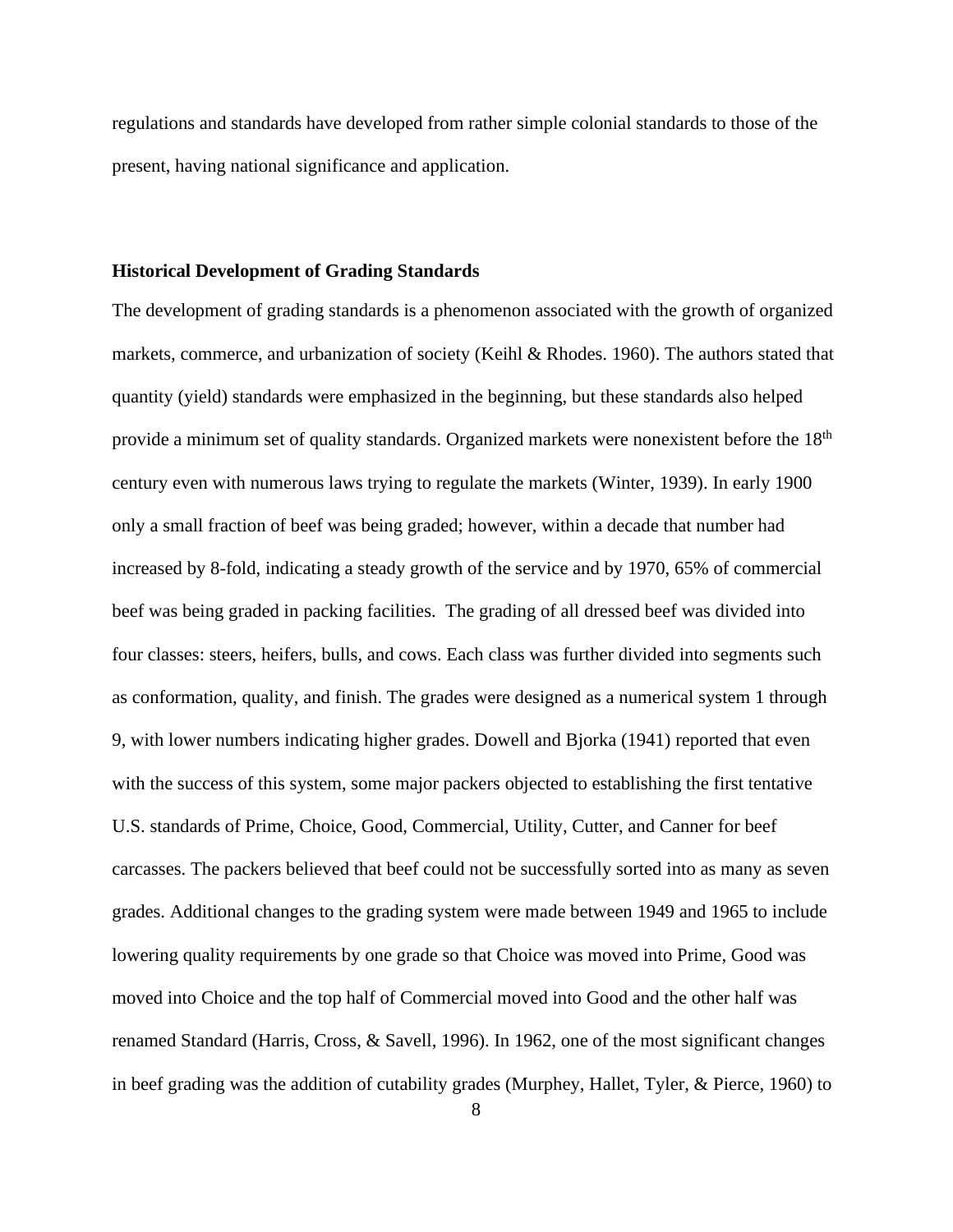regulations and standards have developed from rather simple colonial standards to those of the present, having national significance and application.

**Historical Development of Grading Standards**

The development of grading standards is a phenomenon associated with the growth of organized markets, commerce, and urbanization of society (Keihl & Rhodes. 1960). The authors stated that quantity (yield) standards were emphasized in the beginning, but these standards also helped provide a minimum set of quality standards. Organized markets were nonexistent before the 18th century even with numerous laws trying to regulate the markets (Winter, 1939). In early 1900 only a small fraction of beef was being graded; however, within a decade that number had increased by 8-fold, indicating a steady growth of the service and by 1970, 65% of commercial beef was being graded in packing facilities. The grading of all dressed beef was divided into four classes: steers, heifers, bulls, and cows. Each class was further divided into segments such as conformation, quality, and finish. The grades were designed as a numerical system 1 through 9, with lower numbers indicating higher grades. Dowell and Bjorka (1941) reported that even with the success of this system, some major packers objected to establishing the first tentative U.S. standards of Prime, Choice, Good, Commercial, Utility, Cutter, and Canner for beef carcasses. The packers believed that beef could not be successfully sorted into as many as seven grades. Additional changes to the grading system were made between 1949 and 1965 to include lowering quality requirements by one grade so that Choice was moved into Prime, Good was moved into Choice and the top half of Commercial moved into Good and the other half was renamed Standard (Harris, Cross, & Savell, 1996). In 1962, one of the most significant changes in beef grading was the addition of cutability grades (Murphey, Hallet, Tyler, & Pierce, 1960) to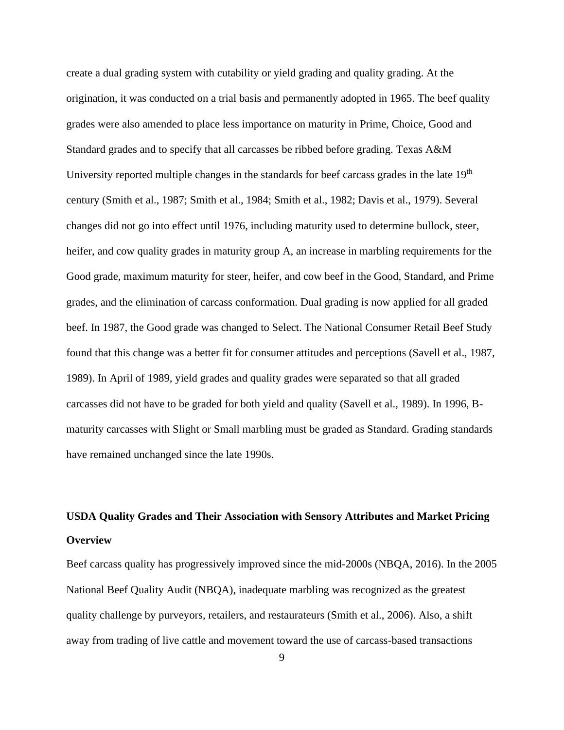create a dual grading system with cutability or yield grading and quality grading. At the origination, it was conducted on a trial basis and permanently adopted in 1965. The beef quality grades were also amended to place less importance on maturity in Prime, Choice, Good and Standard grades and to specify that all carcasses be ribbed before grading. Texas A&M University reported multiple changes in the standards for beef carcass grades in the late 19th century (Smith et al., 1987; Smith et al., 1984; Smith et al., 1982; Davis et al., 1979). Several changes did not go into effect until 1976, including maturity used to determine bullock, steer, heifer, and cow quality grades in maturity group A, an increase in marbling requirements for the Good grade, maximum maturity for steer, heifer, and cow beef in the Good, Standard, and Prime grades, and the elimination of carcass conformation. Dual grading is now applied for all graded beef. In 1987, the Good grade was changed to Select. The National Consumer Retail Beef Study found that this change was a better fit for consumer attitudes and perceptions (Savell et al., 1987, 1989). In April of 1989, yield grades and quality grades were separated so that all graded carcasses did not have to be graded for both yield and quality (Savell et al., 1989). In 1996, B-maturity carcasses with Slight or Small marbling must be graded as Standard. Grading standards have remained unchanged since the late 1990s.

**USDA Quality Grades and Their Association with Sensory Attributes and Market Pricing Overview**

Beef carcass quality has progressively improved since the mid-2000s (NBQA, 2016). In the 2005 National Beef Quality Audit (NBQA), inadequate marbling was recognized as the greatest quality challenge by purveyors, retailers, and restaurateurs (Smith et al., 2006). Also, a shift away from trading of live cattle and movement toward the use of carcass-based transactions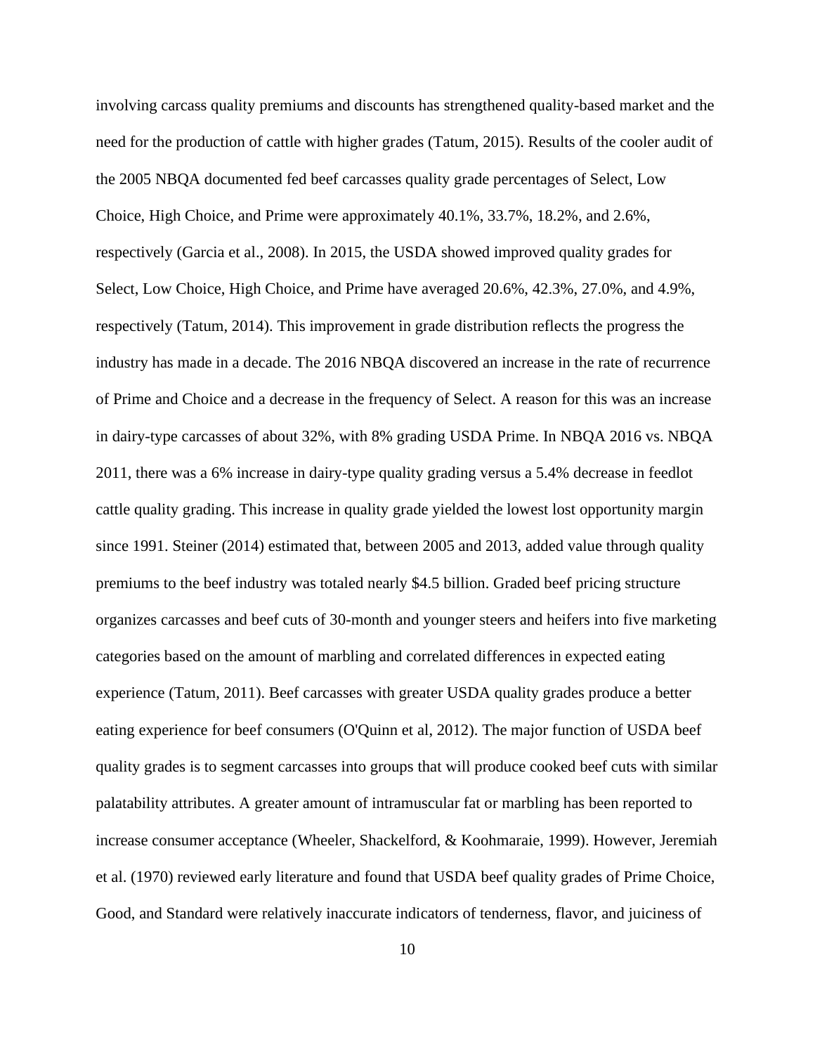involving carcass quality premiums and discounts has strengthened quality-based market and the need for the production of cattle with higher grades (Tatum, 2015). Results of the cooler audit of the 2005 NBQA documented fed beef carcasses quality grade percentages of Select, Low Choice, High Choice, and Prime were approximately 40.1%, 33.7%, 18.2%, and 2.6%, respectively (Garcia et al., 2008). In 2015, the USDA showed improved quality grades for Select, Low Choice, High Choice, and Prime have averaged 20.6%, 42.3%, 27.0%, and 4.9%, respectively (Tatum, 2014). This improvement in grade distribution reflects the progress the industry has made in a decade. The 2016 NBQA discovered an increase in the rate of recurrence of Prime and Choice and a decrease in the frequency of Select. A reason for this was an increase in dairy-type carcasses of about 32%, with 8% grading USDA Prime. In NBQA 2016 vs. NBQA 2011, there was a 6% increase in dairy-type quality grading versus a 5.4% decrease in feedlot cattle quality grading. This increase in quality grade yielded the lowest lost opportunity margin since 1991. Steiner (2014) estimated that, between 2005 and 2013, added value through quality premiums to the beef industry was totaled nearly $4.5 billion. Graded beef pricing structure organizes carcasses and beef cuts of 30-month and younger steers and heifers into five marketing categories based on the amount of marbling and correlated differences in expected eating experience (Tatum, 2011). Beef carcasses with greater USDA quality grades produce a better eating experience for beef consumers (O'Quinn et al, 2012). The major function of USDA beef quality grades is to segment carcasses into groups that will produce cooked beef cuts with similar palatability attributes. A greater amount of intramuscular fat or marbling has been reported to increase consumer acceptance (Wheeler, Shackelford, & Koohmaraie, 1999). However, Jeremiah et al. (1970) reviewed early literature and found that USDA beef quality grades of Prime Choice, Good, and Standard were relatively inaccurate indicators of tenderness, flavor, and juiciness of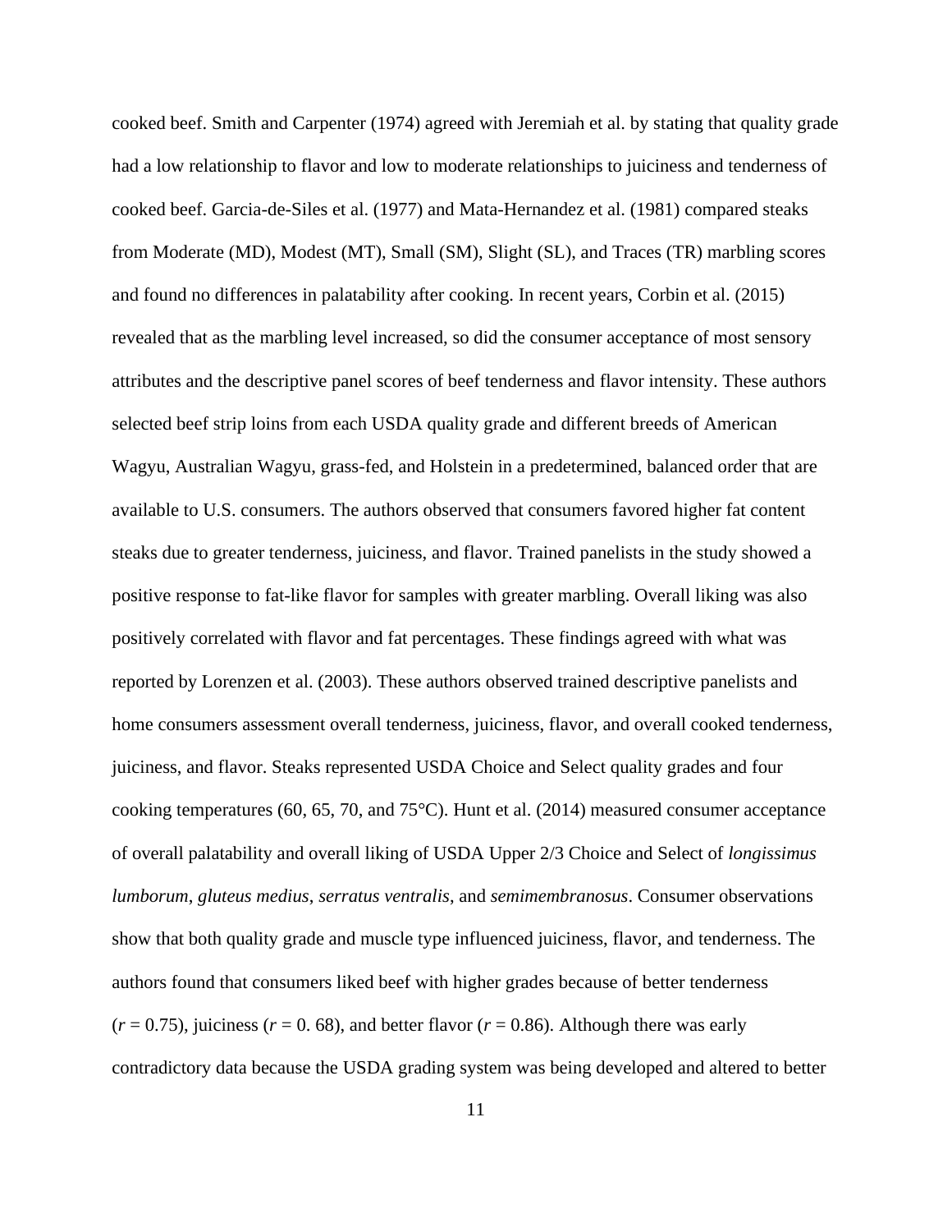cooked beef. Smith and Carpenter (1974) agreed with Jeremiah et al. by stating that quality grade had a low relationship to flavor and low to moderate relationships to juiciness and tenderness of cooked beef. Garcia-de-Siles et al. (1977) and Mata-Hernandez et al. (1981) compared steaks from Moderate (MD), Modest (MT), Small (SM), Slight (SL), and Traces (TR) marbling scores and found no differences in palatability after cooking. In recent years, Corbin et al. (2015) revealed that as the marbling level increased, so did the consumer acceptance of most sensory attributes and the descriptive panel scores of beef tenderness and flavor intensity. These authors selected beef strip loins from each USDA quality grade and different breeds of American Wagyu, Australian Wagyu, grass-fed, and Holstein in a predetermined, balanced order that are available to U.S. consumers. The authors observed that consumers favored higher fat content steaks due to greater tenderness, juiciness, and flavor. Trained panelists in the study showed a positive response to fat-like flavor for samples with greater marbling. Overall liking was also positively correlated with flavor and fat percentages. These findings agreed with what was reported by Lorenzen et al. (2003). These authors observed trained descriptive panelists and home consumers assessment overall tenderness, juiciness, flavor, and overall cooked tenderness, juiciness, and flavor. Steaks represented USDA Choice and Select quality grades and four cooking temperatures (60, 65, 70, and 75°C). Hunt et al. (2014) measured consumer acceptance of overall palatability and overall liking of USDA Upper 2/3 Choice and Select of *longissimus lumborum*, *gluteus medius*, *serratus ventralis*, and *semimembranosus*. Consumer observations show that both quality grade and muscle type influenced juiciness, flavor, and tenderness. The authors found that consumers liked beef with higher grades because of better tenderness ($r$ = 0.75), juiciness ($r$ = 0. 68), and better flavor ($r$ = 0.86). Although there was early contradictory data because the USDA grading system was being developed and altered to better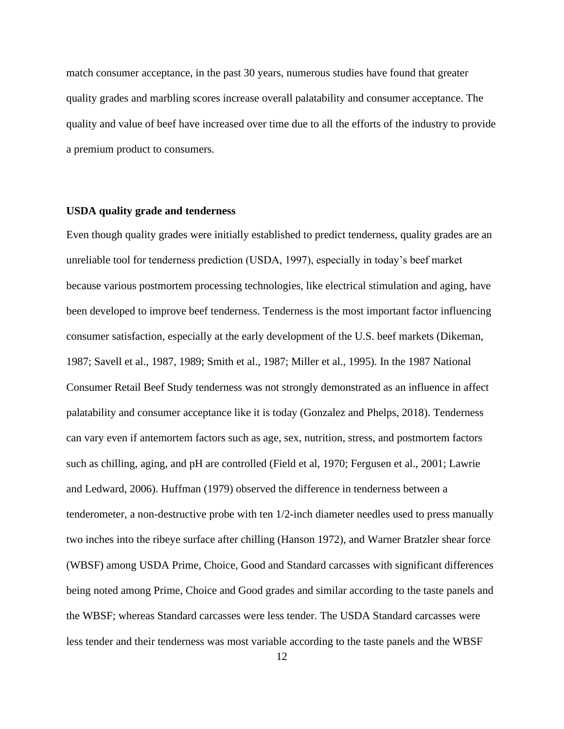match consumer acceptance, in the past 30 years, numerous studies have found that greater quality grades and marbling scores increase overall palatability and consumer acceptance. The quality and value of beef have increased over time due to all the efforts of the industry to provide a premium product to consumers.

**USDA quality grade and tenderness**

Even though quality grades were initially established to predict tenderness, quality grades are an unreliable tool for tenderness prediction (USDA, 1997), especially in today's beef market because various postmortem processing technologies, like electrical stimulation and aging, have been developed to improve beef tenderness. Tenderness is the most important factor influencing consumer satisfaction, especially at the early development of the U.S. beef markets (Dikeman, 1987; Savell et al., 1987, 1989; Smith et al., 1987; Miller et al., 1995). In the 1987 National Consumer Retail Beef Study tenderness was not strongly demonstrated as an influence in affect palatability and consumer acceptance like it is today (Gonzalez and Phelps, 2018). Tenderness can vary even if antemortem factors such as age, sex, nutrition, stress, and postmortem factors such as chilling, aging, and pH are controlled (Field et al, 1970; Fergusen et al., 2001; Lawrie and Ledward, 2006). Huffman (1979) observed the difference in tenderness between a tenderometer, a non-destructive probe with ten 1/2-inch diameter needles used to press manually two inches into the ribeye surface after chilling (Hanson 1972), and Warner Bratzler shear force (WBSF) among USDA Prime, Choice, Good and Standard carcasses with significant differences being noted among Prime, Choice and Good grades and similar according to the taste panels and the WBSF; whereas Standard carcasses were less tender. The USDA Standard carcasses were less tender and their tenderness was most variable according to the taste panels and the WBSF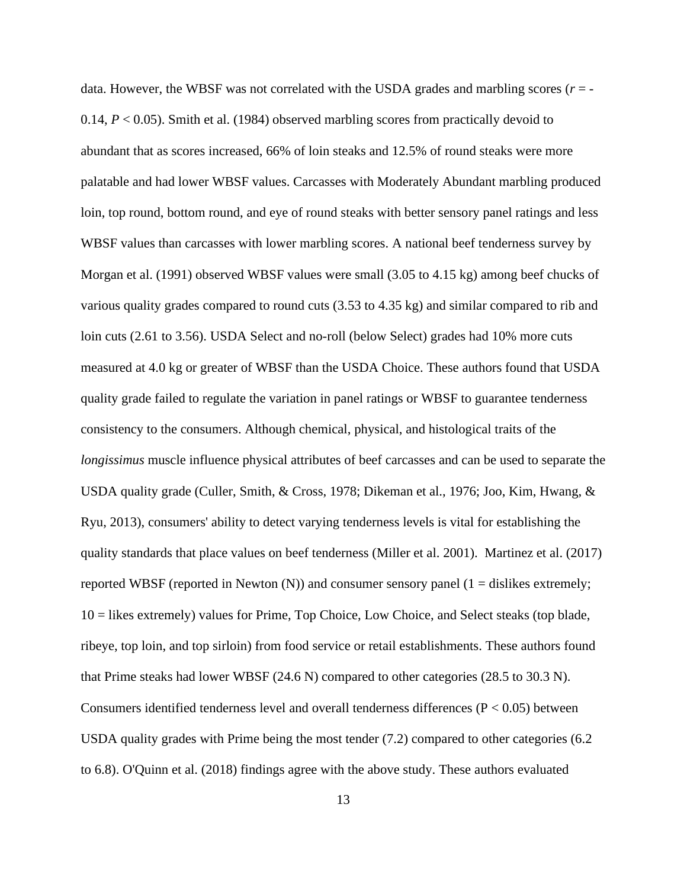data. However, the WBSF was not correlated with the USDA grades and marbling scores ($r$ = -0.14, $P < 0.05$). Smith et al. (1984) observed marbling scores from practically devoid to abundant that as scores increased, 66% of loin steaks and 12.5% of round steaks were more palatable and had lower WBSF values. Carcasses with Moderately Abundant marbling produced loin, top round, bottom round, and eye of round steaks with better sensory panel ratings and less WBSF values than carcasses with lower marbling scores. A national beef tenderness survey by Morgan et al. (1991) observed WBSF values were small (3.05 to 4.15 kg) among beef chucks of various quality grades compared to round cuts (3.53 to 4.35 kg) and similar compared to rib and loin cuts (2.61 to 3.56). USDA Select and no-roll (below Select) grades had 10% more cuts measured at 4.0 kg or greater of WBSF than the USDA Choice. These authors found that USDA quality grade failed to regulate the variation in panel ratings or WBSF to guarantee tenderness consistency to the consumers. Although chemical, physical, and histological traits of the *longissimus* muscle influence physical attributes of beef carcasses and can be used to separate the USDA quality grade (Culler, Smith, & Cross, 1978; Dikeman et al., 1976; Joo, Kim, Hwang, & Ryu, 2013), consumers' ability to detect varying tenderness levels is vital for establishing the quality standards that place values on beef tenderness (Miller et al. 2001). Martinez et al. (2017) reported WBSF (reported in Newton (N)) and consumer sensory panel (1 = dislikes extremely; 10 = likes extremely) values for Prime, Top Choice, Low Choice, and Select steaks (top blade, ribeye, top loin, and top sirloin) from food service or retail establishments. These authors found that Prime steaks had lower WBSF (24.6 N) compared to other categories (28.5 to 30.3 N). Consumers identified tenderness level and overall tenderness differences ($P < 0.05$) between USDA quality grades with Prime being the most tender (7.2) compared to other categories (6.2 to 6.8). O'Quinn et al. (2018) findings agree with the above study. These authors evaluated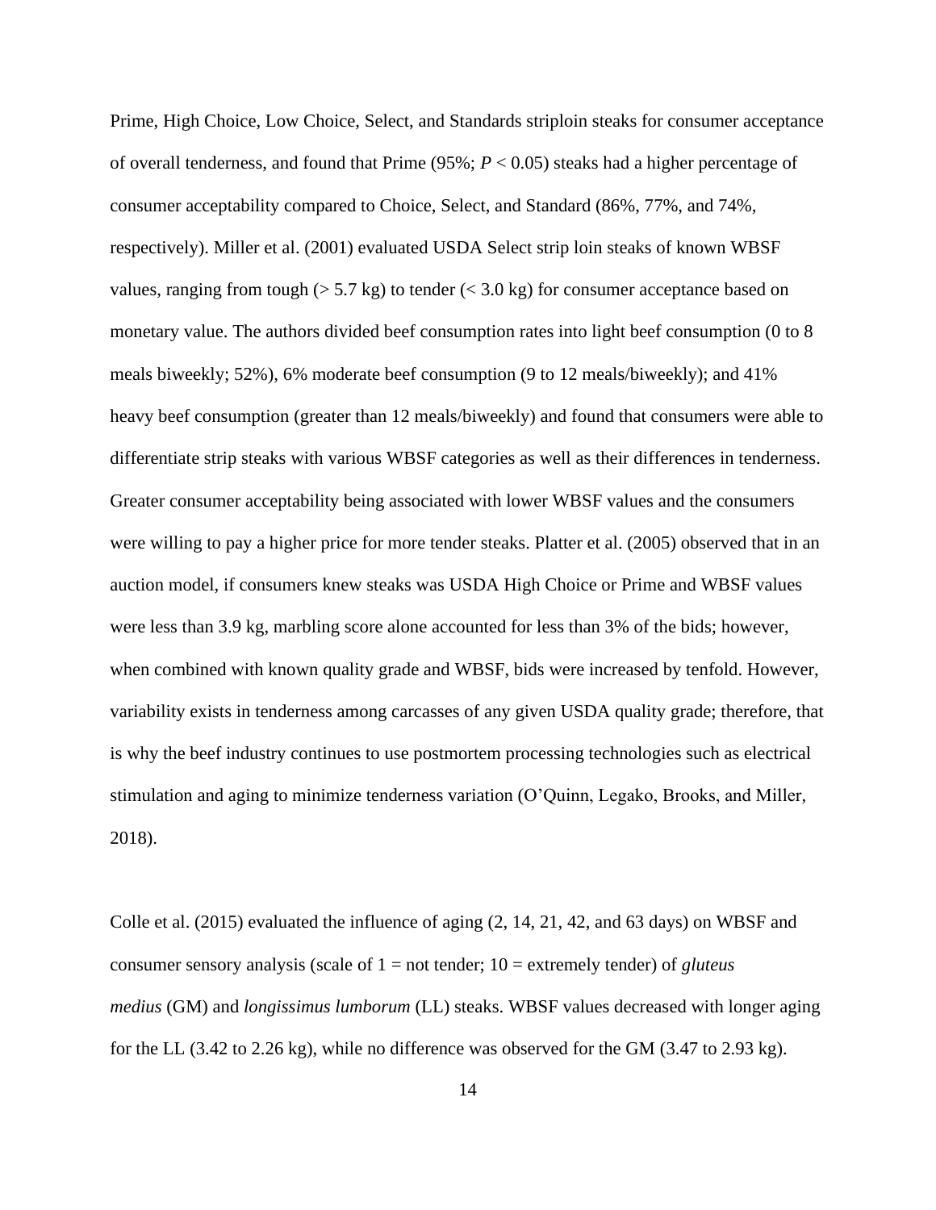Prime, High Choice, Low Choice, Select, and Standards striploin steaks for consumer acceptance of overall tenderness, and found that Prime (95%; $P < 0.05$) steaks had a higher percentage of consumer acceptability compared to Choice, Select, and Standard (86%, 77%, and 74%, respectively). Miller et al. (2001) evaluated USDA Select strip loin steaks of known WBSF values, ranging from tough (> 5.7 kg) to tender (< 3.0 kg) for consumer acceptance based on monetary value. The authors divided beef consumption rates into light beef consumption (0 to 8 meals biweekly; 52%), 6% moderate beef consumption (9 to 12 meals/biweekly); and 41% heavy beef consumption (greater than 12 meals/biweekly) and found that consumers were able to differentiate strip steaks with various WBSF categories as well as their differences in tenderness. Greater consumer acceptability being associated with lower WBSF values and the consumers were willing to pay a higher price for more tender steaks. Platter et al. (2005) observed that in an auction model, if consumers knew steaks was USDA High Choice or Prime and WBSF values were less than 3.9 kg, marbling score alone accounted for less than 3% of the bids; however, when combined with known quality grade and WBSF, bids were increased by tenfold. However, variability exists in tenderness among carcasses of any given USDA quality grade; therefore, that is why the beef industry continues to use postmortem processing technologies such as electrical stimulation and aging to minimize tenderness variation (O'Quinn, Legako, Brooks, and Miller, 2018).

Colle et al. (2015) evaluated the influence of aging (2, 14, 21, 42, and 63 days) on WBSF and consumer sensory analysis (scale of 1 = not tender; 10 = extremely tender) of *gluteus medius* (GM) and *longissimus lumborum* (LL) steaks. WBSF values decreased with longer aging for the LL (3.42 to 2.26 kg), while no difference was observed for the GM (3.47 to 2.93 kg).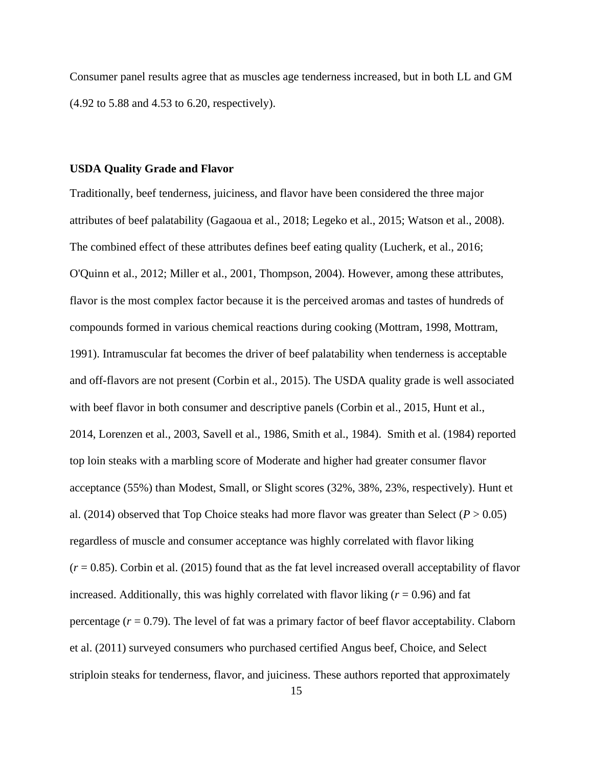Consumer panel results agree that as muscles age tenderness increased, but in both LL and GM (4.92 to 5.88 and 4.53 to 6.20, respectively).

**USDA Quality Grade and Flavor**

Traditionally, beef tenderness, juiciness, and flavor have been considered the three major attributes of beef palatability (Gagaoua et al., 2018; Legeko et al., 2015; Watson et al., 2008). The combined effect of these attributes defines beef eating quality (Lucherk, et al., 2016; O'Quinn et al., 2012; Miller et al., 2001, Thompson, 2004). However, among these attributes, flavor is the most complex factor because it is the perceived aromas and tastes of hundreds of compounds formed in various chemical reactions during cooking (Mottram, 1998, Mottram, 1991). Intramuscular fat becomes the driver of beef palatability when tenderness is acceptable and off-flavors are not present (Corbin et al., 2015). The USDA quality grade is well associated with beef flavor in both consumer and descriptive panels (Corbin et al., 2015, Hunt et al., 2014, Lorenzen et al., 2003, Savell et al., 1986, Smith et al., 1984). Smith et al. (1984) reported top loin steaks with a marbling score of Moderate and higher had greater consumer flavor acceptance (55%) than Modest, Small, or Slight scores (32%, 38%, 23%, respectively). Hunt et al. (2014) observed that Top Choice steaks had more flavor was greater than Select ($P > 0.05$) regardless of muscle and consumer acceptance was highly correlated with flavor liking ($r = 0.85$). Corbin et al. (2015) found that as the fat level increased overall acceptability of flavor increased. Additionally, this was highly correlated with flavor liking ($r = 0.96$) and fat percentage ($r = 0.79$). The level of fat was a primary factor of beef flavor acceptability. Claborn et al. (2011) surveyed consumers who purchased certified Angus beef, Choice, and Select striploin steaks for tenderness, flavor, and juiciness. These authors reported that approximately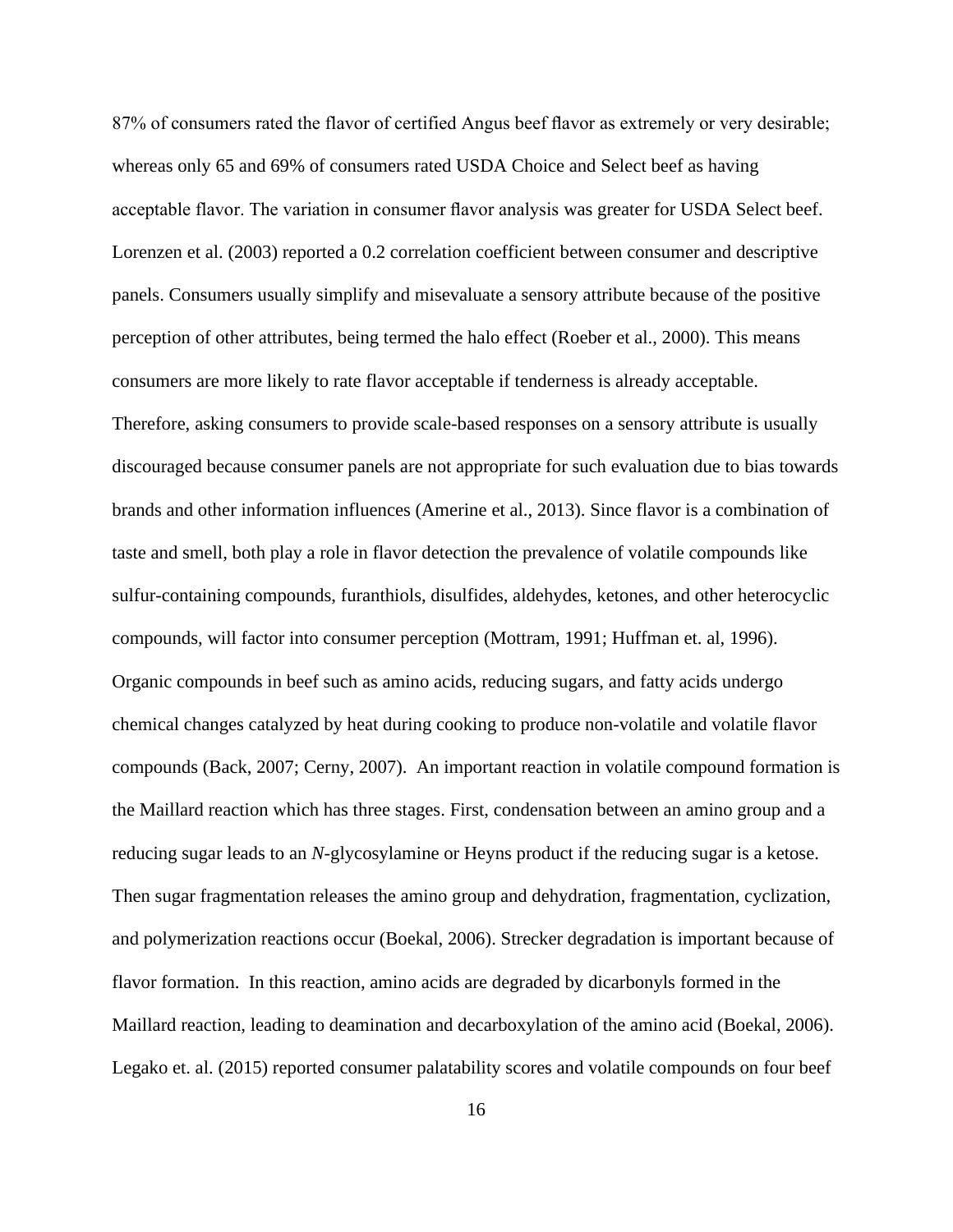87% of consumers rated the flavor of certified Angus beef flavor as extremely or very desirable; whereas only 65 and 69% of consumers rated USDA Choice and Select beef as having acceptable flavor. The variation in consumer flavor analysis was greater for USDA Select beef. Lorenzen et al. (2003) reported a 0.2 correlation coefficient between consumer and descriptive panels. Consumers usually simplify and misevaluate a sensory attribute because of the positive perception of other attributes, being termed the halo effect (Roeber et al., 2000). This means consumers are more likely to rate flavor acceptable if tenderness is already acceptable. Therefore, asking consumers to provide scale-based responses on a sensory attribute is usually discouraged because consumer panels are not appropriate for such evaluation due to bias towards brands and other information influences (Amerine et al., 2013). Since flavor is a combination of taste and smell, both play a role in flavor detection the prevalence of volatile compounds like sulfur-containing compounds, furanthiols, disulfides, aldehydes, ketones, and other heterocyclic compounds, will factor into consumer perception (Mottram, 1991; Huffman et. al, 1996). Organic compounds in beef such as amino acids, reducing sugars, and fatty acids undergo chemical changes catalyzed by heat during cooking to produce non-volatile and volatile flavor compounds (Back, 2007; Cerny, 2007). An important reaction in volatile compound formation is the Maillard reaction which has three stages. First, condensation between an amino group and a reducing sugar leads to an *N*-glycosylamine or Heyns product if the reducing sugar is a ketose. Then sugar fragmentation releases the amino group and dehydration, fragmentation, cyclization, and polymerization reactions occur (Boekal, 2006). Strecker degradation is important because of flavor formation. In this reaction, amino acids are degraded by dicarbonyls formed in the Maillard reaction, leading to deamination and decarboxylation of the amino acid (Boekal, 2006). Legako et. al. (2015) reported consumer palatability scores and volatile compounds on four beef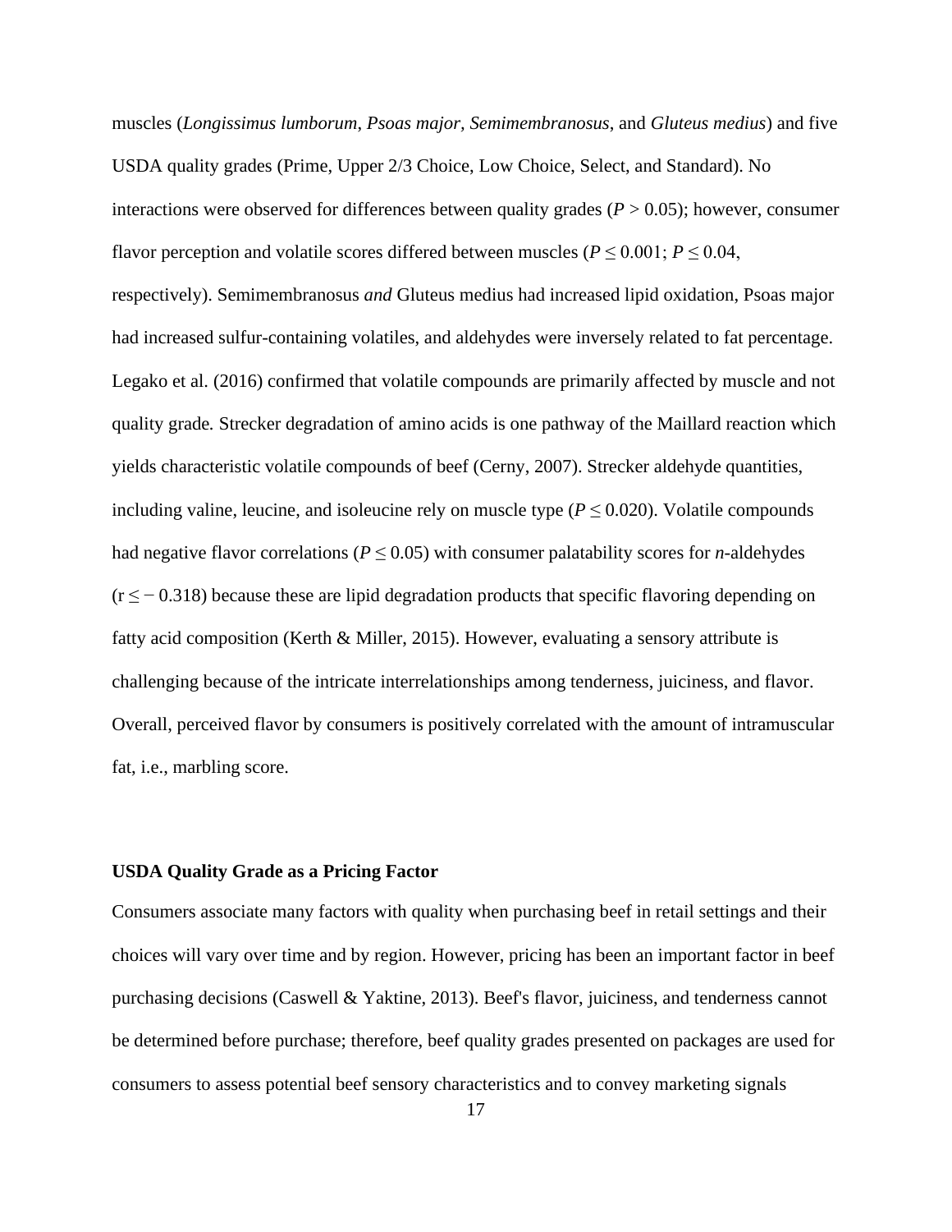muscles (*Longissimus lumborum*, *Psoas major, Semimembranosus*, and *Gluteus medius*) and five USDA quality grades (Prime, Upper 2/3 Choice, Low Choice, Select, and Standard). No interactions were observed for differences between quality grades ($P > 0.05$); however, consumer flavor perception and volatile scores differed between muscles ($P \leq 0.001$; $P \leq 0.04$, respectively). Semimembranosus *and* Gluteus medius had increased lipid oxidation, Psoas major had increased sulfur-containing volatiles, and aldehydes were inversely related to fat percentage. Legako et al. (2016) confirmed that volatile compounds are primarily affected by muscle and not quality grade. Strecker degradation of amino acids is one pathway of the Maillard reaction which yields characteristic volatile compounds of beef (Cerny, 2007). Strecker aldehyde quantities, including valine, leucine, and isoleucine rely on muscle type ($P \leq 0.020$). Volatile compounds had negative flavor correlations ($P \leq 0.05$) with consumer palatability scores for *n*-aldehydes ($r \leq -0.318$) because these are lipid degradation products that specific flavoring depending on fatty acid composition (Kerth & Miller, 2015). However, evaluating a sensory attribute is challenging because of the intricate interrelationships among tenderness, juiciness, and flavor. Overall, perceived flavor by consumers is positively correlated with the amount of intramuscular fat, i.e., marbling score.

**USDA Quality Grade as a Pricing Factor**

Consumers associate many factors with quality when purchasing beef in retail settings and their choices will vary over time and by region. However, pricing has been an important factor in beef purchasing decisions (Caswell & Yaktine, 2013). Beef's flavor, juiciness, and tenderness cannot be determined before purchase; therefore, beef quality grades presented on packages are used for consumers to assess potential beef sensory characteristics and to convey marketing signals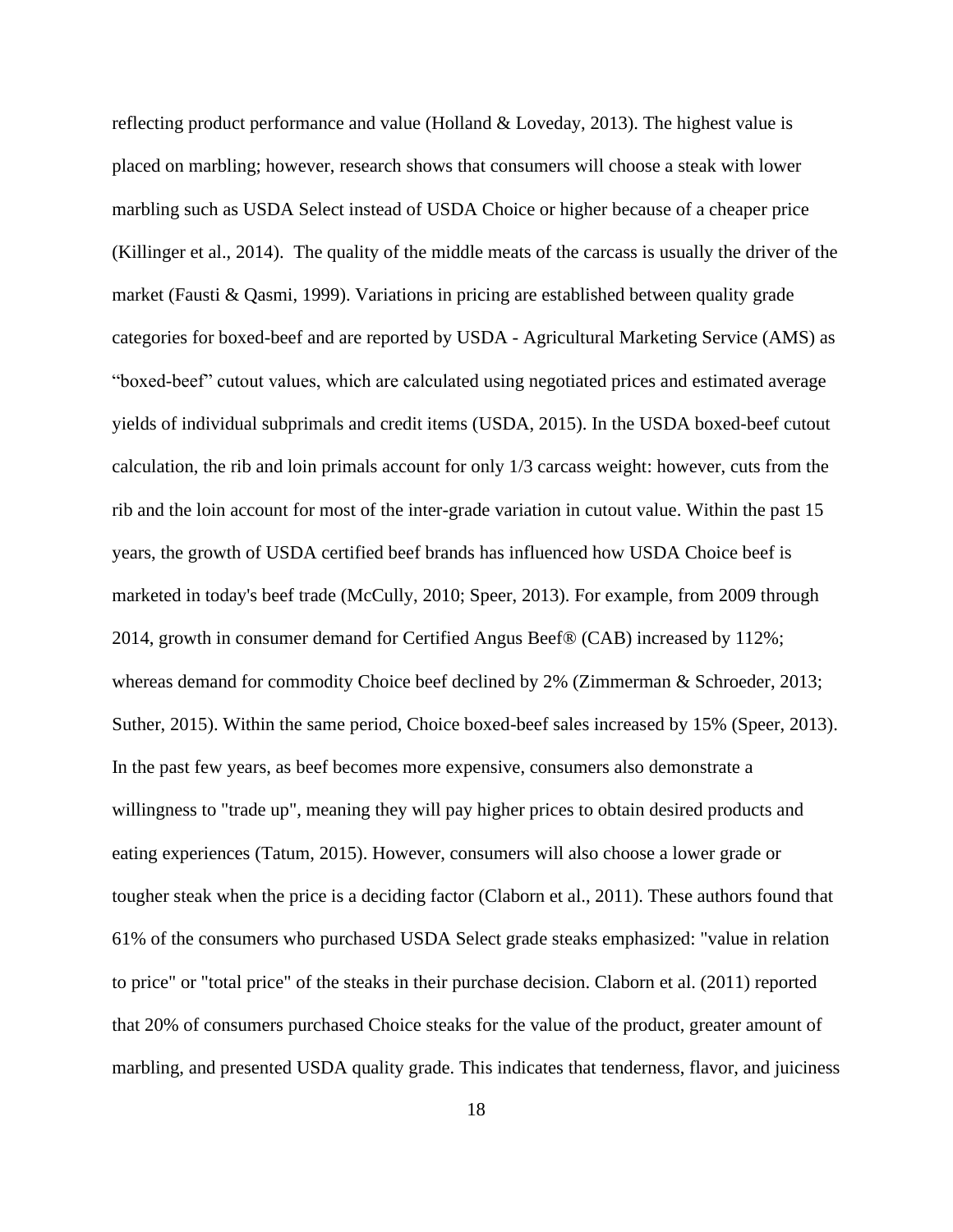reflecting product performance and value (Holland & Loveday, 2013). The highest value is placed on marbling; however, research shows that consumers will choose a steak with lower marbling such as USDA Select instead of USDA Choice or higher because of a cheaper price (Killinger et al., 2014).  The quality of the middle meats of the carcass is usually the driver of the market (Fausti & Qasmi, 1999). Variations in pricing are established between quality grade categories for boxed-beef and are reported by USDA - Agricultural Marketing Service (AMS) as "boxed-beef" cutout values, which are calculated using negotiated prices and estimated average yields of individual subprimals and credit items (USDA, 2015). In the USDA boxed-beef cutout calculation, the rib and loin primals account for only 1/3 carcass weight: however, cuts from the rib and the loin account for most of the inter-grade variation in cutout value. Within the past 15 years, the growth of USDA certified beef brands has influenced how USDA Choice beef is marketed in today's beef trade (McCully, 2010; Speer, 2013). For example, from 2009 through 2014, growth in consumer demand for Certified Angus Beef® (CAB) increased by 112%; whereas demand for commodity Choice beef declined by 2% (Zimmerman & Schroeder, 2013; Suther, 2015). Within the same period, Choice boxed-beef sales increased by 15% (Speer, 2013). In the past few years, as beef becomes more expensive, consumers also demonstrate a willingness to "trade up", meaning they will pay higher prices to obtain desired products and eating experiences (Tatum, 2015). However, consumers will also choose a lower grade or tougher steak when the price is a deciding factor (Claborn et al., 2011). These authors found that 61% of the consumers who purchased USDA Select grade steaks emphasized: "value in relation to price" or "total price" of the steaks in their purchase decision. Claborn et al. (2011) reported that 20% of consumers purchased Choice steaks for the value of the product, greater amount of marbling, and presented USDA quality grade. This indicates that tenderness, flavor, and juiciness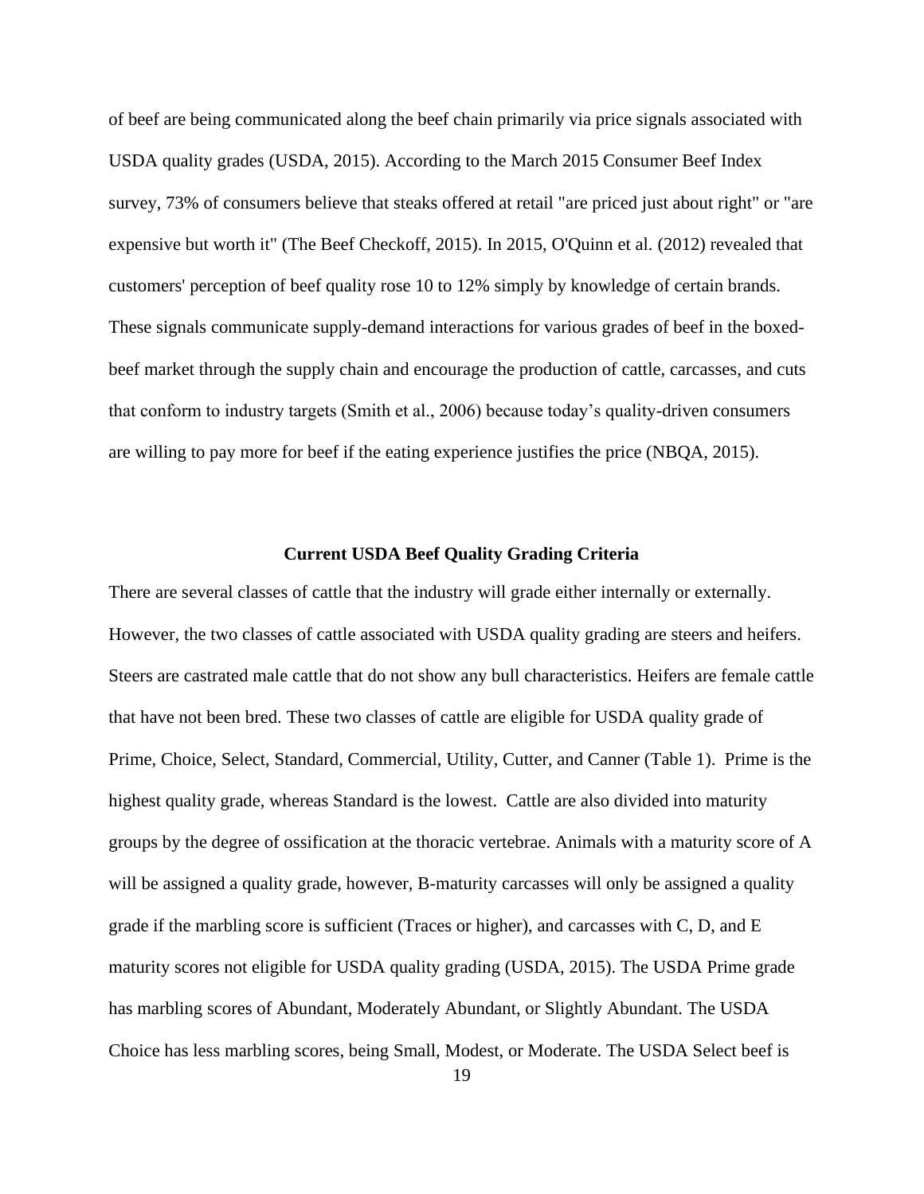of beef are being communicated along the beef chain primarily via price signals associated with USDA quality grades (USDA, 2015). According to the March 2015 Consumer Beef Index survey, 73% of consumers believe that steaks offered at retail "are priced just about right" or "are expensive but worth it" (The Beef Checkoff, 2015). In 2015, O'Quinn et al. (2012) revealed that customers' perception of beef quality rose 10 to 12% simply by knowledge of certain brands. These signals communicate supply-demand interactions for various grades of beef in the boxed-beef market through the supply chain and encourage the production of cattle, carcasses, and cuts that conform to industry targets (Smith et al., 2006) because today's quality-driven consumers are willing to pay more for beef if the eating experience justifies the price (NBQA, 2015).

## Current USDA Beef Quality Grading Criteria

There are several classes of cattle that the industry will grade either internally or externally. However, the two classes of cattle associated with USDA quality grading are steers and heifers. Steers are castrated male cattle that do not show any bull characteristics. Heifers are female cattle that have not been bred. These two classes of cattle are eligible for USDA quality grade of Prime, Choice, Select, Standard, Commercial, Utility, Cutter, and Canner (Table 1). Prime is the highest quality grade, whereas Standard is the lowest. Cattle are also divided into maturity groups by the degree of ossification at the thoracic vertebrae. Animals with a maturity score of A will be assigned a quality grade, however, B-maturity carcasses will only be assigned a quality grade if the marbling score is sufficient (Traces or higher), and carcasses with C, D, and E maturity scores not eligible for USDA quality grading (USDA, 2015). The USDA Prime grade has marbling scores of Abundant, Moderately Abundant, or Slightly Abundant. The USDA Choice has less marbling scores, being Small, Modest, or Moderate. The USDA Select beef is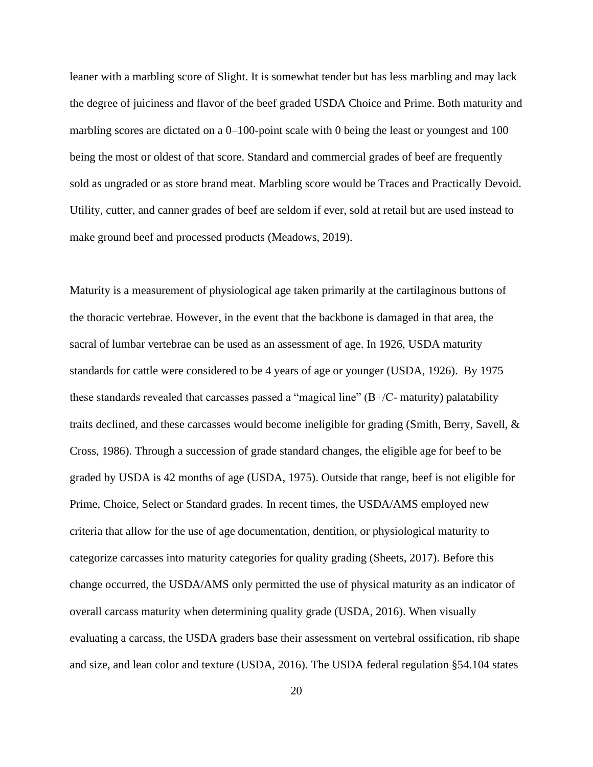leaner with a marbling score of Slight. It is somewhat tender but has less marbling and may lack the degree of juiciness and flavor of the beef graded USDA Choice and Prime. Both maturity and marbling scores are dictated on a 0–100-point scale with 0 being the least or youngest and 100 being the most or oldest of that score. Standard and commercial grades of beef are frequently sold as ungraded or as store brand meat. Marbling score would be Traces and Practically Devoid. Utility, cutter, and canner grades of beef are seldom if ever, sold at retail but are used instead to make ground beef and processed products (Meadows, 2019).

Maturity is a measurement of physiological age taken primarily at the cartilaginous buttons of the thoracic vertebrae. However, in the event that the backbone is damaged in that area, the sacral of lumbar vertebrae can be used as an assessment of age. In 1926, USDA maturity standards for cattle were considered to be 4 years of age or younger (USDA, 1926). By 1975 these standards revealed that carcasses passed a "magical line" (B+/C- maturity) palatability traits declined, and these carcasses would become ineligible for grading (Smith, Berry, Savell, & Cross, 1986). Through a succession of grade standard changes, the eligible age for beef to be graded by USDA is 42 months of age (USDA, 1975). Outside that range, beef is not eligible for Prime, Choice, Select or Standard grades. In recent times, the USDA/AMS employed new criteria that allow for the use of age documentation, dentition, or physiological maturity to categorize carcasses into maturity categories for quality grading (Sheets, 2017). Before this change occurred, the USDA/AMS only permitted the use of physical maturity as an indicator of overall carcass maturity when determining quality grade (USDA, 2016). When visually evaluating a carcass, the USDA graders base their assessment on vertebral ossification, rib shape and size, and lean color and texture (USDA, 2016). The USDA federal regulation §54.104 states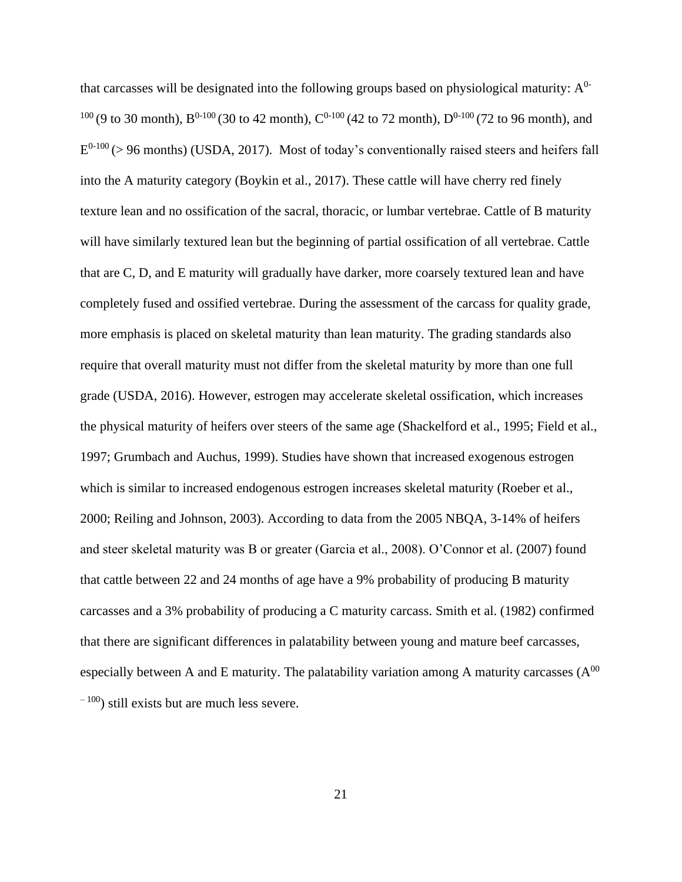that carcasses will be designated into the following groups based on physiological maturity: $A^{0-100}$ (9 to 30 month), $B^{0-100}$ (30 to 42 month), $C^{0-100}$ (42 to 72 month), $D^{0-100}$ (72 to 96 month), and $E^{0-100}$ (> 96 months) (USDA, 2017). Most of today's conventionally raised steers and heifers fall into the A maturity category (Boykin et al., 2017). These cattle will have cherry red finely texture lean and no ossification of the sacral, thoracic, or lumbar vertebrae. Cattle of B maturity will have similarly textured lean but the beginning of partial ossification of all vertebrae. Cattle that are C, D, and E maturity will gradually have darker, more coarsely textured lean and have completely fused and ossified vertebrae. During the assessment of the carcass for quality grade, more emphasis is placed on skeletal maturity than lean maturity. The grading standards also require that overall maturity must not differ from the skeletal maturity by more than one full grade (USDA, 2016). However, estrogen may accelerate skeletal ossification, which increases the physical maturity of heifers over steers of the same age (Shackelford et al., 1995; Field et al., 1997; Grumbach and Auchus, 1999). Studies have shown that increased exogenous estrogen which is similar to increased endogenous estrogen increases skeletal maturity (Roeber et al., 2000; Reiling and Johnson, 2003). According to data from the 2005 NBQA, 3-14% of heifers and steer skeletal maturity was B or greater (Garcia et al., 2008). O'Connor et al. (2007) found that cattle between 22 and 24 months of age have a 9% probability of producing B maturity carcasses and a 3% probability of producing a C maturity carcass. Smith et al. (1982) confirmed that there are significant differences in palatability between young and mature beef carcasses, especially between A and E maturity. The palatability variation among A maturity carcasses ($A^{00-100}$) still exists but are much less severe.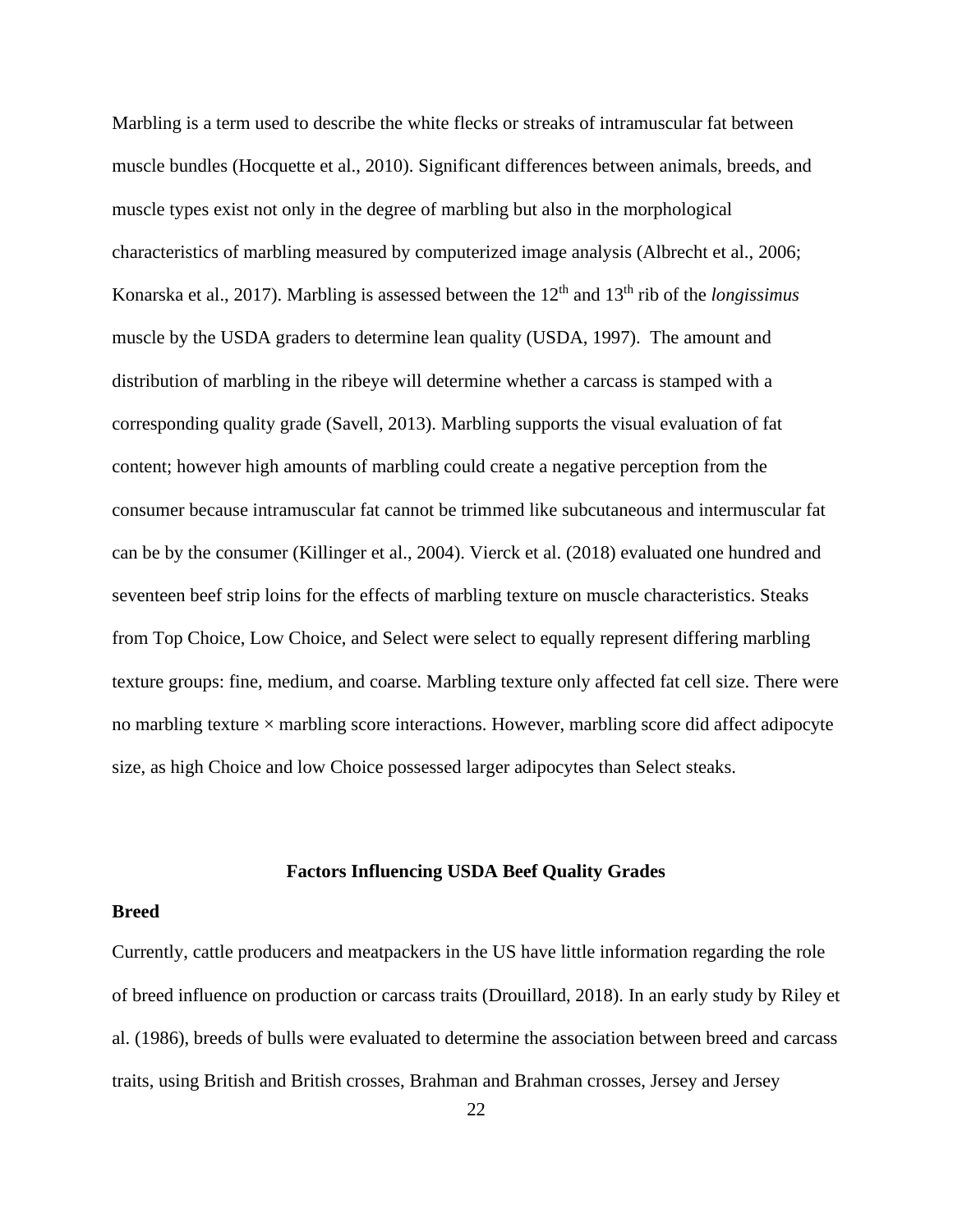Marbling is a term used to describe the white flecks or streaks of intramuscular fat between muscle bundles (Hocquette et al., 2010). Significant differences between animals, breeds, and muscle types exist not only in the degree of marbling but also in the morphological characteristics of marbling measured by computerized image analysis (Albrecht et al., 2006; Konarska et al., 2017). Marbling is assessed between the $12^{th}$ and $13^{th}$ rib of the *longissimus* muscle by the USDA graders to determine lean quality (USDA, 1997). The amount and distribution of marbling in the ribeye will determine whether a carcass is stamped with a corresponding quality grade (Savell, 2013). Marbling supports the visual evaluation of fat content; however high amounts of marbling could create a negative perception from the consumer because intramuscular fat cannot be trimmed like subcutaneous and intermuscular fat can be by the consumer (Killinger et al., 2004). Vierck et al. (2018) evaluated one hundred and seventeen beef strip loins for the effects of marbling texture on muscle characteristics. Steaks from Top Choice, Low Choice, and Select were select to equally represent differing marbling texture groups: fine, medium, and coarse. Marbling texture only affected fat cell size. There were no marbling texture × marbling score interactions. However, marbling score did affect adipocyte size, as high Choice and low Choice possessed larger adipocytes than Select steaks.

## Factors Influencing USDA Beef Quality Grades

### Breed

Currently, cattle producers and meatpackers in the US have little information regarding the role of breed influence on production or carcass traits (Drouillard, 2018). In an early study by Riley et al. (1986), breeds of bulls were evaluated to determine the association between breed and carcass traits, using British and British crosses, Brahman and Brahman crosses, Jersey and Jersey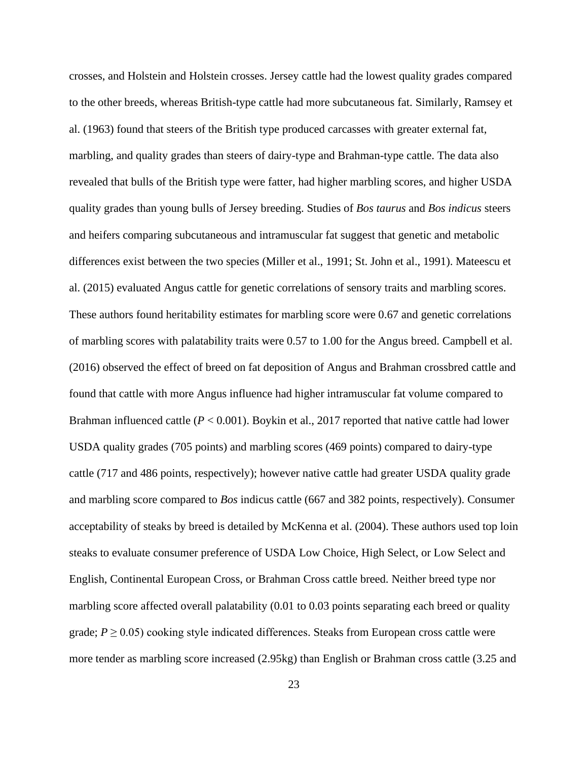crosses, and Holstein and Holstein crosses. Jersey cattle had the lowest quality grades compared to the other breeds, whereas British-type cattle had more subcutaneous fat. Similarly, Ramsey et al. (1963) found that steers of the British type produced carcasses with greater external fat, marbling, and quality grades than steers of dairy-type and Brahman-type cattle. The data also revealed that bulls of the British type were fatter, had higher marbling scores, and higher USDA quality grades than young bulls of Jersey breeding. Studies of *Bos taurus* and *Bos indicus* steers and heifers comparing subcutaneous and intramuscular fat suggest that genetic and metabolic differences exist between the two species (Miller et al., 1991; St. John et al., 1991). Mateescu et al. (2015) evaluated Angus cattle for genetic correlations of sensory traits and marbling scores. These authors found heritability estimates for marbling score were 0.67 and genetic correlations of marbling scores with palatability traits were 0.57 to 1.00 for the Angus breed. Campbell et al. (2016) observed the effect of breed on fat deposition of Angus and Brahman crossbred cattle and found that cattle with more Angus influence had higher intramuscular fat volume compared to Brahman influenced cattle ($P < 0.001$). Boykin et al., 2017 reported that native cattle had lower USDA quality grades (705 points) and marbling scores (469 points) compared to dairy-type cattle (717 and 486 points, respectively); however native cattle had greater USDA quality grade and marbling score compared to *Bos* indicus cattle (667 and 382 points, respectively). Consumer acceptability of steaks by breed is detailed by McKenna et al. (2004). These authors used top loin steaks to evaluate consumer preference of USDA Low Choice, High Select, or Low Select and English, Continental European Cross, or Brahman Cross cattle breed. Neither breed type nor marbling score affected overall palatability (0.01 to 0.03 points separating each breed or quality grade; $P \geq 0.05$) cooking style indicated differences. Steaks from European cross cattle were more tender as marbling score increased (2.95kg) than English or Brahman cross cattle (3.25 and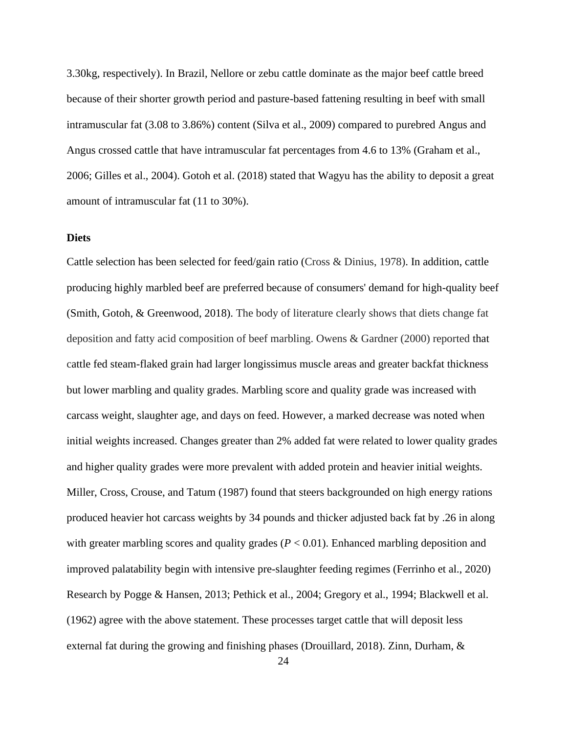3.30kg, respectively). In Brazil, Nellore or zebu cattle dominate as the major beef cattle breed because of their shorter growth period and pasture-based fattening resulting in beef with small intramuscular fat (3.08 to 3.86%) content (Silva et al., 2009) compared to purebred Angus and Angus crossed cattle that have intramuscular fat percentages from 4.6 to 13% (Graham et al., 2006; Gilles et al., 2004). Gotoh et al. (2018) stated that Wagyu has the ability to deposit a great amount of intramuscular fat (11 to 30%).

**Diets**

Cattle selection has been selected for feed/gain ratio (Cross & Dinius, 1978). In addition, cattle producing highly marbled beef are preferred because of consumers' demand for high-quality beef (Smith, Gotoh, & Greenwood, 2018). The body of literature clearly shows that diets change fat deposition and fatty acid composition of beef marbling. Owens & Gardner (2000) reported that cattle fed steam-flaked grain had larger longissimus muscle areas and greater backfat thickness but lower marbling and quality grades. Marbling score and quality grade was increased with carcass weight, slaughter age, and days on feed. However, a marked decrease was noted when initial weights increased. Changes greater than 2% added fat were related to lower quality grades and higher quality grades were more prevalent with added protein and heavier initial weights. Miller, Cross, Crouse, and Tatum (1987) found that steers backgrounded on high energy rations produced heavier hot carcass weights by 34 pounds and thicker adjusted back fat by .26 in along with greater marbling scores and quality grades ($P < 0.01$). Enhanced marbling deposition and improved palatability begin with intensive pre-slaughter feeding regimes (Ferrinho et al., 2020) Research by Pogge & Hansen, 2013; Pethick et al., 2004; Gregory et al., 1994; Blackwell et al. (1962) agree with the above statement. These processes target cattle that will deposit less external fat during the growing and finishing phases (Drouillard, 2018). Zinn, Durham, &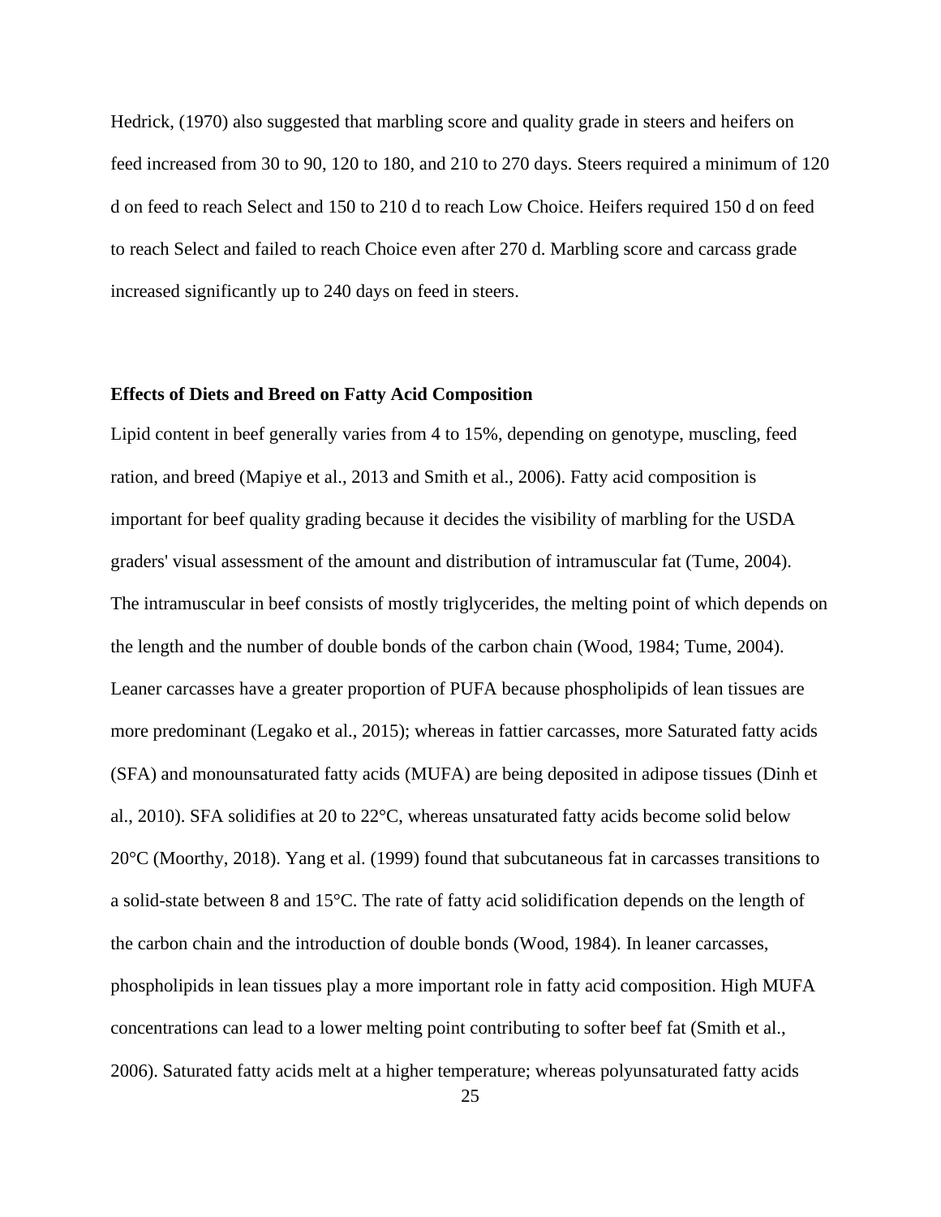Hedrick, (1970) also suggested that marbling score and quality grade in steers and heifers on feed increased from 30 to 90, 120 to 180, and 210 to 270 days. Steers required a minimum of 120 d on feed to reach Select and 150 to 210 d to reach Low Choice. Heifers required 150 d on feed to reach Select and failed to reach Choice even after 270 d. Marbling score and carcass grade increased significantly up to 240 days on feed in steers.

**Effects of Diets and Breed on Fatty Acid Composition**

Lipid content in beef generally varies from 4 to 15%, depending on genotype, muscling, feed ration, and breed (Mapiye et al., 2013 and Smith et al., 2006). Fatty acid composition is important for beef quality grading because it decides the visibility of marbling for the USDA graders' visual assessment of the amount and distribution of intramuscular fat (Tume, 2004). The intramuscular in beef consists of mostly triglycerides, the melting point of which depends on the length and the number of double bonds of the carbon chain (Wood, 1984; Tume, 2004). Leaner carcasses have a greater proportion of PUFA because phospholipids of lean tissues are more predominant (Legako et al., 2015); whereas in fattier carcasses, more Saturated fatty acids (SFA) and monounsaturated fatty acids (MUFA) are being deposited in adipose tissues (Dinh et al., 2010). SFA solidifies at 20 to 22°C, whereas unsaturated fatty acids become solid below 20°C (Moorthy, 2018). Yang et al. (1999) found that subcutaneous fat in carcasses transitions to a solid-state between 8 and 15°C. The rate of fatty acid solidification depends on the length of the carbon chain and the introduction of double bonds (Wood, 1984). In leaner carcasses, phospholipids in lean tissues play a more important role in fatty acid composition. High MUFA concentrations can lead to a lower melting point contributing to softer beef fat (Smith et al., 2006). Saturated fatty acids melt at a higher temperature; whereas polyunsaturated fatty acids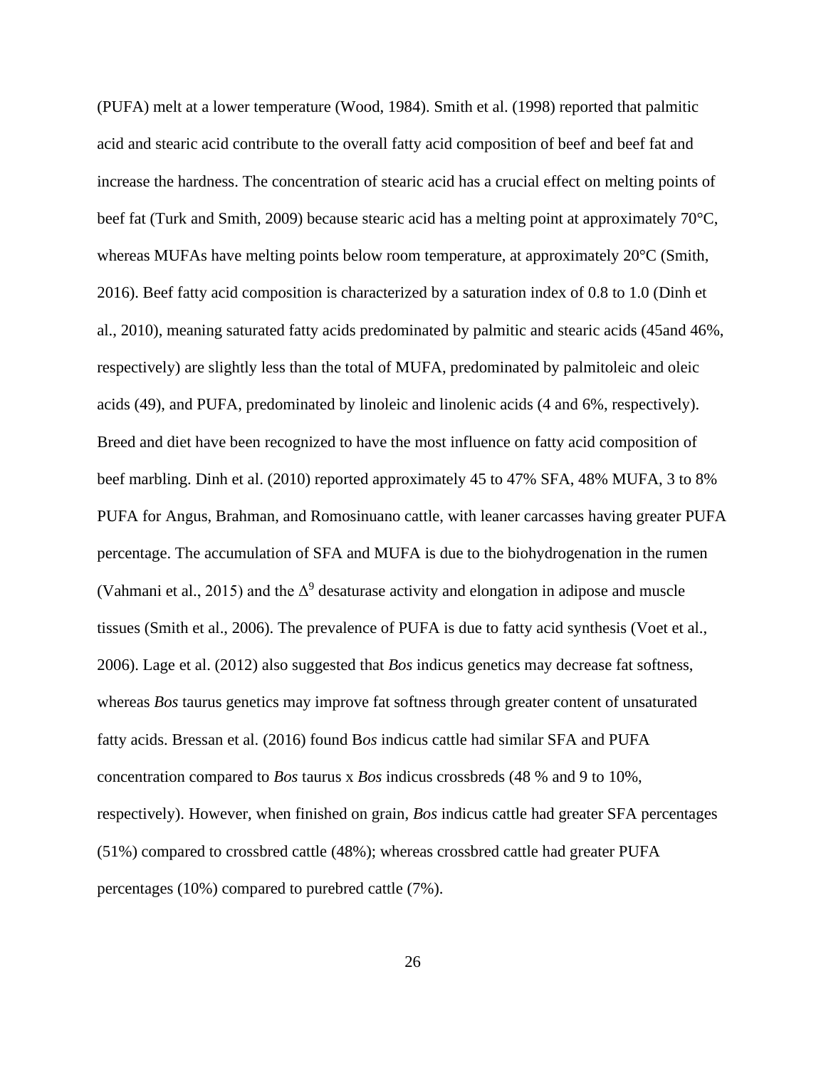(PUFA) melt at a lower temperature (Wood, 1984). Smith et al. (1998) reported that palmitic acid and stearic acid contribute to the overall fatty acid composition of beef and beef fat and increase the hardness. The concentration of stearic acid has a crucial effect on melting points of beef fat (Turk and Smith, 2009) because stearic acid has a melting point at approximately 70°C, whereas MUFAs have melting points below room temperature, at approximately 20°C (Smith, 2016). Beef fatty acid composition is characterized by a saturation index of 0.8 to 1.0 (Dinh et al., 2010), meaning saturated fatty acids predominated by palmitic and stearic acids (45and 46%, respectively) are slightly less than the total of MUFA, predominated by palmitoleic and oleic acids (49), and PUFA, predominated by linoleic and linolenic acids (4 and 6%, respectively). Breed and diet have been recognized to have the most influence on fatty acid composition of beef marbling. Dinh et al. (2010) reported approximately 45 to 47% SFA, 48% MUFA, 3 to 8% PUFA for Angus, Brahman, and Romosinuano cattle, with leaner carcasses having greater PUFA percentage. The accumulation of SFA and MUFA is due to the biohydrogenation in the rumen (Vahmani et al., 2015) and the $\Delta^9$ desaturase activity and elongation in adipose and muscle tissues (Smith et al., 2006). The prevalence of PUFA is due to fatty acid synthesis (Voet et al., 2006). Lage et al. (2012) also suggested that *Bos* indicus genetics may decrease fat softness, whereas *Bos* taurus genetics may improve fat softness through greater content of unsaturated fatty acids. Bressan et al. (2016) found B*os* indicus cattle had similar SFA and PUFA concentration compared to *Bos* taurus x *Bos* indicus crossbreds (48 % and 9 to 10%, respectively). However, when finished on grain, *Bos* indicus cattle had greater SFA percentages (51%) compared to crossbred cattle (48%); whereas crossbred cattle had greater PUFA percentages (10%) compared to purebred cattle (7%).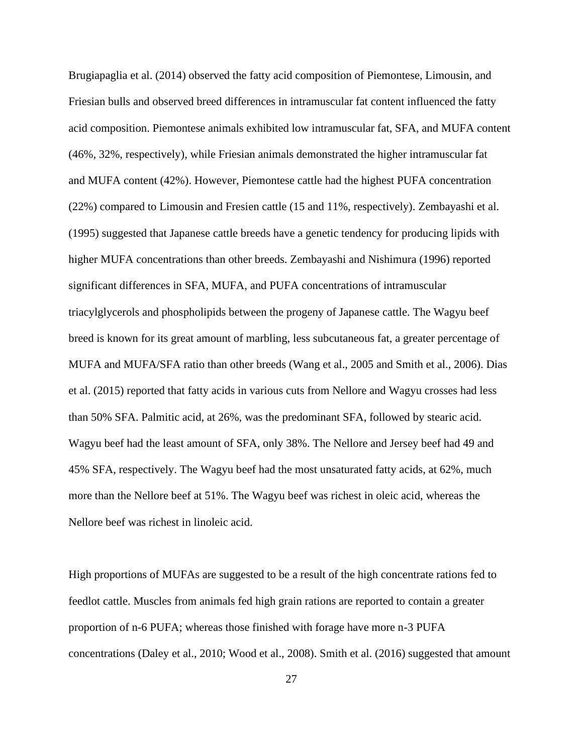Brugiapaglia et al. (2014) observed the fatty acid composition of Piemontese, Limousin, and Friesian bulls and observed breed differences in intramuscular fat content influenced the fatty acid composition. Piemontese animals exhibited low intramuscular fat, SFA, and MUFA content (46%, 32%, respectively), while Friesian animals demonstrated the higher intramuscular fat and MUFA content (42%). However, Piemontese cattle had the highest PUFA concentration (22%) compared to Limousin and Fresien cattle (15 and 11%, respectively). Zembayashi et al. (1995) suggested that Japanese cattle breeds have a genetic tendency for producing lipids with higher MUFA concentrations than other breeds. Zembayashi and Nishimura (1996) reported significant differences in SFA, MUFA, and PUFA concentrations of intramuscular triacylglycerols and phospholipids between the progeny of Japanese cattle. The Wagyu beef breed is known for its great amount of marbling, less subcutaneous fat, a greater percentage of MUFA and MUFA/SFA ratio than other breeds (Wang et al., 2005 and Smith et al., 2006). Dias et al. (2015) reported that fatty acids in various cuts from Nellore and Wagyu crosses had less than 50% SFA. Palmitic acid, at 26%, was the predominant SFA, followed by stearic acid. Wagyu beef had the least amount of SFA, only 38%. The Nellore and Jersey beef had 49 and 45% SFA, respectively. The Wagyu beef had the most unsaturated fatty acids, at 62%, much more than the Nellore beef at 51%. The Wagyu beef was richest in oleic acid, whereas the Nellore beef was richest in linoleic acid.

High proportions of MUFAs are suggested to be a result of the high concentrate rations fed to feedlot cattle. Muscles from animals fed high grain rations are reported to contain a greater proportion of n-6 PUFA; whereas those finished with forage have more n-3 PUFA concentrations (Daley et al., 2010; Wood et al., 2008). Smith et al. (2016) suggested that amount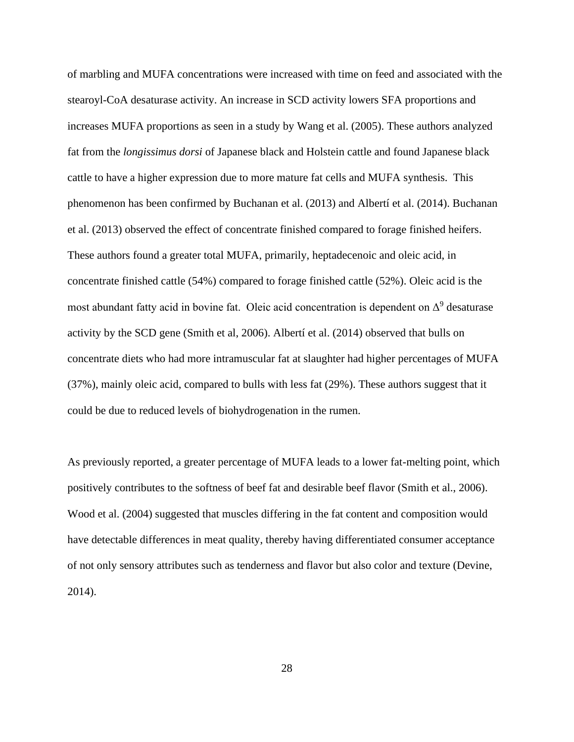of marbling and MUFA concentrations were increased with time on feed and associated with the stearoyl-CoA desaturase activity. An increase in SCD activity lowers SFA proportions and increases MUFA proportions as seen in a study by Wang et al. (2005). These authors analyzed fat from the *longissimus dorsi* of Japanese black and Holstein cattle and found Japanese black cattle to have a higher expression due to more mature fat cells and MUFA synthesis. This phenomenon has been confirmed by Buchanan et al. (2013) and Albertí et al. (2014). Buchanan et al. (2013) observed the effect of concentrate finished compared to forage finished heifers. These authors found a greater total MUFA, primarily, heptadecenoic and oleic acid, in concentrate finished cattle (54%) compared to forage finished cattle (52%). Oleic acid is the most abundant fatty acid in bovine fat. Oleic acid concentration is dependent on $\Delta^9$ desaturase activity by the SCD gene (Smith et al, 2006). Albertí et al. (2014) observed that bulls on concentrate diets who had more intramuscular fat at slaughter had higher percentages of MUFA (37%), mainly oleic acid, compared to bulls with less fat (29%). These authors suggest that it could be due to reduced levels of biohydrogenation in the rumen.

As previously reported, a greater percentage of MUFA leads to a lower fat-melting point, which positively contributes to the softness of beef fat and desirable beef flavor (Smith et al., 2006). Wood et al. (2004) suggested that muscles differing in the fat content and composition would have detectable differences in meat quality, thereby having differentiated consumer acceptance of not only sensory attributes such as tenderness and flavor but also color and texture (Devine, 2014).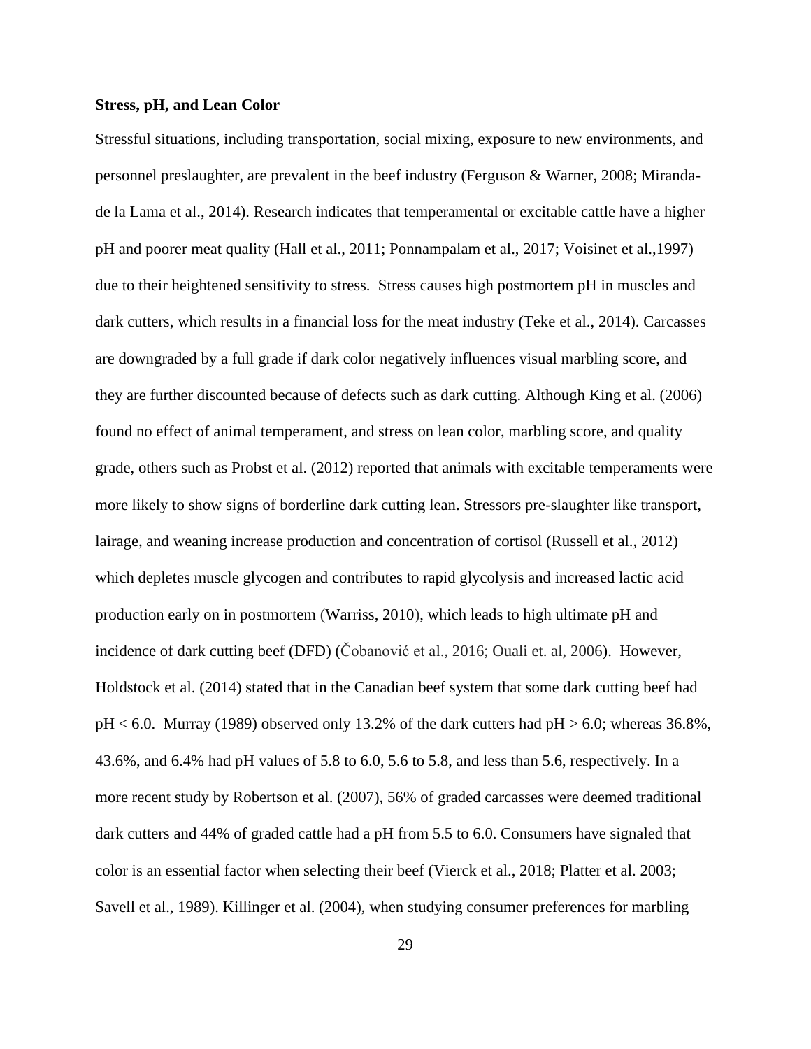**Stress, pH, and Lean Color**

Stressful situations, including transportation, social mixing, exposure to new environments, and personnel preslaughter, are prevalent in the beef industry (Ferguson & Warner, 2008; Miranda-de la Lama et al., 2014). Research indicates that temperamental or excitable cattle have a higher pH and poorer meat quality (Hall et al., 2011; Ponnampalam et al., 2017; Voisinet et al.,1997) due to their heightened sensitivity to stress. Stress causes high postmortem pH in muscles and dark cutters, which results in a financial loss for the meat industry (Teke et al., 2014). Carcasses are downgraded by a full grade if dark color negatively influences visual marbling score, and they are further discounted because of defects such as dark cutting. Although King et al. (2006) found no effect of animal temperament, and stress on lean color, marbling score, and quality grade, others such as Probst et al. (2012) reported that animals with excitable temperaments were more likely to show signs of borderline dark cutting lean. Stressors pre-slaughter like transport, lairage, and weaning increase production and concentration of cortisol (Russell et al., 2012) which depletes muscle glycogen and contributes to rapid glycolysis and increased lactic acid production early on in postmortem (Warriss, 2010), which leads to high ultimate pH and incidence of dark cutting beef (DFD) (Čobanović et al., 2016; Ouali et. al, 2006). However, Holdstock et al. (2014) stated that in the Canadian beef system that some dark cutting beef had pH < 6.0. Murray (1989) observed only 13.2% of the dark cutters had pH > 6.0; whereas 36.8%, 43.6%, and 6.4% had pH values of 5.8 to 6.0, 5.6 to 5.8, and less than 5.6, respectively. In a more recent study by Robertson et al. (2007), 56% of graded carcasses were deemed traditional dark cutters and 44% of graded cattle had a pH from 5.5 to 6.0. Consumers have signaled that color is an essential factor when selecting their beef (Vierck et al., 2018; Platter et al. 2003; Savell et al., 1989). Killinger et al. (2004), when studying consumer preferences for marbling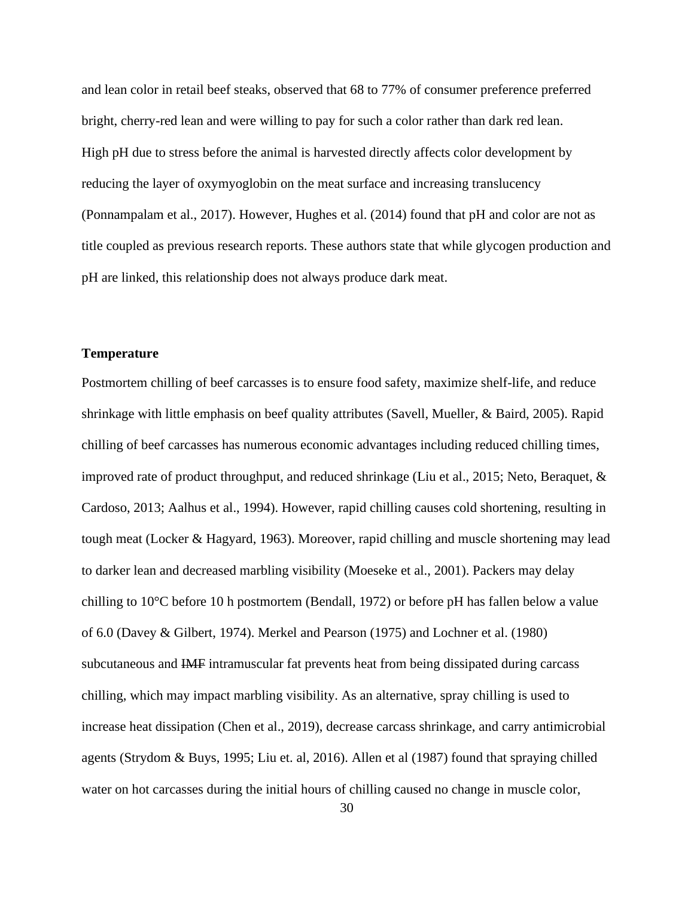and lean color in retail beef steaks, observed that 68 to 77% of consumer preference preferred bright, cherry-red lean and were willing to pay for such a color rather than dark red lean. High pH due to stress before the animal is harvested directly affects color development by reducing the layer of oxymyoglobin on the meat surface and increasing translucency (Ponnampalam et al., 2017). However, Hughes et al. (2014) found that pH and color are not as title coupled as previous research reports. These authors state that while glycogen production and pH are linked, this relationship does not always produce dark meat.

### Temperature

Postmortem chilling of beef carcasses is to ensure food safety, maximize shelf-life, and reduce shrinkage with little emphasis on beef quality attributes (Savell, Mueller, & Baird, 2005). Rapid chilling of beef carcasses has numerous economic advantages including reduced chilling times, improved rate of product throughput, and reduced shrinkage (Liu et al., 2015; Neto, Beraquet, & Cardoso, 2013; Aalhus et al., 1994). However, rapid chilling causes cold shortening, resulting in tough meat (Locker & Hagyard, 1963). Moreover, rapid chilling and muscle shortening may lead to darker lean and decreased marbling visibility (Moeseke et al., 2001). Packers may delay chilling to 10°C before 10 h postmortem (Bendall, 1972) or before pH has fallen below a value of 6.0 (Davey & Gilbert, 1974). Merkel and Pearson (1975) and Lochner et al. (1980) subcutaneous and ~~IMF~~ intramuscular fat prevents heat from being dissipated during carcass chilling, which may impact marbling visibility. As an alternative, spray chilling is used to increase heat dissipation (Chen et al., 2019), decrease carcass shrinkage, and carry antimicrobial agents (Strydom & Buys, 1995; Liu et. al, 2016). Allen et al (1987) found that spraying chilled water on hot carcasses during the initial hours of chilling caused no change in muscle color,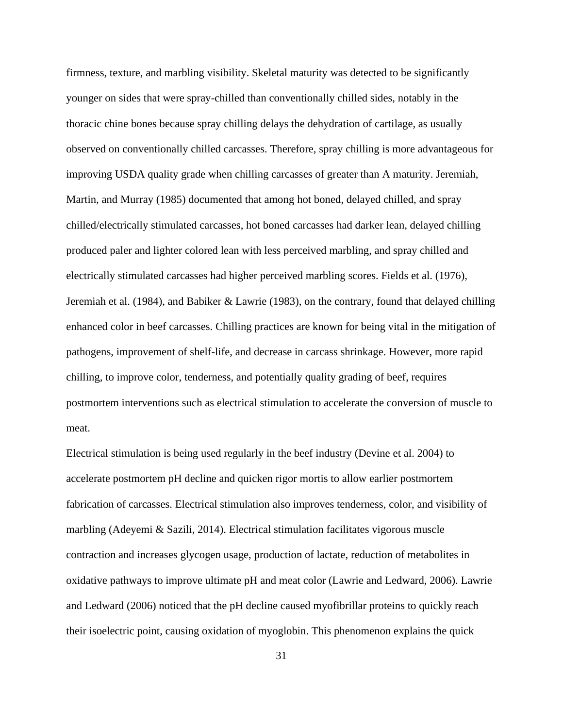firmness, texture, and marbling visibility. Skeletal maturity was detected to be significantly younger on sides that were spray-chilled than conventionally chilled sides, notably in the thoracic chine bones because spray chilling delays the dehydration of cartilage, as usually observed on conventionally chilled carcasses. Therefore, spray chilling is more advantageous for improving USDA quality grade when chilling carcasses of greater than A maturity. Jeremiah, Martin, and Murray (1985) documented that among hot boned, delayed chilled, and spray chilled/electrically stimulated carcasses, hot boned carcasses had darker lean, delayed chilling produced paler and lighter colored lean with less perceived marbling, and spray chilled and electrically stimulated carcasses had higher perceived marbling scores. Fields et al. (1976), Jeremiah et al. (1984), and Babiker & Lawrie (1983), on the contrary, found that delayed chilling enhanced color in beef carcasses. Chilling practices are known for being vital in the mitigation of pathogens, improvement of shelf-life, and decrease in carcass shrinkage. However, more rapid chilling, to improve color, tenderness, and potentially quality grading of beef, requires postmortem interventions such as electrical stimulation to accelerate the conversion of muscle to meat.

Electrical stimulation is being used regularly in the beef industry (Devine et al. 2004) to accelerate postmortem pH decline and quicken rigor mortis to allow earlier postmortem fabrication of carcasses. Electrical stimulation also improves tenderness, color, and visibility of marbling (Adeyemi & Sazili, 2014). Electrical stimulation facilitates vigorous muscle contraction and increases glycogen usage, production of lactate, reduction of metabolites in oxidative pathways to improve ultimate pH and meat color (Lawrie and Ledward, 2006). Lawrie and Ledward (2006) noticed that the pH decline caused myofibrillar proteins to quickly reach their isoelectric point, causing oxidation of myoglobin. This phenomenon explains the quick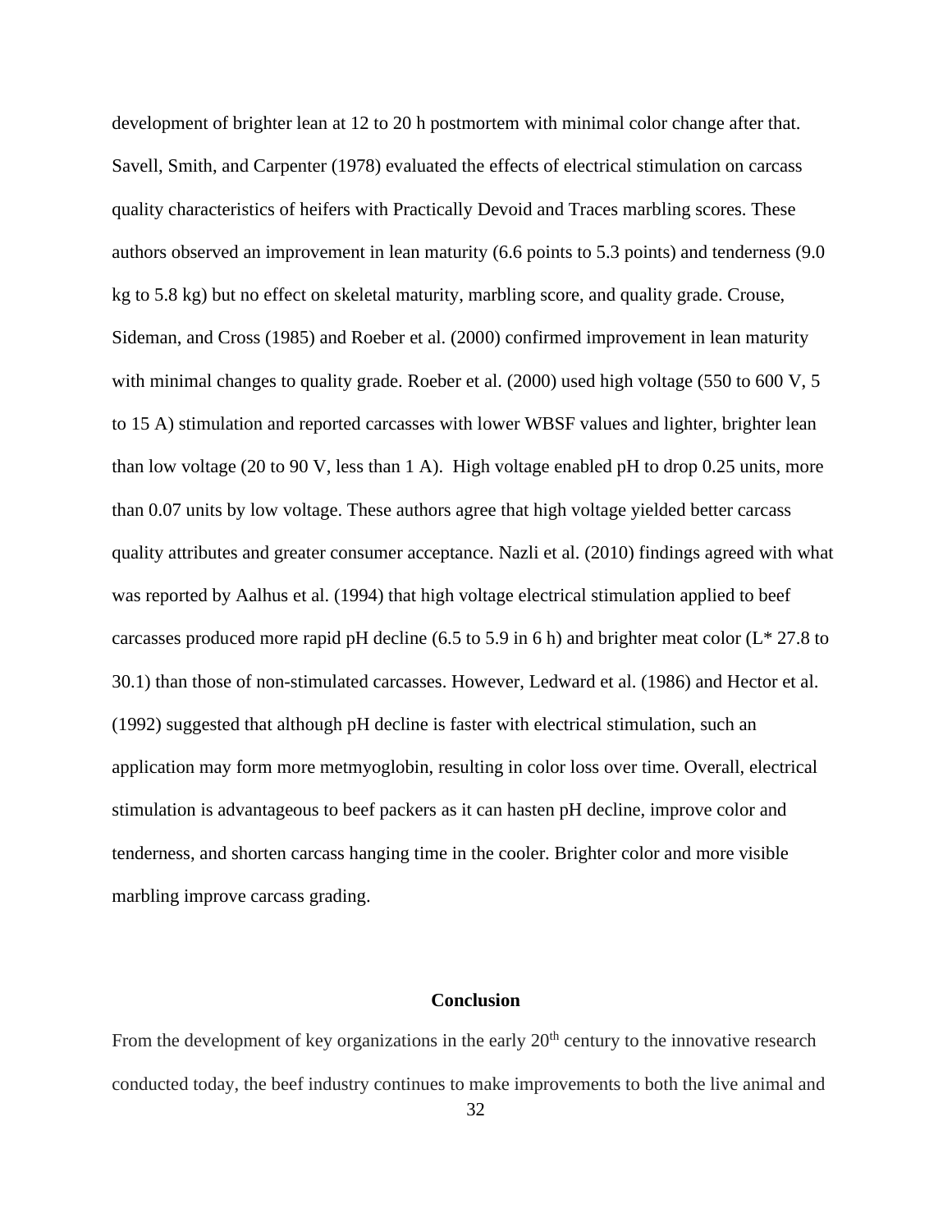development of brighter lean at 12 to 20 h postmortem with minimal color change after that. Savell, Smith, and Carpenter (1978) evaluated the effects of electrical stimulation on carcass quality characteristics of heifers with Practically Devoid and Traces marbling scores. These authors observed an improvement in lean maturity (6.6 points to 5.3 points) and tenderness (9.0 kg to 5.8 kg) but no effect on skeletal maturity, marbling score, and quality grade. Crouse, Sideman, and Cross (1985) and Roeber et al. (2000) confirmed improvement in lean maturity with minimal changes to quality grade. Roeber et al. (2000) used high voltage (550 to 600 V, 5 to 15 A) stimulation and reported carcasses with lower WBSF values and lighter, brighter lean than low voltage (20 to 90 V, less than 1 A). High voltage enabled pH to drop 0.25 units, more than 0.07 units by low voltage. These authors agree that high voltage yielded better carcass quality attributes and greater consumer acceptance. Nazli et al. (2010) findings agreed with what was reported by Aalhus et al. (1994) that high voltage electrical stimulation applied to beef carcasses produced more rapid pH decline (6.5 to 5.9 in 6 h) and brighter meat color ($L^*$ 27.8 to 30.1) than those of non-stimulated carcasses. However, Ledward et al. (1986) and Hector et al. (1992) suggested that although pH decline is faster with electrical stimulation, such an application may form more metmyoglobin, resulting in color loss over time. Overall, electrical stimulation is advantageous to beef packers as it can hasten pH decline, improve color and tenderness, and shorten carcass hanging time in the cooler. Brighter color and more visible marbling improve carcass grading.

## Conclusion

From the development of key organizations in the early 20th century to the innovative research conducted today, the beef industry continues to make improvements to both the live animal and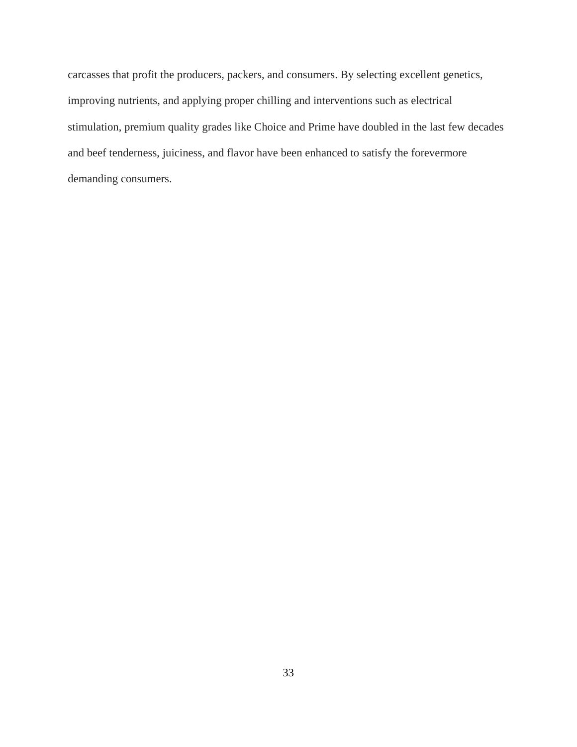carcasses that profit the producers, packers, and consumers. By selecting excellent genetics, improving nutrients, and applying proper chilling and interventions such as electrical stimulation, premium quality grades like Choice and Prime have doubled in the last few decades and beef tenderness, juiciness, and flavor have been enhanced to satisfy the forevermore demanding consumers.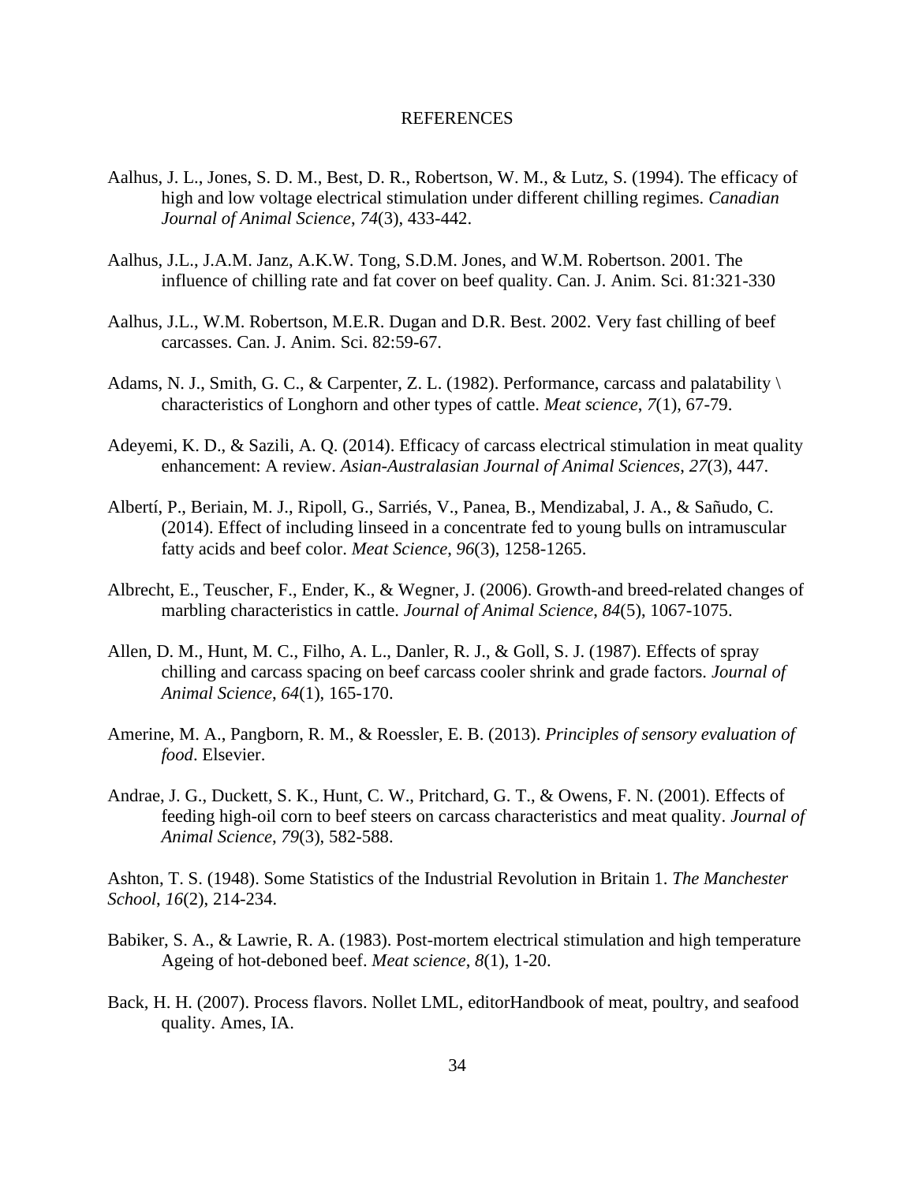# REFERENCES

Aalhus, J. L., Jones, S. D. M., Best, D. R., Robertson, W. M., & Lutz, S. (1994). The efficacy of high and low voltage electrical stimulation under different chilling regimes. *Canadian Journal of Animal Science*, *74*(3), 433-442.

Aalhus, J.L., J.A.M. Janz, A.K.W. Tong, S.D.M. Jones, and W.M. Robertson. 2001. The influence of chilling rate and fat cover on beef quality. Can. J. Anim. Sci. 81:321-330

Aalhus, J.L., W.M. Robertson, M.E.R. Dugan and D.R. Best. 2002. Very fast chilling of beef carcasses. Can. J. Anim. Sci. 82:59-67.

Adams, N. J., Smith, G. C., & Carpenter, Z. L. (1982). Performance, carcass and palatability \ characteristics of Longhorn and other types of cattle. *Meat science*, *7*(1), 67-79.

Adeyemi, K. D., & Sazili, A. Q. (2014). Efficacy of carcass electrical stimulation in meat quality enhancement: A review. *Asian-Australasian Journal of Animal Sciences*, *27*(3), 447.

Albertí, P., Beriain, M. J., Ripoll, G., Sarriés, V., Panea, B., Mendizabal, J. A., & Sañudo, C. (2014). Effect of including linseed in a concentrate fed to young bulls on intramuscular fatty acids and beef color. *Meat Science*, *96*(3), 1258-1265.

Albrecht, E., Teuscher, F., Ender, K., & Wegner, J. (2006). Growth-and breed-related changes of marbling characteristics in cattle. *Journal of Animal Science*, *84*(5), 1067-1075.

Allen, D. M., Hunt, M. C., Filho, A. L., Danler, R. J., & Goll, S. J. (1987). Effects of spray chilling and carcass spacing on beef carcass cooler shrink and grade factors. *Journal of Animal Science*, *64*(1), 165-170.

Amerine, M. A., Pangborn, R. M., & Roessler, E. B. (2013). *Principles of sensory evaluation of food*. Elsevier.

Andrae, J. G., Duckett, S. K., Hunt, C. W., Pritchard, G. T., & Owens, F. N. (2001). Effects of feeding high-oil corn to beef steers on carcass characteristics and meat quality. *Journal of Animal Science*, *79*(3), 582-588.

Ashton, T. S. (1948). Some Statistics of the Industrial Revolution in Britain 1. *The Manchester School*, *16*(2), 214-234.

Babiker, S. A., & Lawrie, R. A. (1983). Post-mortem electrical stimulation and high temperature Ageing of hot-deboned beef. *Meat science*, *8*(1), 1-20.

Back, H. H. (2007). Process flavors. Nollet LML, editorHandbook of meat, poultry, and seafood quality. Ames, IA.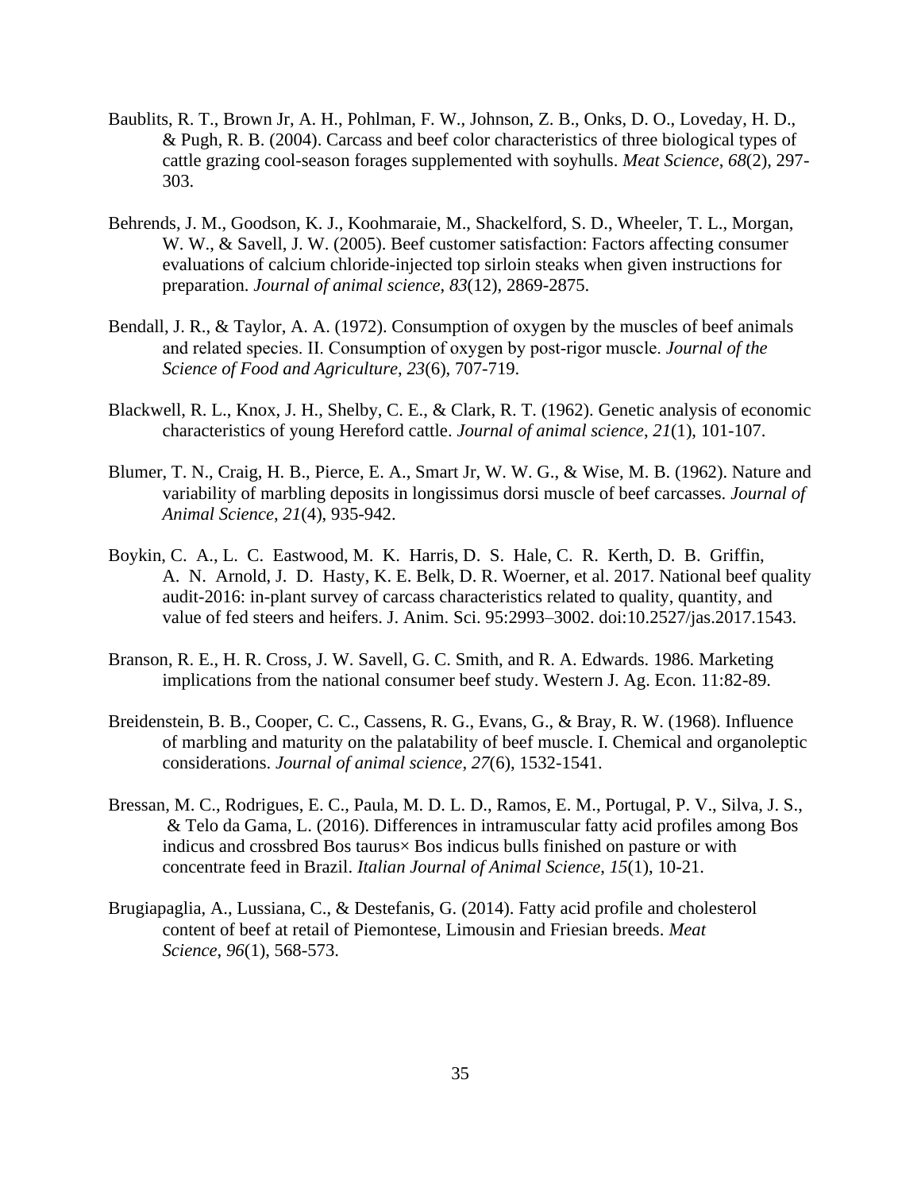Baublits, R. T., Brown Jr, A. H., Pohlman, F. W., Johnson, Z. B., Onks, D. O., Loveday, H. D., & Pugh, R. B. (2004). Carcass and beef color characteristics of three biological types of cattle grazing cool-season forages supplemented with soyhulls. *Meat Science*, *68*(2), 297-303.

Behrends, J. M., Goodson, K. J., Koohmaraie, M., Shackelford, S. D., Wheeler, T. L., Morgan, W. W., & Savell, J. W. (2005). Beef customer satisfaction: Factors affecting consumer evaluations of calcium chloride-injected top sirloin steaks when given instructions for preparation. *Journal of animal science*, *83*(12), 2869-2875.

Bendall, J. R., & Taylor, A. A. (1972). Consumption of oxygen by the muscles of beef animals and related species. II. Consumption of oxygen by post-rigor muscle. *Journal of the Science of Food and Agriculture*, *23*(6), 707-719.

Blackwell, R. L., Knox, J. H., Shelby, C. E., & Clark, R. T. (1962). Genetic analysis of economic characteristics of young Hereford cattle. *Journal of animal science*, *21*(1), 101-107.

Blumer, T. N., Craig, H. B., Pierce, E. A., Smart Jr, W. W. G., & Wise, M. B. (1962). Nature and variability of marbling deposits in longissimus dorsi muscle of beef carcasses. *Journal of Animal Science*, *21*(4), 935-942.

Boykin, C. A., L. C. Eastwood, M. K. Harris, D. S. Hale, C. R. Kerth, D. B. Griffin, A. N. Arnold, J. D. Hasty, K. E. Belk, D. R. Woerner, et al. 2017. National beef quality audit-2016: in-plant survey of carcass characteristics related to quality, quantity, and value of fed steers and heifers. J. Anim. Sci. 95:2993–3002. doi:10.2527/jas.2017.1543.

Branson, R. E., H. R. Cross, J. W. Savell, G. C. Smith, and R. A. Edwards. 1986. Marketing implications from the national consumer beef study. Western J. Ag. Econ. 11:82-89.

Breidenstein, B. B., Cooper, C. C., Cassens, R. G., Evans, G., & Bray, R. W. (1968). Influence of marbling and maturity on the palatability of beef muscle. I. Chemical and organoleptic considerations. *Journal of animal science*, *27*(6), 1532-1541.

Bressan, M. C., Rodrigues, E. C., Paula, M. D. L. D., Ramos, E. M., Portugal, P. V., Silva, J. S., & Telo da Gama, L. (2016). Differences in intramuscular fatty acid profiles among Bos indicus and crossbred Bos taurus× Bos indicus bulls finished on pasture or with concentrate feed in Brazil. *Italian Journal of Animal Science*, *15*(1), 10-21.

Brugiapaglia, A., Lussiana, C., & Destefanis, G. (2014). Fatty acid profile and cholesterol content of beef at retail of Piemontese, Limousin and Friesian breeds. *Meat Science*, *96*(1), 568-573.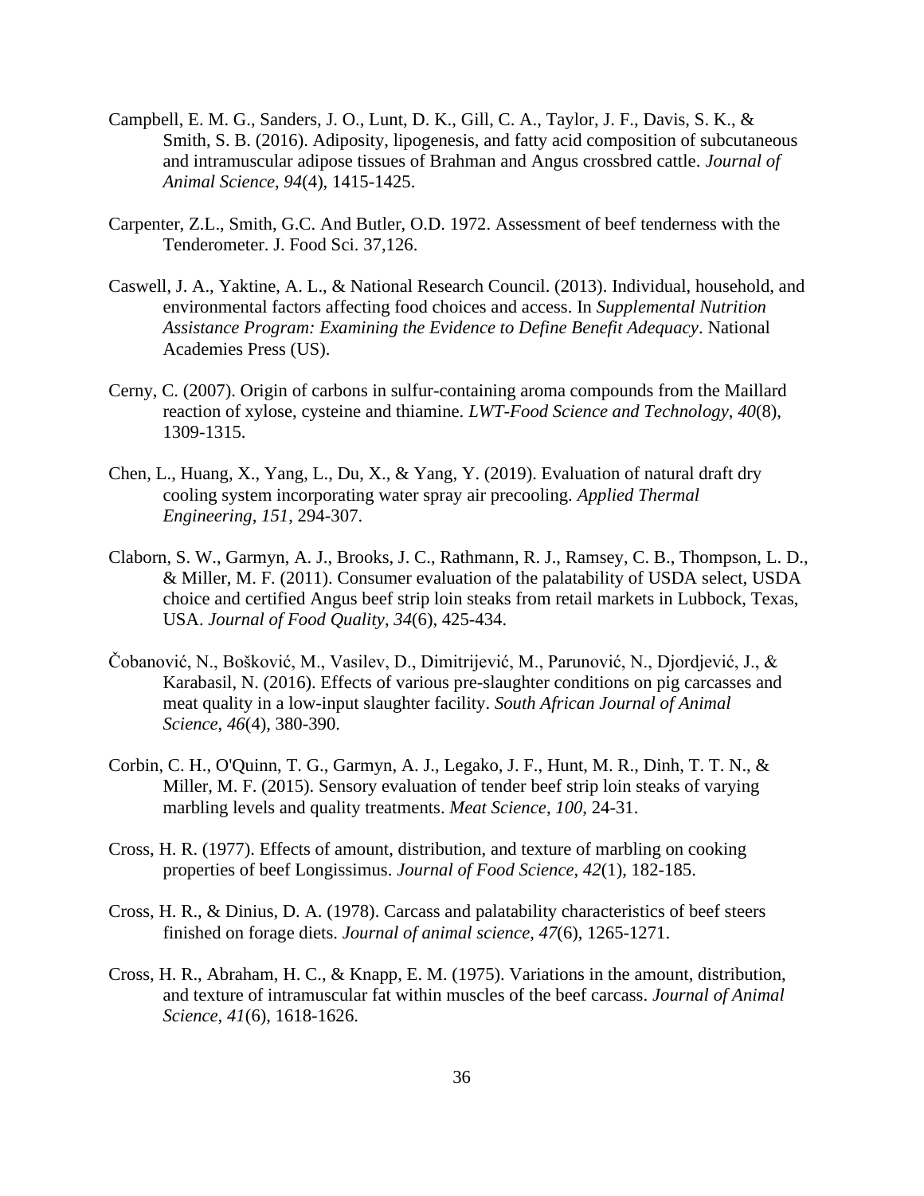Campbell, E. M. G., Sanders, J. O., Lunt, D. K., Gill, C. A., Taylor, J. F., Davis, S. K., & Smith, S. B. (2016). Adiposity, lipogenesis, and fatty acid composition of subcutaneous and intramuscular adipose tissues of Brahman and Angus crossbred cattle. *Journal of Animal Science*, *94*(4), 1415-1425.

Carpenter, Z.L., Smith, G.C. And Butler, O.D. 1972. Assessment of beef tenderness with the Tenderometer. J. Food Sci. 37,126.

Caswell, J. A., Yaktine, A. L., & National Research Council. (2013). Individual, household, and environmental factors affecting food choices and access. In *Supplemental Nutrition Assistance Program: Examining the Evidence to Define Benefit Adequacy*. National Academies Press (US).

Cerny, C. (2007). Origin of carbons in sulfur-containing aroma compounds from the Maillard reaction of xylose, cysteine and thiamine. *LWT-Food Science and Technology*, *40*(8), 1309-1315.

Chen, L., Huang, X., Yang, L., Du, X., & Yang, Y. (2019). Evaluation of natural draft dry cooling system incorporating water spray air precooling. *Applied Thermal Engineering*, *151*, 294-307.

Claborn, S. W., Garmyn, A. J., Brooks, J. C., Rathmann, R. J., Ramsey, C. B., Thompson, L. D., & Miller, M. F. (2011). Consumer evaluation of the palatability of USDA select, USDA choice and certified Angus beef strip loin steaks from retail markets in Lubbock, Texas, USA. *Journal of Food Quality*, *34*(6), 425-434.

Čobanović, N., Bošković, M., Vasilev, D., Dimitrijević, M., Parunović, N., Djordjević, J., & Karabasil, N. (2016). Effects of various pre-slaughter conditions on pig carcasses and meat quality in a low-input slaughter facility. *South African Journal of Animal Science*, *46*(4), 380-390.

Corbin, C. H., O'Quinn, T. G., Garmyn, A. J., Legako, J. F., Hunt, M. R., Dinh, T. T. N., & Miller, M. F. (2015). Sensory evaluation of tender beef strip loin steaks of varying marbling levels and quality treatments. *Meat Science*, *100*, 24-31.

Cross, H. R. (1977). Effects of amount, distribution, and texture of marbling on cooking properties of beef Longissimus. *Journal of Food Science*, *42*(1), 182-185.

Cross, H. R., & Dinius, D. A. (1978). Carcass and palatability characteristics of beef steers finished on forage diets. *Journal of animal science*, *47*(6), 1265-1271.

Cross, H. R., Abraham, H. C., & Knapp, E. M. (1975). Variations in the amount, distribution, and texture of intramuscular fat within muscles of the beef carcass. *Journal of Animal Science*, *41*(6), 1618-1626.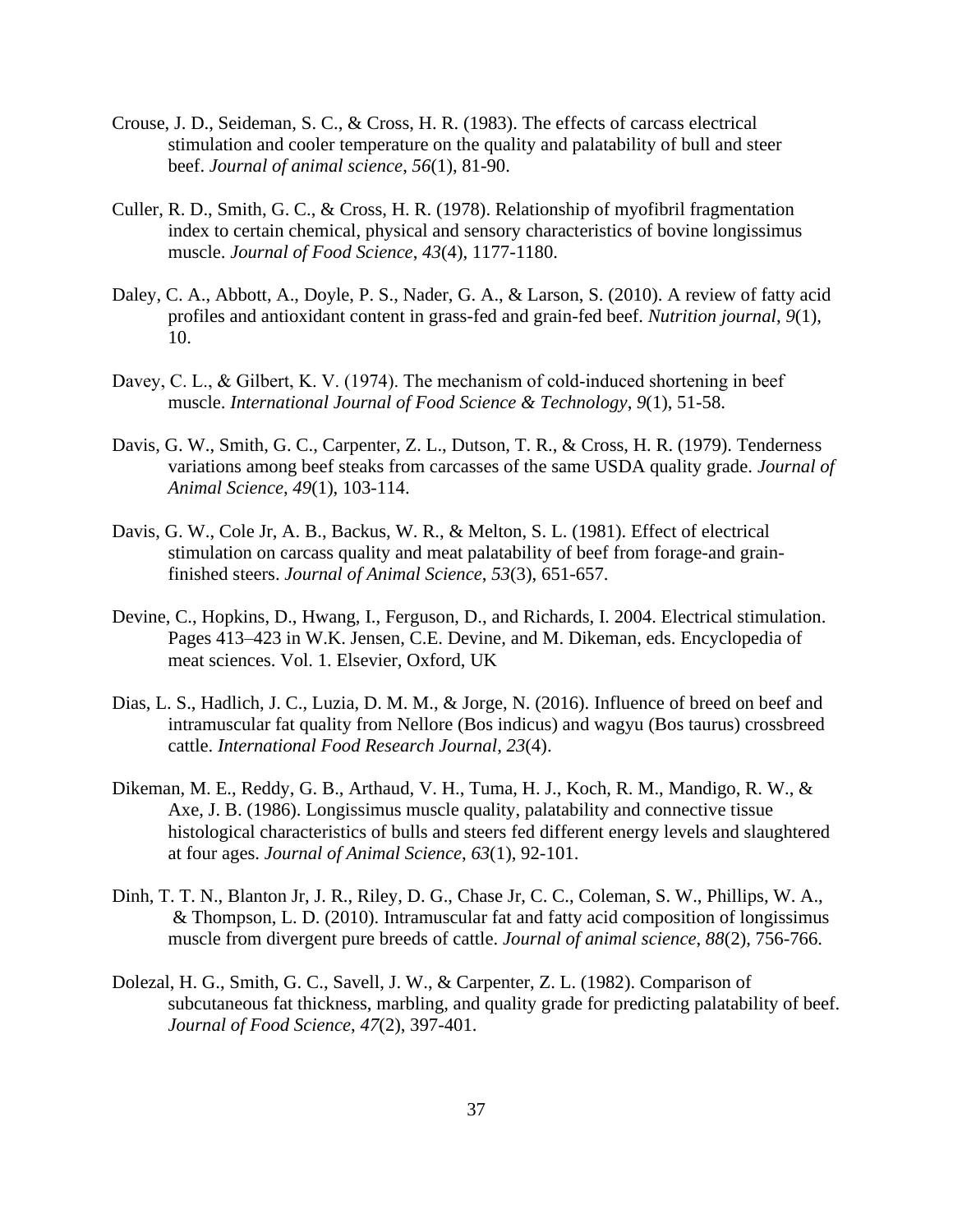Crouse, J. D., Seideman, S. C., & Cross, H. R. (1983). The effects of carcass electrical stimulation and cooler temperature on the quality and palatability of bull and steer beef. *Journal of animal science*, *56*(1), 81-90.

Culler, R. D., Smith, G. C., & Cross, H. R. (1978). Relationship of myofibril fragmentation index to certain chemical, physical and sensory characteristics of bovine longissimus muscle. *Journal of Food Science*, *43*(4), 1177-1180.

Daley, C. A., Abbott, A., Doyle, P. S., Nader, G. A., & Larson, S. (2010). A review of fatty acid profiles and antioxidant content in grass-fed and grain-fed beef. *Nutrition journal*, *9*(1), 10.

Davey, C. L., & Gilbert, K. V. (1974). The mechanism of cold-induced shortening in beef muscle. *International Journal of Food Science & Technology*, *9*(1), 51-58.

Davis, G. W., Smith, G. C., Carpenter, Z. L., Dutson, T. R., & Cross, H. R. (1979). Tenderness variations among beef steaks from carcasses of the same USDA quality grade. *Journal of Animal Science*, *49*(1), 103-114.

Davis, G. W., Cole Jr, A. B., Backus, W. R., & Melton, S. L. (1981). Effect of electrical stimulation on carcass quality and meat palatability of beef from forage-and grain-finished steers. *Journal of Animal Science*, *53*(3), 651-657.

Devine, C., Hopkins, D., Hwang, I., Ferguson, D., and Richards, I. 2004. Electrical stimulation. Pages 413–423 in W.K. Jensen, C.E. Devine, and M. Dikeman, eds. Encyclopedia of meat sciences. Vol. 1. Elsevier, Oxford, UK

Dias, L. S., Hadlich, J. C., Luzia, D. M. M., & Jorge, N. (2016). Influence of breed on beef and intramuscular fat quality from Nellore (Bos indicus) and wagyu (Bos taurus) crossbreed cattle. *International Food Research Journal*, *23*(4).

Dikeman, M. E., Reddy, G. B., Arthaud, V. H., Tuma, H. J., Koch, R. M., Mandigo, R. W., & Axe, J. B. (1986). Longissimus muscle quality, palatability and connective tissue histological characteristics of bulls and steers fed different energy levels and slaughtered at four ages. *Journal of Animal Science*, *63*(1), 92-101.

Dinh, T. T. N., Blanton Jr, J. R., Riley, D. G., Chase Jr, C. C., Coleman, S. W., Phillips, W. A., & Thompson, L. D. (2010). Intramuscular fat and fatty acid composition of longissimus muscle from divergent pure breeds of cattle. *Journal of animal science*, *88*(2), 756-766.

Dolezal, H. G., Smith, G. C., Savell, J. W., & Carpenter, Z. L. (1982). Comparison of subcutaneous fat thickness, marbling, and quality grade for predicting palatability of beef. *Journal of Food Science*, *47*(2), 397-401.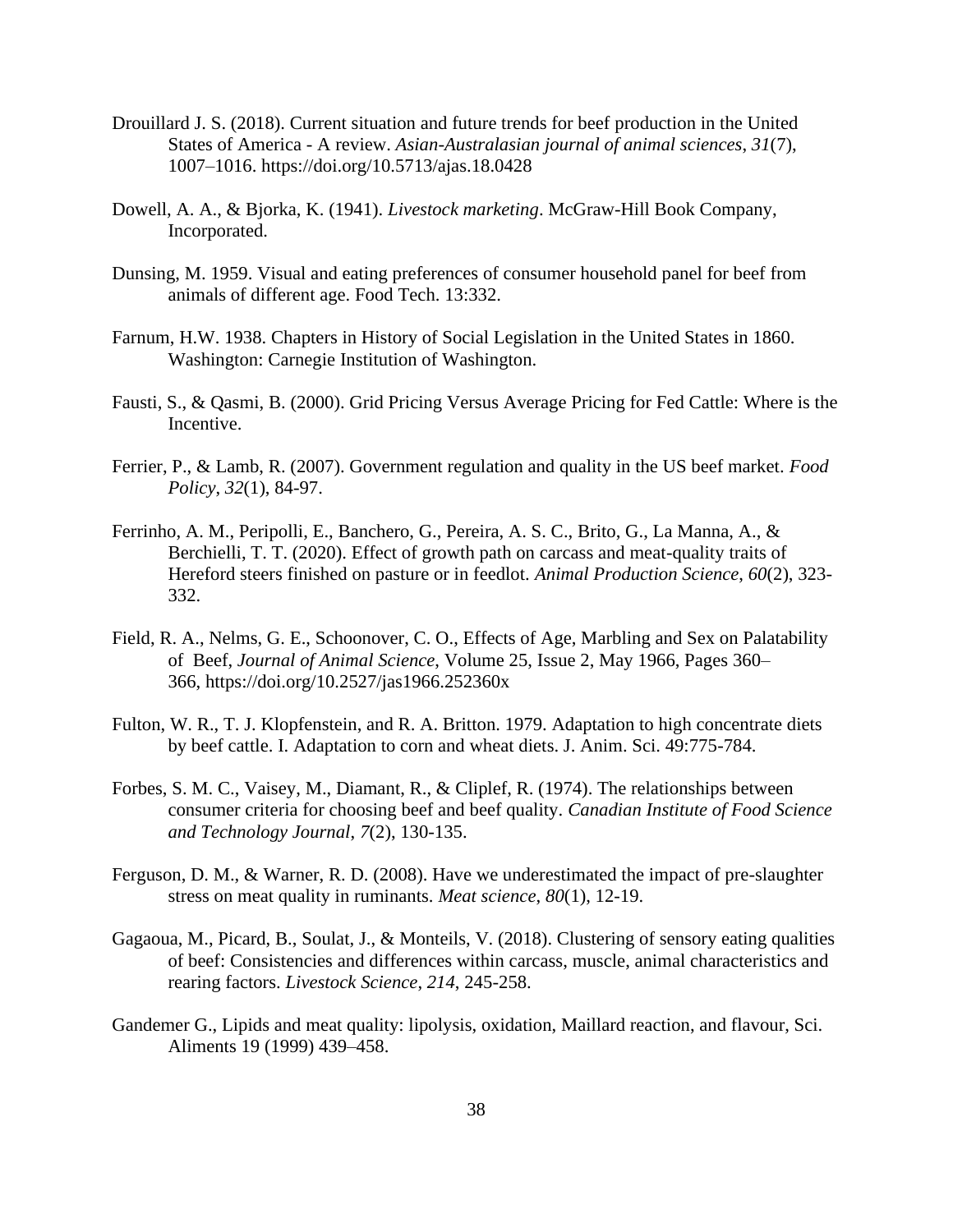Drouillard J. S. (2018). Current situation and future trends for beef production in the United States of America - A review. *Asian-Australasian journal of animal sciences*, *31*(7), 1007–1016. https://doi.org/10.5713/ajas.18.0428

Dowell, A. A., & Bjorka, K. (1941). *Livestock marketing*. McGraw-Hill Book Company, Incorporated.

Dunsing, M. 1959. Visual and eating preferences of consumer household panel for beef from animals of different age. Food Tech. 13:332.

Farnum, H.W. 1938. Chapters in History of Social Legislation in the United States in 1860. Washington: Carnegie Institution of Washington.

Fausti, S., & Qasmi, B. (2000). Grid Pricing Versus Average Pricing for Fed Cattle: Where is the Incentive.

Ferrier, P., & Lamb, R. (2007). Government regulation and quality in the US beef market. *Food Policy*, *32*(1), 84-97.

Ferrinho, A. M., Peripolli, E., Banchero, G., Pereira, A. S. C., Brito, G., La Manna, A., & Berchielli, T. T. (2020). Effect of growth path on carcass and meat-quality traits of Hereford steers finished on pasture or in feedlot. *Animal Production Science*, *60*(2), 323-332.

Field, R. A., Nelms, G. E., Schoonover, C. O., Effects of Age, Marbling and Sex on Palatability of Beef, *Journal of Animal Science*, Volume 25, Issue 2, May 1966, Pages 360–366, https://doi.org/10.2527/jas1966.252360x

Fulton, W. R., T. J. Klopfenstein, and R. A. Britton. 1979. Adaptation to high concentrate diets by beef cattle. I. Adaptation to corn and wheat diets. J. Anim. Sci. 49:775-784.

Forbes, S. M. C., Vaisey, M., Diamant, R., & Cliplef, R. (1974). The relationships between consumer criteria for choosing beef and beef quality. *Canadian Institute of Food Science and Technology Journal*, *7*(2), 130-135.

Ferguson, D. M., & Warner, R. D. (2008). Have we underestimated the impact of pre-slaughter stress on meat quality in ruminants. *Meat science*, *80*(1), 12-19.

Gagaoua, M., Picard, B., Soulat, J., & Monteils, V. (2018). Clustering of sensory eating qualities of beef: Consistencies and differences within carcass, muscle, animal characteristics and rearing factors. *Livestock Science*, *214*, 245-258.

Gandemer G., Lipids and meat quality: lipolysis, oxidation, Maillard reaction, and flavour, Sci. Aliments 19 (1999) 439–458.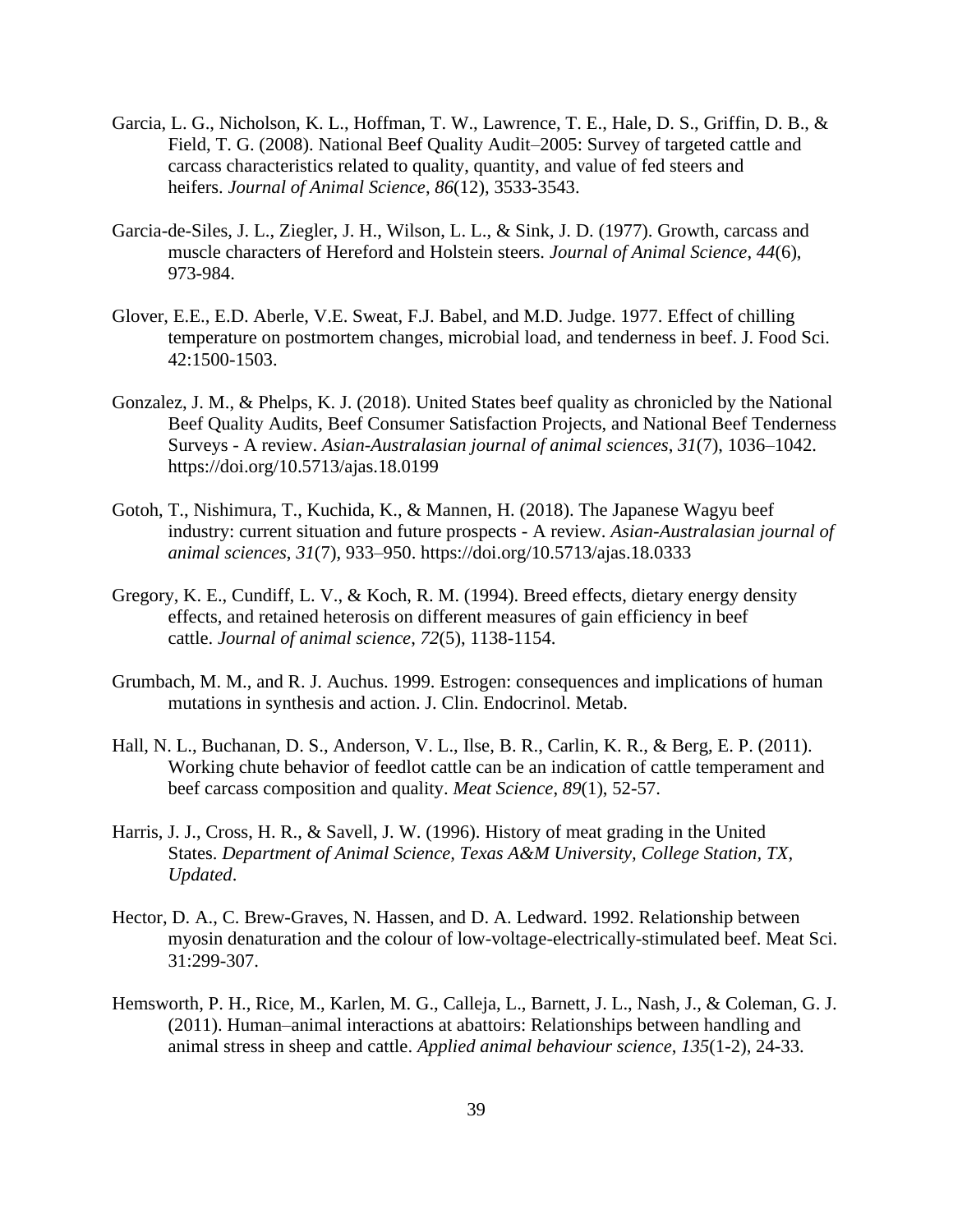Garcia, L. G., Nicholson, K. L., Hoffman, T. W., Lawrence, T. E., Hale, D. S., Griffin, D. B., & Field, T. G. (2008). National Beef Quality Audit–2005: Survey of targeted cattle and carcass characteristics related to quality, quantity, and value of fed steers and heifers. *Journal of Animal Science*, *86*(12), 3533-3543.

Garcia-de-Siles, J. L., Ziegler, J. H., Wilson, L. L., & Sink, J. D. (1977). Growth, carcass and muscle characters of Hereford and Holstein steers. *Journal of Animal Science*, *44*(6), 973-984.

Glover, E.E., E.D. Aberle, V.E. Sweat, F.J. Babel, and M.D. Judge. 1977. Effect of chilling temperature on postmortem changes, microbial load, and tenderness in beef. J. Food Sci. 42:1500-1503.

Gonzalez, J. M., & Phelps, K. J. (2018). United States beef quality as chronicled by the National Beef Quality Audits, Beef Consumer Satisfaction Projects, and National Beef Tenderness Surveys - A review. *Asian-Australasian journal of animal sciences*, *31*(7), 1036–1042. https://doi.org/10.5713/ajas.18.0199

Gotoh, T., Nishimura, T., Kuchida, K., & Mannen, H. (2018). The Japanese Wagyu beef industry: current situation and future prospects - A review. *Asian-Australasian journal of animal sciences*, *31*(7), 933–950. https://doi.org/10.5713/ajas.18.0333

Gregory, K. E., Cundiff, L. V., & Koch, R. M. (1994). Breed effects, dietary energy density effects, and retained heterosis on different measures of gain efficiency in beef cattle. *Journal of animal science*, *72*(5), 1138-1154.

Grumbach, M. M., and R. J. Auchus. 1999. Estrogen: consequences and implications of human mutations in synthesis and action. J. Clin. Endocrinol. Metab.

Hall, N. L., Buchanan, D. S., Anderson, V. L., Ilse, B. R., Carlin, K. R., & Berg, E. P. (2011). Working chute behavior of feedlot cattle can be an indication of cattle temperament and beef carcass composition and quality. *Meat Science*, *89*(1), 52-57.

Harris, J. J., Cross, H. R., & Savell, J. W. (1996). History of meat grading in the United States. *Department of Animal Science, Texas A&M University, College Station, TX, Updated*.

Hector, D. A., C. Brew-Graves, N. Hassen, and D. A. Ledward. 1992. Relationship between myosin denaturation and the colour of low-voltage-electrically-stimulated beef. Meat Sci. 31:299-307.

Hemsworth, P. H., Rice, M., Karlen, M. G., Calleja, L., Barnett, J. L., Nash, J., & Coleman, G. J. (2011). Human–animal interactions at abattoirs: Relationships between handling and animal stress in sheep and cattle. *Applied animal behaviour science*, *135*(1-2), 24-33.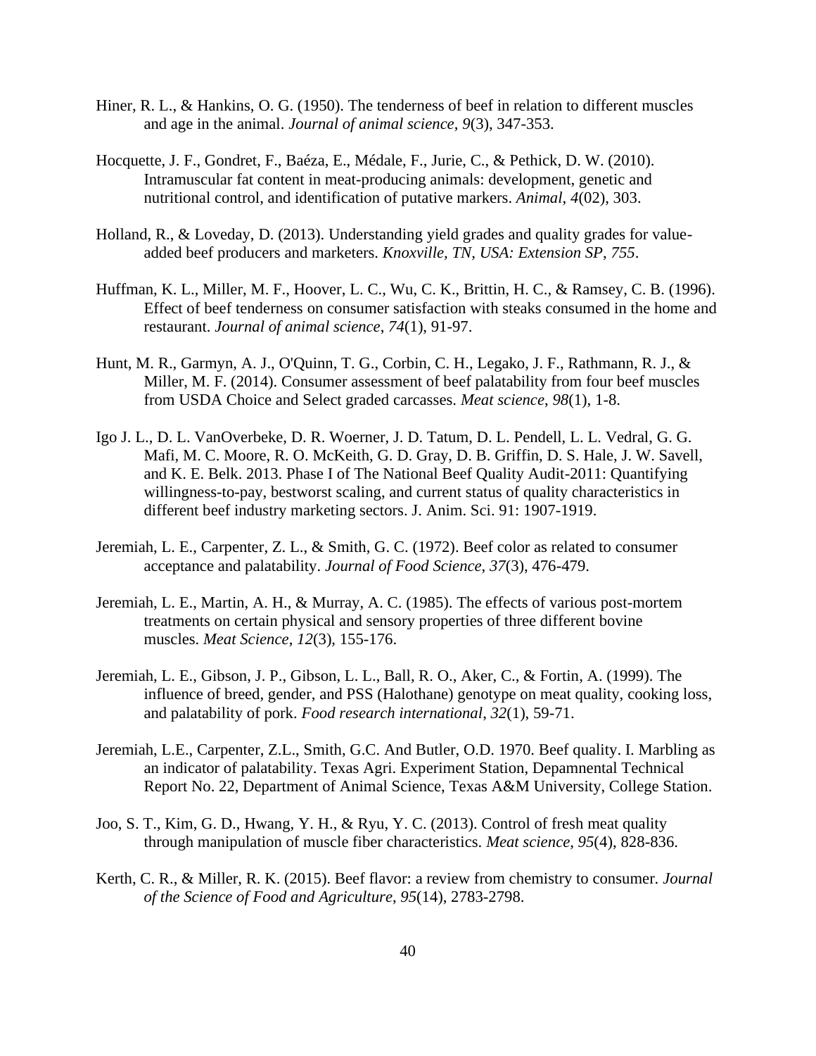Hiner, R. L., & Hankins, O. G. (1950). The tenderness of beef in relation to different muscles and age in the animal. *Journal of animal science*, *9*(3), 347-353.

Hocquette, J. F., Gondret, F., Baéza, E., Médale, F., Jurie, C., & Pethick, D. W. (2010). Intramuscular fat content in meat-producing animals: development, genetic and nutritional control, and identification of putative markers. *Animal*, *4*(02), 303.

Holland, R., & Loveday, D. (2013). Understanding yield grades and quality grades for value-added beef producers and marketers. *Knoxville, TN, USA: Extension SP*, *755*.

Huffman, K. L., Miller, M. F., Hoover, L. C., Wu, C. K., Brittin, H. C., & Ramsey, C. B. (1996). Effect of beef tenderness on consumer satisfaction with steaks consumed in the home and restaurant. *Journal of animal science*, *74*(1), 91-97.

Hunt, M. R., Garmyn, A. J., O'Quinn, T. G., Corbin, C. H., Legako, J. F., Rathmann, R. J., & Miller, M. F. (2014). Consumer assessment of beef palatability from four beef muscles from USDA Choice and Select graded carcasses. *Meat science*, *98*(1), 1-8.

Igo J. L., D. L. VanOverbeke, D. R. Woerner, J. D. Tatum, D. L. Pendell, L. L. Vedral, G. G. Mafi, M. C. Moore, R. O. McKeith, G. D. Gray, D. B. Griffin, D. S. Hale, J. W. Savell, and K. E. Belk. 2013. Phase I of The National Beef Quality Audit-2011: Quantifying willingness-to-pay, bestworst scaling, and current status of quality characteristics in different beef industry marketing sectors. J. Anim. Sci. 91: 1907-1919.

Jeremiah, L. E., Carpenter, Z. L., & Smith, G. C. (1972). Beef color as related to consumer acceptance and palatability. *Journal of Food Science*, *37*(3), 476-479.

Jeremiah, L. E., Martin, A. H., & Murray, A. C. (1985). The effects of various post-mortem treatments on certain physical and sensory properties of three different bovine muscles. *Meat Science*, *12*(3), 155-176.

Jeremiah, L. E., Gibson, J. P., Gibson, L. L., Ball, R. O., Aker, C., & Fortin, A. (1999). The influence of breed, gender, and PSS (Halothane) genotype on meat quality, cooking loss, and palatability of pork. *Food research international*, *32*(1), 59-71.

Jeremiah, L.E., Carpenter, Z.L., Smith, G.C. And Butler, O.D. 1970. Beef quality. I. Marbling as an indicator of palatability. Texas Agri. Experiment Station, Depamnental Technical Report No. 22, Department of Animal Science, Texas A&M University, College Station.

Joo, S. T., Kim, G. D., Hwang, Y. H., & Ryu, Y. C. (2013). Control of fresh meat quality through manipulation of muscle fiber characteristics. *Meat science*, *95*(4), 828-836.

Kerth, C. R., & Miller, R. K. (2015). Beef flavor: a review from chemistry to consumer. *Journal of the Science of Food and Agriculture*, *95*(14), 2783-2798.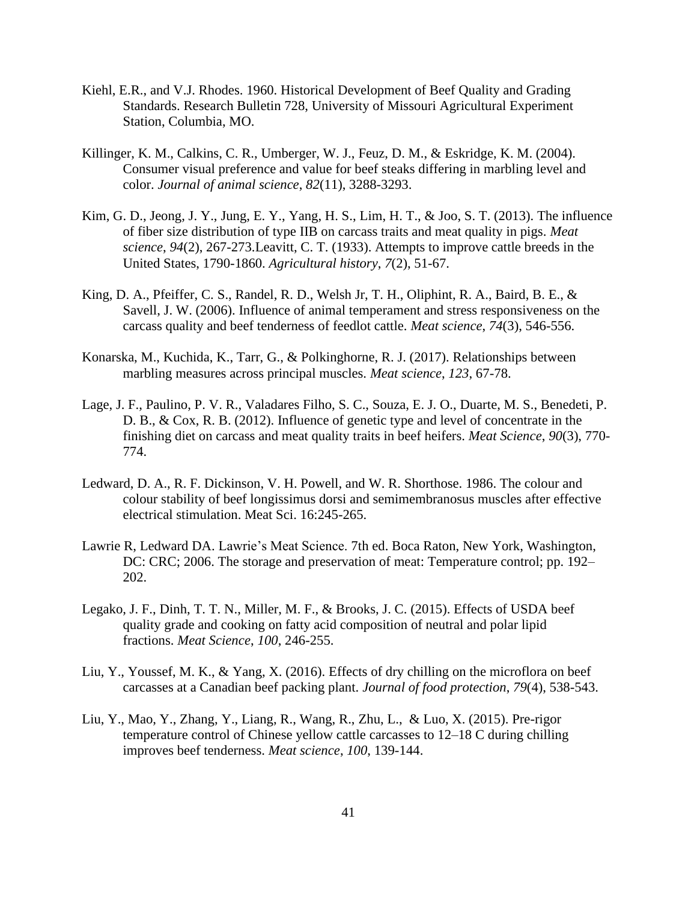Kiehl, E.R., and V.J. Rhodes. 1960. Historical Development of Beef Quality and Grading Standards. Research Bulletin 728, University of Missouri Agricultural Experiment Station, Columbia, MO.

Killinger, K. M., Calkins, C. R., Umberger, W. J., Feuz, D. M., & Eskridge, K. M. (2004). Consumer visual preference and value for beef steaks differing in marbling level and color. *Journal of animal science*, *82*(11), 3288-3293.

Kim, G. D., Jeong, J. Y., Jung, E. Y., Yang, H. S., Lim, H. T., & Joo, S. T. (2013). The influence of fiber size distribution of type IIB on carcass traits and meat quality in pigs. *Meat science*, *94*(2), 267-273.Leavitt, C. T. (1933). Attempts to improve cattle breeds in the United States, 1790-1860. *Agricultural history*, *7*(2), 51-67.

King, D. A., Pfeiffer, C. S., Randel, R. D., Welsh Jr, T. H., Oliphint, R. A., Baird, B. E., & Savell, J. W. (2006). Influence of animal temperament and stress responsiveness on the carcass quality and beef tenderness of feedlot cattle. *Meat science*, *74*(3), 546-556.

Konarska, M., Kuchida, K., Tarr, G., & Polkinghorne, R. J. (2017). Relationships between marbling measures across principal muscles. *Meat science*, *123*, 67-78.

Lage, J. F., Paulino, P. V. R., Valadares Filho, S. C., Souza, E. J. O., Duarte, M. S., Benedeti, P. D. B., & Cox, R. B. (2012). Influence of genetic type and level of concentrate in the finishing diet on carcass and meat quality traits in beef heifers. *Meat Science*, *90*(3), 770-774.

Ledward, D. A., R. F. Dickinson, V. H. Powell, and W. R. Shorthose. 1986. The colour and colour stability of beef longissimus dorsi and semimembranosus muscles after effective electrical stimulation. Meat Sci. 16:245-265.

Lawrie R, Ledward DA. Lawrie's Meat Science. 7th ed. Boca Raton, New York, Washington, DC: CRC; 2006. The storage and preservation of meat: Temperature control; pp. 192–202.

Legako, J. F., Dinh, T. T. N., Miller, M. F., & Brooks, J. C. (2015). Effects of USDA beef quality grade and cooking on fatty acid composition of neutral and polar lipid fractions. *Meat Science*, *100*, 246-255.

Liu, Y., Youssef, M. K., & Yang, X. (2016). Effects of dry chilling on the microflora on beef carcasses at a Canadian beef packing plant. *Journal of food protection*, *79*(4), 538-543.

Liu, Y., Mao, Y., Zhang, Y., Liang, R., Wang, R., Zhu, L., & Luo, X. (2015). Pre-rigor temperature control of Chinese yellow cattle carcasses to 12–18 C during chilling improves beef tenderness. *Meat science*, *100*, 139-144.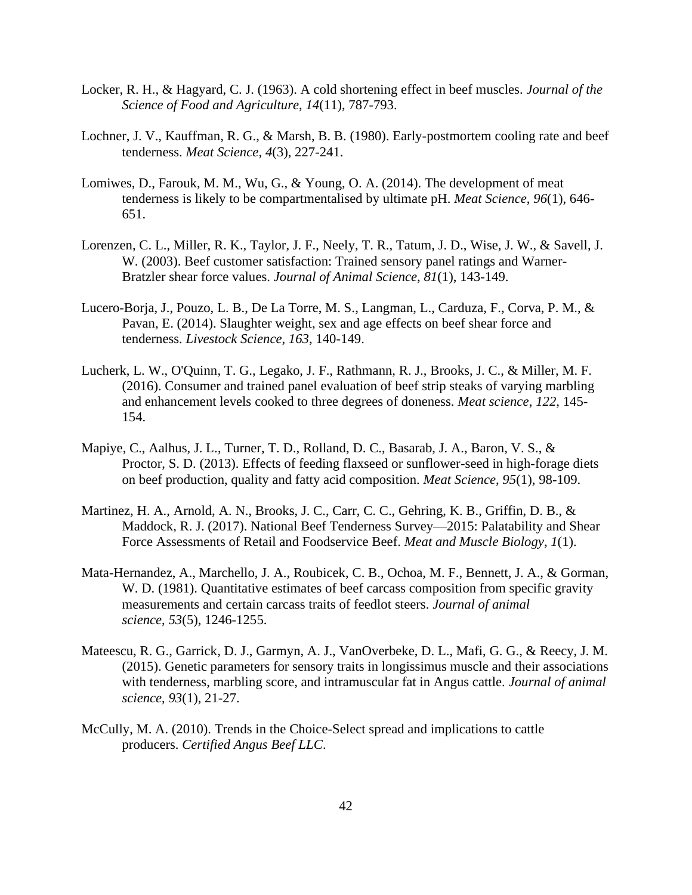Locker, R. H., & Hagyard, C. J. (1963). A cold shortening effect in beef muscles. *Journal of the Science of Food and Agriculture*, *14*(11), 787-793.

Lochner, J. V., Kauffman, R. G., & Marsh, B. B. (1980). Early-postmortem cooling rate and beef tenderness. *Meat Science*, *4*(3), 227-241.

Lomiwes, D., Farouk, M. M., Wu, G., & Young, O. A. (2014). The development of meat tenderness is likely to be compartmentalised by ultimate pH. *Meat Science*, *96*(1), 646-651.

Lorenzen, C. L., Miller, R. K., Taylor, J. F., Neely, T. R., Tatum, J. D., Wise, J. W., & Savell, J. W. (2003). Beef customer satisfaction: Trained sensory panel ratings and Warner-Bratzler shear force values. *Journal of Animal Science*, *81*(1), 143-149.

Lucero-Borja, J., Pouzo, L. B., De La Torre, M. S., Langman, L., Carduza, F., Corva, P. M., & Pavan, E. (2014). Slaughter weight, sex and age effects on beef shear force and tenderness. *Livestock Science*, *163*, 140-149.

Lucherk, L. W., O'Quinn, T. G., Legako, J. F., Rathmann, R. J., Brooks, J. C., & Miller, M. F. (2016). Consumer and trained panel evaluation of beef strip steaks of varying marbling and enhancement levels cooked to three degrees of doneness. *Meat science*, *122*, 145-154.

Mapiye, C., Aalhus, J. L., Turner, T. D., Rolland, D. C., Basarab, J. A., Baron, V. S., & Proctor, S. D. (2013). Effects of feeding flaxseed or sunflower-seed in high-forage diets on beef production, quality and fatty acid composition. *Meat Science*, *95*(1), 98-109.

Martinez, H. A., Arnold, A. N., Brooks, J. C., Carr, C. C., Gehring, K. B., Griffin, D. B., & Maddock, R. J. (2017). National Beef Tenderness Survey—2015: Palatability and Shear Force Assessments of Retail and Foodservice Beef. *Meat and Muscle Biology*, *1*(1).

Mata-Hernandez, A., Marchello, J. A., Roubicek, C. B., Ochoa, M. F., Bennett, J. A., & Gorman, W. D. (1981). Quantitative estimates of beef carcass composition from specific gravity measurements and certain carcass traits of feedlot steers. *Journal of animal science*, *53*(5), 1246-1255.

Mateescu, R. G., Garrick, D. J., Garmyn, A. J., VanOverbeke, D. L., Mafi, G. G., & Reecy, J. M. (2015). Genetic parameters for sensory traits in longissimus muscle and their associations with tenderness, marbling score, and intramuscular fat in Angus cattle. *Journal of animal science*, *93*(1), 21-27.

McCully, M. A. (2010). Trends in the Choice-Select spread and implications to cattle producers. *Certified Angus Beef LLC*.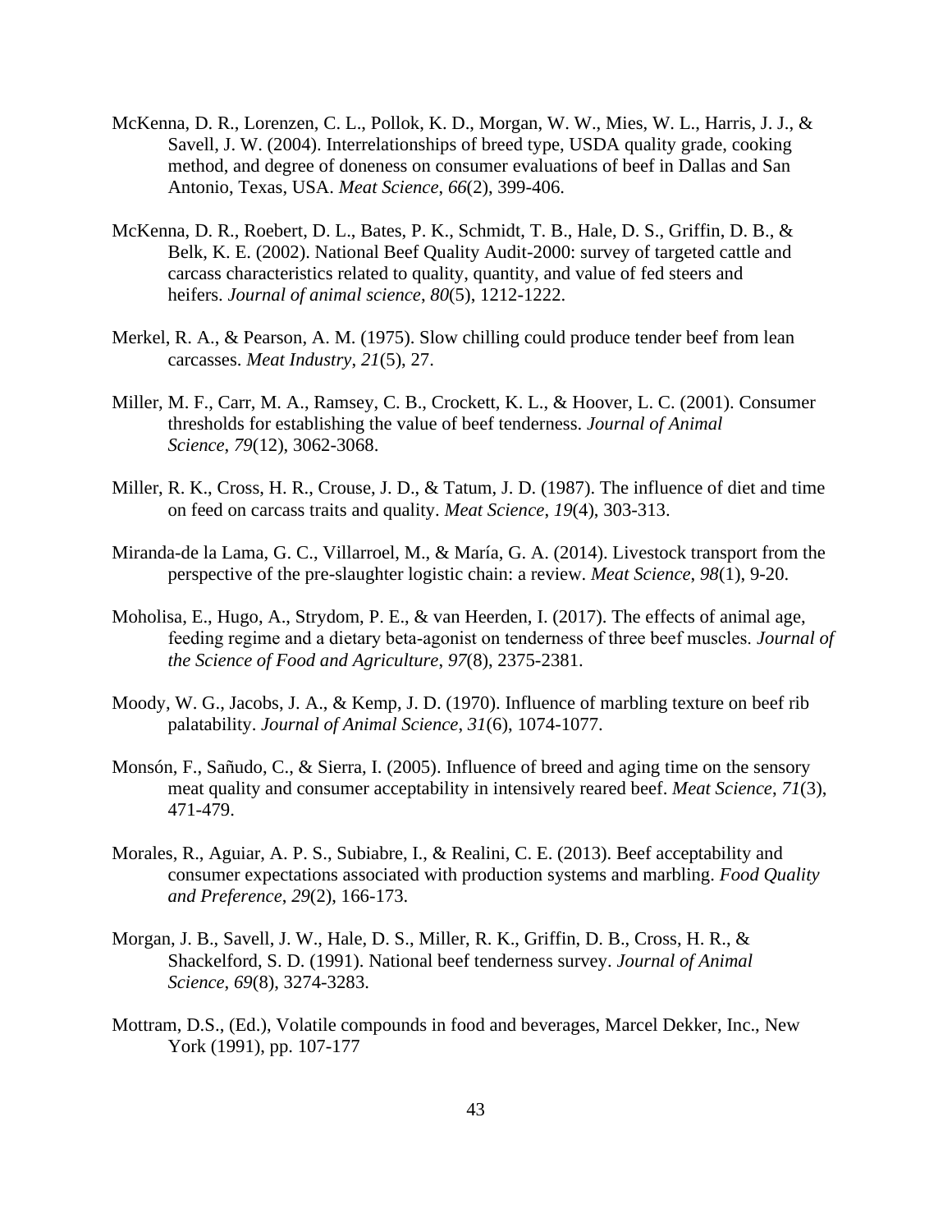McKenna, D. R., Lorenzen, C. L., Pollok, K. D., Morgan, W. W., Mies, W. L., Harris, J. J., & Savell, J. W. (2004). Interrelationships of breed type, USDA quality grade, cooking method, and degree of doneness on consumer evaluations of beef in Dallas and San Antonio, Texas, USA. *Meat Science*, *66*(2), 399-406.

McKenna, D. R., Roebert, D. L., Bates, P. K., Schmidt, T. B., Hale, D. S., Griffin, D. B., & Belk, K. E. (2002). National Beef Quality Audit-2000: survey of targeted cattle and carcass characteristics related to quality, quantity, and value of fed steers and heifers. *Journal of animal science*, *80*(5), 1212-1222.

Merkel, R. A., & Pearson, A. M. (1975). Slow chilling could produce tender beef from lean carcasses. *Meat Industry*, *21*(5), 27.

Miller, M. F., Carr, M. A., Ramsey, C. B., Crockett, K. L., & Hoover, L. C. (2001). Consumer thresholds for establishing the value of beef tenderness. *Journal of Animal Science*, *79*(12), 3062-3068.

Miller, R. K., Cross, H. R., Crouse, J. D., & Tatum, J. D. (1987). The influence of diet and time on feed on carcass traits and quality. *Meat Science*, *19*(4), 303-313.

Miranda-de la Lama, G. C., Villarroel, M., & María, G. A. (2014). Livestock transport from the perspective of the pre-slaughter logistic chain: a review. *Meat Science*, *98*(1), 9-20.

Moholisa, E., Hugo, A., Strydom, P. E., & van Heerden, I. (2017). The effects of animal age, feeding regime and a dietary beta-agonist on tenderness of three beef muscles. *Journal of the Science of Food and Agriculture*, *97*(8), 2375-2381.

Moody, W. G., Jacobs, J. A., & Kemp, J. D. (1970). Influence of marbling texture on beef rib palatability. *Journal of Animal Science*, *31*(6), 1074-1077.

Monsón, F., Sañudo, C., & Sierra, I. (2005). Influence of breed and aging time on the sensory meat quality and consumer acceptability in intensively reared beef. *Meat Science*, *71*(3), 471-479.

Morales, R., Aguiar, A. P. S., Subiabre, I., & Realini, C. E. (2013). Beef acceptability and consumer expectations associated with production systems and marbling. *Food Quality and Preference*, *29*(2), 166-173.

Morgan, J. B., Savell, J. W., Hale, D. S., Miller, R. K., Griffin, D. B., Cross, H. R., & Shackelford, S. D. (1991). National beef tenderness survey. *Journal of Animal Science*, *69*(8), 3274-3283.

Mottram, D.S., (Ed.), Volatile compounds in food and beverages, Marcel Dekker, Inc., New York (1991), pp. 107-177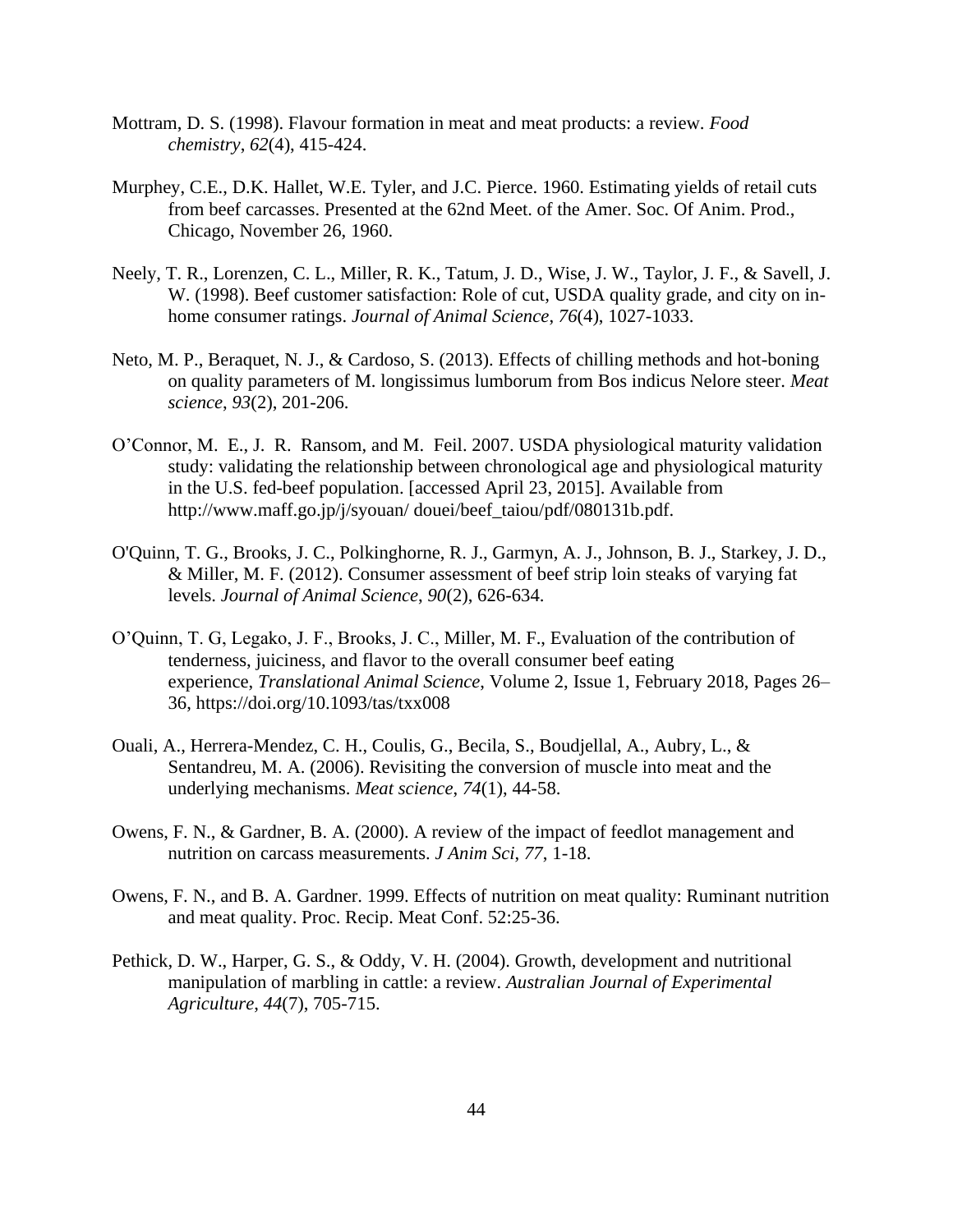Mottram, D. S. (1998). Flavour formation in meat and meat products: a review. *Food chemistry*, *62*(4), 415-424.

Murphey, C.E., D.K. Hallet, W.E. Tyler, and J.C. Pierce. 1960. Estimating yields of retail cuts from beef carcasses. Presented at the 62nd Meet. of the Amer. Soc. Of Anim. Prod., Chicago, November 26, 1960.

Neely, T. R., Lorenzen, C. L., Miller, R. K., Tatum, J. D., Wise, J. W., Taylor, J. F., & Savell, J. W. (1998). Beef customer satisfaction: Role of cut, USDA quality grade, and city on in-home consumer ratings. *Journal of Animal Science*, *76*(4), 1027-1033.

Neto, M. P., Beraquet, N. J., & Cardoso, S. (2013). Effects of chilling methods and hot-boning on quality parameters of M. longissimus lumborum from Bos indicus Nelore steer. *Meat science*, *93*(2), 201-206.

O'Connor, M. E., J. R. Ransom, and M. Feil. 2007. USDA physiological maturity validation study: validating the relationship between chronological age and physiological maturity in the U.S. fed-beef population. [accessed April 23, 2015]. Available from http://www.maff.go.jp/j/syouan/ douei/beef_taiou/pdf/080131b.pdf.

O'Quinn, T. G., Brooks, J. C., Polkinghorne, R. J., Garmyn, A. J., Johnson, B. J., Starkey, J. D., & Miller, M. F. (2012). Consumer assessment of beef strip loin steaks of varying fat levels. *Journal of Animal Science*, *90*(2), 626-634.

O'Quinn, T. G, Legako, J. F., Brooks, J. C., Miller, M. F., Evaluation of the contribution of tenderness, juiciness, and flavor to the overall consumer beef eating experience, *Translational Animal Science*, Volume 2, Issue 1, February 2018, Pages 26–36, https://doi.org/10.1093/tas/txx008

Ouali, A., Herrera-Mendez, C. H., Coulis, G., Becila, S., Boudjellal, A., Aubry, L., & Sentandreu, M. A. (2006). Revisiting the conversion of muscle into meat and the underlying mechanisms. *Meat science*, *74*(1), 44-58.

Owens, F. N., & Gardner, B. A. (2000). A review of the impact of feedlot management and nutrition on carcass measurements. *J Anim Sci*, *77*, 1-18.

Owens, F. N., and B. A. Gardner. 1999. Effects of nutrition on meat quality: Ruminant nutrition and meat quality. Proc. Recip. Meat Conf. 52:25-36.

Pethick, D. W., Harper, G. S., & Oddy, V. H. (2004). Growth, development and nutritional manipulation of marbling in cattle: a review. *Australian Journal of Experimental Agriculture*, *44*(7), 705-715.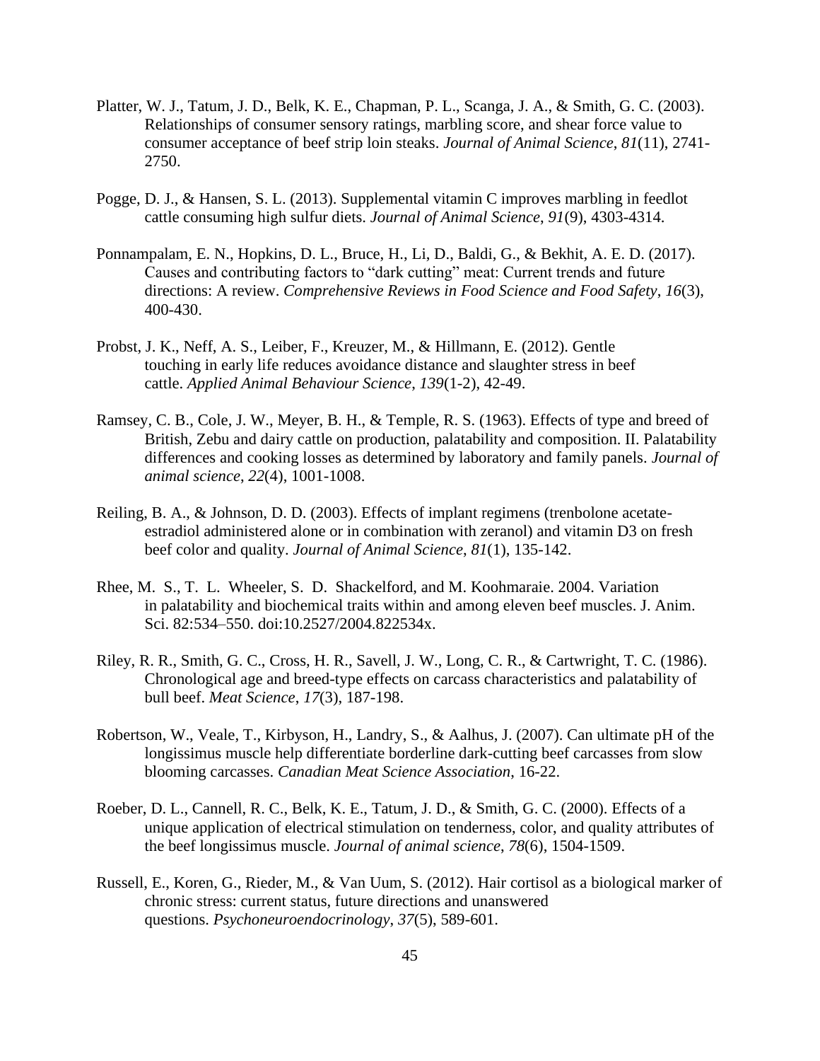Platter, W. J., Tatum, J. D., Belk, K. E., Chapman, P. L., Scanga, J. A., & Smith, G. C. (2003). Relationships of consumer sensory ratings, marbling score, and shear force value to consumer acceptance of beef strip loin steaks. *Journal of Animal Science*, *81*(11), 2741-2750.

Pogge, D. J., & Hansen, S. L. (2013). Supplemental vitamin C improves marbling in feedlot cattle consuming high sulfur diets. *Journal of Animal Science*, *91*(9), 4303-4314.

Ponnampalam, E. N., Hopkins, D. L., Bruce, H., Li, D., Baldi, G., & Bekhit, A. E. D. (2017). Causes and contributing factors to "dark cutting" meat: Current trends and future directions: A review. *Comprehensive Reviews in Food Science and Food Safety*, *16*(3), 400-430.

Probst, J. K., Neff, A. S., Leiber, F., Kreuzer, M., & Hillmann, E. (2012). Gentle touching in early life reduces avoidance distance and slaughter stress in beef cattle. *Applied Animal Behaviour Science*, *139*(1-2), 42-49.

Ramsey, C. B., Cole, J. W., Meyer, B. H., & Temple, R. S. (1963). Effects of type and breed of British, Zebu and dairy cattle on production, palatability and composition. II. Palatability differences and cooking losses as determined by laboratory and family panels. *Journal of animal science*, *22*(4), 1001-1008.

Reiling, B. A., & Johnson, D. D. (2003). Effects of implant regimens (trenbolone acetate-estradiol administered alone or in combination with zeranol) and vitamin D3 on fresh beef color and quality. *Journal of Animal Science*, *81*(1), 135-142.

Rhee, M. S., T. L. Wheeler, S. D. Shackelford, and M. Koohmaraie. 2004. Variation in palatability and biochemical traits within and among eleven beef muscles. J. Anim. Sci. 82:534–550. doi:10.2527/2004.822534x.

Riley, R. R., Smith, G. C., Cross, H. R., Savell, J. W., Long, C. R., & Cartwright, T. C. (1986). Chronological age and breed-type effects on carcass characteristics and palatability of bull beef. *Meat Science*, *17*(3), 187-198.

Robertson, W., Veale, T., Kirbyson, H., Landry, S., & Aalhus, J. (2007). Can ultimate pH of the longissimus muscle help differentiate borderline dark-cutting beef carcasses from slow blooming carcasses. *Canadian Meat Science Association*, 16-22.

Roeber, D. L., Cannell, R. C., Belk, K. E., Tatum, J. D., & Smith, G. C. (2000). Effects of a unique application of electrical stimulation on tenderness, color, and quality attributes of the beef longissimus muscle. *Journal of animal science*, *78*(6), 1504-1509.

Russell, E., Koren, G., Rieder, M., & Van Uum, S. (2012). Hair cortisol as a biological marker of chronic stress: current status, future directions and unanswered questions. *Psychoneuroendocrinology*, *37*(5), 589-601.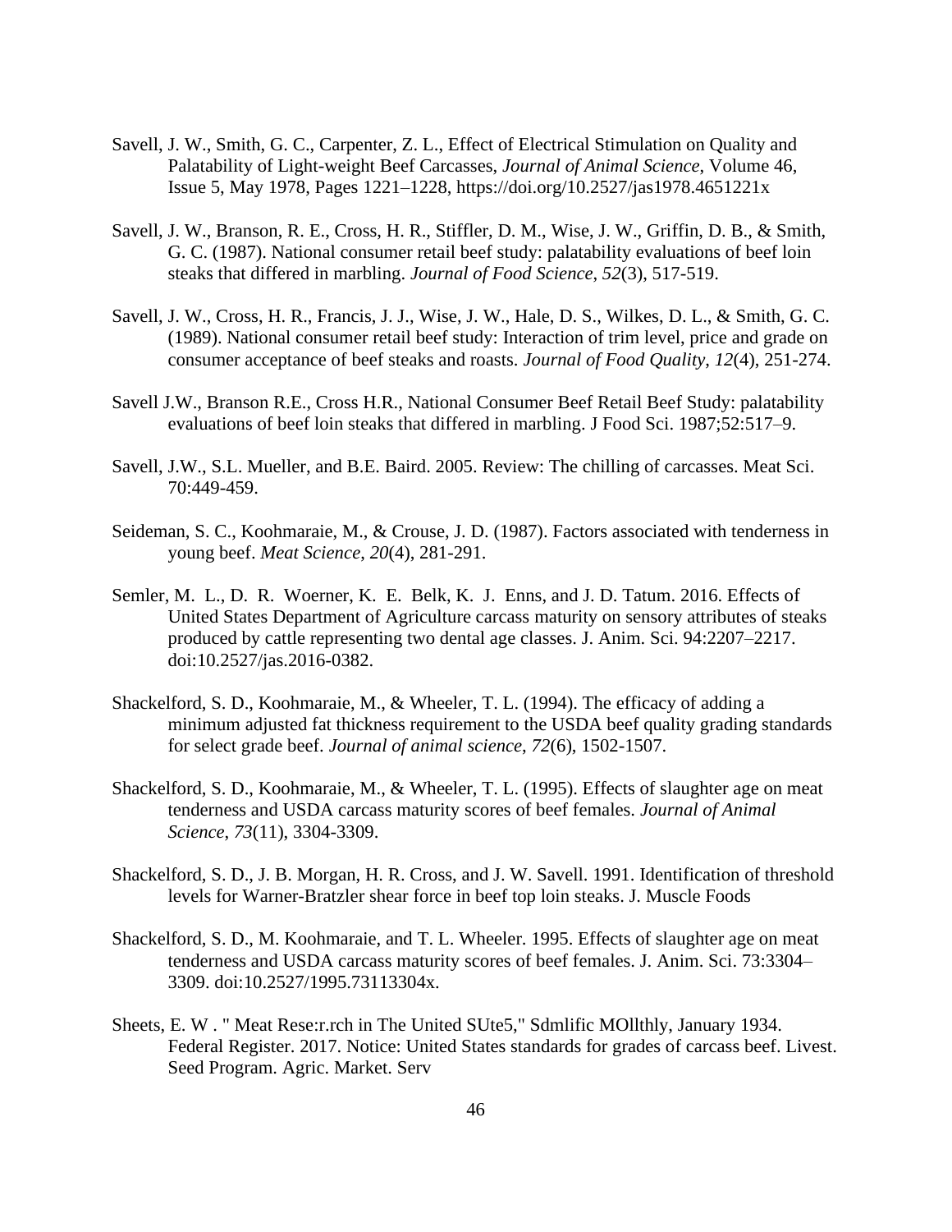Savell, J. W., Smith, G. C., Carpenter, Z. L., Effect of Electrical Stimulation on Quality and Palatability of Light-weight Beef Carcasses, *Journal of Animal Science*, Volume 46, Issue 5, May 1978, Pages 1221–1228, https://doi.org/10.2527/jas1978.4651221x

Savell, J. W., Branson, R. E., Cross, H. R., Stiffler, D. M., Wise, J. W., Griffin, D. B., & Smith, G. C. (1987). National consumer retail beef study: palatability evaluations of beef loin steaks that differed in marbling. *Journal of Food Science*, *52*(3), 517-519.

Savell, J. W., Cross, H. R., Francis, J. J., Wise, J. W., Hale, D. S., Wilkes, D. L., & Smith, G. C. (1989). National consumer retail beef study: Interaction of trim level, price and grade on consumer acceptance of beef steaks and roasts. *Journal of Food Quality*, *12*(4), 251-274.

Savell J.W., Branson R.E., Cross H.R., National Consumer Beef Retail Beef Study: palatability evaluations of beef loin steaks that differed in marbling. J Food Sci. 1987;52:517–9.

Savell, J.W., S.L. Mueller, and B.E. Baird. 2005. Review: The chilling of carcasses. Meat Sci. 70:449-459.

Seideman, S. C., Koohmaraie, M., & Crouse, J. D. (1987). Factors associated with tenderness in young beef. *Meat Science*, *20*(4), 281-291.

Semler, M. L., D. R. Woerner, K. E. Belk, K. J. Enns, and J. D. Tatum. 2016. Effects of United States Department of Agriculture carcass maturity on sensory attributes of steaks produced by cattle representing two dental age classes. J. Anim. Sci. 94:2207–2217. doi:10.2527/jas.2016-0382.

Shackelford, S. D., Koohmaraie, M., & Wheeler, T. L. (1994). The efficacy of adding a minimum adjusted fat thickness requirement to the USDA beef quality grading standards for select grade beef. *Journal of animal science*, *72*(6), 1502-1507.

Shackelford, S. D., Koohmaraie, M., & Wheeler, T. L. (1995). Effects of slaughter age on meat tenderness and USDA carcass maturity scores of beef females. *Journal of Animal Science*, *73*(11), 3304-3309.

Shackelford, S. D., J. B. Morgan, H. R. Cross, and J. W. Savell. 1991. Identification of threshold levels for Warner-Bratzler shear force in beef top loin steaks. J. Muscle Foods

Shackelford, S. D., M. Koohmaraie, and T. L. Wheeler. 1995. Effects of slaughter age on meat tenderness and USDA carcass maturity scores of beef females. J. Anim. Sci. 73:3304–3309. doi:10.2527/1995.73113304x.

Sheets, E. W . " Meat Rese:r.rch in The United SUte5," Sdmlific MOllthly, January 1934. Federal Register. 2017. Notice: United States standards for grades of carcass beef. Livest. Seed Program. Agric. Market. Serv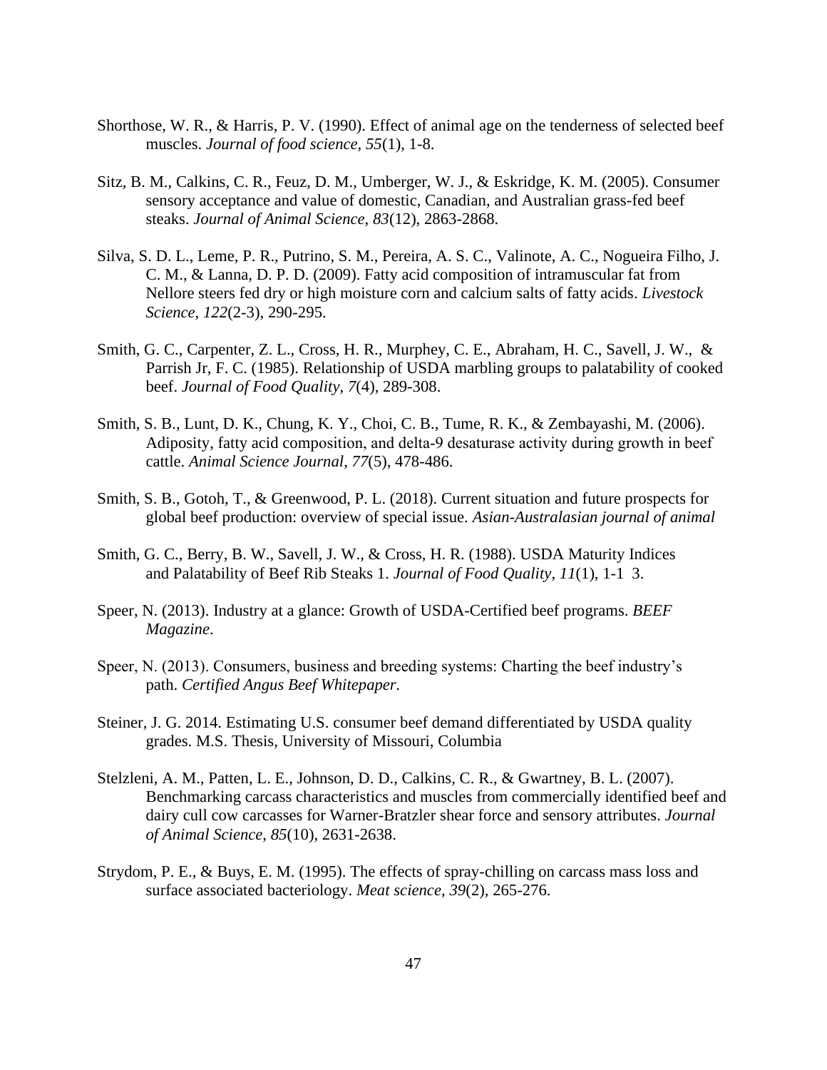Shorthose, W. R., & Harris, P. V. (1990). Effect of animal age on the tenderness of selected beef muscles. *Journal of food science*, *55*(1), 1-8.

Sitz, B. M., Calkins, C. R., Feuz, D. M., Umberger, W. J., & Eskridge, K. M. (2005). Consumer sensory acceptance and value of domestic, Canadian, and Australian grass-fed beef steaks. *Journal of Animal Science*, *83*(12), 2863-2868.

Silva, S. D. L., Leme, P. R., Putrino, S. M., Pereira, A. S. C., Valinote, A. C., Nogueira Filho, J. C. M., & Lanna, D. P. D. (2009). Fatty acid composition of intramuscular fat from Nellore steers fed dry or high moisture corn and calcium salts of fatty acids. *Livestock Science*, *122*(2-3), 290-295.

Smith, G. C., Carpenter, Z. L., Cross, H. R., Murphey, C. E., Abraham, H. C., Savell, J. W., & Parrish Jr, F. C. (1985). Relationship of USDA marbling groups to palatability of cooked beef. *Journal of Food Quality*, *7*(4), 289-308.

Smith, S. B., Lunt, D. K., Chung, K. Y., Choi, C. B., Tume, R. K., & Zembayashi, M. (2006). Adiposity, fatty acid composition, and delta-9 desaturase activity during growth in beef cattle. *Animal Science Journal*, *77*(5), 478-486.

Smith, S. B., Gotoh, T., & Greenwood, P. L. (2018). Current situation and future prospects for global beef production: overview of special issue. *Asian-Australasian journal of animal*

Smith, G. C., Berry, B. W., Savell, J. W., & Cross, H. R. (1988). USDA Maturity Indices and Palatability of Beef Rib Steaks 1. *Journal of Food Quality*, *11*(1), 1-1 3.

Speer, N. (2013). Industry at a glance: Growth of USDA-Certified beef programs. *BEEF Magazine*.

Speer, N. (2013). Consumers, business and breeding systems: Charting the beef industry's path. *Certified Angus Beef Whitepaper.*

Steiner, J. G. 2014. Estimating U.S. consumer beef demand differentiated by USDA quality grades. M.S. Thesis, University of Missouri, Columbia

Stelzleni, A. M., Patten, L. E., Johnson, D. D., Calkins, C. R., & Gwartney, B. L. (2007). Benchmarking carcass characteristics and muscles from commercially identified beef and dairy cull cow carcasses for Warner-Bratzler shear force and sensory attributes. *Journal of Animal Science*, *85*(10), 2631-2638.

Strydom, P. E., & Buys, E. M. (1995). The effects of spray-chilling on carcass mass loss and surface associated bacteriology. *Meat science*, *39*(2), 265-276.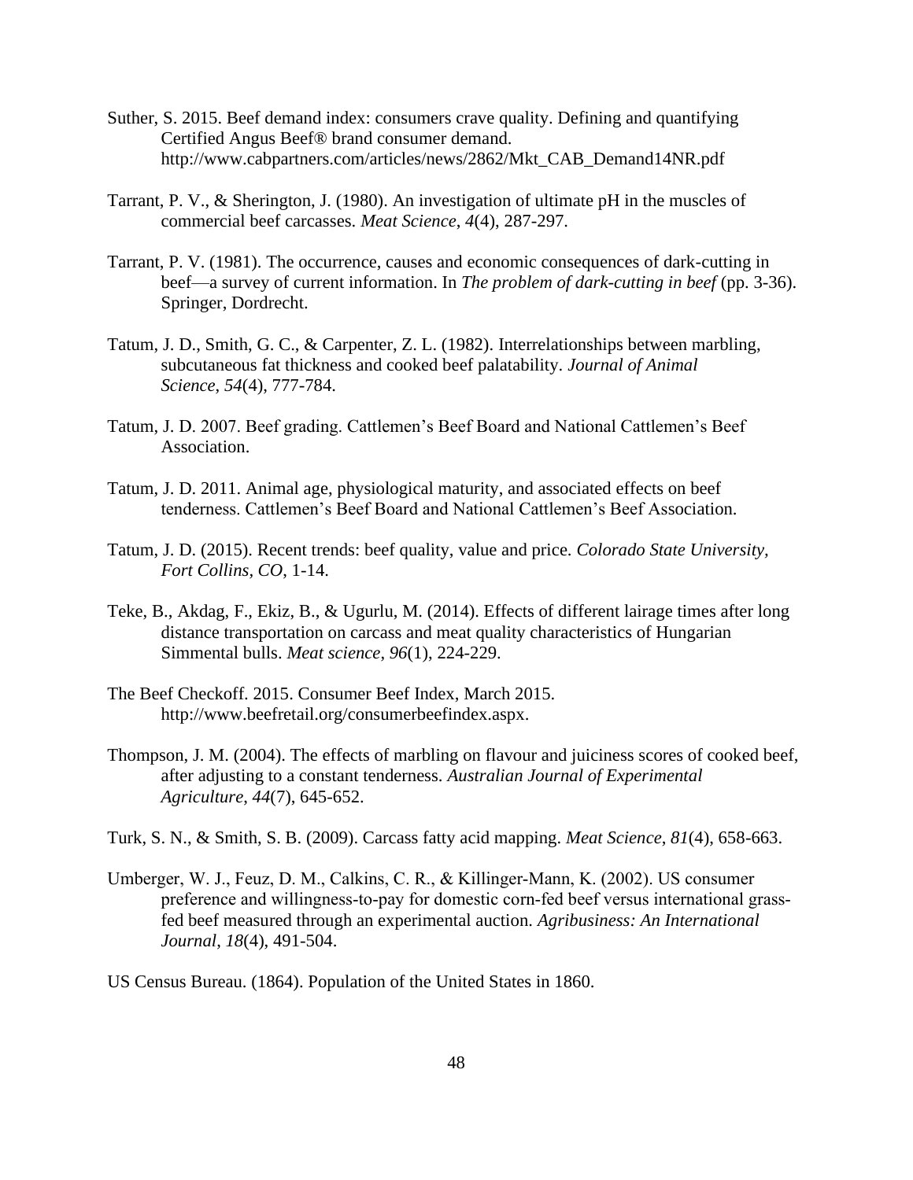Suther, S. 2015. Beef demand index: consumers crave quality. Defining and quantifying Certified Angus Beef® brand consumer demand. http://www.cabpartners.com/articles/news/2862/Mkt_CAB_Demand14NR.pdf

Tarrant, P. V., & Sherington, J. (1980). An investigation of ultimate pH in the muscles of commercial beef carcasses. *Meat Science*, *4*(4), 287-297.

Tarrant, P. V. (1981). The occurrence, causes and economic consequences of dark-cutting in beef—a survey of current information. In *The problem of dark-cutting in beef* (pp. 3-36). Springer, Dordrecht.

Tatum, J. D., Smith, G. C., & Carpenter, Z. L. (1982). Interrelationships between marbling, subcutaneous fat thickness and cooked beef palatability. *Journal of Animal Science*, *54*(4), 777-784.

Tatum, J. D. 2007. Beef grading. Cattlemen's Beef Board and National Cattlemen's Beef Association.

Tatum, J. D. 2011. Animal age, physiological maturity, and associated effects on beef tenderness. Cattlemen's Beef Board and National Cattlemen's Beef Association.

Tatum, J. D. (2015). Recent trends: beef quality, value and price. *Colorado State University, Fort Collins, CO*, 1-14.

Teke, B., Akdag, F., Ekiz, B., & Ugurlu, M. (2014). Effects of different lairage times after long distance transportation on carcass and meat quality characteristics of Hungarian Simmental bulls. *Meat science*, *96*(1), 224-229.

The Beef Checkoff. 2015. Consumer Beef Index, March 2015. http://www.beefretail.org/consumerbeefindex.aspx.

Thompson, J. M. (2004). The effects of marbling on flavour and juiciness scores of cooked beef, after adjusting to a constant tenderness. *Australian Journal of Experimental Agriculture*, *44*(7), 645-652.

Turk, S. N., & Smith, S. B. (2009). Carcass fatty acid mapping. *Meat Science*, *81*(4), 658-663.

Umberger, W. J., Feuz, D. M., Calkins, C. R., & Killinger-Mann, K. (2002). US consumer preference and willingness-to-pay for domestic corn-fed beef versus international grass-fed beef measured through an experimental auction. *Agribusiness: An International Journal*, *18*(4), 491-504.

US Census Bureau. (1864). Population of the United States in 1860.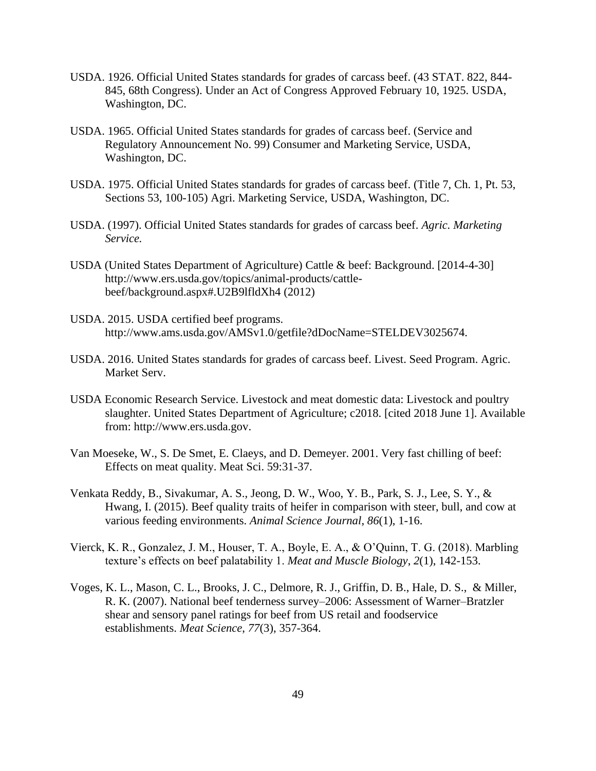USDA. 1926. Official United States standards for grades of carcass beef. (43 STAT. 822, 844-845, 68th Congress). Under an Act of Congress Approved February 10, 1925. USDA, Washington, DC.

USDA. 1965. Official United States standards for grades of carcass beef. (Service and Regulatory Announcement No. 99) Consumer and Marketing Service, USDA, Washington, DC.

USDA. 1975. Official United States standards for grades of carcass beef. (Title 7, Ch. 1, Pt. 53, Sections 53, 100-105) Agri. Marketing Service, USDA, Washington, DC.

USDA. (1997). Official United States standards for grades of carcass beef. *Agric. Marketing Service.*

USDA (United States Department of Agriculture) Cattle & beef: Background. [2014-4-30] http://www.ers.usda.gov/topics/animal-products/cattle-beef/background.aspx#.U2B9lfldXh4 (2012)

USDA. 2015. USDA certified beef programs. http://www.ams.usda.gov/AMSv1.0/getfile?dDocName=STELDEV3025674.

USDA. 2016. United States standards for grades of carcass beef. Livest. Seed Program. Agric. Market Serv.

USDA Economic Research Service. Livestock and meat domestic data: Livestock and poultry slaughter. United States Department of Agriculture; c2018. [cited 2018 June 1]. Available from: http://www.ers.usda.gov.

Van Moeseke, W., S. De Smet, E. Claeys, and D. Demeyer. 2001. Very fast chilling of beef: Effects on meat quality. Meat Sci. 59:31-37.

Venkata Reddy, B., Sivakumar, A. S., Jeong, D. W., Woo, Y. B., Park, S. J., Lee, S. Y., & Hwang, I. (2015). Beef quality traits of heifer in comparison with steer, bull, and cow at various feeding environments. *Animal Science Journal*, *86*(1), 1-16.

Vierck, K. R., Gonzalez, J. M., Houser, T. A., Boyle, E. A., & O'Quinn, T. G. (2018). Marbling texture's effects on beef palatability 1. *Meat and Muscle Biology*, *2*(1), 142-153.

Voges, K. L., Mason, C. L., Brooks, J. C., Delmore, R. J., Griffin, D. B., Hale, D. S., & Miller, R. K. (2007). National beef tenderness survey–2006: Assessment of Warner–Bratzler shear and sensory panel ratings for beef from US retail and foodservice establishments. *Meat Science*, *77*(3), 357-364.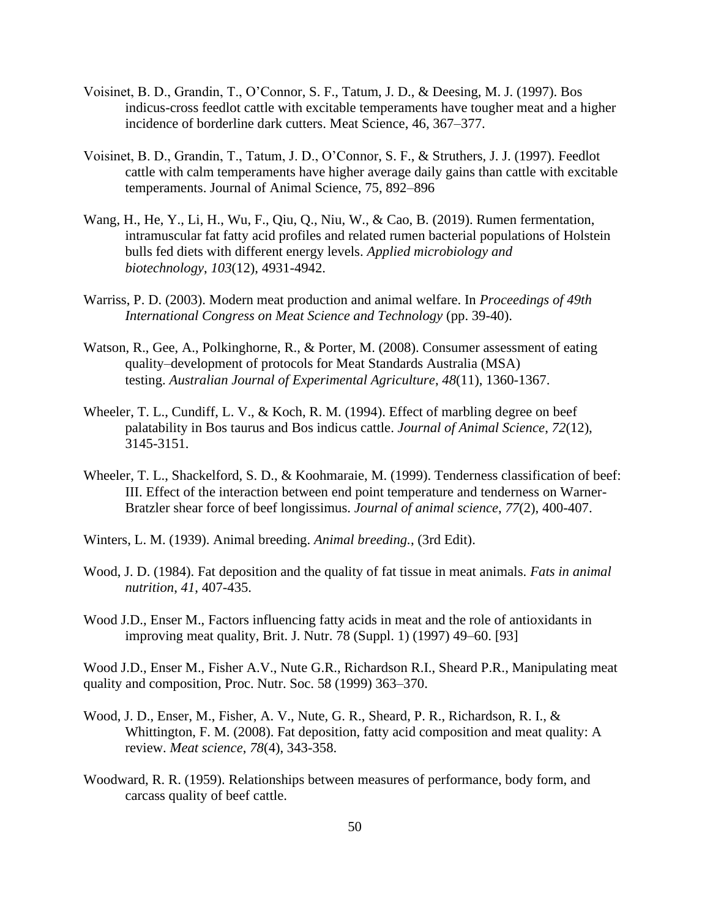Voisinet, B. D., Grandin, T., O'Connor, S. F., Tatum, J. D., & Deesing, M. J. (1997). Bos indicus-cross feedlot cattle with excitable temperaments have tougher meat and a higher incidence of borderline dark cutters. Meat Science, 46, 367–377.

Voisinet, B. D., Grandin, T., Tatum, J. D., O'Connor, S. F., & Struthers, J. J. (1997). Feedlot cattle with calm temperaments have higher average daily gains than cattle with excitable temperaments. Journal of Animal Science, 75, 892–896

Wang, H., He, Y., Li, H., Wu, F., Qiu, Q., Niu, W., & Cao, B. (2019). Rumen fermentation, intramuscular fat fatty acid profiles and related rumen bacterial populations of Holstein bulls fed diets with different energy levels. *Applied microbiology and biotechnology*, *103*(12), 4931-4942.

Warriss, P. D. (2003). Modern meat production and animal welfare. In *Proceedings of 49th International Congress on Meat Science and Technology* (pp. 39-40).

Watson, R., Gee, A., Polkinghorne, R., & Porter, M. (2008). Consumer assessment of eating quality–development of protocols for Meat Standards Australia (MSA) testing. *Australian Journal of Experimental Agriculture*, *48*(11), 1360-1367.

Wheeler, T. L., Cundiff, L. V., & Koch, R. M. (1994). Effect of marbling degree on beef palatability in Bos taurus and Bos indicus cattle. *Journal of Animal Science*, *72*(12), 3145-3151.

Wheeler, T. L., Shackelford, S. D., & Koohmaraie, M. (1999). Tenderness classification of beef: III. Effect of the interaction between end point temperature and tenderness on Warner-Bratzler shear force of beef longissimus. *Journal of animal science*, *77*(2), 400-407.

Winters, L. M. (1939). Animal breeding. *Animal breeding.*, (3rd Edit).

Wood, J. D. (1984). Fat deposition and the quality of fat tissue in meat animals. *Fats in animal nutrition*, *41*, 407-435.

Wood J.D., Enser M., Factors influencing fatty acids in meat and the role of antioxidants in improving meat quality, Brit. J. Nutr. 78 (Suppl. 1) (1997) 49–60. [93]

Wood J.D., Enser M., Fisher A.V., Nute G.R., Richardson R.I., Sheard P.R., Manipulating meat quality and composition, Proc. Nutr. Soc. 58 (1999) 363–370.

Wood, J. D., Enser, M., Fisher, A. V., Nute, G. R., Sheard, P. R., Richardson, R. I., & Whittington, F. M. (2008). Fat deposition, fatty acid composition and meat quality: A review. *Meat science*, *78*(4), 343-358.

Woodward, R. R. (1959). Relationships between measures of performance, body form, and carcass quality of beef cattle.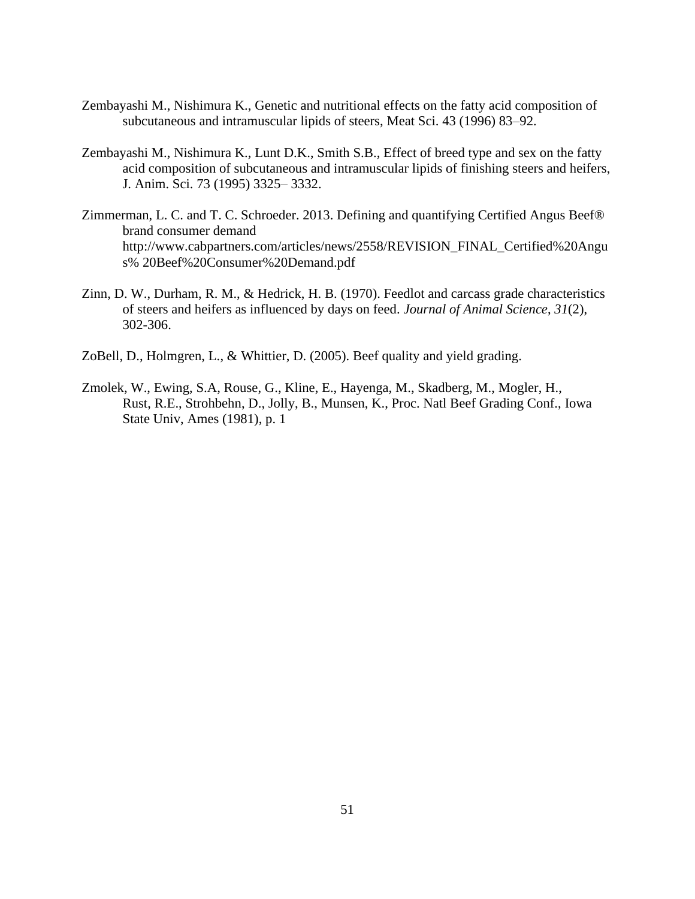Zembayashi M., Nishimura K., Genetic and nutritional effects on the fatty acid composition of subcutaneous and intramuscular lipids of steers, Meat Sci. 43 (1996) 83–92.

Zembayashi M., Nishimura K., Lunt D.K., Smith S.B., Effect of breed type and sex on the fatty acid composition of subcutaneous and intramuscular lipids of finishing steers and heifers, J. Anim. Sci. 73 (1995) 3325– 3332.

Zimmerman, L. C. and T. C. Schroeder. 2013. Defining and quantifying Certified Angus Beef® brand consumer demand http://www.cabpartners.com/articles/news/2558/REVISION_FINAL_Certified%20Angus% 20Beef%20Consumer%20Demand.pdf

Zinn, D. W., Durham, R. M., & Hedrick, H. B. (1970). Feedlot and carcass grade characteristics of steers and heifers as influenced by days on feed. *Journal of Animal Science*, *31*(2), 302-306.

ZoBell, D., Holmgren, L., & Whittier, D. (2005). Beef quality and yield grading.

Zmolek, W., Ewing, S.A, Rouse, G., Kline, E., Hayenga, M., Skadberg, M., Mogler, H., Rust, R.E., Strohbehn, D., Jolly, B., Munsen, K., Proc. Natl Beef Grading Conf., Iowa State Univ, Ames (1981), p. 1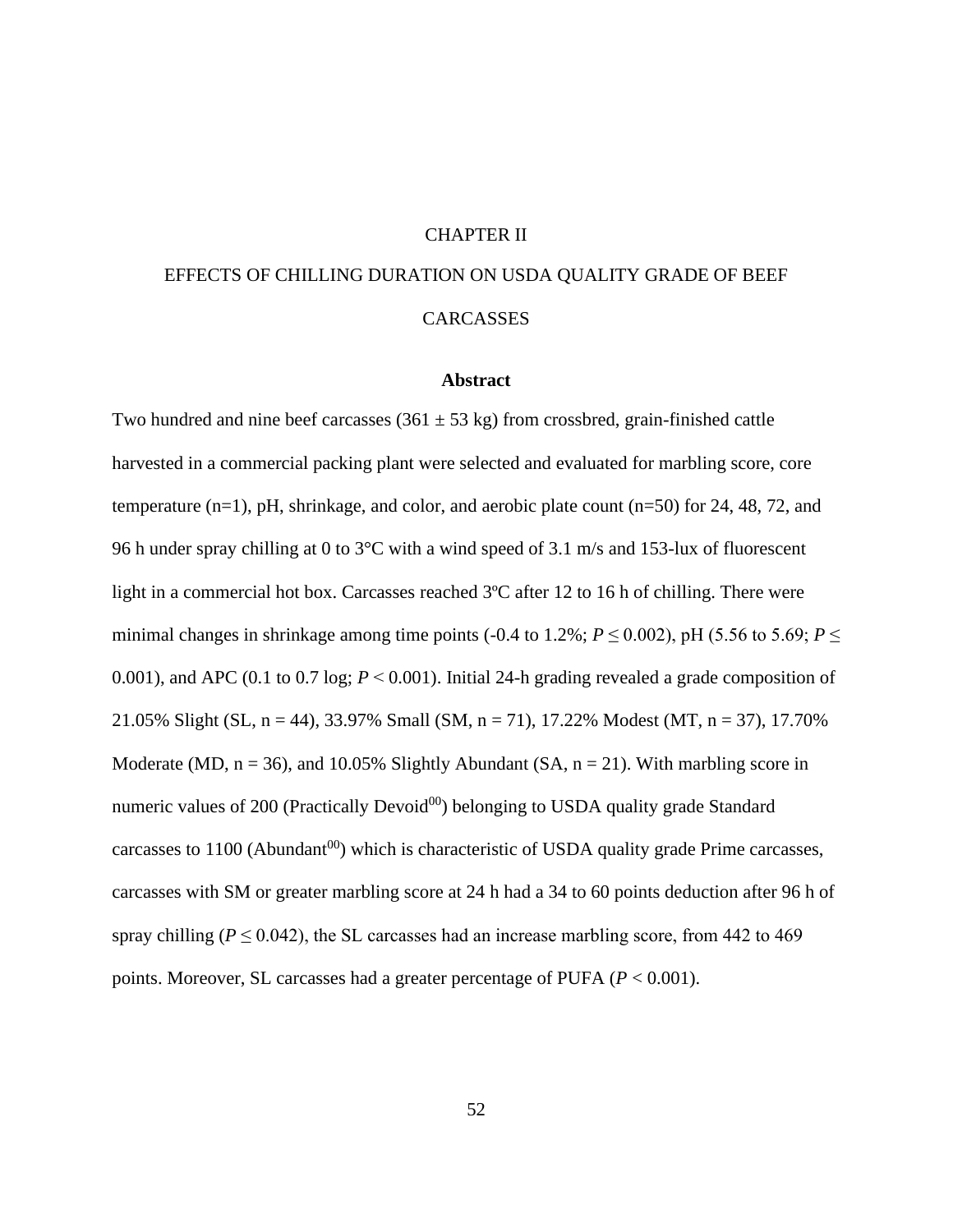# CHAPTER II

# EFFECTS OF CHILLING DURATION ON USDA QUALITY GRADE OF BEEF CARCASSES

## Abstract

Two hundred and nine beef carcasses (361 ± 53 kg) from crossbred, grain-finished cattle harvested in a commercial packing plant were selected and evaluated for marbling score, core temperature (n=1), pH, shrinkage, and color, and aerobic plate count (n=50) for 24, 48, 72, and 96 h under spray chilling at 0 to 3°C with a wind speed of 3.1 m/s and 153-lux of fluorescent light in a commercial hot box. Carcasses reached 3ºC after 12 to 16 h of chilling. There were minimal changes in shrinkage among time points (-0.4 to 1.2%; $P \leq 0.002$), pH (5.56 to 5.69; $P \leq 0.001$), and APC (0.1 to 0.7 log; $P < 0.001$). Initial 24-h grading revealed a grade composition of 21.05% Slight (SL, n = 44), 33.97% Small (SM, n = 71), 17.22% Modest (MT, n = 37), 17.70% Moderate (MD, n = 36), and 10.05% Slightly Abundant (SA, n = 21). With marbling score in numeric values of 200 (Practically Devoid$^{00}$) belonging to USDA quality grade Standard carcasses to 1100 (Abundant$^{00}$) which is characteristic of USDA quality grade Prime carcasses, carcasses with SM or greater marbling score at 24 h had a 34 to 60 points deduction after 96 h of spray chilling ($P \leq 0.042$), the SL carcasses had an increase marbling score, from 442 to 469 points. Moreover, SL carcasses had a greater percentage of PUFA ($P < 0.001$).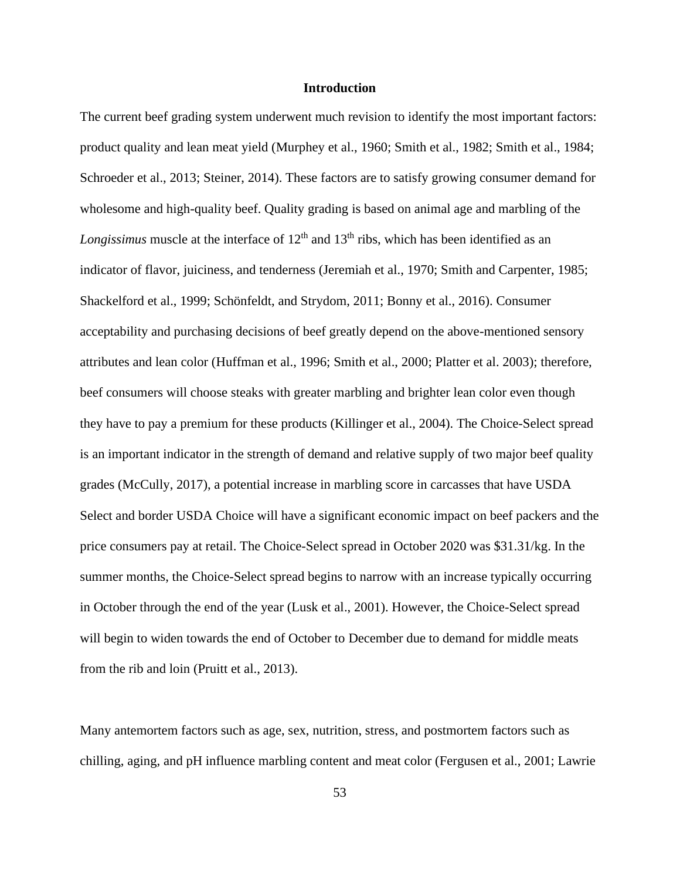## Introduction

The current beef grading system underwent much revision to identify the most important factors: product quality and lean meat yield (Murphey et al., 1960; Smith et al., 1982; Smith et al., 1984; Schroeder et al., 2013; Steiner, 2014). These factors are to satisfy growing consumer demand for wholesome and high-quality beef. Quality grading is based on animal age and marbling of the *Longissimus* muscle at the interface of 12$^{th}$ and 13$^{th}$ ribs, which has been identified as an indicator of flavor, juiciness, and tenderness (Jeremiah et al., 1970; Smith and Carpenter, 1985; Shackelford et al., 1999; Schönfeldt, and Strydom, 2011; Bonny et al., 2016). Consumer acceptability and purchasing decisions of beef greatly depend on the above-mentioned sensory attributes and lean color (Huffman et al., 1996; Smith et al., 2000; Platter et al. 2003); therefore, beef consumers will choose steaks with greater marbling and brighter lean color even though they have to pay a premium for these products (Killinger et al., 2004). The Choice-Select spread is an important indicator in the strength of demand and relative supply of two major beef quality grades (McCully, 2017), a potential increase in marbling score in carcasses that have USDA Select and border USDA Choice will have a significant economic impact on beef packers and the price consumers pay at retail. The Choice-Select spread in October 2020 was $31.31/kg. In the summer months, the Choice-Select spread begins to narrow with an increase typically occurring in October through the end of the year (Lusk et al., 2001). However, the Choice-Select spread will begin to widen towards the end of October to December due to demand for middle meats from the rib and loin (Pruitt et al., 2013).

Many antemortem factors such as age, sex, nutrition, stress, and postmortem factors such as chilling, aging, and pH influence marbling content and meat color (Fergusen et al., 2001; Lawrie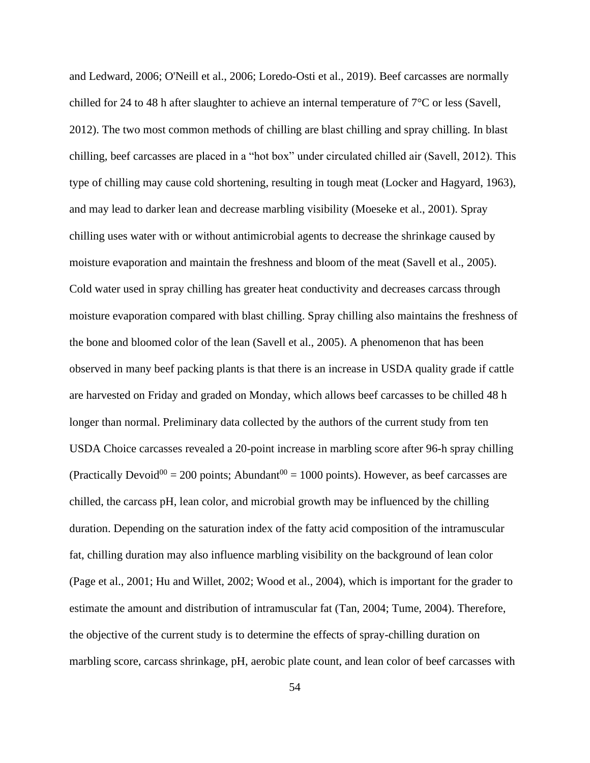and Ledward, 2006; O'Neill et al., 2006; Loredo-Osti et al., 2019). Beef carcasses are normally chilled for 24 to 48 h after slaughter to achieve an internal temperature of 7°C or less (Savell, 2012). The two most common methods of chilling are blast chilling and spray chilling. In blast chilling, beef carcasses are placed in a "hot box" under circulated chilled air (Savell, 2012). This type of chilling may cause cold shortening, resulting in tough meat (Locker and Hagyard, 1963), and may lead to darker lean and decrease marbling visibility (Moeseke et al., 2001). Spray chilling uses water with or without antimicrobial agents to decrease the shrinkage caused by moisture evaporation and maintain the freshness and bloom of the meat (Savell et al., 2005). Cold water used in spray chilling has greater heat conductivity and decreases carcass through moisture evaporation compared with blast chilling. Spray chilling also maintains the freshness of the bone and bloomed color of the lean (Savell et al., 2005). A phenomenon that has been observed in many beef packing plants is that there is an increase in USDA quality grade if cattle are harvested on Friday and graded on Monday, which allows beef carcasses to be chilled 48 h longer than normal. Preliminary data collected by the authors of the current study from ten USDA Choice carcasses revealed a 20-point increase in marbling score after 96-h spray chilling (Practically Devoid$^{00}$ = 200 points; Abundant$^{00}$ = 1000 points). However, as beef carcasses are chilled, the carcass pH, lean color, and microbial growth may be influenced by the chilling duration. Depending on the saturation index of the fatty acid composition of the intramuscular fat, chilling duration may also influence marbling visibility on the background of lean color (Page et al., 2001; Hu and Willet, 2002; Wood et al., 2004), which is important for the grader to estimate the amount and distribution of intramuscular fat (Tan, 2004; Tume, 2004). Therefore, the objective of the current study is to determine the effects of spray-chilling duration on marbling score, carcass shrinkage, pH, aerobic plate count, and lean color of beef carcasses with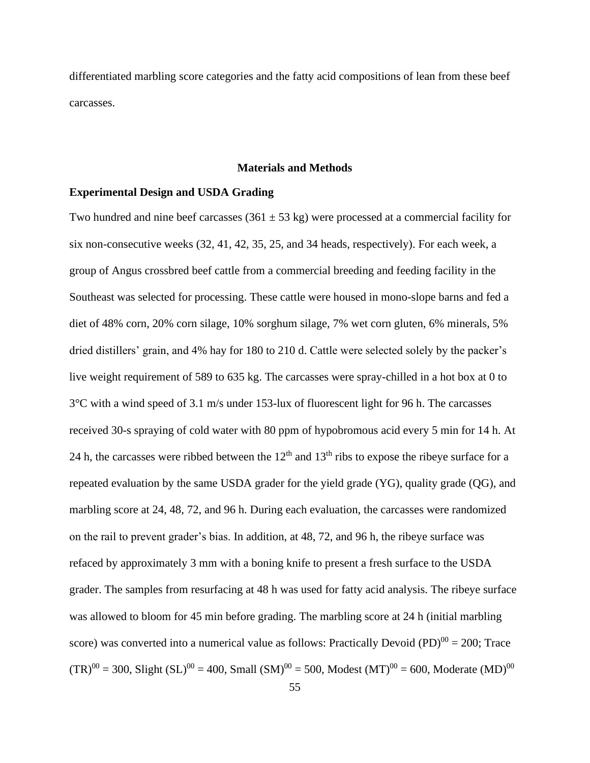differentiated marbling score categories and the fatty acid compositions of lean from these beef carcasses.

## Materials and Methods

### Experimental Design and USDA Grading

Two hundred and nine beef carcasses (361 ± 53 kg) were processed at a commercial facility for six non-consecutive weeks (32, 41, 42, 35, 25, and 34 heads, respectively). For each week, a group of Angus crossbred beef cattle from a commercial breeding and feeding facility in the Southeast was selected for processing. These cattle were housed in mono-slope barns and fed a diet of 48% corn, 20% corn silage, 10% sorghum silage, 7% wet corn gluten, 6% minerals, 5% dried distillers' grain, and 4% hay for 180 to 210 d. Cattle were selected solely by the packer's live weight requirement of 589 to 635 kg. The carcasses were spray-chilled in a hot box at 0 to 3°C with a wind speed of 3.1 m/s under 153-lux of fluorescent light for 96 h. The carcasses received 30-s spraying of cold water with 80 ppm of hypobromous acid every 5 min for 14 h. At 24 h, the carcasses were ribbed between the $12^{th}$ and $13^{th}$ ribs to expose the ribeye surface for a repeated evaluation by the same USDA grader for the yield grade (YG), quality grade (QG), and marbling score at 24, 48, 72, and 96 h. During each evaluation, the carcasses were randomized on the rail to prevent grader's bias. In addition, at 48, 72, and 96 h, the ribeye surface was refaced by approximately 3 mm with a boning knife to present a fresh surface to the USDA grader. The samples from resurfacing at 48 h was used for fatty acid analysis. The ribeye surface was allowed to bloom for 45 min before grading. The marbling score at 24 h (initial marbling score) was converted into a numerical value as follows: Practically Devoid $(PD)^{00}$ = 200; Trace $(TR)^{00}$ = 300, Slight $(SL)^{00}$ = 400, Small $(SM)^{00}$ = 500, Modest $(MT)^{00}$ = 600, Moderate $(MD)^{00}$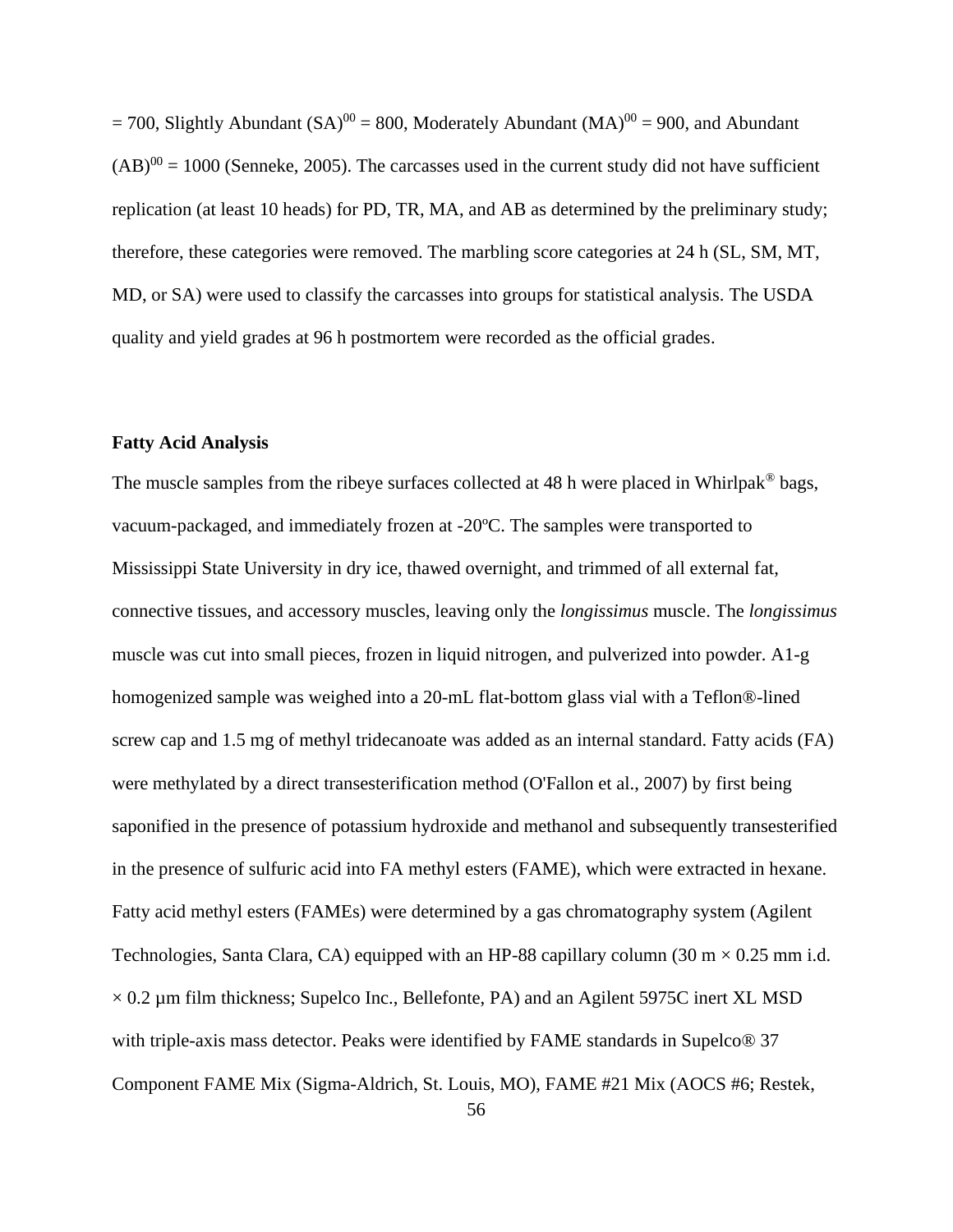= 700, Slightly Abundant (SA)$^{00}$ = 800, Moderately Abundant (MA)$^{00}$ = 900, and Abundant (AB)$^{00}$ = 1000 (Senneke, 2005). The carcasses used in the current study did not have sufficient replication (at least 10 heads) for PD, TR, MA, and AB as determined by the preliminary study; therefore, these categories were removed. The marbling score categories at 24 h (SL, SM, MT, MD, or SA) were used to classify the carcasses into groups for statistical analysis. The USDA quality and yield grades at 96 h postmortem were recorded as the official grades.

### Fatty Acid Analysis

The muscle samples from the ribeye surfaces collected at 48 h were placed in Whirlpak® bags, vacuum-packaged, and immediately frozen at -20ºC. The samples were transported to Mississippi State University in dry ice, thawed overnight, and trimmed of all external fat, connective tissues, and accessory muscles, leaving only the *longissimus* muscle. The *longissimus* muscle was cut into small pieces, frozen in liquid nitrogen, and pulverized into powder. A1-g homogenized sample was weighed into a 20-mL flat-bottom glass vial with a Teflon®-lined screw cap and 1.5 mg of methyl tridecanoate was added as an internal standard. Fatty acids (FA) were methylated by a direct transesterification method (O'Fallon et al., 2007) by first being saponified in the presence of potassium hydroxide and methanol and subsequently transesterified in the presence of sulfuric acid into FA methyl esters (FAME), which were extracted in hexane. Fatty acid methyl esters (FAMEs) were determined by a gas chromatography system (Agilent Technologies, Santa Clara, CA) equipped with an HP-88 capillary column (30 m × 0.25 mm i.d. × 0.2 µm film thickness; Supelco Inc., Bellefonte, PA) and an Agilent 5975C inert XL MSD with triple-axis mass detector. Peaks were identified by FAME standards in Supelco® 37 Component FAME Mix (Sigma-Aldrich, St. Louis, MO), FAME #21 Mix (AOCS #6; Restek,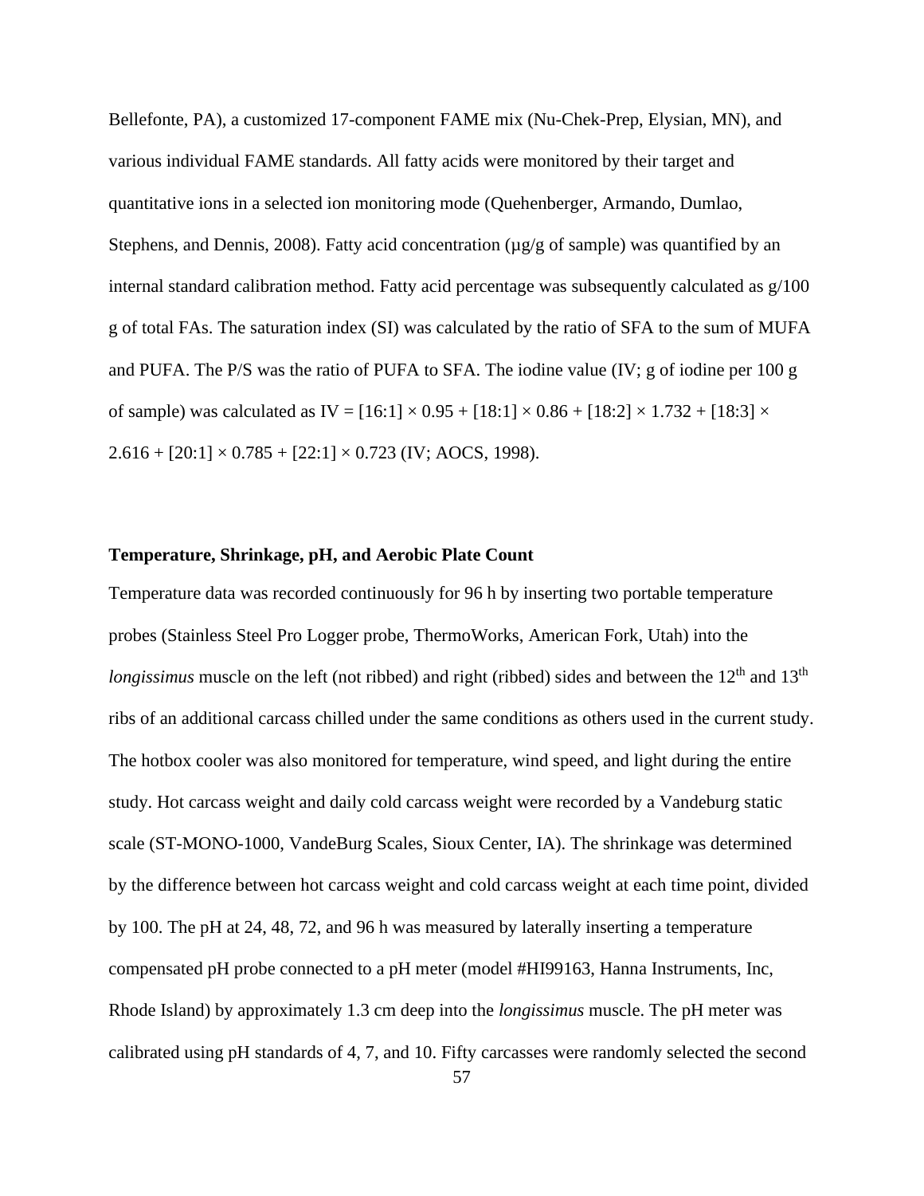Bellefonte, PA), a customized 17-component FAME mix (Nu-Chek-Prep, Elysian, MN), and various individual FAME standards. All fatty acids were monitored by their target and quantitative ions in a selected ion monitoring mode (Quehenberger, Armando, Dumlao, Stephens, and Dennis, 2008). Fatty acid concentration (µg/g of sample) was quantified by an internal standard calibration method. Fatty acid percentage was subsequently calculated as g/100 g of total FAs. The saturation index (SI) was calculated by the ratio of SFA to the sum of MUFA and PUFA. The P/S was the ratio of PUFA to SFA. The iodine value (IV; g of iodine per 100 g of sample) was calculated as IV = [16:1] × 0.95 + [18:1] × 0.86 + [18:2] × 1.732 + [18:3] × 2.616 + [20:1] × 0.785 + [22:1] × 0.723 (IV; AOCS, 1998).

**Temperature, Shrinkage, pH, and Aerobic Plate Count**

Temperature data was recorded continuously for 96 h by inserting two portable temperature probes (Stainless Steel Pro Logger probe, ThermoWorks, American Fork, Utah) into the *longissimus* muscle on the left (not ribbed) and right (ribbed) sides and between the 12th and 13th ribs of an additional carcass chilled under the same conditions as others used in the current study. The hotbox cooler was also monitored for temperature, wind speed, and light during the entire study. Hot carcass weight and daily cold carcass weight were recorded by a Vandeburg static scale (ST-MONO-1000, VandeBurg Scales, Sioux Center, IA). The shrinkage was determined by the difference between hot carcass weight and cold carcass weight at each time point, divided by 100. The pH at 24, 48, 72, and 96 h was measured by laterally inserting a temperature compensated pH probe connected to a pH meter (model #HI99163, Hanna Instruments, Inc, Rhode Island) by approximately 1.3 cm deep into the *longissimus* muscle. The pH meter was calibrated using pH standards of 4, 7, and 10. Fifty carcasses were randomly selected the second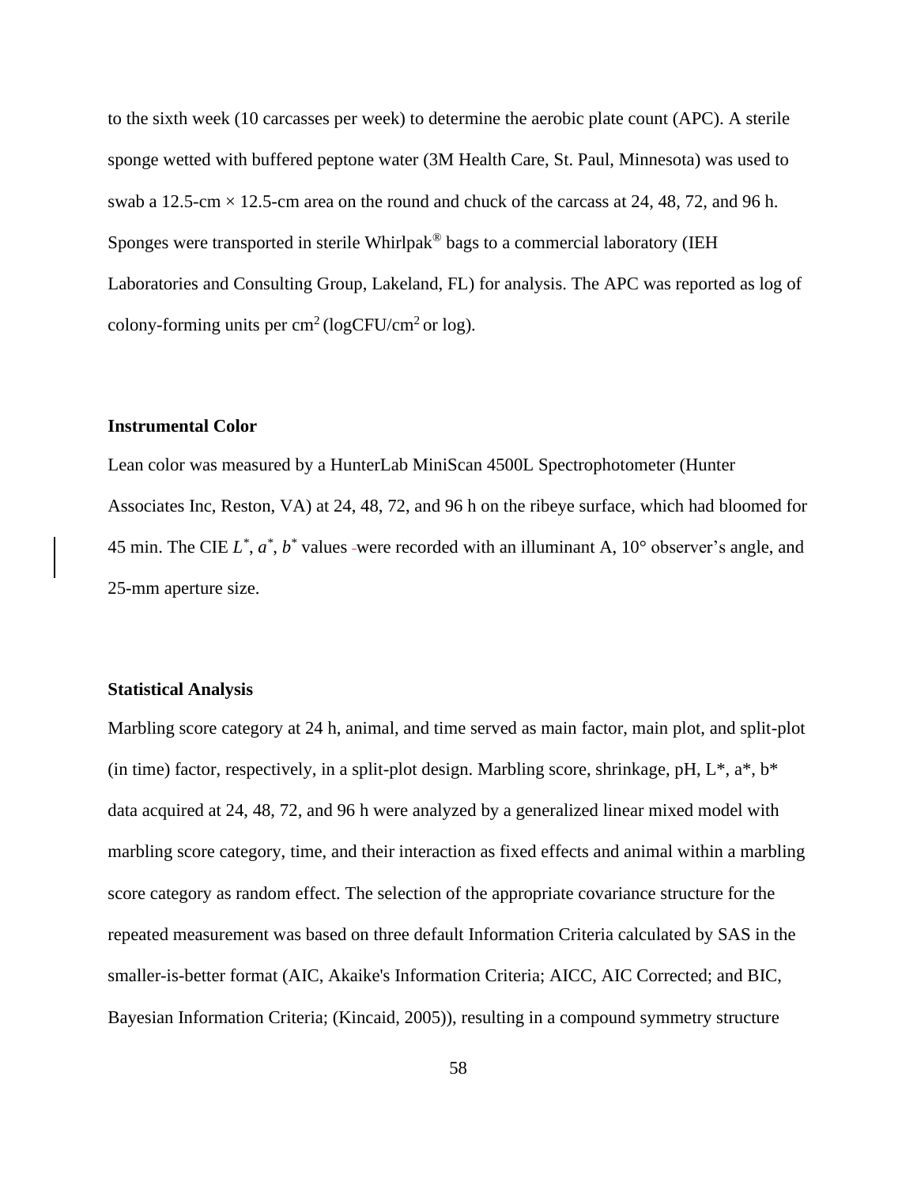to the sixth week (10 carcasses per week) to determine the aerobic plate count (APC). A sterile sponge wetted with buffered peptone water (3M Health Care, St. Paul, Minnesota) was used to swab a 12.5-cm × 12.5-cm area on the round and chuck of the carcass at 24, 48, 72, and 96 h. Sponges were transported in sterile Whirlpak® bags to a commercial laboratory (IEH Laboratories and Consulting Group, Lakeland, FL) for analysis. The APC was reported as log of colony-forming units per $cm^2$ (logCFU/$cm^2$ or log).

### Instrumental Color

Lean color was measured by a HunterLab MiniScan 4500L Spectrophotometer (Hunter Associates Inc, Reston, VA) at 24, 48, 72, and 96 h on the ribeye surface, which had bloomed for 45 min. The CIE $L^*$, $a^*$, $b^*$ values were recorded with an illuminant A, 10° observer's angle, and 25-mm aperture size.

### Statistical Analysis

Marbling score category at 24 h, animal, and time served as main factor, main plot, and split-plot (in time) factor, respectively, in a split-plot design. Marbling score, shrinkage, pH, L*, a*, b* data acquired at 24, 48, 72, and 96 h were analyzed by a generalized linear mixed model with marbling score category, time, and their interaction as fixed effects and animal within a marbling score category as random effect. The selection of the appropriate covariance structure for the repeated measurement was based on three default Information Criteria calculated by SAS in the smaller-is-better format (AIC, Akaike's Information Criteria; AICC, AIC Corrected; and BIC, Bayesian Information Criteria; (Kincaid, 2005)), resulting in a compound symmetry structure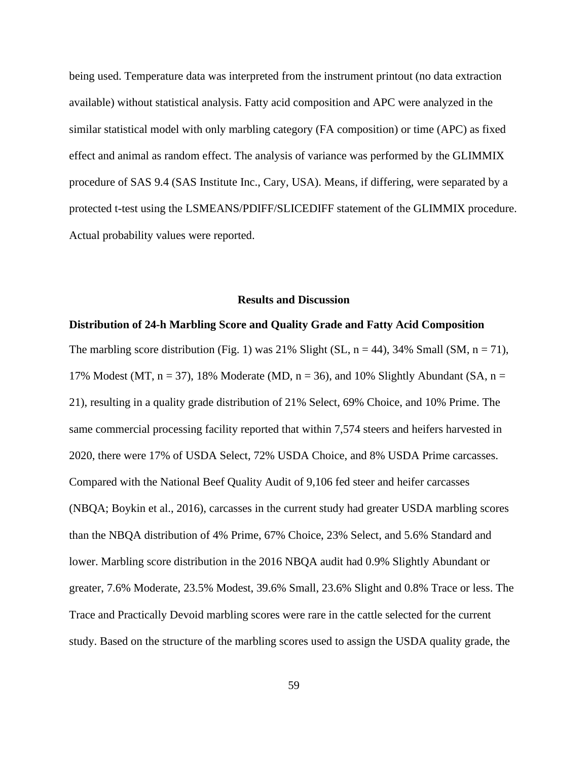being used. Temperature data was interpreted from the instrument printout (no data extraction available) without statistical analysis. Fatty acid composition and APC were analyzed in the similar statistical model with only marbling category (FA composition) or time (APC) as fixed effect and animal as random effect. The analysis of variance was performed by the GLIMMIX procedure of SAS 9.4 (SAS Institute Inc., Cary, USA). Means, if differing, were separated by a protected t-test using the LSMEANS/PDIFF/SLICEDIFF statement of the GLIMMIX procedure. Actual probability values were reported.

## Results and Discussion

### Distribution of 24-h Marbling Score and Quality Grade and Fatty Acid Composition

The marbling score distribution (Fig. 1) was 21% Slight (SL, n = 44), 34% Small (SM, n = 71), 17% Modest (MT, n = 37), 18% Moderate (MD, n = 36), and 10% Slightly Abundant (SA, n = 21), resulting in a quality grade distribution of 21% Select, 69% Choice, and 10% Prime. The same commercial processing facility reported that within 7,574 steers and heifers harvested in 2020, there were 17% of USDA Select, 72% USDA Choice, and 8% USDA Prime carcasses. Compared with the National Beef Quality Audit of 9,106 fed steer and heifer carcasses (NBQA; Boykin et al., 2016), carcasses in the current study had greater USDA marbling scores than the NBQA distribution of 4% Prime, 67% Choice, 23% Select, and 5.6% Standard and lower. Marbling score distribution in the 2016 NBQA audit had 0.9% Slightly Abundant or greater, 7.6% Moderate, 23.5% Modest, 39.6% Small, 23.6% Slight and 0.8% Trace or less. The Trace and Practically Devoid marbling scores were rare in the cattle selected for the current study. Based on the structure of the marbling scores used to assign the USDA quality grade, the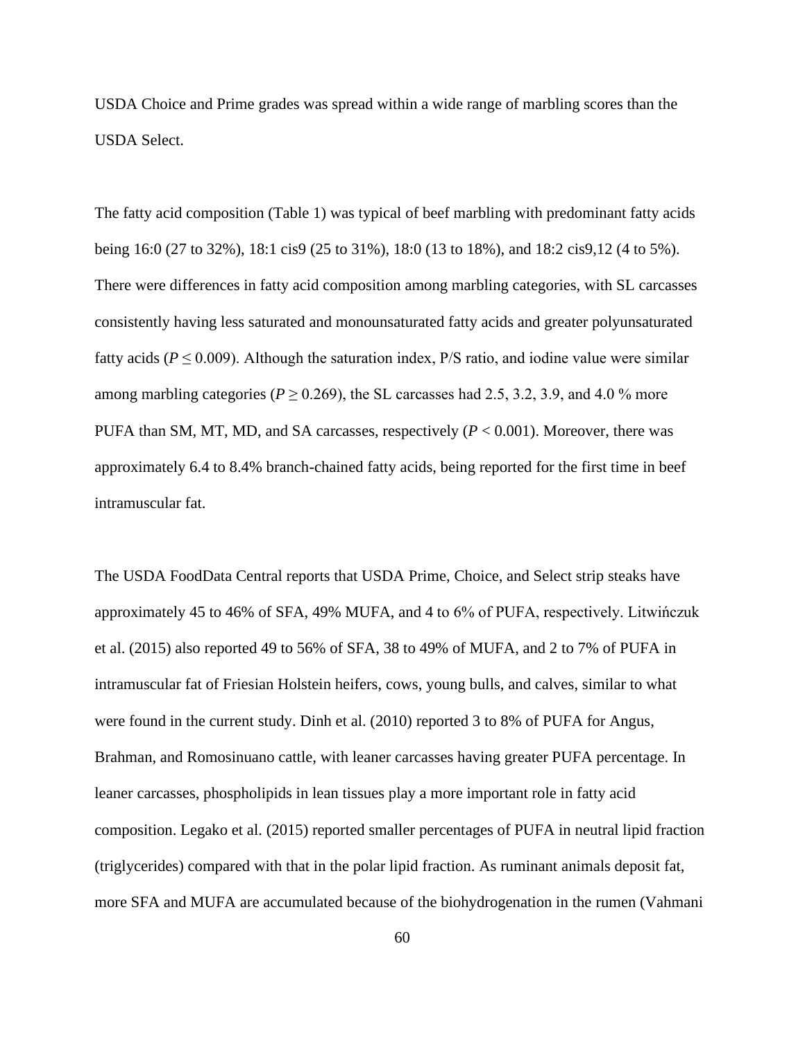USDA Choice and Prime grades was spread within a wide range of marbling scores than the USDA Select.

The fatty acid composition (Table 1) was typical of beef marbling with predominant fatty acids being 16:0 (27 to 32%), 18:1 cis9 (25 to 31%), 18:0 (13 to 18%), and 18:2 cis9,12 (4 to 5%). There were differences in fatty acid composition among marbling categories, with SL carcasses consistently having less saturated and monounsaturated fatty acids and greater polyunsaturated fatty acids ($P \leq 0.009$). Although the saturation index, P/S ratio, and iodine value were similar among marbling categories ($P \geq 0.269$), the SL carcasses had 2.5, 3.2, 3.9, and 4.0 % more PUFA than SM, MT, MD, and SA carcasses, respectively ($P < 0.001$). Moreover, there was approximately 6.4 to 8.4% branch-chained fatty acids, being reported for the first time in beef intramuscular fat.

The USDA FoodData Central reports that USDA Prime, Choice, and Select strip steaks have approximately 45 to 46% of SFA, 49% MUFA, and 4 to 6% of PUFA, respectively. Litwińczuk et al. (2015) also reported 49 to 56% of SFA, 38 to 49% of MUFA, and 2 to 7% of PUFA in intramuscular fat of Friesian Holstein heifers, cows, young bulls, and calves, similar to what were found in the current study. Dinh et al. (2010) reported 3 to 8% of PUFA for Angus, Brahman, and Romosinuano cattle, with leaner carcasses having greater PUFA percentage. In leaner carcasses, phospholipids in lean tissues play a more important role in fatty acid composition. Legako et al. (2015) reported smaller percentages of PUFA in neutral lipid fraction (triglycerides) compared with that in the polar lipid fraction. As ruminant animals deposit fat, more SFA and MUFA are accumulated because of the biohydrogenation in the rumen (Vahmani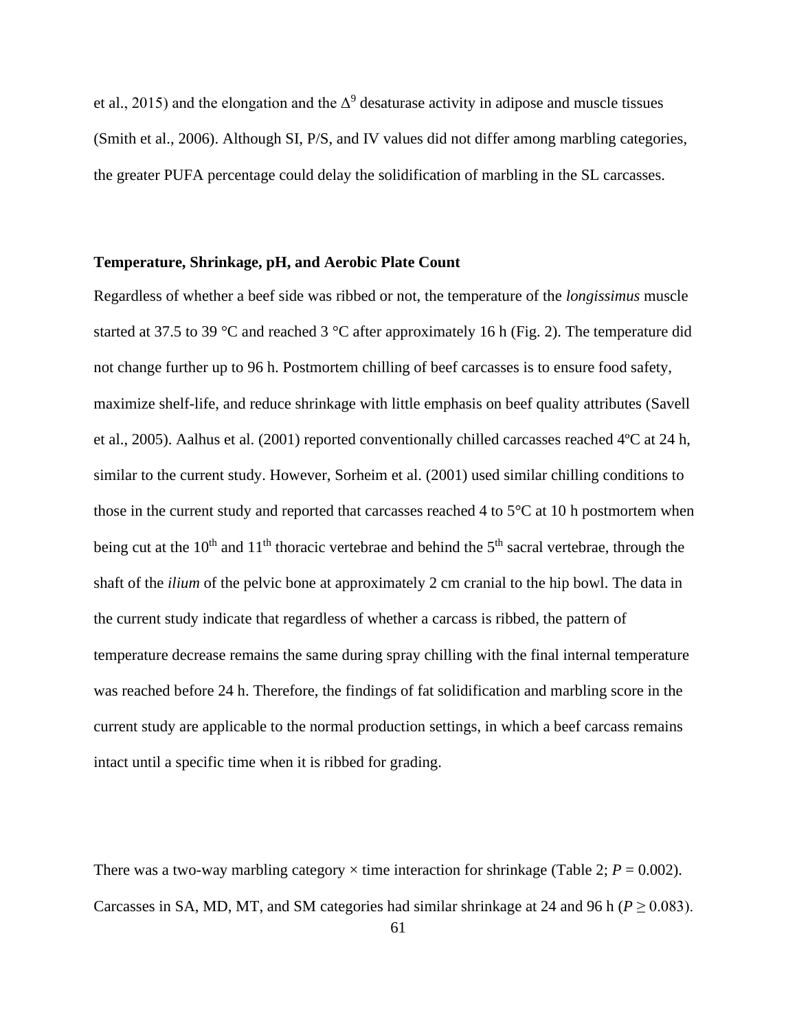et al., 2015) and the elongation and the $\Delta^9$ desaturase activity in adipose and muscle tissues (Smith et al., 2006). Although SI, P/S, and IV values did not differ among marbling categories, the greater PUFA percentage could delay the solidification of marbling in the SL carcasses.

**Temperature, Shrinkage, pH, and Aerobic Plate Count**

Regardless of whether a beef side was ribbed or not, the temperature of the *longissimus* muscle started at 37.5 to 39 °C and reached 3 °C after approximately 16 h (Fig. 2). The temperature did not change further up to 96 h. Postmortem chilling of beef carcasses is to ensure food safety, maximize shelf-life, and reduce shrinkage with little emphasis on beef quality attributes (Savell et al., 2005). Aalhus et al. (2001) reported conventionally chilled carcasses reached 4ºC at 24 h, similar to the current study. However, Sorheim et al. (2001) used similar chilling conditions to those in the current study and reported that carcasses reached 4 to 5°C at 10 h postmortem when being cut at the 10th and 11th thoracic vertebrae and behind the 5th sacral vertebrae, through the shaft of the *ilium* of the pelvic bone at approximately 2 cm cranial to the hip bowl. The data in the current study indicate that regardless of whether a carcass is ribbed, the pattern of temperature decrease remains the same during spray chilling with the final internal temperature was reached before 24 h. Therefore, the findings of fat solidification and marbling score in the current study are applicable to the normal production settings, in which a beef carcass remains intact until a specific time when it is ribbed for grading.

There was a two-way marbling category × time interaction for shrinkage (Table 2; $P = 0.002$). Carcasses in SA, MD, MT, and SM categories had similar shrinkage at 24 and 96 h ($P \geq 0.083$).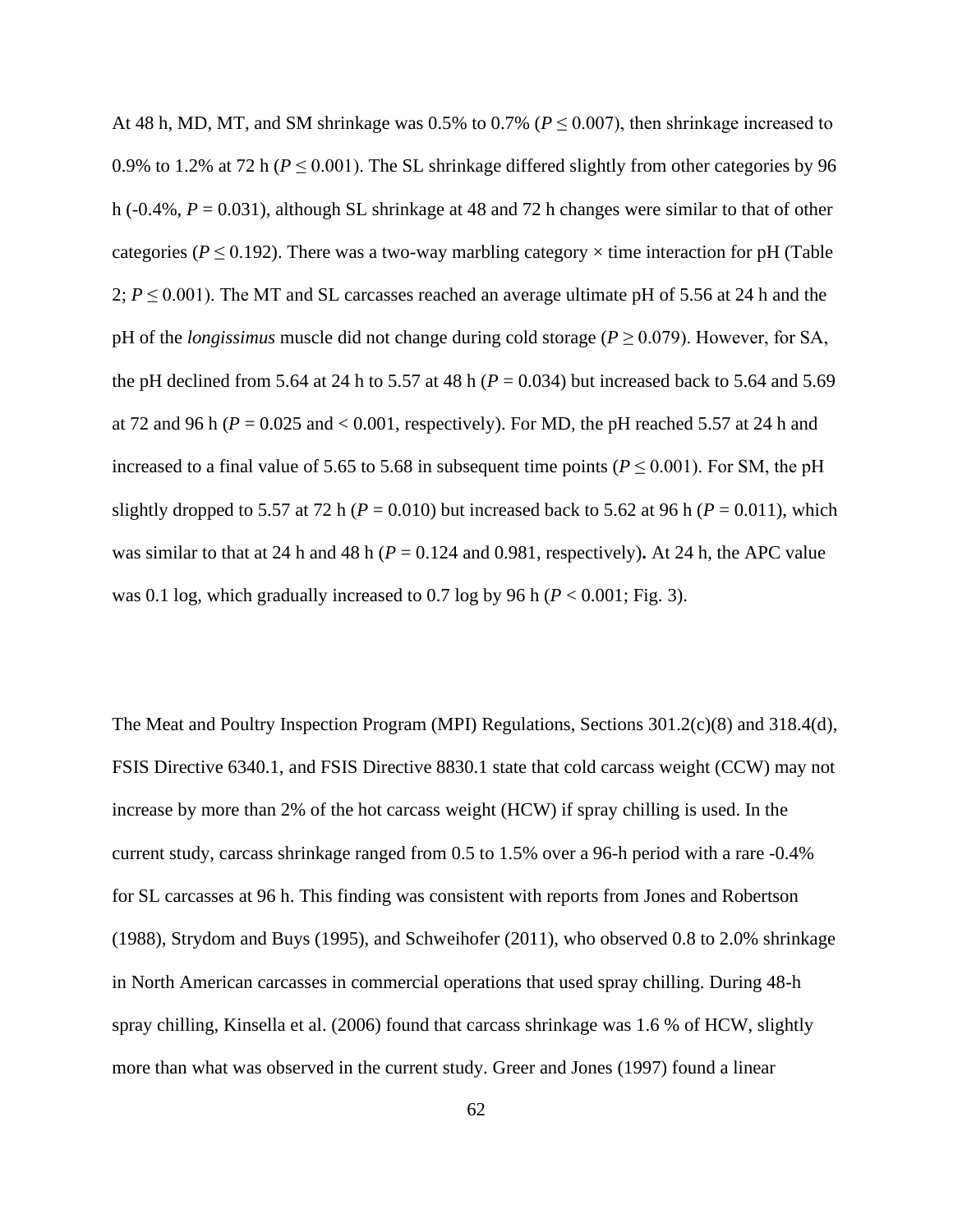At 48 h, MD, MT, and SM shrinkage was 0.5% to 0.7% ($P \leq 0.007$), then shrinkage increased to 0.9% to 1.2% at 72 h ($P \leq 0.001$). The SL shrinkage differed slightly from other categories by 96 h (-0.4%, $P = 0.031$), although SL shrinkage at 48 and 72 h changes were similar to that of other categories ($P \leq 0.192$). There was a two-way marbling category × time interaction for pH (Table 2; $P \leq 0.001$). The MT and SL carcasses reached an average ultimate pH of 5.56 at 24 h and the pH of the *longissimus* muscle did not change during cold storage ($P \geq 0.079$). However, for SA, the pH declined from 5.64 at 24 h to 5.57 at 48 h ($P = 0.034$) but increased back to 5.64 and 5.69 at 72 and 96 h ($P = 0.025$ and $< 0.001$, respectively). For MD, the pH reached 5.57 at 24 h and increased to a final value of 5.65 to 5.68 in subsequent time points ($P \leq 0.001$). For SM, the pH slightly dropped to 5.57 at 72 h ($P = 0.010$) but increased back to 5.62 at 96 h ($P = 0.011$), which was similar to that at 24 h and 48 h ($P = 0.124$ and 0.981, respectively)**.** At 24 h, the APC value was 0.1 log, which gradually increased to 0.7 log by 96 h ($P < 0.001$; Fig. 3).

The Meat and Poultry Inspection Program (MPI) Regulations, Sections 301.2(c)(8) and 318.4(d), FSIS Directive 6340.1, and FSIS Directive 8830.1 state that cold carcass weight (CCW) may not increase by more than 2% of the hot carcass weight (HCW) if spray chilling is used. In the current study, carcass shrinkage ranged from 0.5 to 1.5% over a 96-h period with a rare -0.4% for SL carcasses at 96 h. This finding was consistent with reports from Jones and Robertson (1988), Strydom and Buys (1995), and Schweihofer (2011), who observed 0.8 to 2.0% shrinkage in North American carcasses in commercial operations that used spray chilling. During 48-h spray chilling, Kinsella et al. (2006) found that carcass shrinkage was 1.6 % of HCW, slightly more than what was observed in the current study. Greer and Jones (1997) found a linear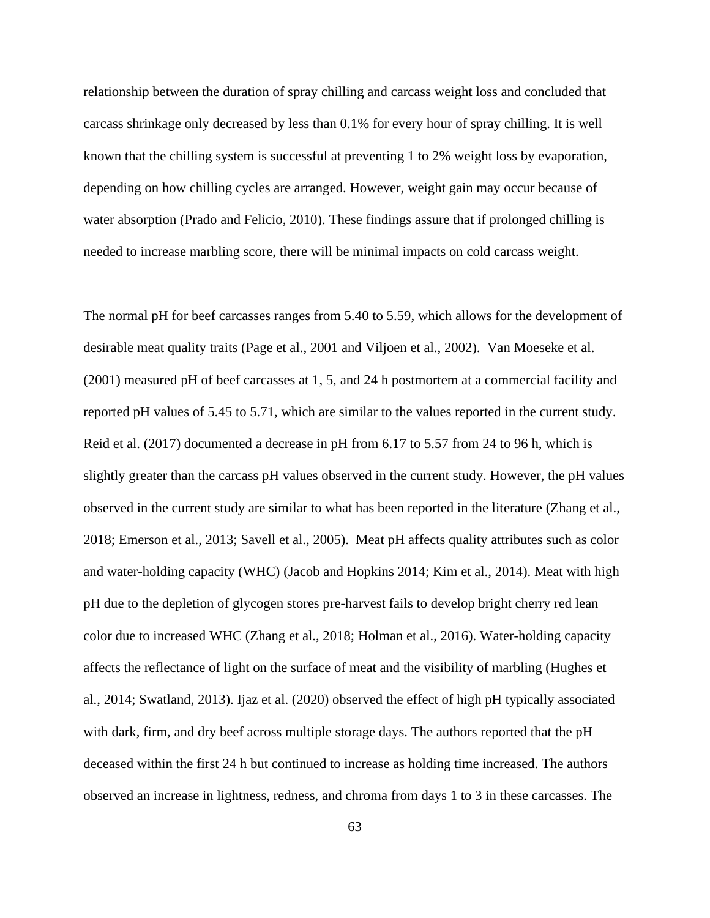relationship between the duration of spray chilling and carcass weight loss and concluded that carcass shrinkage only decreased by less than 0.1% for every hour of spray chilling. It is well known that the chilling system is successful at preventing 1 to 2% weight loss by evaporation, depending on how chilling cycles are arranged. However, weight gain may occur because of water absorption (Prado and Felicio, 2010). These findings assure that if prolonged chilling is needed to increase marbling score, there will be minimal impacts on cold carcass weight.

The normal pH for beef carcasses ranges from 5.40 to 5.59, which allows for the development of desirable meat quality traits (Page et al., 2001 and Viljoen et al., 2002). Van Moeseke et al. (2001) measured pH of beef carcasses at 1, 5, and 24 h postmortem at a commercial facility and reported pH values of 5.45 to 5.71, which are similar to the values reported in the current study. Reid et al. (2017) documented a decrease in pH from 6.17 to 5.57 from 24 to 96 h, which is slightly greater than the carcass pH values observed in the current study. However, the pH values observed in the current study are similar to what has been reported in the literature (Zhang et al., 2018; Emerson et al., 2013; Savell et al., 2005). Meat pH affects quality attributes such as color and water-holding capacity (WHC) (Jacob and Hopkins 2014; Kim et al., 2014). Meat with high pH due to the depletion of glycogen stores pre-harvest fails to develop bright cherry red lean color due to increased WHC (Zhang et al., 2018; Holman et al., 2016). Water-holding capacity affects the reflectance of light on the surface of meat and the visibility of marbling (Hughes et al., 2014; Swatland, 2013). Ijaz et al. (2020) observed the effect of high pH typically associated with dark, firm, and dry beef across multiple storage days. The authors reported that the pH deceased within the first 24 h but continued to increase as holding time increased. The authors observed an increase in lightness, redness, and chroma from days 1 to 3 in these carcasses. The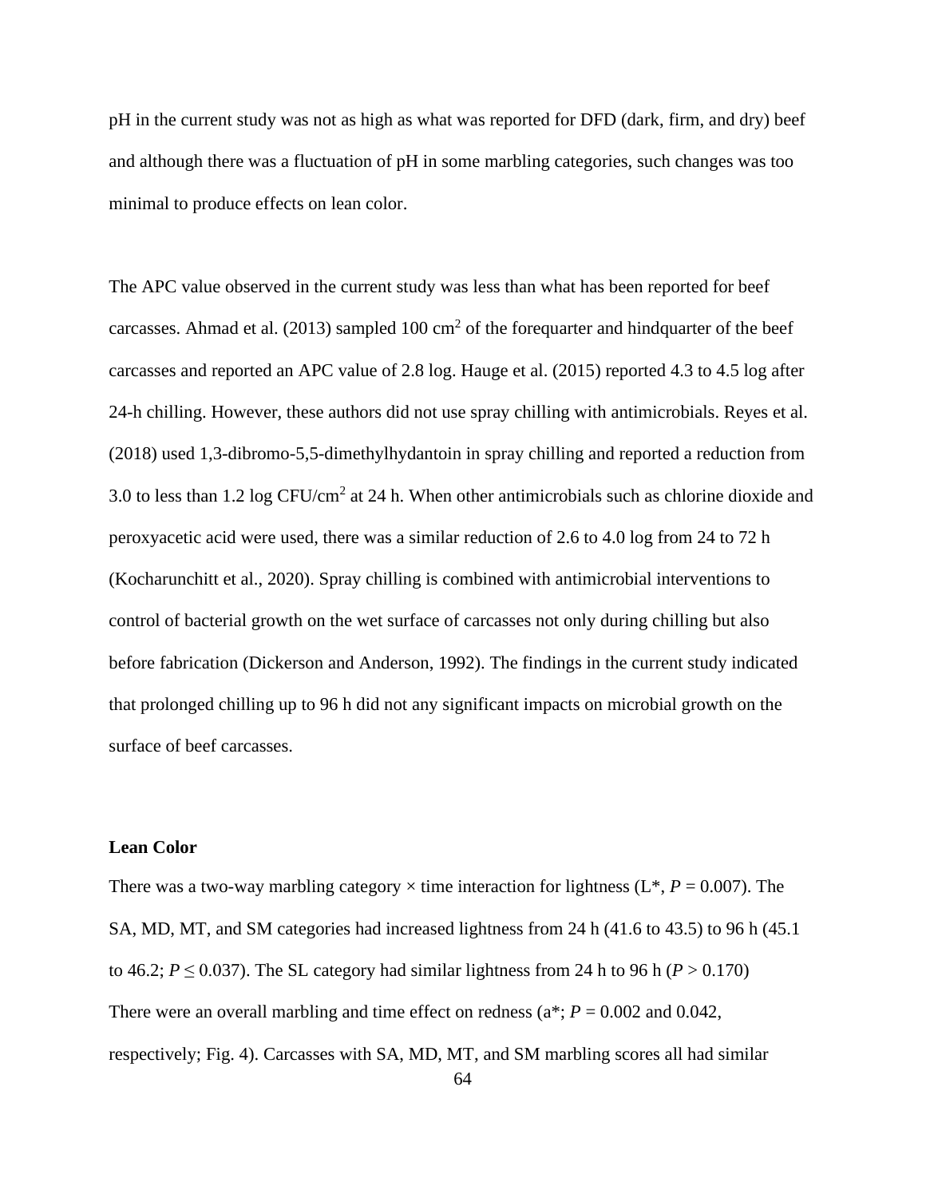pH in the current study was not as high as what was reported for DFD (dark, firm, and dry) beef and although there was a fluctuation of pH in some marbling categories, such changes was too minimal to produce effects on lean color.

The APC value observed in the current study was less than what has been reported for beef carcasses. Ahmad et al. (2013) sampled 100 $cm^2$ of the forequarter and hindquarter of the beef carcasses and reported an APC value of 2.8 log. Hauge et al. (2015) reported 4.3 to 4.5 log after 24-h chilling. However, these authors did not use spray chilling with antimicrobials. Reyes et al. (2018) used 1,3-dibromo-5,5-dimethylhydantoin in spray chilling and reported a reduction from 3.0 to less than 1.2 log CFU/$cm^2$ at 24 h. When other antimicrobials such as chlorine dioxide and peroxyacetic acid were used, there was a similar reduction of 2.6 to 4.0 log from 24 to 72 h (Kocharunchitt et al., 2020). Spray chilling is combined with antimicrobial interventions to control of bacterial growth on the wet surface of carcasses not only during chilling but also before fabrication (Dickerson and Anderson, 1992). The findings in the current study indicated that prolonged chilling up to 96 h did not any significant impacts on microbial growth on the surface of beef carcasses.

**Lean Color**

There was a two-way marbling category × time interaction for lightness (L*, $P = 0.007$). The SA, MD, MT, and SM categories had increased lightness from 24 h (41.6 to 43.5) to 96 h (45.1 to 46.2; $P \leq 0.037$). The SL category had similar lightness from 24 h to 96 h ($P > 0.170$) There were an overall marbling and time effect on redness (a*; $P = 0.002$ and 0.042, respectively; Fig. 4). Carcasses with SA, MD, MT, and SM marbling scores all had similar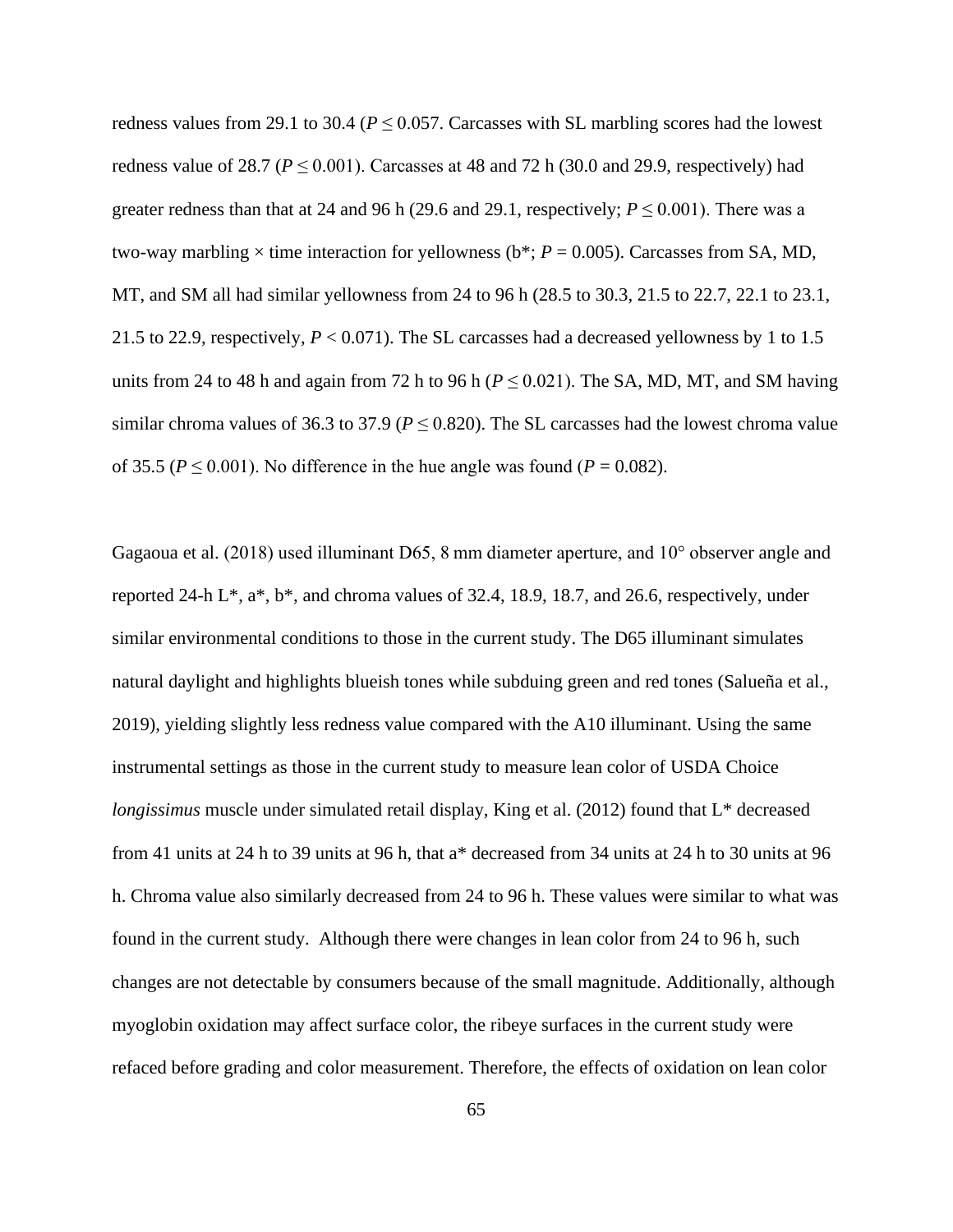redness values from 29.1 to 30.4 (*P* ≤ 0.057. Carcasses with SL marbling scores had the lowest redness value of 28.7 (*P* ≤ 0.001). Carcasses at 48 and 72 h (30.0 and 29.9, respectively) had greater redness than that at 24 and 96 h (29.6 and 29.1, respectively; *P* ≤ 0.001). There was a two-way marbling × time interaction for yellowness (b*; *P* = 0.005). Carcasses from SA, MD, MT, and SM all had similar yellowness from 24 to 96 h (28.5 to 30.3, 21.5 to 22.7, 22.1 to 23.1, 21.5 to 22.9, respectively, *P* < 0.071). The SL carcasses had a decreased yellowness by 1 to 1.5 units from 24 to 48 h and again from 72 h to 96 h (*P* ≤ 0.021). The SA, MD, MT, and SM having similar chroma values of 36.3 to 37.9 (*P* ≤ 0.820). The SL carcasses had the lowest chroma value of 35.5 (*P* ≤ 0.001). No difference in the hue angle was found (*P* = 0.082).

Gagaoua et al. (2018) used illuminant D65, 8 mm diameter aperture, and 10° observer angle and reported 24-h L*, a*, b*, and chroma values of 32.4, 18.9, 18.7, and 26.6, respectively, under similar environmental conditions to those in the current study. The D65 illuminant simulates natural daylight and highlights blueish tones while subduing green and red tones (Salueña et al., 2019), yielding slightly less redness value compared with the A10 illuminant. Using the same instrumental settings as those in the current study to measure lean color of USDA Choice *longissimus* muscle under simulated retail display, King et al. (2012) found that L* decreased from 41 units at 24 h to 39 units at 96 h, that a* decreased from 34 units at 24 h to 30 units at 96 h. Chroma value also similarly decreased from 24 to 96 h. These values were similar to what was found in the current study. Although there were changes in lean color from 24 to 96 h, such changes are not detectable by consumers because of the small magnitude. Additionally, although myoglobin oxidation may affect surface color, the ribeye surfaces in the current study were refaced before grading and color measurement. Therefore, the effects of oxidation on lean color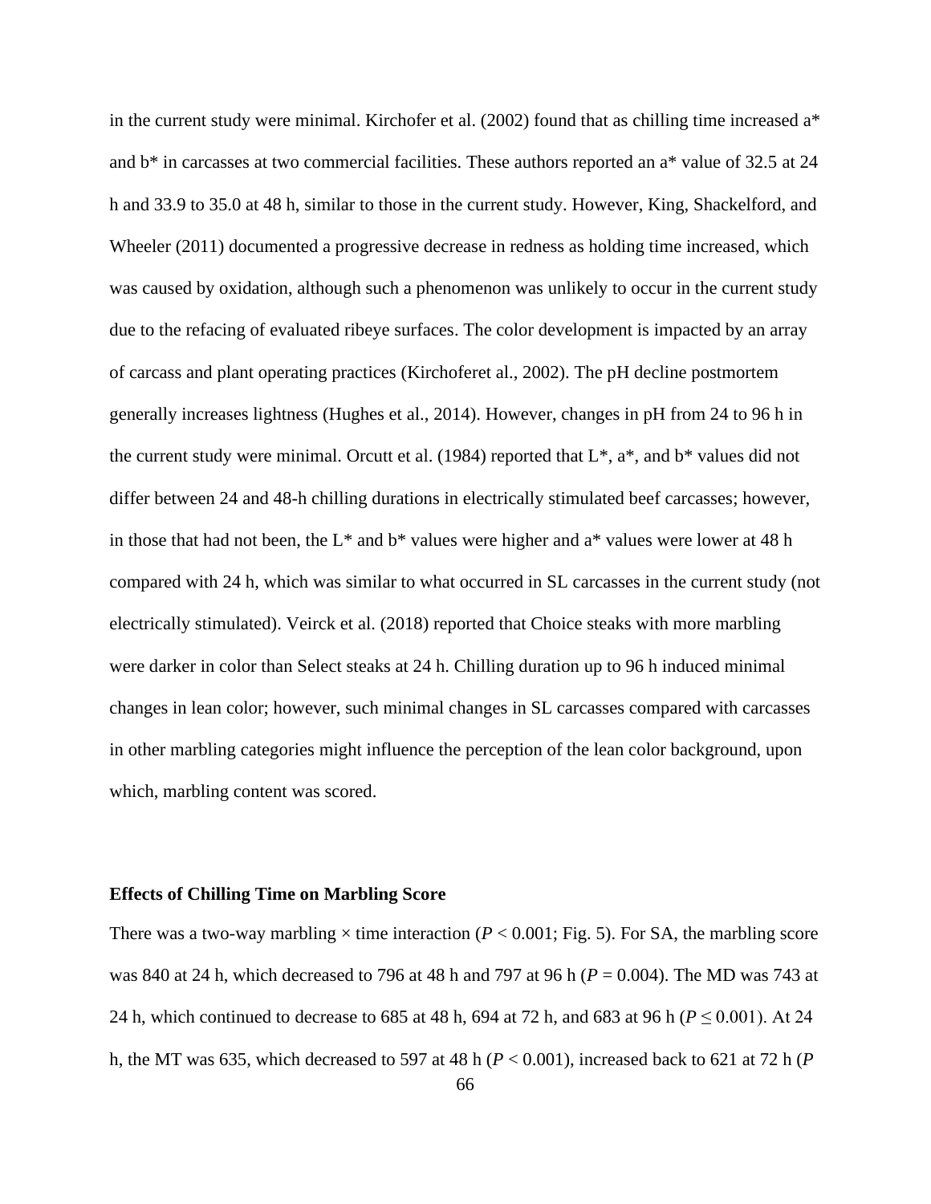in the current study were minimal. Kirchofer et al. (2002) found that as chilling time increased a* and b* in carcasses at two commercial facilities. These authors reported an a* value of 32.5 at 24 h and 33.9 to 35.0 at 48 h, similar to those in the current study. However, King, Shackelford, and Wheeler (2011) documented a progressive decrease in redness as holding time increased, which was caused by oxidation, although such a phenomenon was unlikely to occur in the current study due to the refacing of evaluated ribeye surfaces. The color development is impacted by an array of carcass and plant operating practices (Kirchoferet al., 2002). The pH decline postmortem generally increases lightness (Hughes et al., 2014). However, changes in pH from 24 to 96 h in the current study were minimal. Orcutt et al. (1984) reported that L*, a*, and b* values did not differ between 24 and 48-h chilling durations in electrically stimulated beef carcasses; however, in those that had not been, the L* and b* values were higher and a* values were lower at 48 h compared with 24 h, which was similar to what occurred in SL carcasses in the current study (not electrically stimulated). Veirck et al. (2018) reported that Choice steaks with more marbling were darker in color than Select steaks at 24 h. Chilling duration up to 96 h induced minimal changes in lean color; however, such minimal changes in SL carcasses compared with carcasses in other marbling categories might influence the perception of the lean color background, upon which, marbling content was scored.

### Effects of Chilling Time on Marbling Score

There was a two-way marbling × time interaction ($P < 0.001$; Fig. 5). For SA, the marbling score was 840 at 24 h, which decreased to 796 at 48 h and 797 at 96 h ($P = 0.004$). The MD was 743 at 24 h, which continued to decrease to 685 at 48 h, 694 at 72 h, and 683 at 96 h ($P \leq 0.001$). At 24 h, the MT was 635, which decreased to 597 at 48 h ($P < 0.001$), increased back to 621 at 72 h (*P*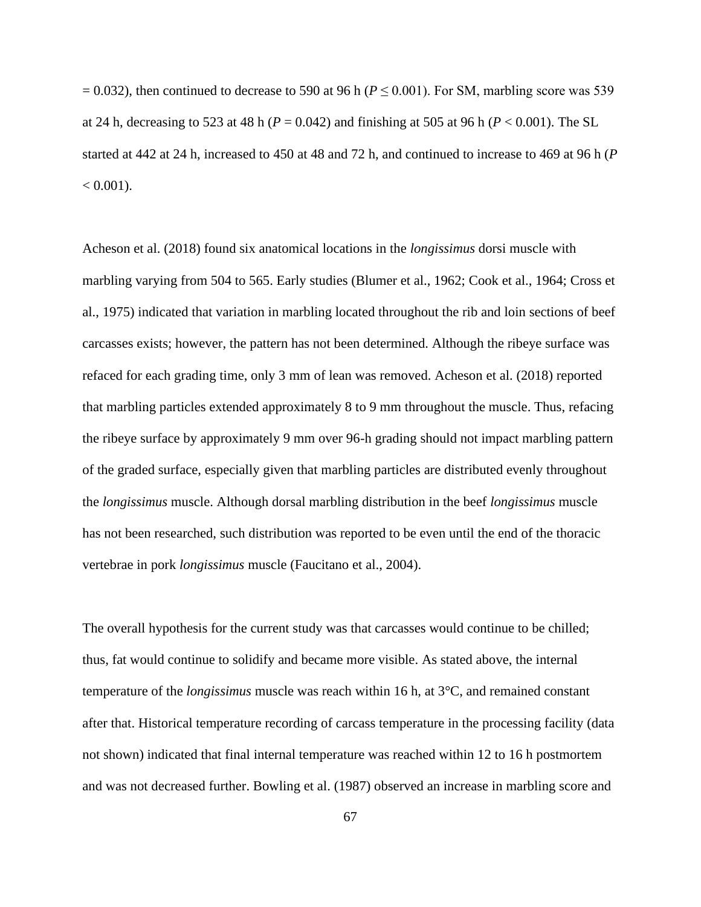= 0.032), then continued to decrease to 590 at 96 h ($P \leq 0.001$). For SM, marbling score was 539 at 24 h, decreasing to 523 at 48 h ($P = 0.042$) and finishing at 505 at 96 h ($P < 0.001$). The SL started at 442 at 24 h, increased to 450 at 48 and 72 h, and continued to increase to 469 at 96 h ($P < 0.001$).

Acheson et al. (2018) found six anatomical locations in the *longissimus* dorsi muscle with marbling varying from 504 to 565. Early studies (Blumer et al., 1962; Cook et al., 1964; Cross et al., 1975) indicated that variation in marbling located throughout the rib and loin sections of beef carcasses exists; however, the pattern has not been determined. Although the ribeye surface was refaced for each grading time, only 3 mm of lean was removed. Acheson et al. (2018) reported that marbling particles extended approximately 8 to 9 mm throughout the muscle. Thus, refacing the ribeye surface by approximately 9 mm over 96-h grading should not impact marbling pattern of the graded surface, especially given that marbling particles are distributed evenly throughout the *longissimus* muscle. Although dorsal marbling distribution in the beef *longissimus* muscle has not been researched, such distribution was reported to be even until the end of the thoracic vertebrae in pork *longissimus* muscle (Faucitano et al., 2004).

The overall hypothesis for the current study was that carcasses would continue to be chilled; thus, fat would continue to solidify and became more visible. As stated above, the internal temperature of the *longissimus* muscle was reach within 16 h, at 3°C, and remained constant after that. Historical temperature recording of carcass temperature in the processing facility (data not shown) indicated that final internal temperature was reached within 12 to 16 h postmortem and was not decreased further. Bowling et al. (1987) observed an increase in marbling score and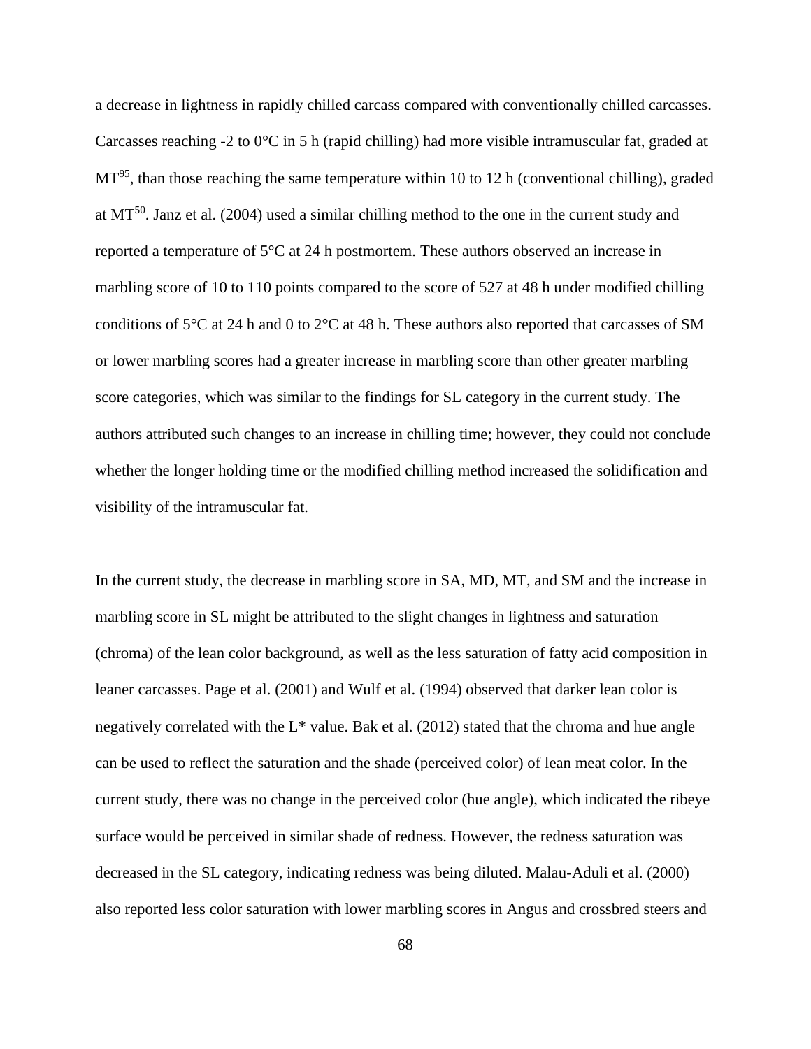a decrease in lightness in rapidly chilled carcass compared with conventionally chilled carcasses. Carcasses reaching -2 to 0°C in 5 h (rapid chilling) had more visible intramuscular fat, graded at $MT^{95}$, than those reaching the same temperature within 10 to 12 h (conventional chilling), graded at $MT^{50}$. Janz et al. (2004) used a similar chilling method to the one in the current study and reported a temperature of 5°C at 24 h postmortem. These authors observed an increase in marbling score of 10 to 110 points compared to the score of 527 at 48 h under modified chilling conditions of 5°C at 24 h and 0 to 2°C at 48 h. These authors also reported that carcasses of SM or lower marbling scores had a greater increase in marbling score than other greater marbling score categories, which was similar to the findings for SL category in the current study. The authors attributed such changes to an increase in chilling time; however, they could not conclude whether the longer holding time or the modified chilling method increased the solidification and visibility of the intramuscular fat.

In the current study, the decrease in marbling score in SA, MD, MT, and SM and the increase in marbling score in SL might be attributed to the slight changes in lightness and saturation (chroma) of the lean color background, as well as the less saturation of fatty acid composition in leaner carcasses. Page et al. (2001) and Wulf et al. (1994) observed that darker lean color is negatively correlated with the L* value. Bak et al. (2012) stated that the chroma and hue angle can be used to reflect the saturation and the shade (perceived color) of lean meat color. In the current study, there was no change in the perceived color (hue angle), which indicated the ribeye surface would be perceived in similar shade of redness. However, the redness saturation was decreased in the SL category, indicating redness was being diluted. Malau-Aduli et al. (2000) also reported less color saturation with lower marbling scores in Angus and crossbred steers and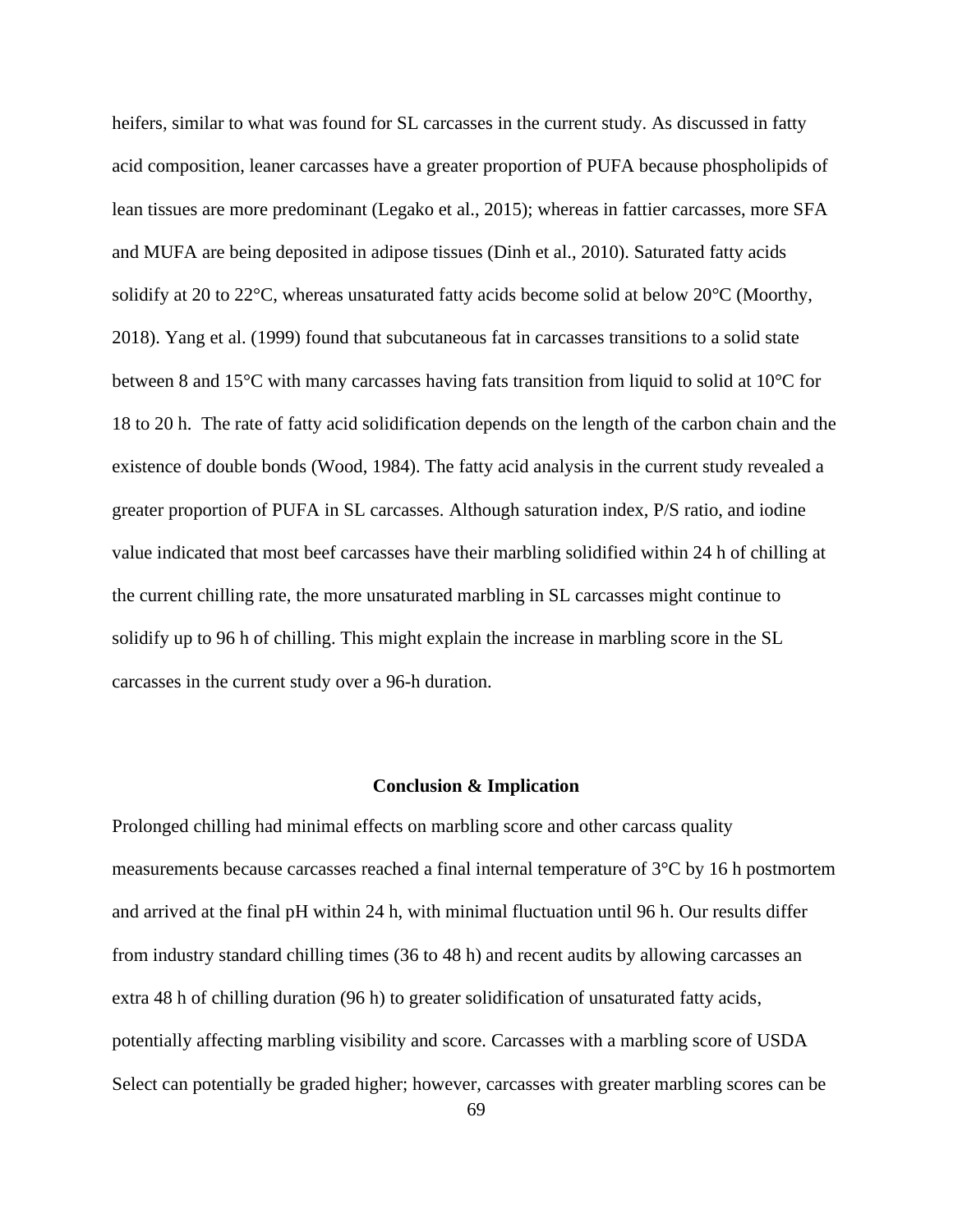heifers, similar to what was found for SL carcasses in the current study. As discussed in fatty acid composition, leaner carcasses have a greater proportion of PUFA because phospholipids of lean tissues are more predominant (Legako et al., 2015); whereas in fattier carcasses, more SFA and MUFA are being deposited in adipose tissues (Dinh et al., 2010). Saturated fatty acids solidify at 20 to 22°C, whereas unsaturated fatty acids become solid at below 20°C (Moorthy, 2018). Yang et al. (1999) found that subcutaneous fat in carcasses transitions to a solid state between 8 and 15°C with many carcasses having fats transition from liquid to solid at 10°C for 18 to 20 h. The rate of fatty acid solidification depends on the length of the carbon chain and the existence of double bonds (Wood, 1984). The fatty acid analysis in the current study revealed a greater proportion of PUFA in SL carcasses. Although saturation index, P/S ratio, and iodine value indicated that most beef carcasses have their marbling solidified within 24 h of chilling at the current chilling rate, the more unsaturated marbling in SL carcasses might continue to solidify up to 96 h of chilling. This might explain the increase in marbling score in the SL carcasses in the current study over a 96-h duration.

## Conclusion & Implication

Prolonged chilling had minimal effects on marbling score and other carcass quality measurements because carcasses reached a final internal temperature of 3°C by 16 h postmortem and arrived at the final pH within 24 h, with minimal fluctuation until 96 h. Our results differ from industry standard chilling times (36 to 48 h) and recent audits by allowing carcasses an extra 48 h of chilling duration (96 h) to greater solidification of unsaturated fatty acids, potentially affecting marbling visibility and score. Carcasses with a marbling score of USDA Select can potentially be graded higher; however, carcasses with greater marbling scores can be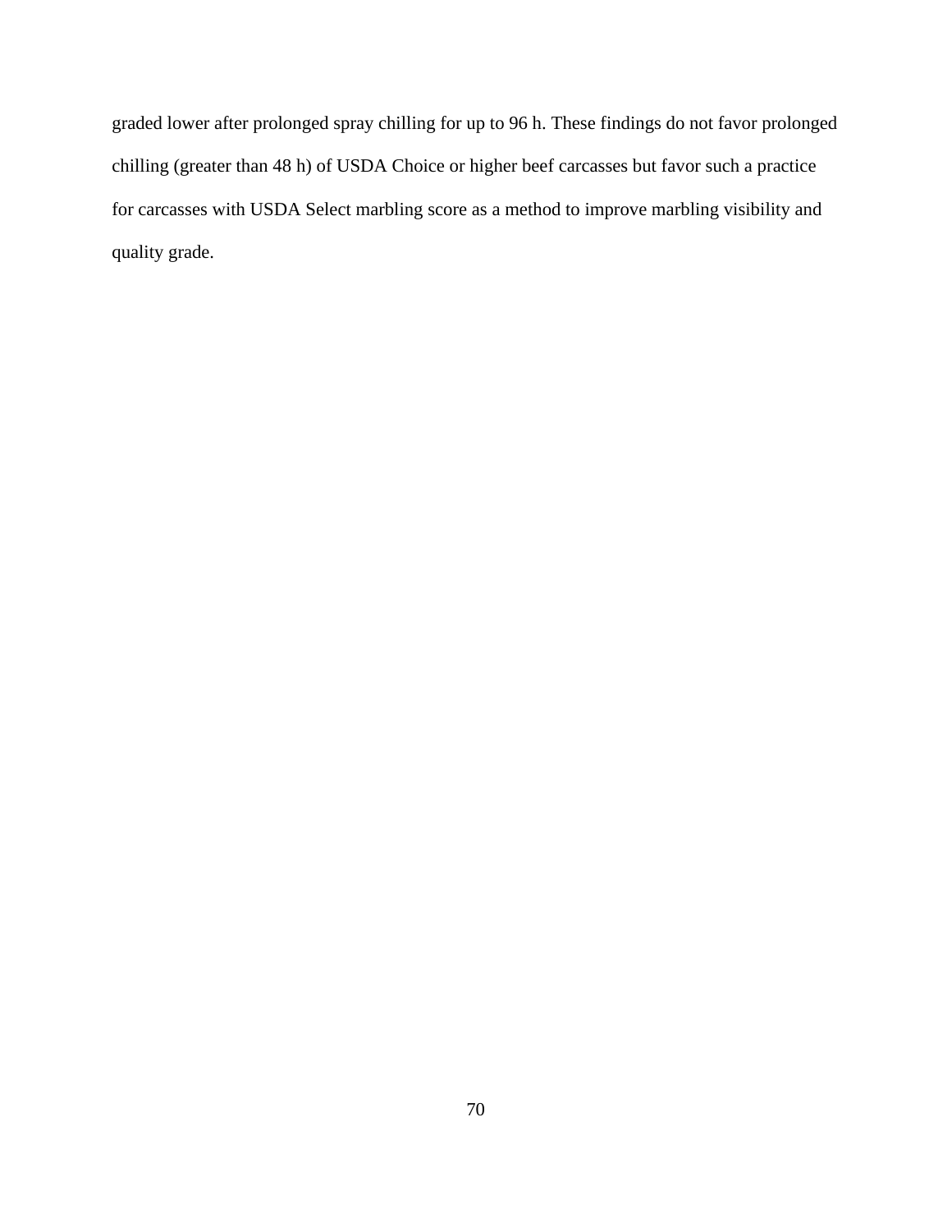graded lower after prolonged spray chilling for up to 96 h. These findings do not favor prolonged chilling (greater than 48 h) of USDA Choice or higher beef carcasses but favor such a practice for carcasses with USDA Select marbling score as a method to improve marbling visibility and quality grade.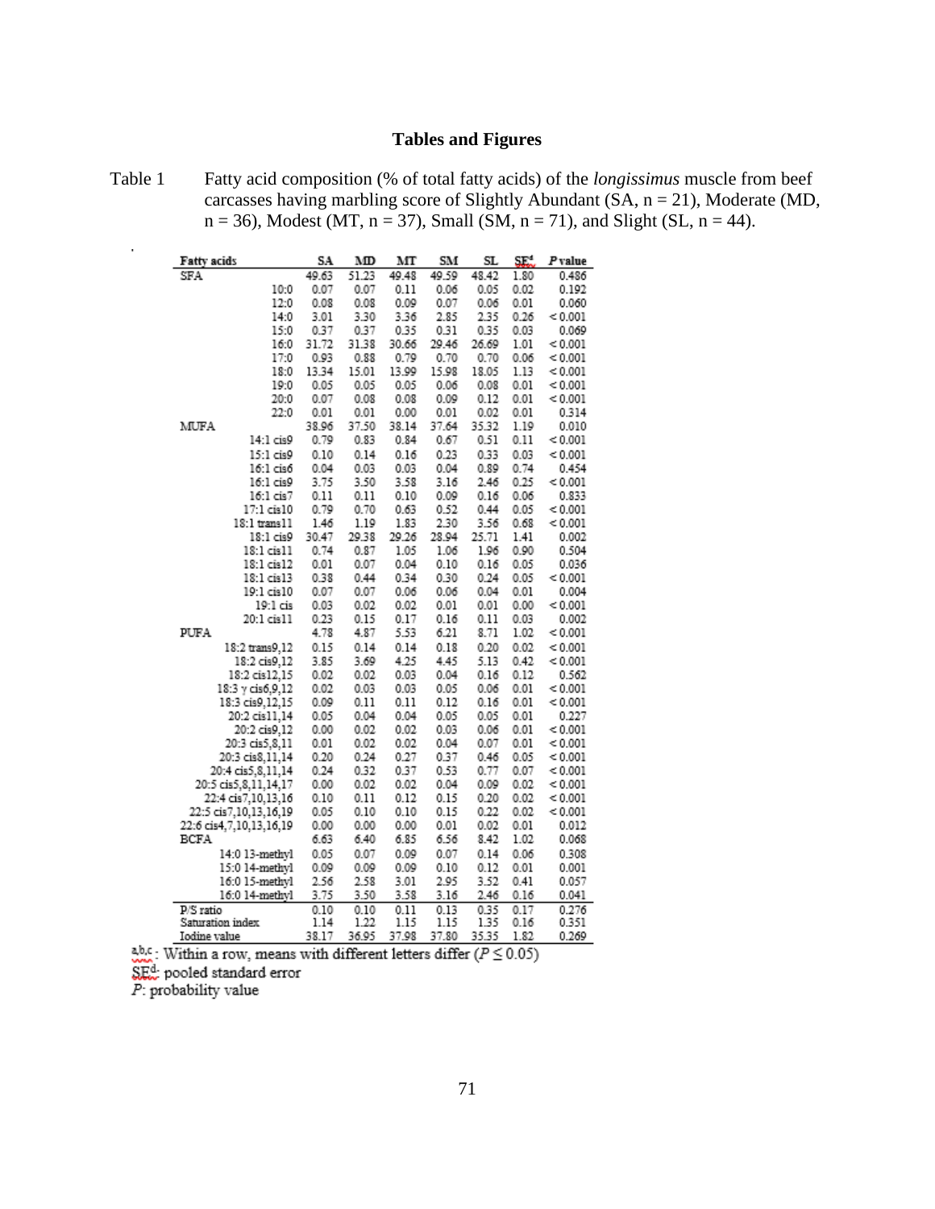## Tables and Figures

Table 1 Fatty acid composition (% of total fatty acids) of the *longissimus* muscle from beef carcasses having marbling score of Slightly Abundant (SA, n = 21), Moderate (MD, n = 36), Modest (MT, n = 37), Small (SM, n = 71), and Slight (SL, n = 44).

| Fatty acids | SA | MD | MT | SM | SL | SE[d] | *P* value |
|---|---|---|---|---|---|---|---|
| SFA | 49.63 | 51.23 | 49.48 | 49.59 | 48.42 | 1.80 | 0.486 |
| 10:0 | 0.07 | 0.07 | 0.11 | 0.06 | 0.05 | 0.02 | 0.192 |
| 12:0 | 0.08 | 0.08 | 0.09 | 0.07 | 0.06 | 0.01 | 0.060 |
| 14:0 | 3.01 | 3.30 | 3.36 | 2.85 | 2.35 | 0.26 | < 0.001 |
| 15:0 | 0.37 | 0.37 | 0.35 | 0.31 | 0.35 | 0.03 | 0.069 |
| 16:0 | 31.72 | 31.38 | 30.66 | 29.46 | 26.69 | 1.01 | < 0.001 |
| 17:0 | 0.93 | 0.88 | 0.79 | 0.70 | 0.70 | 0.06 | < 0.001 |
| 18:0 | 13.34 | 15.01 | 13.99 | 15.98 | 18.05 | 1.13 | < 0.001 |
| 19:0 | 0.05 | 0.05 | 0.05 | 0.06 | 0.08 | 0.01 | < 0.001 |
| 20:0 | 0.07 | 0.08 | 0.08 | 0.09 | 0.12 | 0.01 | < 0.001 |
| 22:0 | 0.01 | 0.01 | 0.00 | 0.01 | 0.02 | 0.01 | 0.314 |
| MUFA | 38.96 | 37.50 | 38.14 | 37.64 | 35.32 | 1.19 | 0.010 |
| 14:1 cis9 | 0.79 | 0.83 | 0.84 | 0.67 | 0.51 | 0.11 | < 0.001 |
| 15:1 cis9 | 0.10 | 0.14 | 0.16 | 0.23 | 0.33 | 0.03 | < 0.001 |
| 16:1 cis6 | 0.04 | 0.03 | 0.03 | 0.04 | 0.89 | 0.74 | 0.454 |
| 16:1 cis9 | 3.75 | 3.50 | 3.58 | 3.16 | 2.46 | 0.25 | < 0.001 |
| 16:1 cis7 | 0.11 | 0.11 | 0.10 | 0.09 | 0.16 | 0.06 | 0.833 |
| 17:1 cis10 | 0.79 | 0.70 | 0.63 | 0.52 | 0.44 | 0.05 | < 0.001 |
| 18:1 trans11 | 1.46 | 1.19 | 1.83 | 2.30 | 3.56 | 0.68 | < 0.001 |
| 18:1 cis9 | 30.47 | 29.38 | 29.26 | 28.94 | 25.71 | 1.41 | 0.002 |
| 18:1 cis11 | 0.74 | 0.87 | 1.05 | 1.06 | 1.96 | 0.90 | 0.504 |
| 18:1 cis12 | 0.01 | 0.07 | 0.04 | 0.10 | 0.16 | 0.05 | 0.036 |
| 18:1 cis13 | 0.38 | 0.44 | 0.34 | 0.30 | 0.24 | 0.05 | < 0.001 |
| 19:1 cis10 | 0.07 | 0.07 | 0.06 | 0.06 | 0.04 | 0.01 | 0.004 |
| 19:1 cis | 0.03 | 0.02 | 0.02 | 0.01 | 0.01 | 0.00 | < 0.001 |
| 20:1 cis11 | 0.23 | 0.15 | 0.17 | 0.16 | 0.11 | 0.03 | 0.002 |
| PUFA | 4.78 | 4.87 | 5.53 | 6.21 | 8.71 | 1.02 | < 0.001 |
| 18:2 trans9,12 | 0.15 | 0.14 | 0.14 | 0.18 | 0.20 | 0.02 | < 0.001 |
| 18:2 cis9,12 | 3.85 | 3.69 | 4.25 | 4.45 | 5.13 | 0.42 | < 0.001 |
| 18:2 cis12,15 | 0.02 | 0.02 | 0.03 | 0.04 | 0.16 | 0.12 | 0.562 |
| 18:3 γ cis6,9,12 | 0.02 | 0.03 | 0.03 | 0.05 | 0.06 | 0.01 | < 0.001 |
| 18:3 cis9,12,15 | 0.09 | 0.11 | 0.11 | 0.12 | 0.16 | 0.01 | < 0.001 |
| 20:2 cis11,14 | 0.05 | 0.04 | 0.04 | 0.05 | 0.05 | 0.01 | 0.227 |
| 20:2 cis9,12 | 0.00 | 0.02 | 0.02 | 0.03 | 0.06 | 0.01 | < 0.001 |
| 20:3 cis5,8,11 | 0.01 | 0.02 | 0.02 | 0.04 | 0.07 | 0.01 | < 0.001 |
| 20:3 cis8,11,14 | 0.20 | 0.24 | 0.27 | 0.37 | 0.46 | 0.05 | < 0.001 |
| 20:4 cis5,8,11,14 | 0.24 | 0.32 | 0.37 | 0.53 | 0.77 | 0.07 | < 0.001 |
| 20:5 cis5,8,11,14,17 | 0.00 | 0.02 | 0.02 | 0.04 | 0.09 | 0.02 | < 0.001 |
| 22:4 cis7,10,13,16 | 0.10 | 0.11 | 0.12 | 0.15 | 0.20 | 0.02 | < 0.001 |
| 22:5 cis7,10,13,16,19 | 0.05 | 0.10 | 0.10 | 0.15 | 0.22 | 0.02 | < 0.001 |
| 22:6 cis4,7,10,13,16,19 | 0.00 | 0.00 | 0.00 | 0.01 | 0.02 | 0.01 | 0.012 |
| BCFA | 6.63 | 6.40 | 6.85 | 6.56 | 8.42 | 1.02 | 0.068 |
| 14:0 13-methyl | 0.05 | 0.07 | 0.09 | 0.07 | 0.14 | 0.06 | 0.308 |
| 15:0 14-methyl | 0.09 | 0.09 | 0.09 | 0.10 | 0.12 | 0.01 | 0.001 |
| 16:0 15-methyl | 2.56 | 2.58 | 3.01 | 2.95 | 3.52 | 0.41 | 0.057 |
| 16:0 14-methyl | 3.75 | 3.50 | 3.58 | 3.16 | 2.46 | 0.16 | 0.041 |
| P/S ratio | 0.10 | 0.10 | 0.11 | 0.13 | 0.35 | 0.17 | 0.276 |
| Saturation index | 1.14 | 1.22 | 1.15 | 1.15 | 1.35 | 0.16 | 0.351 |
| Iodine value | 38.17 | 36.95 | 37.98 | 37.80 | 35.35 | 1.82 | 0.269 |

a,b,c: Within a row, means with different letters differ ($P \leq 0.05$)

SE[d]: pooled standard error

*P*: probability value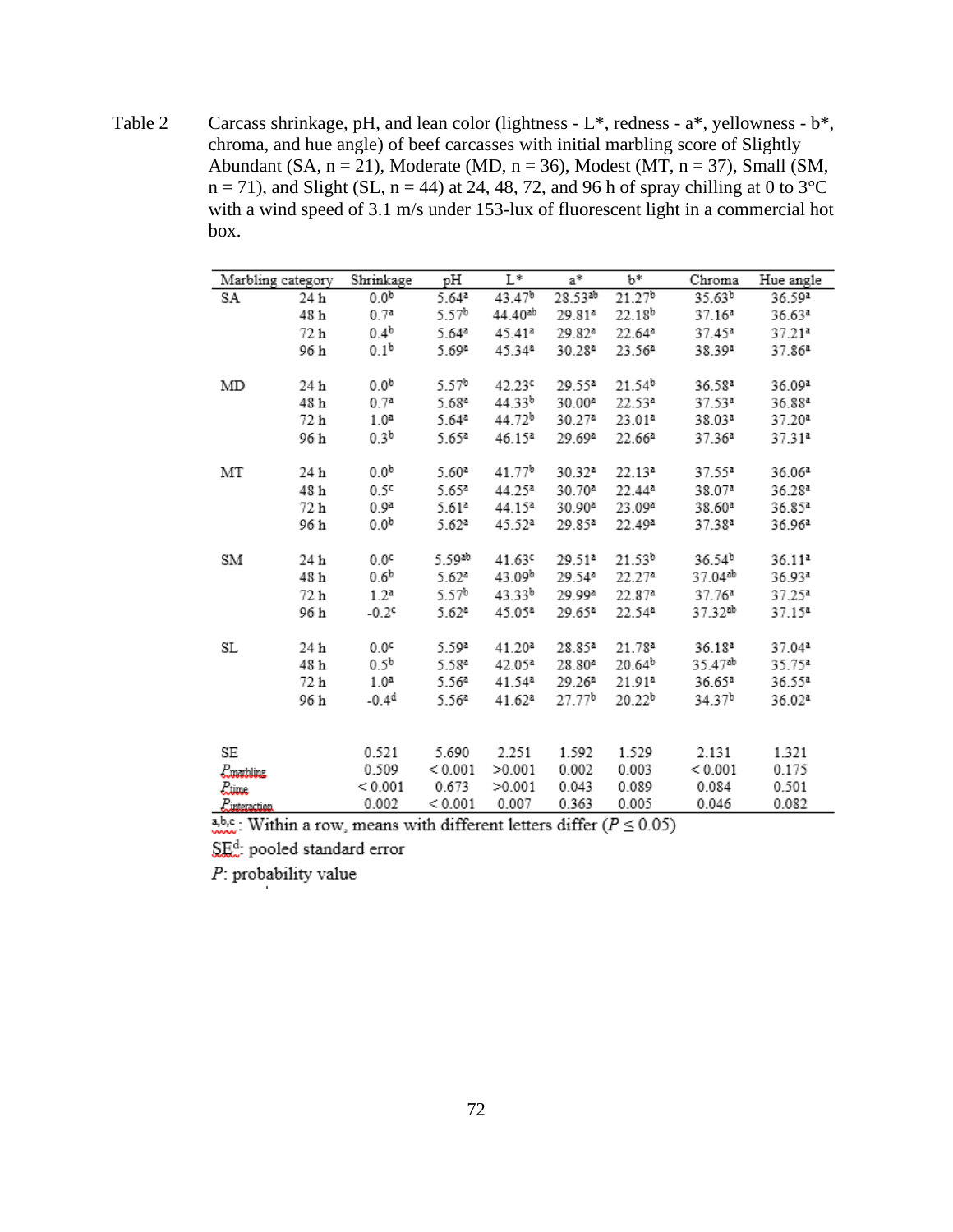Table 2  Carcass shrinkage, pH, and lean color (lightness - L*, redness - a*, yellowness - b*, chroma, and hue angle) of beef carcasses with initial marbling score of Slightly Abundant (SA, n = 21), Moderate (MD, n = 36), Modest (MT, n = 37), Small (SM, n = 71), and Slight (SL, n = 44) at 24, 48, 72, and 96 h of spray chilling at 0 to 3°C with a wind speed of 3.1 m/s under 153-lux of fluorescent light in a commercial hot box.

| Marbling category | | Shrinkage | pH | L* | a* | b* | Chroma | Hue angle |
|---|---|---|---|---|---|---|---|---|
| SA | 24 h | $0.0^{b}$ | $5.64^{a}$ | $43.47^{b}$ | $28.53^{ab}$ | $21.27^{b}$ | $35.63^{b}$ | $36.59^{a}$ |
| | 48 h | $0.7^{a}$ | $5.57^{b}$ | $44.40^{ab}$ | $29.81^{a}$ | $22.18^{b}$ | $37.16^{a}$ | $36.63^{a}$ |
| | 72 h | $0.4^{b}$ | $5.64^{a}$ | $45.41^{a}$ | $29.82^{a}$ | $22.64^{a}$ | $37.45^{a}$ | $37.21^{a}$ |
| | 96 h | $0.1^{b}$ | $5.69^{a}$ | $45.34^{a}$ | $30.28^{a}$ | $23.56^{a}$ | $38.39^{a}$ | $37.86^{a}$ |
| MD | 24 h | $0.0^{b}$ | $5.57^{b}$ | $42.23^{c}$ | $29.55^{a}$ | $21.54^{b}$ | $36.58^{a}$ | $36.09^{a}$ |
| | 48 h | $0.7^{a}$ | $5.68^{a}$ | $44.33^{b}$ | $30.00^{a}$ | $22.53^{a}$ | $37.53^{a}$ | $36.88^{a}$ |
| | 72 h | $1.0^{a}$ | $5.64^{a}$ | $44.72^{b}$ | $30.27^{a}$ | $23.01^{a}$ | $38.03^{a}$ | $37.20^{a}$ |
| | 96 h | $0.3^{b}$ | $5.65^{a}$ | $46.15^{a}$ | $29.69^{a}$ | $22.66^{a}$ | $37.36^{a}$ | $37.31^{a}$ |
| MT | 24 h | $0.0^{b}$ | $5.60^{a}$ | $41.77^{b}$ | $30.32^{a}$ | $22.13^{a}$ | $37.55^{a}$ | $36.06^{a}$ |
| | 48 h | $0.5^{c}$ | $5.65^{a}$ | $44.25^{a}$ | $30.70^{a}$ | $22.44^{a}$ | $38.07^{a}$ | $36.28^{a}$ |
| | 72 h | $0.9^{a}$ | $5.61^{a}$ | $44.15^{a}$ | $30.90^{a}$ | $23.09^{a}$ | $38.60^{a}$ | $36.85^{a}$ |
| | 96 h | $0.0^{b}$ | $5.62^{a}$ | $45.52^{a}$ | $29.85^{a}$ | $22.49^{a}$ | $37.38^{a}$ | $36.96^{a}$ |
| SM | 24 h | $0.0^{c}$ | $5.59^{ab}$ | $41.63^{c}$ | $29.51^{a}$ | $21.53^{b}$ | $36.54^{b}$ | $36.11^{a}$ |
| | 48 h | $0.6^{b}$ | $5.62^{a}$ | $43.09^{b}$ | $29.54^{a}$ | $22.27^{a}$ | $37.04^{ab}$ | $36.93^{a}$ |
| | 72 h | $1.2^{a}$ | $5.57^{b}$ | $43.33^{b}$ | $29.99^{a}$ | $22.87^{a}$ | $37.76^{a}$ | $37.25^{a}$ |
| | 96 h | $-0.2^{c}$ | $5.62^{a}$ | $45.05^{a}$ | $29.65^{a}$ | $22.54^{a}$ | $37.32^{ab}$ | $37.15^{a}$ |
| SL | 24 h | $0.0^{c}$ | $5.59^{a}$ | $41.20^{a}$ | $28.85^{a}$ | $21.78^{a}$ | $36.18^{a}$ | $37.04^{a}$ |
| | 48 h | $0.5^{b}$ | $5.58^{a}$ | $42.05^{a}$ | $28.80^{a}$ | $20.64^{b}$ | $35.47^{ab}$ | $35.75^{a}$ |
| | 72 h | $1.0^{a}$ | $5.56^{a}$ | $41.54^{a}$ | $29.26^{a}$ | $21.91^{a}$ | $36.65^{a}$ | $36.55^{a}$ |
| | 96 h | $-0.4^{d}$ | $5.56^{a}$ | $41.62^{a}$ | $27.77^{b}$ | $20.22^{b}$ | $34.37^{b}$ | $36.02^{a}$ |
| SE | | 0.521 | 5.690 | 2.251 | 1.592 | 1.529 | 2.131 | 1.321 |
| $P_{marbling}$ | | 0.509 | < 0.001 | >0.001 | 0.002 | 0.003 | < 0.001 | 0.175 |
| $P_{time}$ | | < 0.001 | 0.673 | >0.001 | 0.043 | 0.089 | 0.084 | 0.501 |
| $P_{interaction}$ | | 0.002 | < 0.001 | 0.007 | 0.363 | 0.005 | 0.046 | 0.082 |

a,b,c: Within a row, means with different letters differ ($P \leq 0.05$)

SE[d]: pooled standard error

*P*: probability value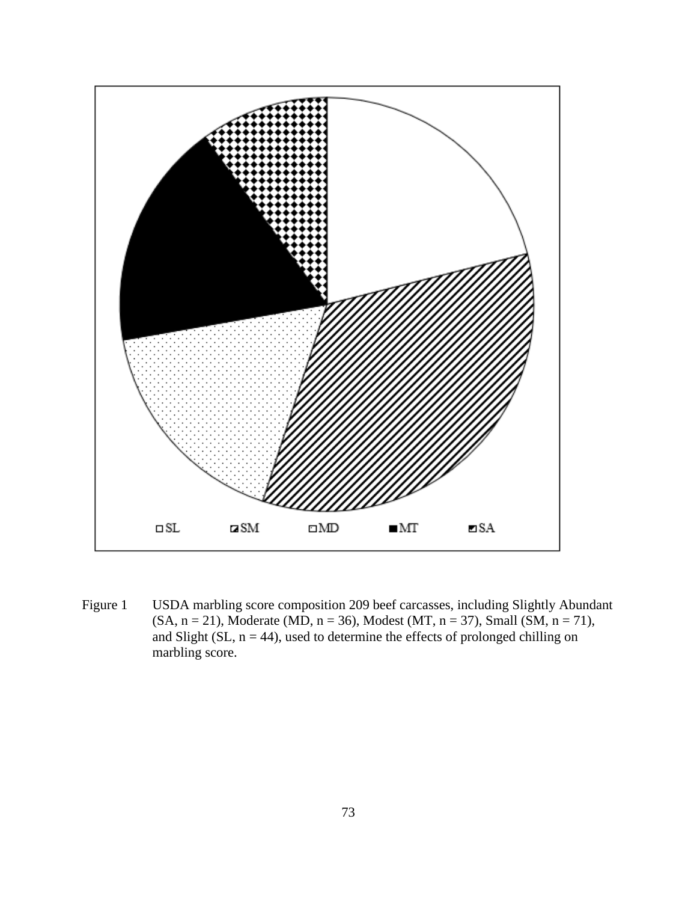Figure 1 USDA marbling score composition 209 beef carcasses, including Slightly Abundant (SA, n = 21), Moderate (MD, n = 36), Modest (MT, n = 37), Small (SM, n = 71), and Slight (SL, n = 44), used to determine the effects of prolonged chilling on marbling score.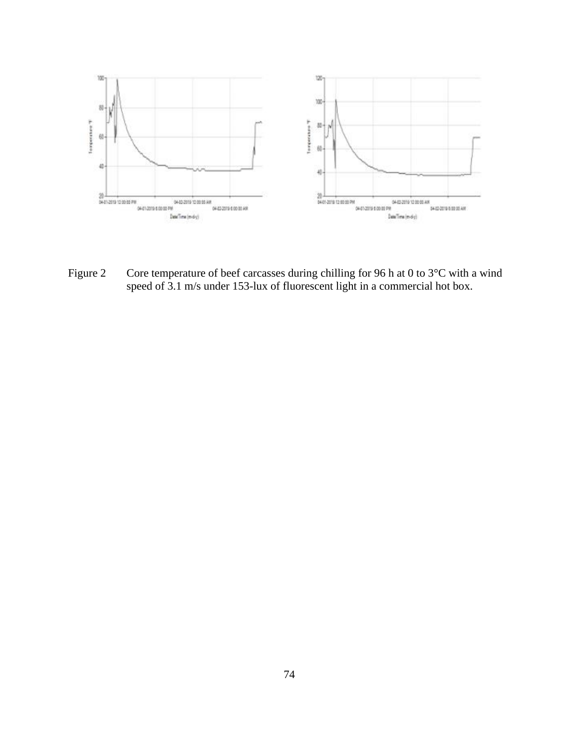Figure 2 Core temperature of beef carcasses during chilling for 96 h at 0 to 3°C with a wind speed of 3.1 m/s under 153-lux of fluorescent light in a commercial hot box.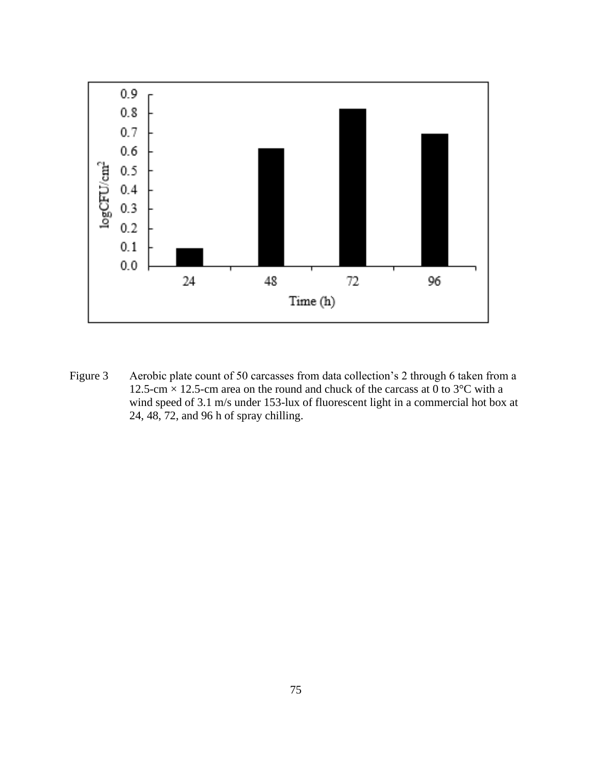Figure 3 Aerobic plate count of 50 carcasses from data collection's 2 through 6 taken from a 12.5-cm × 12.5-cm area on the round and chuck of the carcass at 0 to 3°C with a wind speed of 3.1 m/s under 153-lux of fluorescent light in a commercial hot box at 24, 48, 72, and 96 h of spray chilling.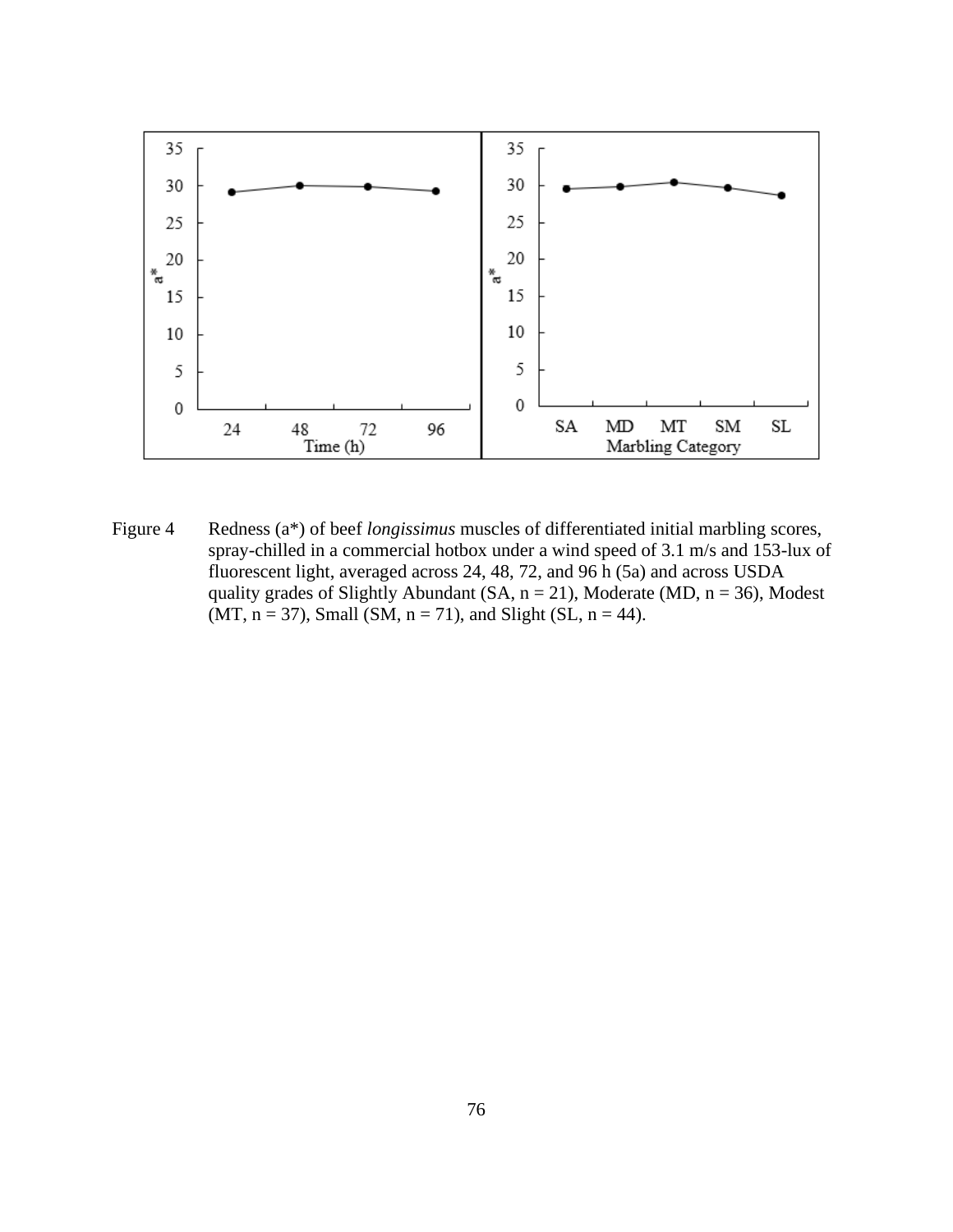Figure 4 Redness (a*) of beef *longissimus* muscles of differentiated initial marbling scores, spray-chilled in a commercial hotbox under a wind speed of 3.1 m/s and 153-lux of fluorescent light, averaged across 24, 48, 72, and 96 h (5a) and across USDA quality grades of Slightly Abundant (SA, n = 21), Moderate (MD, n = 36), Modest (MT, n = 37), Small (SM, n = 71), and Slight (SL, n = 44).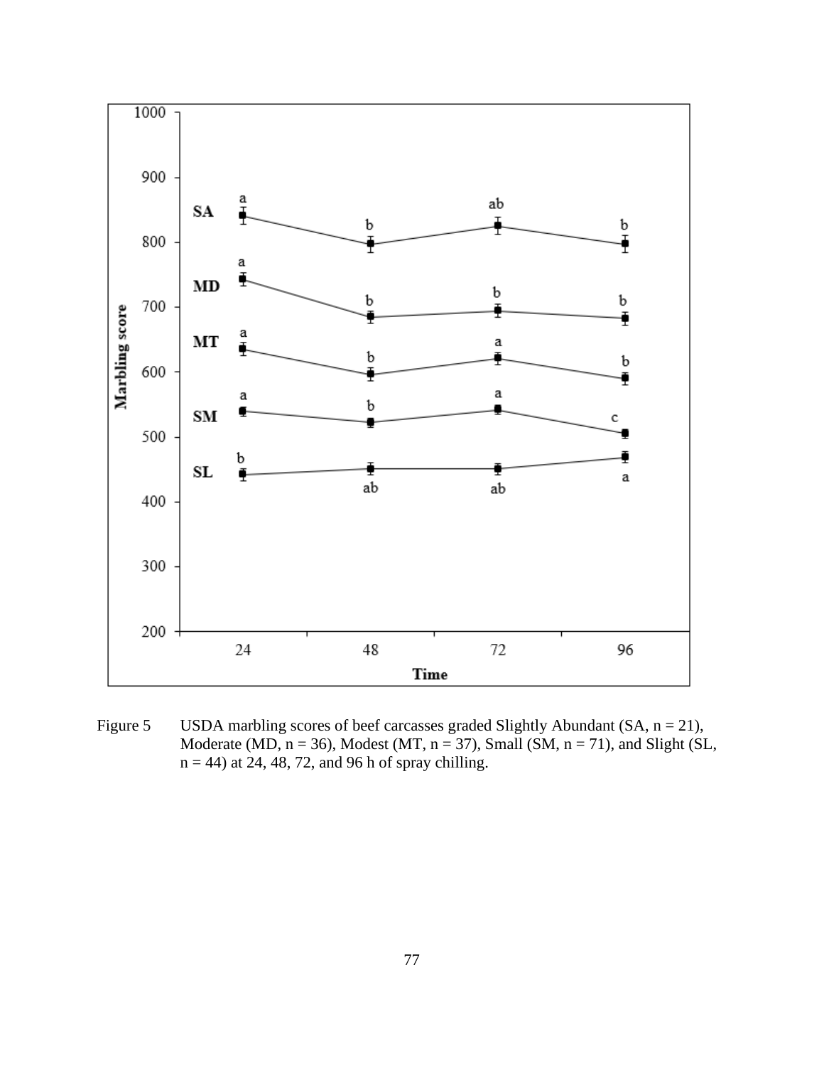Figure 5 USDA marbling scores of beef carcasses graded Slightly Abundant (SA, n = 21), Moderate (MD, n = 36), Modest (MT, n = 37), Small (SM, n = 71), and Slight (SL, n = 44) at 24, 48, 72, and 96 h of spray chilling.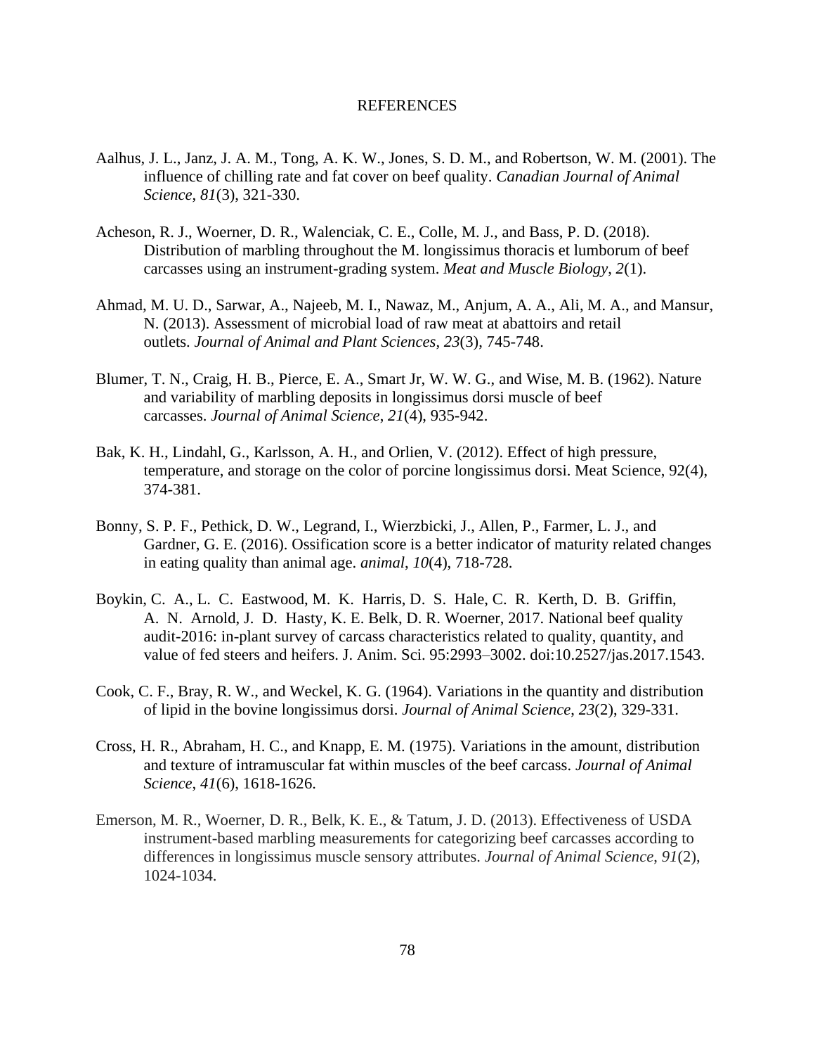# REFERENCES

Aalhus, J. L., Janz, J. A. M., Tong, A. K. W., Jones, S. D. M., and Robertson, W. M. (2001). The influence of chilling rate and fat cover on beef quality. *Canadian Journal of Animal Science*, *81*(3), 321-330.

Acheson, R. J., Woerner, D. R., Walenciak, C. E., Colle, M. J., and Bass, P. D. (2018). Distribution of marbling throughout the M. longissimus thoracis et lumborum of beef carcasses using an instrument-grading system. *Meat and Muscle Biology*, *2*(1).

Ahmad, M. U. D., Sarwar, A., Najeeb, M. I., Nawaz, M., Anjum, A. A., Ali, M. A., and Mansur, N. (2013). Assessment of microbial load of raw meat at abattoirs and retail outlets. *Journal of Animal and Plant Sciences*, *23*(3), 745-748.

Blumer, T. N., Craig, H. B., Pierce, E. A., Smart Jr, W. W. G., and Wise, M. B. (1962). Nature and variability of marbling deposits in longissimus dorsi muscle of beef carcasses. *Journal of Animal Science*, *21*(4), 935-942.

Bak, K. H., Lindahl, G., Karlsson, A. H., and Orlien, V. (2012). Effect of high pressure, temperature, and storage on the color of porcine longissimus dorsi. Meat Science, 92(4), 374-381.

Bonny, S. P. F., Pethick, D. W., Legrand, I., Wierzbicki, J., Allen, P., Farmer, L. J., and Gardner, G. E. (2016). Ossification score is a better indicator of maturity related changes in eating quality than animal age. *animal*, *10*(4), 718-728.

Boykin, C. A., L. C. Eastwood, M. K. Harris, D. S. Hale, C. R. Kerth, D. B. Griffin, A. N. Arnold, J. D. Hasty, K. E. Belk, D. R. Woerner, 2017. National beef quality audit-2016: in-plant survey of carcass characteristics related to quality, quantity, and value of fed steers and heifers. J. Anim. Sci. 95:2993–3002. doi:10.2527/jas.2017.1543.

Cook, C. F., Bray, R. W., and Weckel, K. G. (1964). Variations in the quantity and distribution of lipid in the bovine longissimus dorsi. *Journal of Animal Science*, *23*(2), 329-331.

Cross, H. R., Abraham, H. C., and Knapp, E. M. (1975). Variations in the amount, distribution and texture of intramuscular fat within muscles of the beef carcass. *Journal of Animal Science*, *41*(6), 1618-1626.

Emerson, M. R., Woerner, D. R., Belk, K. E., & Tatum, J. D. (2013). Effectiveness of USDA instrument-based marbling measurements for categorizing beef carcasses according to differences in longissimus muscle sensory attributes. *Journal of Animal Science*, *91*(2), 1024-1034.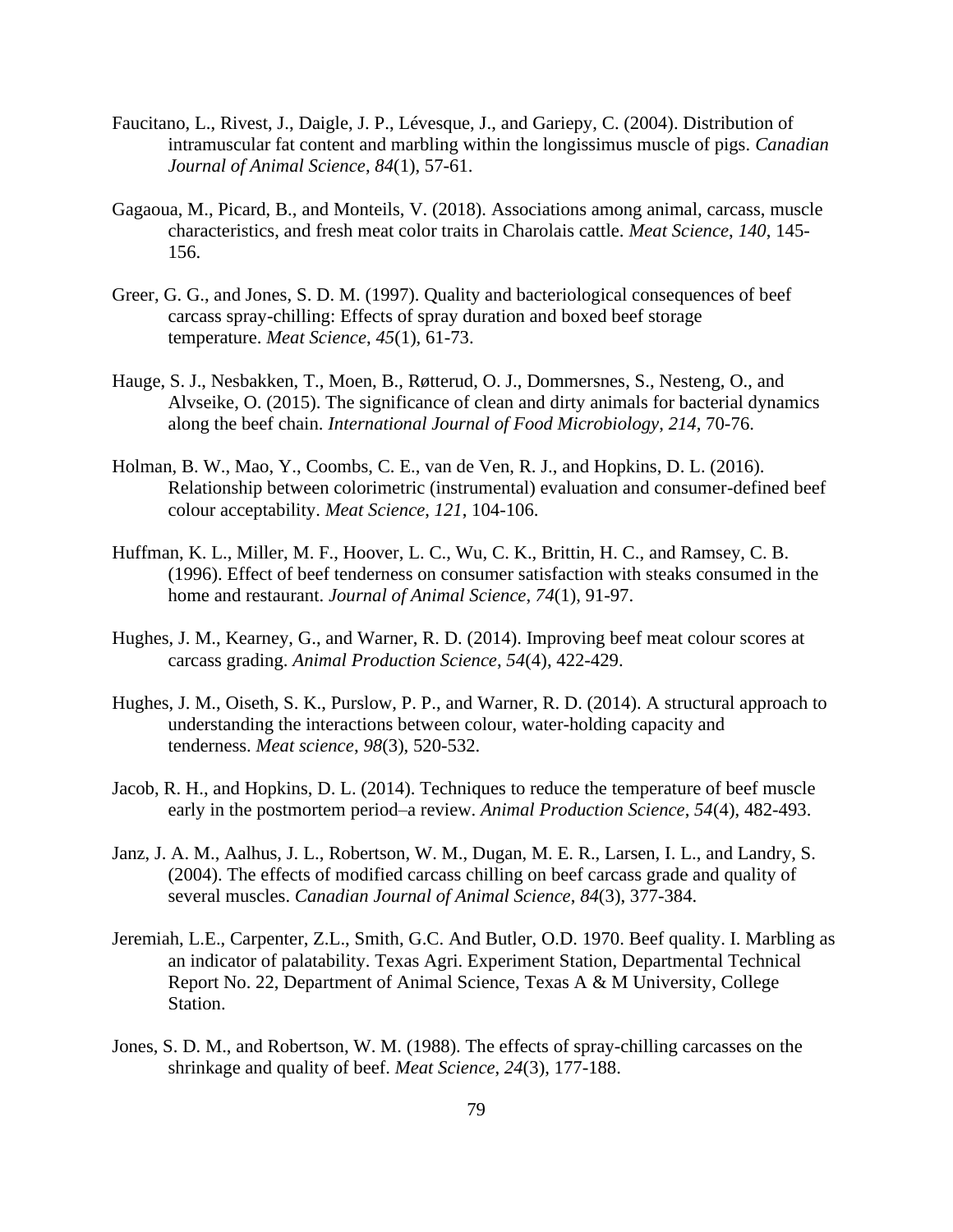Faucitano, L., Rivest, J., Daigle, J. P., Lévesque, J., and Gariepy, C. (2004). Distribution of intramuscular fat content and marbling within the longissimus muscle of pigs. *Canadian Journal of Animal Science*, *84*(1), 57-61.

Gagaoua, M., Picard, B., and Monteils, V. (2018). Associations among animal, carcass, muscle characteristics, and fresh meat color traits in Charolais cattle. *Meat Science*, *140*, 145-156.

Greer, G. G., and Jones, S. D. M. (1997). Quality and bacteriological consequences of beef carcass spray-chilling: Effects of spray duration and boxed beef storage temperature. *Meat Science*, *45*(1), 61-73.

Hauge, S. J., Nesbakken, T., Moen, B., Røtterud, O. J., Dommersnes, S., Nesteng, O., and Alvseike, O. (2015). The significance of clean and dirty animals for bacterial dynamics along the beef chain. *International Journal of Food Microbiology*, *214*, 70-76.

Holman, B. W., Mao, Y., Coombs, C. E., van de Ven, R. J., and Hopkins, D. L. (2016). Relationship between colorimetric (instrumental) evaluation and consumer-defined beef colour acceptability. *Meat Science*, *121*, 104-106.

Huffman, K. L., Miller, M. F., Hoover, L. C., Wu, C. K., Brittin, H. C., and Ramsey, C. B. (1996). Effect of beef tenderness on consumer satisfaction with steaks consumed in the home and restaurant. *Journal of Animal Science*, *74*(1), 91-97.

Hughes, J. M., Kearney, G., and Warner, R. D. (2014). Improving beef meat colour scores at carcass grading. *Animal Production Science*, *54*(4), 422-429.

Hughes, J. M., Oiseth, S. K., Purslow, P. P., and Warner, R. D. (2014). A structural approach to understanding the interactions between colour, water-holding capacity and tenderness. *Meat science*, *98*(3), 520-532.

Jacob, R. H., and Hopkins, D. L. (2014). Techniques to reduce the temperature of beef muscle early in the postmortem period–a review. *Animal Production Science*, *54*(4), 482-493.

Janz, J. A. M., Aalhus, J. L., Robertson, W. M., Dugan, M. E. R., Larsen, I. L., and Landry, S. (2004). The effects of modified carcass chilling on beef carcass grade and quality of several muscles. *Canadian Journal of Animal Science*, *84*(3), 377-384.

Jeremiah, L.E., Carpenter, Z.L., Smith, G.C. And Butler, O.D. 1970. Beef quality. I. Marbling as an indicator of palatability. Texas Agri. Experiment Station, Departmental Technical Report No. 22, Department of Animal Science, Texas A & M University, College Station.

Jones, S. D. M., and Robertson, W. M. (1988). The effects of spray-chilling carcasses on the shrinkage and quality of beef. *Meat Science*, *24*(3), 177-188.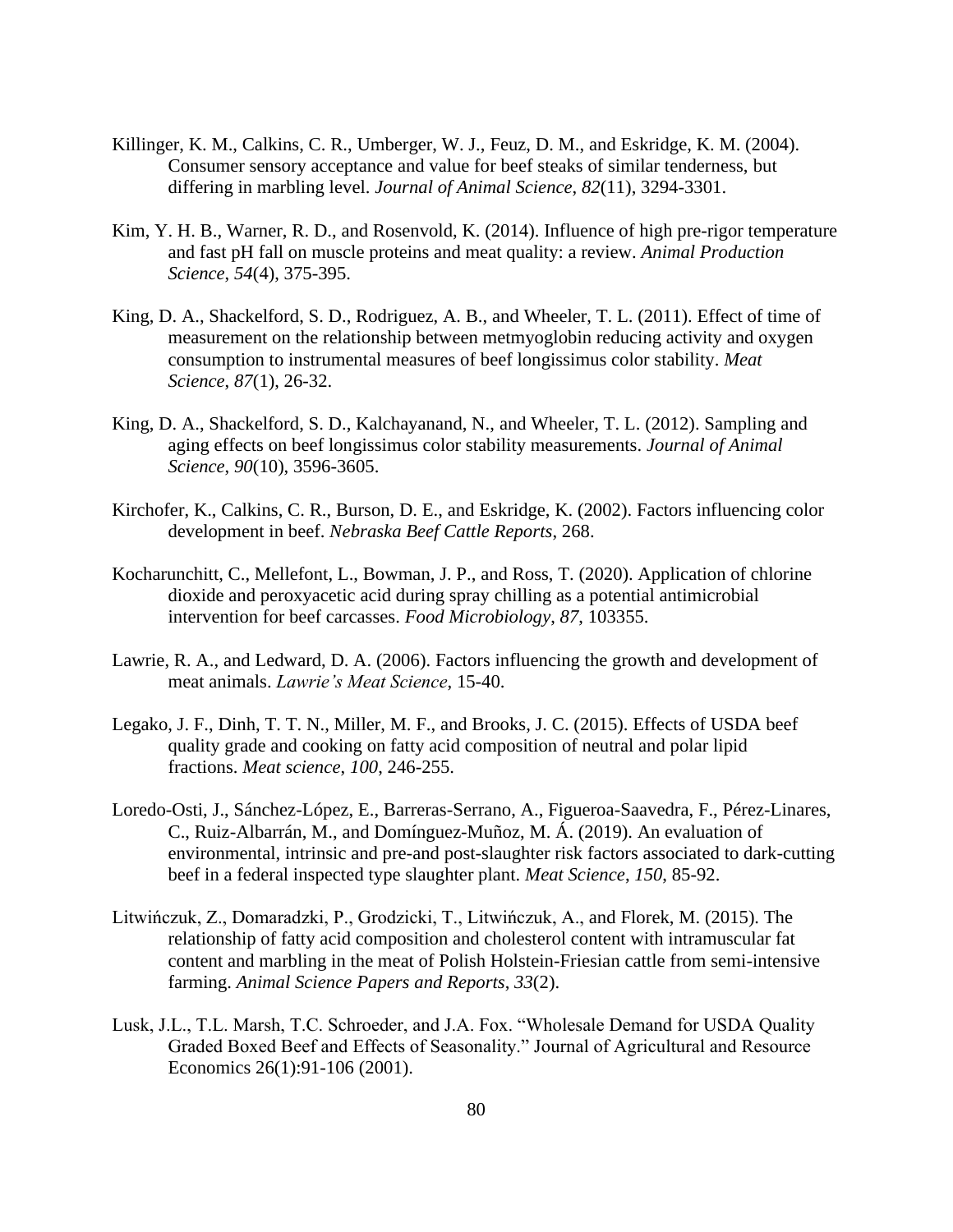Killinger, K. M., Calkins, C. R., Umberger, W. J., Feuz, D. M., and Eskridge, K. M. (2004). Consumer sensory acceptance and value for beef steaks of similar tenderness, but differing in marbling level. *Journal of Animal Science*, *82*(11), 3294-3301.

Kim, Y. H. B., Warner, R. D., and Rosenvold, K. (2014). Influence of high pre-rigor temperature and fast pH fall on muscle proteins and meat quality: a review. *Animal Production Science*, *54*(4), 375-395.

King, D. A., Shackelford, S. D., Rodriguez, A. B., and Wheeler, T. L. (2011). Effect of time of measurement on the relationship between metmyoglobin reducing activity and oxygen consumption to instrumental measures of beef longissimus color stability. *Meat Science*, *87*(1), 26-32.

King, D. A., Shackelford, S. D., Kalchayanand, N., and Wheeler, T. L. (2012). Sampling and aging effects on beef longissimus color stability measurements. *Journal of Animal Science*, *90*(10), 3596-3605.

Kirchofer, K., Calkins, C. R., Burson, D. E., and Eskridge, K. (2002). Factors influencing color development in beef. *Nebraska Beef Cattle Reports*, 268.

Kocharunchitt, C., Mellefont, L., Bowman, J. P., and Ross, T. (2020). Application of chlorine dioxide and peroxyacetic acid during spray chilling as a potential antimicrobial intervention for beef carcasses. *Food Microbiology*, *87*, 103355.

Lawrie, R. A., and Ledward, D. A. (2006). Factors influencing the growth and development of meat animals. *Lawrie's Meat Science*, 15-40.

Legako, J. F., Dinh, T. T. N., Miller, M. F., and Brooks, J. C. (2015). Effects of USDA beef quality grade and cooking on fatty acid composition of neutral and polar lipid fractions. *Meat science*, *100*, 246-255.

Loredo-Osti, J., Sánchez-López, E., Barreras-Serrano, A., Figueroa-Saavedra, F., Pérez-Linares, C., Ruiz-Albarrán, M., and Domínguez-Muñoz, M. Á. (2019). An evaluation of environmental, intrinsic and pre-and post-slaughter risk factors associated to dark-cutting beef in a federal inspected type slaughter plant. *Meat Science*, *150*, 85-92.

Litwińczuk, Z., Domaradzki, P., Grodzicki, T., Litwińczuk, A., and Florek, M. (2015). The relationship of fatty acid composition and cholesterol content with intramuscular fat content and marbling in the meat of Polish Holstein-Friesian cattle from semi-intensive farming. *Animal Science Papers and Reports*, *33*(2).

Lusk, J.L., T.L. Marsh, T.C. Schroeder, and J.A. Fox. "Wholesale Demand for USDA Quality Graded Boxed Beef and Effects of Seasonality." Journal of Agricultural and Resource Economics 26(1):91-106 (2001).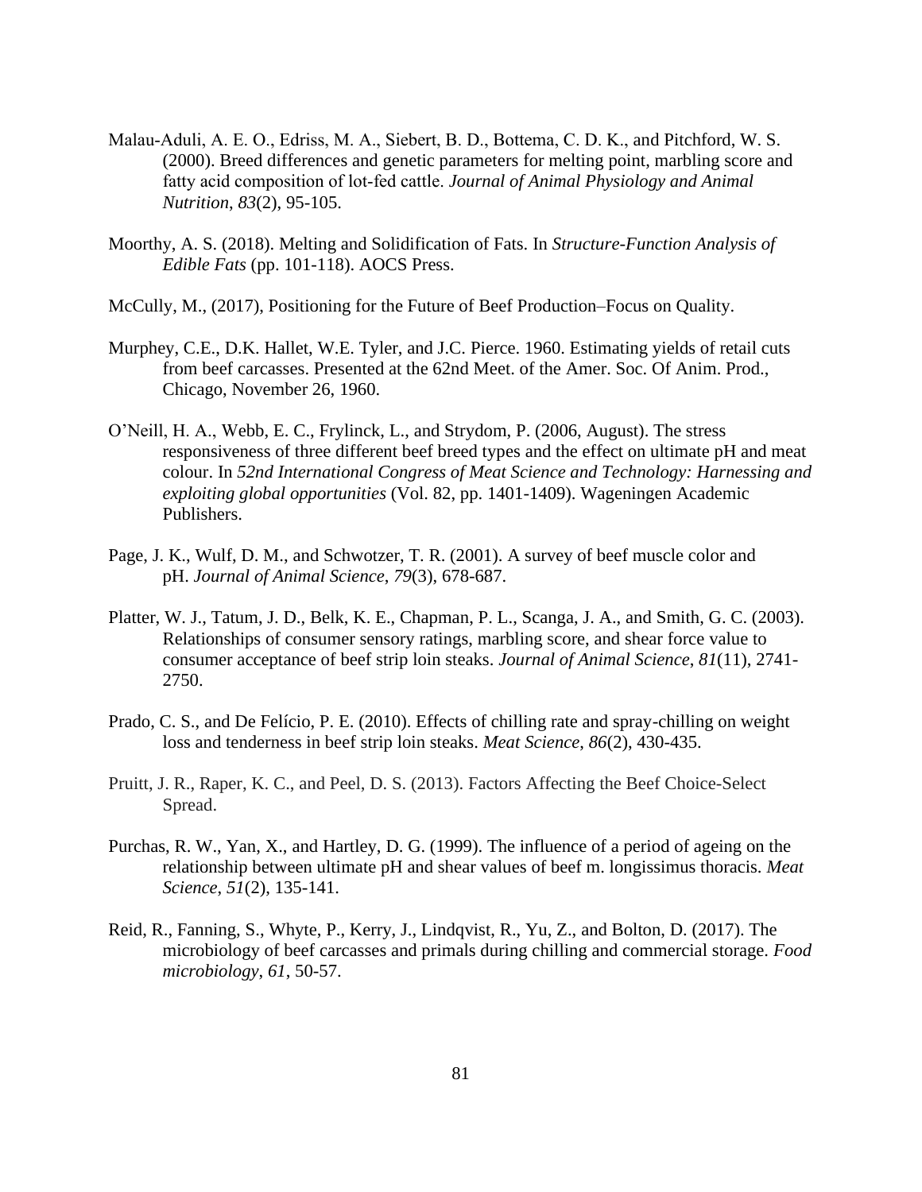Malau-Aduli, A. E. O., Edriss, M. A., Siebert, B. D., Bottema, C. D. K., and Pitchford, W. S. (2000). Breed differences and genetic parameters for melting point, marbling score and fatty acid composition of lot-fed cattle. *Journal of Animal Physiology and Animal Nutrition*, *83*(2), 95-105.

Moorthy, A. S. (2018). Melting and Solidification of Fats. In *Structure-Function Analysis of Edible Fats* (pp. 101-118). AOCS Press.

McCully, M., (2017), Positioning for the Future of Beef Production–Focus on Quality.

Murphey, C.E., D.K. Hallet, W.E. Tyler, and J.C. Pierce. 1960. Estimating yields of retail cuts from beef carcasses. Presented at the 62nd Meet. of the Amer. Soc. Of Anim. Prod., Chicago, November 26, 1960.

O'Neill, H. A., Webb, E. C., Frylinck, L., and Strydom, P. (2006, August). The stress responsiveness of three different beef breed types and the effect on ultimate pH and meat colour. In *52nd International Congress of Meat Science and Technology: Harnessing and exploiting global opportunities* (Vol. 82, pp. 1401-1409). Wageningen Academic Publishers.

Page, J. K., Wulf, D. M., and Schwotzer, T. R. (2001). A survey of beef muscle color and pH. *Journal of Animal Science*, *79*(3), 678-687.

Platter, W. J., Tatum, J. D., Belk, K. E., Chapman, P. L., Scanga, J. A., and Smith, G. C. (2003). Relationships of consumer sensory ratings, marbling score, and shear force value to consumer acceptance of beef strip loin steaks. *Journal of Animal Science*, *81*(11), 2741-2750.

Prado, C. S., and De Felício, P. E. (2010). Effects of chilling rate and spray-chilling on weight loss and tenderness in beef strip loin steaks. *Meat Science*, *86*(2), 430-435.

Pruitt, J. R., Raper, K. C., and Peel, D. S. (2013). Factors Affecting the Beef Choice-Select Spread.

Purchas, R. W., Yan, X., and Hartley, D. G. (1999). The influence of a period of ageing on the relationship between ultimate pH and shear values of beef m. longissimus thoracis. *Meat Science*, *51*(2), 135-141.

Reid, R., Fanning, S., Whyte, P., Kerry, J., Lindqvist, R., Yu, Z., and Bolton, D. (2017). The microbiology of beef carcasses and primals during chilling and commercial storage. *Food microbiology*, *61*, 50-57.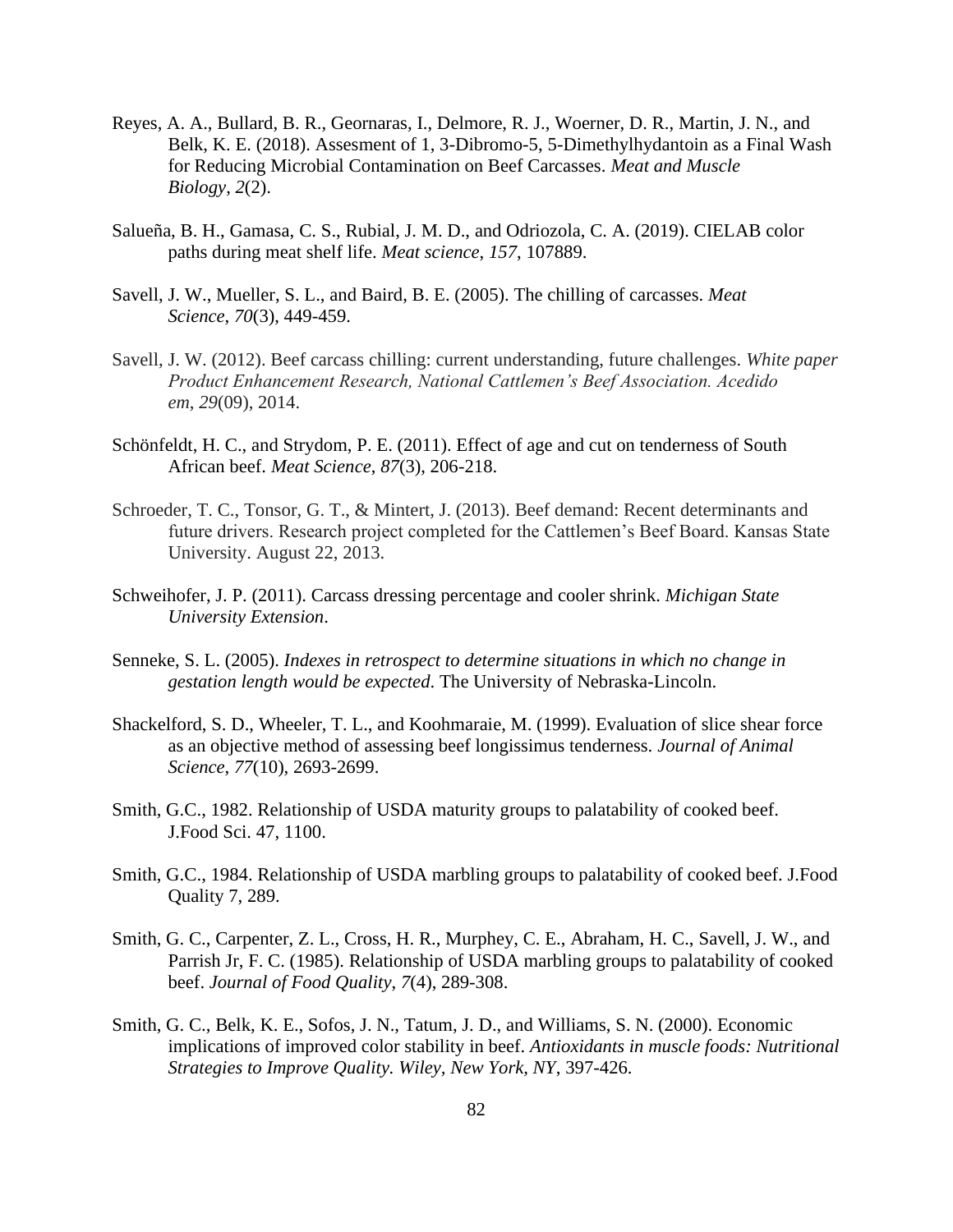Reyes, A. A., Bullard, B. R., Geornaras, I., Delmore, R. J., Woerner, D. R., Martin, J. N., and Belk, K. E. (2018). Assesment of 1, 3-Dibromo-5, 5-Dimethylhydantoin as a Final Wash for Reducing Microbial Contamination on Beef Carcasses. *Meat and Muscle Biology*, *2*(2).

Salueña, B. H., Gamasa, C. S., Rubial, J. M. D., and Odriozola, C. A. (2019). CIELAB color paths during meat shelf life. *Meat science*, *157*, 107889.

Savell, J. W., Mueller, S. L., and Baird, B. E. (2005). The chilling of carcasses. *Meat Science*, *70*(3), 449-459.

Savell, J. W. (2012). Beef carcass chilling: current understanding, future challenges. *White paper Product Enhancement Research, National Cattlemen's Beef Association. Acedido em*, *29*(09), 2014.

Schönfeldt, H. C., and Strydom, P. E. (2011). Effect of age and cut on tenderness of South African beef. *Meat Science*, *87*(3), 206-218.

Schroeder, T. C., Tonsor, G. T., & Mintert, J. (2013). Beef demand: Recent determinants and future drivers. Research project completed for the Cattlemen's Beef Board. Kansas State University. August 22, 2013.

Schweihofer, J. P. (2011). Carcass dressing percentage and cooler shrink. *Michigan State University Extension*.

Senneke, S. L. (2005). *Indexes in retrospect to determine situations in which no change in gestation length would be expected*. The University of Nebraska-Lincoln.

Shackelford, S. D., Wheeler, T. L., and Koohmaraie, M. (1999). Evaluation of slice shear force as an objective method of assessing beef longissimus tenderness. *Journal of Animal Science*, *77*(10), 2693-2699.

Smith, G.C., 1982. Relationship of USDA maturity groups to palatability of cooked beef. J.Food Sci. 47, 1100.

Smith, G.C., 1984. Relationship of USDA marbling groups to palatability of cooked beef. J.Food Quality 7, 289.

Smith, G. C., Carpenter, Z. L., Cross, H. R., Murphey, C. E., Abraham, H. C., Savell, J. W., and Parrish Jr, F. C. (1985). Relationship of USDA marbling groups to palatability of cooked beef. *Journal of Food Quality*, *7*(4), 289-308.

Smith, G. C., Belk, K. E., Sofos, J. N., Tatum, J. D., and Williams, S. N. (2000). Economic implications of improved color stability in beef. *Antioxidants in muscle foods: Nutritional Strategies to Improve Quality. Wiley, New York, NY*, 397-426.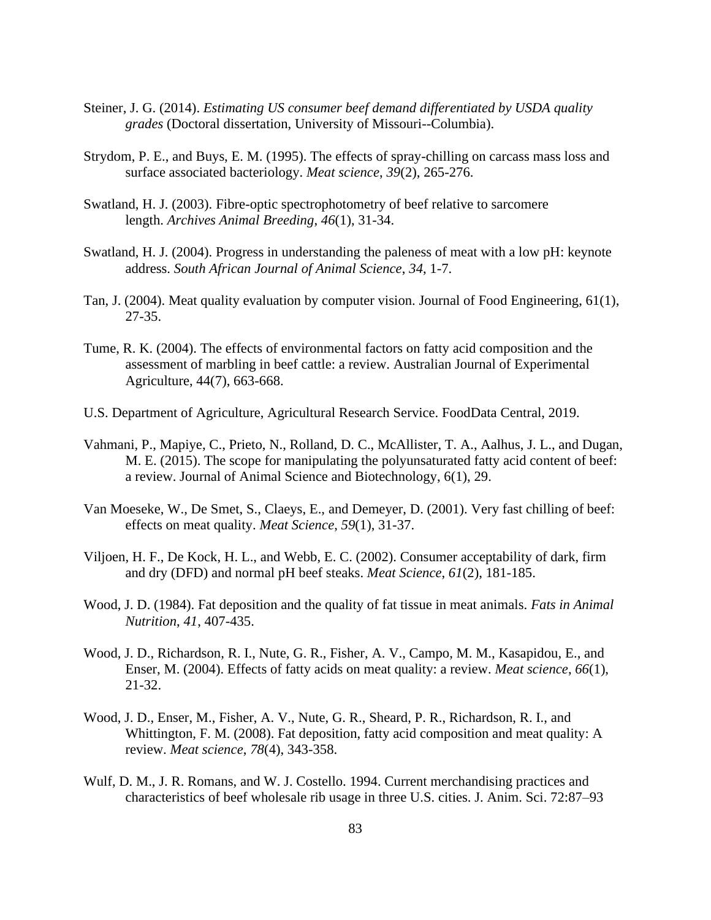Steiner, J. G. (2014). *Estimating US consumer beef demand differentiated by USDA quality grades* (Doctoral dissertation, University of Missouri--Columbia).

Strydom, P. E., and Buys, E. M. (1995). The effects of spray-chilling on carcass mass loss and surface associated bacteriology. *Meat science*, *39*(2), 265-276.

Swatland, H. J. (2003). Fibre-optic spectrophotometry of beef relative to sarcomere length. *Archives Animal Breeding*, *46*(1), 31-34.

Swatland, H. J. (2004). Progress in understanding the paleness of meat with a low pH: keynote address. *South African Journal of Animal Science*, *34*, 1-7.

Tan, J. (2004). Meat quality evaluation by computer vision. Journal of Food Engineering, 61(1), 27-35.

Tume, R. K. (2004). The effects of environmental factors on fatty acid composition and the assessment of marbling in beef cattle: a review. Australian Journal of Experimental Agriculture, 44(7), 663-668.

U.S. Department of Agriculture, Agricultural Research Service. FoodData Central, 2019.

Vahmani, P., Mapiye, C., Prieto, N., Rolland, D. C., McAllister, T. A., Aalhus, J. L., and Dugan, M. E. (2015). The scope for manipulating the polyunsaturated fatty acid content of beef: a review. Journal of Animal Science and Biotechnology, 6(1), 29.

Van Moeseke, W., De Smet, S., Claeys, E., and Demeyer, D. (2001). Very fast chilling of beef: effects on meat quality. *Meat Science*, *59*(1), 31-37.

Viljoen, H. F., De Kock, H. L., and Webb, E. C. (2002). Consumer acceptability of dark, firm and dry (DFD) and normal pH beef steaks. *Meat Science*, *61*(2), 181-185.

Wood, J. D. (1984). Fat deposition and the quality of fat tissue in meat animals. *Fats in Animal Nutrition*, *41*, 407-435.

Wood, J. D., Richardson, R. I., Nute, G. R., Fisher, A. V., Campo, M. M., Kasapidou, E., and Enser, M. (2004). Effects of fatty acids on meat quality: a review. *Meat science*, *66*(1), 21-32.

Wood, J. D., Enser, M., Fisher, A. V., Nute, G. R., Sheard, P. R., Richardson, R. I., and Whittington, F. M. (2008). Fat deposition, fatty acid composition and meat quality: A review. *Meat science*, *78*(4), 343-358.

Wulf, D. M., J. R. Romans, and W. J. Costello. 1994. Current merchandising practices and characteristics of beef wholesale rib usage in three U.S. cities. J. Anim. Sci. 72:87–93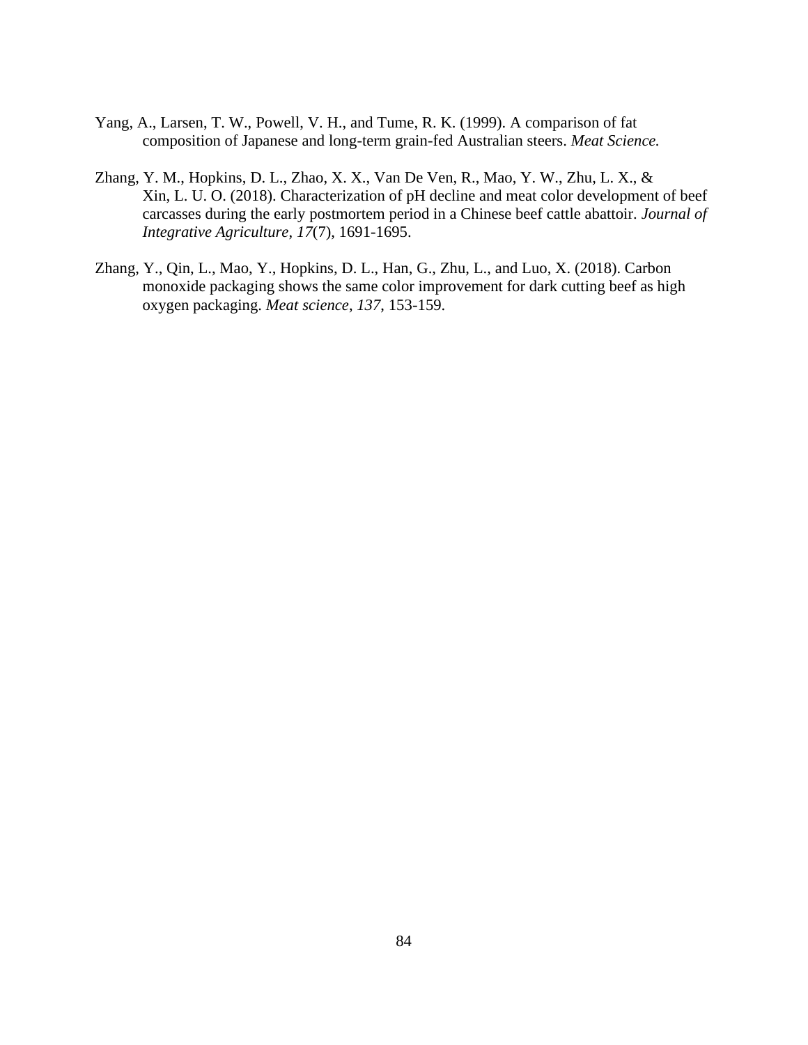Yang, A., Larsen, T. W., Powell, V. H., and Tume, R. K. (1999). A comparison of fat composition of Japanese and long-term grain-fed Australian steers. *Meat Science.*

Zhang, Y. M., Hopkins, D. L., Zhao, X. X., Van De Ven, R., Mao, Y. W., Zhu, L. X., & Xin, L. U. O. (2018). Characterization of pH decline and meat color development of beef carcasses during the early postmortem period in a Chinese beef cattle abattoir. *Journal of Integrative Agriculture*, *17*(7), 1691-1695.

Zhang, Y., Qin, L., Mao, Y., Hopkins, D. L., Han, G., Zhu, L., and Luo, X. (2018). Carbon monoxide packaging shows the same color improvement for dark cutting beef as high oxygen packaging. *Meat science*, *137*, 153-159.